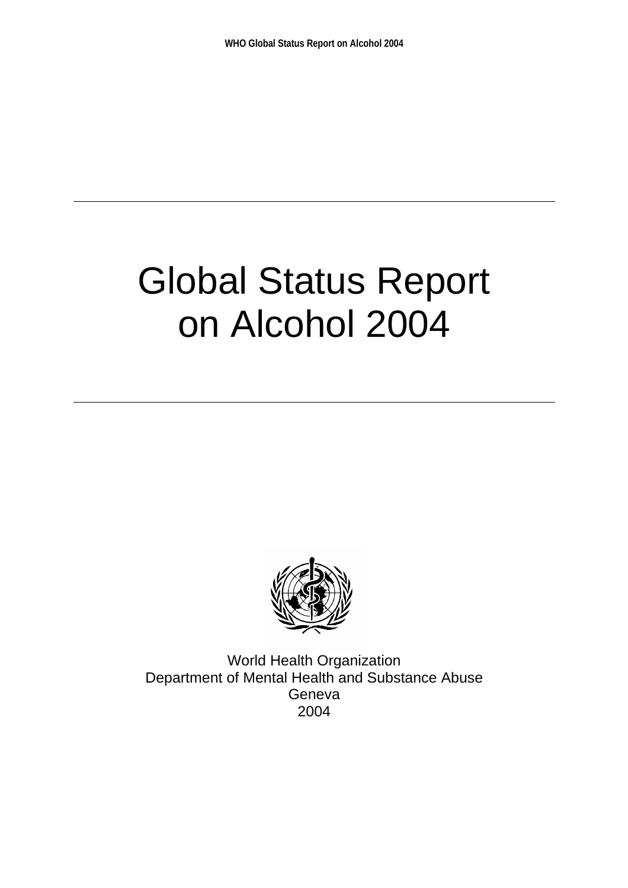# Global Status Report on Alcohol 2004

World Health Organization
Department of Mental Health and Substance Abuse
Geneva
2004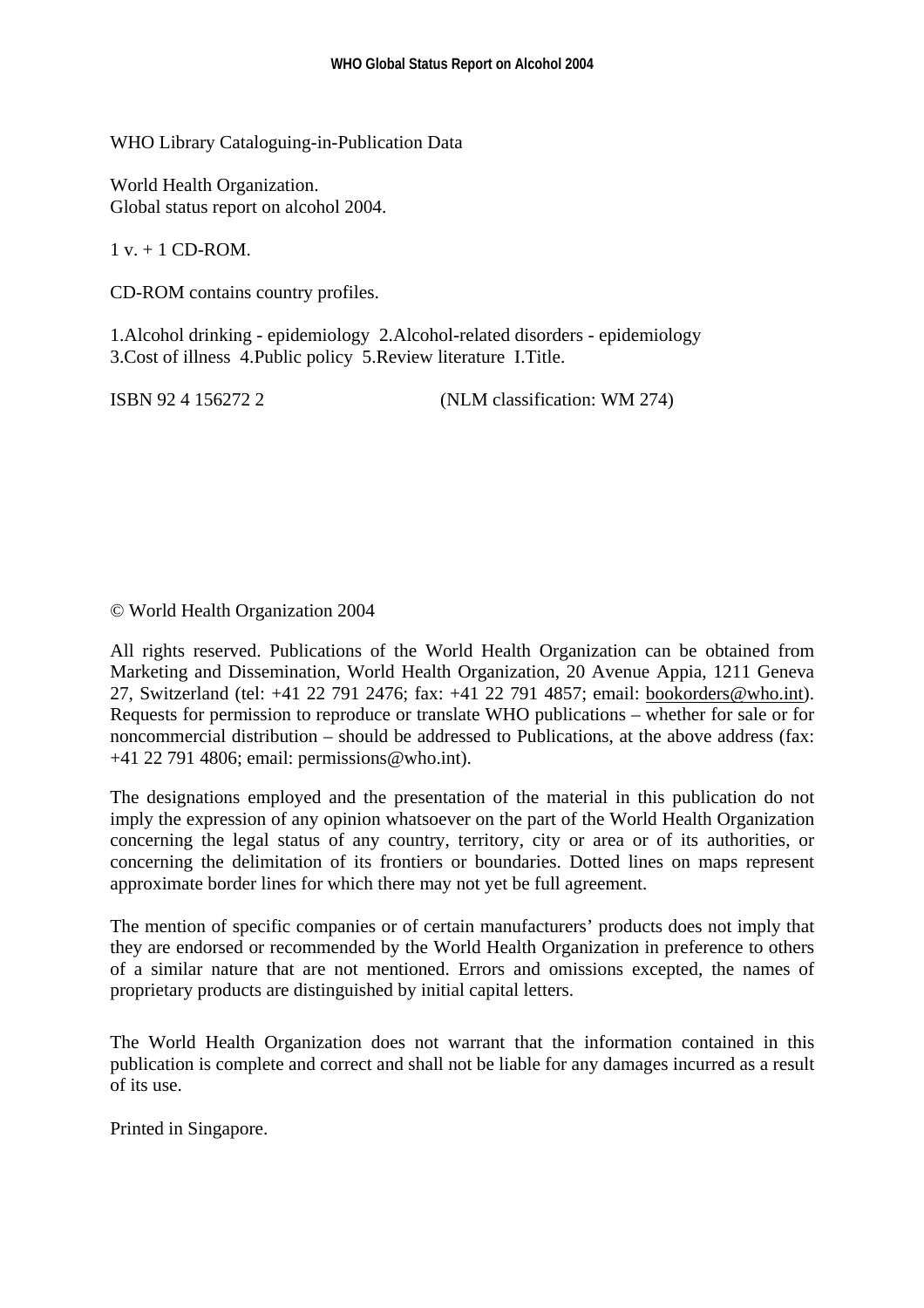WHO Library Cataloguing-in-Publication Data

World Health Organization.
Global status report on alcohol 2004.

1 v. + 1 CD-ROM.

CD-ROM contains country profiles.

1.Alcohol drinking - epidemiology 2.Alcohol-related disorders - epidemiology 3.Cost of illness 4.Public policy 5.Review literature I.Title.

ISBN 92 4 156272 2 (NLM classification: WM 274)

© World Health Organization 2004

All rights reserved. Publications of the World Health Organization can be obtained from Marketing and Dissemination, World Health Organization, 20 Avenue Appia, 1211 Geneva 27, Switzerland (tel: +41 22 791 2476; fax: +41 22 791 4857; email: bookorders@who.int). Requests for permission to reproduce or translate WHO publications – whether for sale or for noncommercial distribution – should be addressed to Publications, at the above address (fax: +41 22 791 4806; email: permissions@who.int).

The designations employed and the presentation of the material in this publication do not imply the expression of any opinion whatsoever on the part of the World Health Organization concerning the legal status of any country, territory, city or area or of its authorities, or concerning the delimitation of its frontiers or boundaries. Dotted lines on maps represent approximate border lines for which there may not yet be full agreement.

The mention of specific companies or of certain manufacturers' products does not imply that they are endorsed or recommended by the World Health Organization in preference to others of a similar nature that are not mentioned. Errors and omissions excepted, the names of proprietary products are distinguished by initial capital letters.

The World Health Organization does not warrant that the information contained in this publication is complete and correct and shall not be liable for any damages incurred as a result of its use.

Printed in Singapore.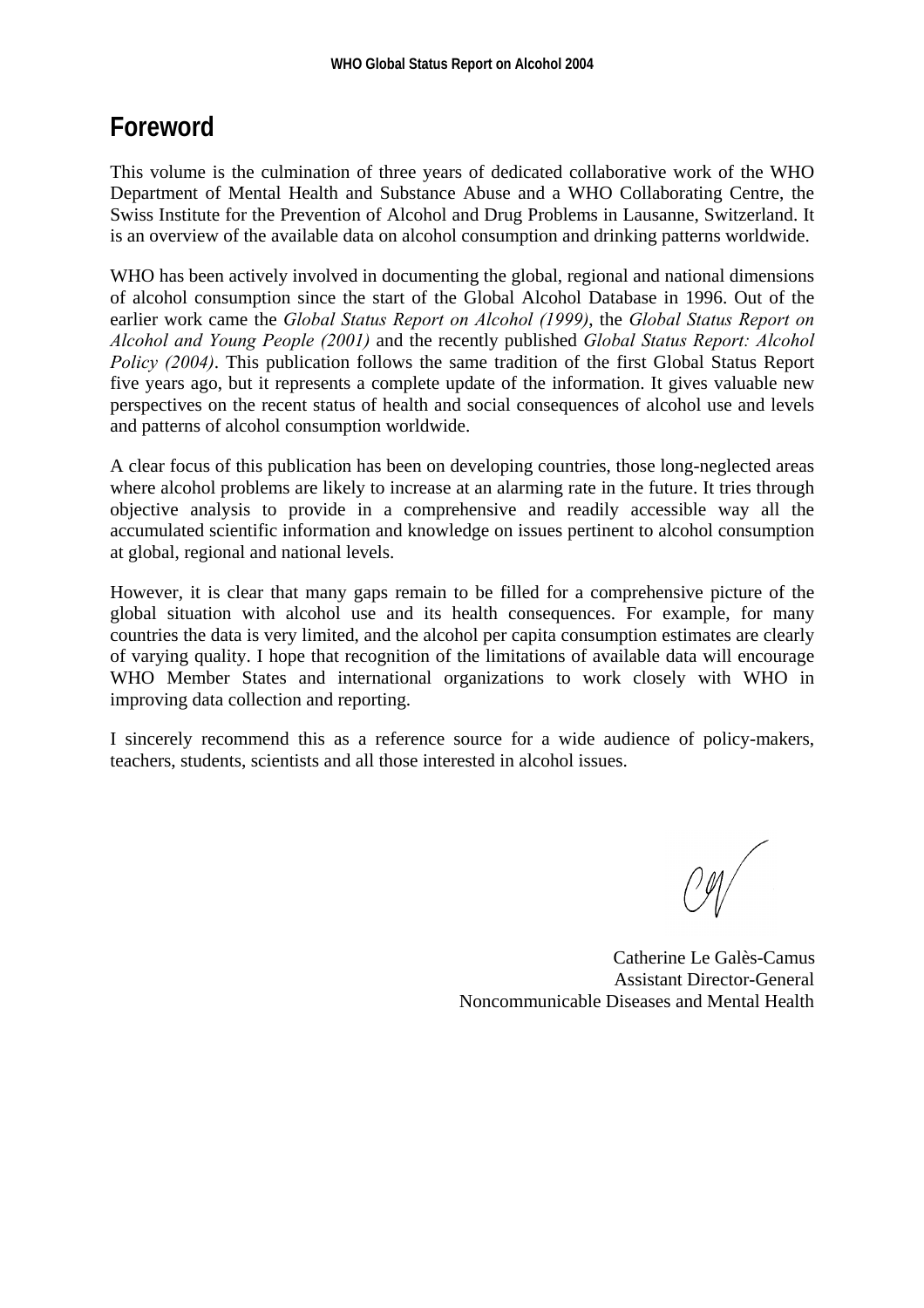# Foreword

This volume is the culmination of three years of dedicated collaborative work of the WHO Department of Mental Health and Substance Abuse and a WHO Collaborating Centre, the Swiss Institute for the Prevention of Alcohol and Drug Problems in Lausanne, Switzerland. It is an overview of the available data on alcohol consumption and drinking patterns worldwide.

WHO has been actively involved in documenting the global, regional and national dimensions of alcohol consumption since the start of the Global Alcohol Database in 1996. Out of the earlier work came the *Global Status Report on Alcohol (1999)*, the *Global Status Report on Alcohol and Young People (2001)* and the recently published *Global Status Report: Alcohol Policy (2004)*. This publication follows the same tradition of the first Global Status Report five years ago, but it represents a complete update of the information. It gives valuable new perspectives on the recent status of health and social consequences of alcohol use and levels and patterns of alcohol consumption worldwide.

A clear focus of this publication has been on developing countries, those long-neglected areas where alcohol problems are likely to increase at an alarming rate in the future. It tries through objective analysis to provide in a comprehensive and readily accessible way all the accumulated scientific information and knowledge on issues pertinent to alcohol consumption at global, regional and national levels.

However, it is clear that many gaps remain to be filled for a comprehensive picture of the global situation with alcohol use and its health consequences. For example, for many countries the data is very limited, and the alcohol per capita consumption estimates are clearly of varying quality. I hope that recognition of the limitations of available data will encourage WHO Member States and international organizations to work closely with WHO in improving data collection and reporting.

I sincerely recommend this as a reference source for a wide audience of policy-makers, teachers, students, scientists and all those interested in alcohol issues.

Catherine Le Galès-Camus
Assistant Director-General
Noncommunicable Diseases and Mental Health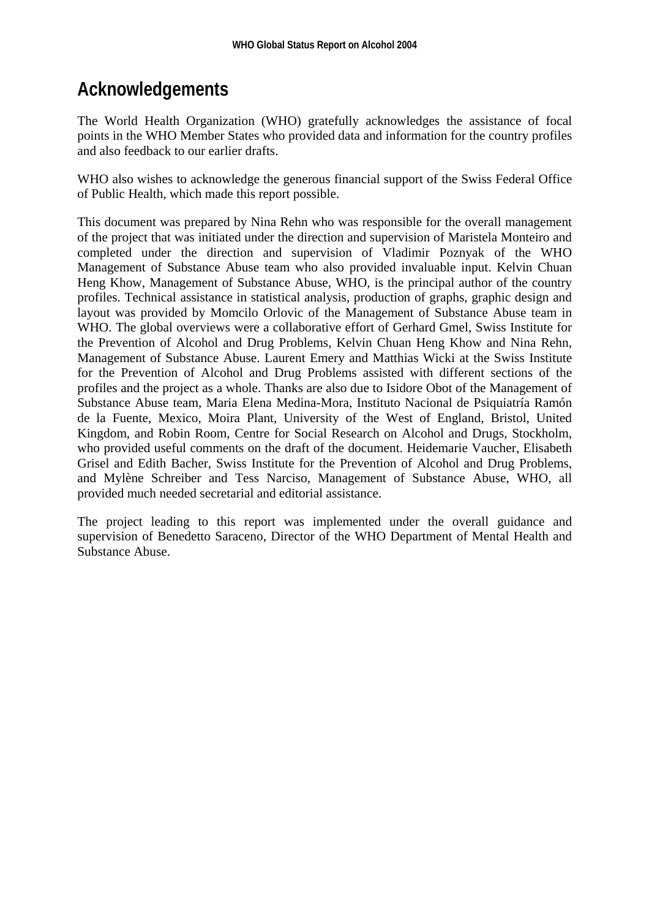# Acknowledgements

The World Health Organization (WHO) gratefully acknowledges the assistance of focal points in the WHO Member States who provided data and information for the country profiles and also feedback to our earlier drafts.

WHO also wishes to acknowledge the generous financial support of the Swiss Federal Office of Public Health, which made this report possible.

This document was prepared by Nina Rehn who was responsible for the overall management of the project that was initiated under the direction and supervision of Maristela Monteiro and completed under the direction and supervision of Vladimir Poznyak of the WHO Management of Substance Abuse team who also provided invaluable input. Kelvin Chuan Heng Khow, Management of Substance Abuse, WHO, is the principal author of the country profiles. Technical assistance in statistical analysis, production of graphs, graphic design and layout was provided by Momcilo Orlovic of the Management of Substance Abuse team in WHO. The global overviews were a collaborative effort of Gerhard Gmel, Swiss Institute for the Prevention of Alcohol and Drug Problems, Kelvin Chuan Heng Khow and Nina Rehn, Management of Substance Abuse. Laurent Emery and Matthias Wicki at the Swiss Institute for the Prevention of Alcohol and Drug Problems assisted with different sections of the profiles and the project as a whole. Thanks are also due to Isidore Obot of the Management of Substance Abuse team, Maria Elena Medina-Mora, Instituto Nacional de Psiquiatría Ramón de la Fuente, Mexico, Moira Plant, University of the West of England, Bristol, United Kingdom, and Robin Room, Centre for Social Research on Alcohol and Drugs, Stockholm, who provided useful comments on the draft of the document. Heidemarie Vaucher, Elisabeth Grisel and Edith Bacher, Swiss Institute for the Prevention of Alcohol and Drug Problems, and Mylène Schreiber and Tess Narciso, Management of Substance Abuse, WHO, all provided much needed secretarial and editorial assistance.

The project leading to this report was implemented under the overall guidance and supervision of Benedetto Saraceno, Director of the WHO Department of Mental Health and Substance Abuse.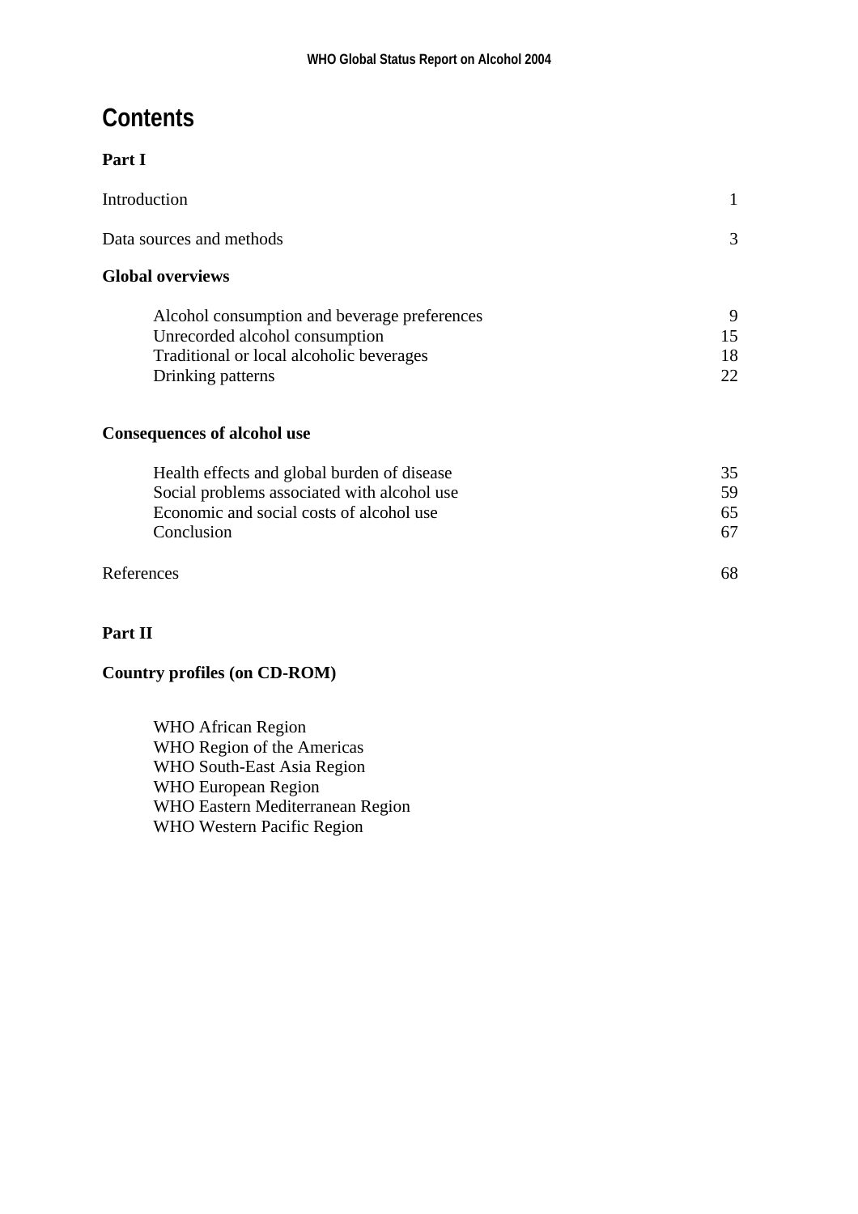# Contents

## Part I

| | |
|---|---|
| Introduction | 1 |
| Data sources and methods | 3 |

### Global overviews

| | |
|---|---|
| Alcohol consumption and beverage preferences | 9 |
| Unrecorded alcohol consumption | 15 |
| Traditional or local alcoholic beverages | 18 |
| Drinking patterns | 22 |

### Consequences of alcohol use

| | |
|---|---|
| Health effects and global burden of disease | 35 |
| Social problems associated with alcohol use | 59 |
| Economic and social costs of alcohol use | 65 |
| Conclusion | 67 |

| | |
|---|---|
| References | 68 |

## Part II

### Country profiles (on CD-ROM)

- WHO African Region
- WHO Region of the Americas
- WHO South-East Asia Region
- WHO European Region
- WHO Eastern Mediterranean Region
- WHO Western Pacific Region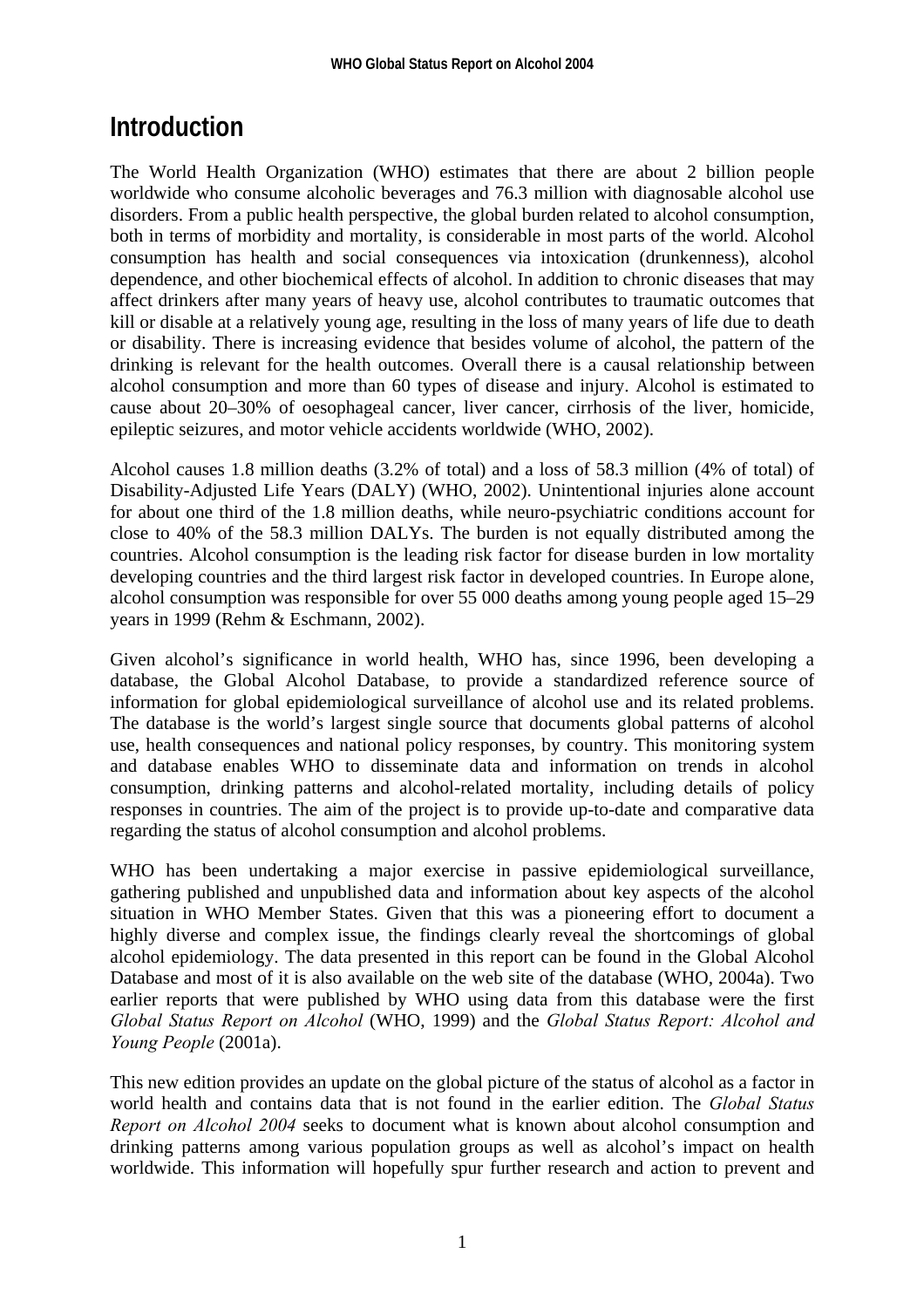# Introduction

The World Health Organization (WHO) estimates that there are about 2 billion people worldwide who consume alcoholic beverages and 76.3 million with diagnosable alcohol use disorders. From a public health perspective, the global burden related to alcohol consumption, both in terms of morbidity and mortality, is considerable in most parts of the world. Alcohol consumption has health and social consequences via intoxication (drunkenness), alcohol dependence, and other biochemical effects of alcohol. In addition to chronic diseases that may affect drinkers after many years of heavy use, alcohol contributes to traumatic outcomes that kill or disable at a relatively young age, resulting in the loss of many years of life due to death or disability. There is increasing evidence that besides volume of alcohol, the pattern of the drinking is relevant for the health outcomes. Overall there is a causal relationship between alcohol consumption and more than 60 types of disease and injury. Alcohol is estimated to cause about 20–30% of oesophageal cancer, liver cancer, cirrhosis of the liver, homicide, epileptic seizures, and motor vehicle accidents worldwide (WHO, 2002).

Alcohol causes 1.8 million deaths (3.2% of total) and a loss of 58.3 million (4% of total) of Disability-Adjusted Life Years (DALY) (WHO, 2002). Unintentional injuries alone account for about one third of the 1.8 million deaths, while neuro-psychiatric conditions account for close to 40% of the 58.3 million DALYs. The burden is not equally distributed among the countries. Alcohol consumption is the leading risk factor for disease burden in low mortality developing countries and the third largest risk factor in developed countries. In Europe alone, alcohol consumption was responsible for over 55 000 deaths among young people aged 15–29 years in 1999 (Rehm & Eschmann, 2002).

Given alcohol's significance in world health, WHO has, since 1996, been developing a database, the Global Alcohol Database, to provide a standardized reference source of information for global epidemiological surveillance of alcohol use and its related problems. The database is the world's largest single source that documents global patterns of alcohol use, health consequences and national policy responses, by country. This monitoring system and database enables WHO to disseminate data and information on trends in alcohol consumption, drinking patterns and alcohol-related mortality, including details of policy responses in countries. The aim of the project is to provide up-to-date and comparative data regarding the status of alcohol consumption and alcohol problems.

WHO has been undertaking a major exercise in passive epidemiological surveillance, gathering published and unpublished data and information about key aspects of the alcohol situation in WHO Member States. Given that this was a pioneering effort to document a highly diverse and complex issue, the findings clearly reveal the shortcomings of global alcohol epidemiology. The data presented in this report can be found in the Global Alcohol Database and most of it is also available on the web site of the database (WHO, 2004a). Two earlier reports that were published by WHO using data from this database were the first *Global Status Report on Alcohol* (WHO, 1999) and the *Global Status Report: Alcohol and Young People* (2001a).

This new edition provides an update on the global picture of the status of alcohol as a factor in world health and contains data that is not found in the earlier edition. The *Global Status Report on Alcohol 2004* seeks to document what is known about alcohol consumption and drinking patterns among various population groups as well as alcohol's impact on health worldwide. This information will hopefully spur further research and action to prevent and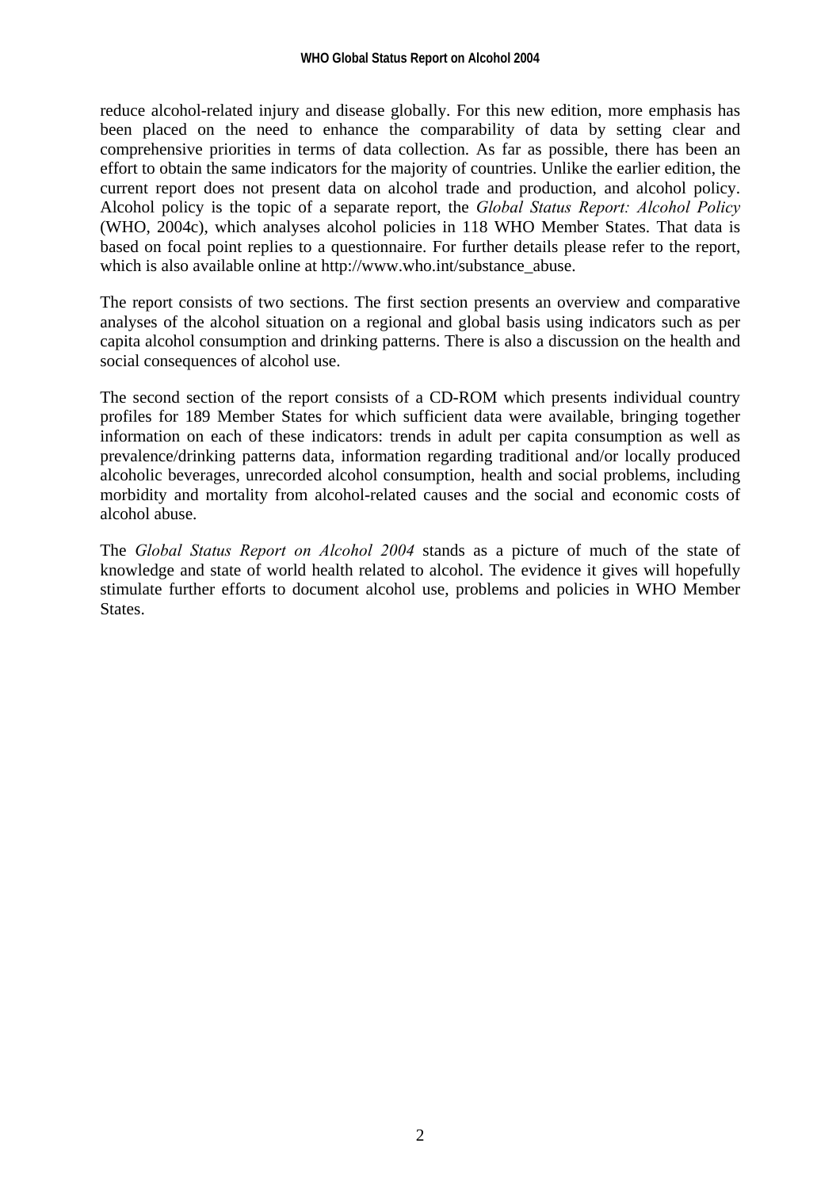reduce alcohol-related injury and disease globally. For this new edition, more emphasis has been placed on the need to enhance the comparability of data by setting clear and comprehensive priorities in terms of data collection. As far as possible, there has been an effort to obtain the same indicators for the majority of countries. Unlike the earlier edition, the current report does not present data on alcohol trade and production, and alcohol policy. Alcohol policy is the topic of a separate report, the *Global Status Report: Alcohol Policy* (WHO, 2004c), which analyses alcohol policies in 118 WHO Member States. That data is based on focal point replies to a questionnaire. For further details please refer to the report, which is also available online at http://www.who.int/substance_abuse.

The report consists of two sections. The first section presents an overview and comparative analyses of the alcohol situation on a regional and global basis using indicators such as per capita alcohol consumption and drinking patterns. There is also a discussion on the health and social consequences of alcohol use.

The second section of the report consists of a CD-ROM which presents individual country profiles for 189 Member States for which sufficient data were available, bringing together information on each of these indicators: trends in adult per capita consumption as well as prevalence/drinking patterns data, information regarding traditional and/or locally produced alcoholic beverages, unrecorded alcohol consumption, health and social problems, including morbidity and mortality from alcohol-related causes and the social and economic costs of alcohol abuse.

The *Global Status Report on Alcohol 2004* stands as a picture of much of the state of knowledge and state of world health related to alcohol. The evidence it gives will hopefully stimulate further efforts to document alcohol use, problems and policies in WHO Member States.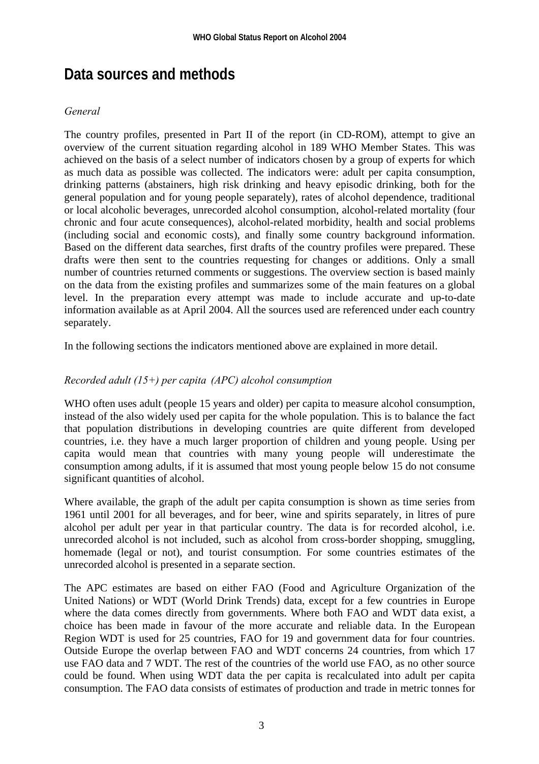# Data sources and methods

*General*

The country profiles, presented in Part II of the report (in CD-ROM), attempt to give an overview of the current situation regarding alcohol in 189 WHO Member States. This was achieved on the basis of a select number of indicators chosen by a group of experts for which as much data as possible was collected. The indicators were: adult per capita consumption, drinking patterns (abstainers, high risk drinking and heavy episodic drinking, both for the general population and for young people separately), rates of alcohol dependence, traditional or local alcoholic beverages, unrecorded alcohol consumption, alcohol-related mortality (four chronic and four acute consequences), alcohol-related morbidity, health and social problems (including social and economic costs), and finally some country background information. Based on the different data searches, first drafts of the country profiles were prepared. These drafts were then sent to the countries requesting for changes or additions. Only a small number of countries returned comments or suggestions. The overview section is based mainly on the data from the existing profiles and summarizes some of the main features on a global level. In the preparation every attempt was made to include accurate and up-to-date information available as at April 2004. All the sources used are referenced under each country separately.

In the following sections the indicators mentioned above are explained in more detail.

*Recorded adult (15+) per capita (APC) alcohol consumption*

WHO often uses adult (people 15 years and older) per capita to measure alcohol consumption, instead of the also widely used per capita for the whole population. This is to balance the fact that population distributions in developing countries are quite different from developed countries, i.e. they have a much larger proportion of children and young people. Using per capita would mean that countries with many young people will underestimate the consumption among adults, if it is assumed that most young people below 15 do not consume significant quantities of alcohol.

Where available, the graph of the adult per capita consumption is shown as time series from 1961 until 2001 for all beverages, and for beer, wine and spirits separately, in litres of pure alcohol per adult per year in that particular country. The data is for recorded alcohol, i.e. unrecorded alcohol is not included, such as alcohol from cross-border shopping, smuggling, homemade (legal or not), and tourist consumption. For some countries estimates of the unrecorded alcohol is presented in a separate section.

The APC estimates are based on either FAO (Food and Agriculture Organization of the United Nations) or WDT (World Drink Trends) data, except for a few countries in Europe where the data comes directly from governments. Where both FAO and WDT data exist, a choice has been made in favour of the more accurate and reliable data. In the European Region WDT is used for 25 countries, FAO for 19 and government data for four countries. Outside Europe the overlap between FAO and WDT concerns 24 countries, from which 17 use FAO data and 7 WDT. The rest of the countries of the world use FAO, as no other source could be found. When using WDT data the per capita is recalculated into adult per capita consumption. The FAO data consists of estimates of production and trade in metric tonnes for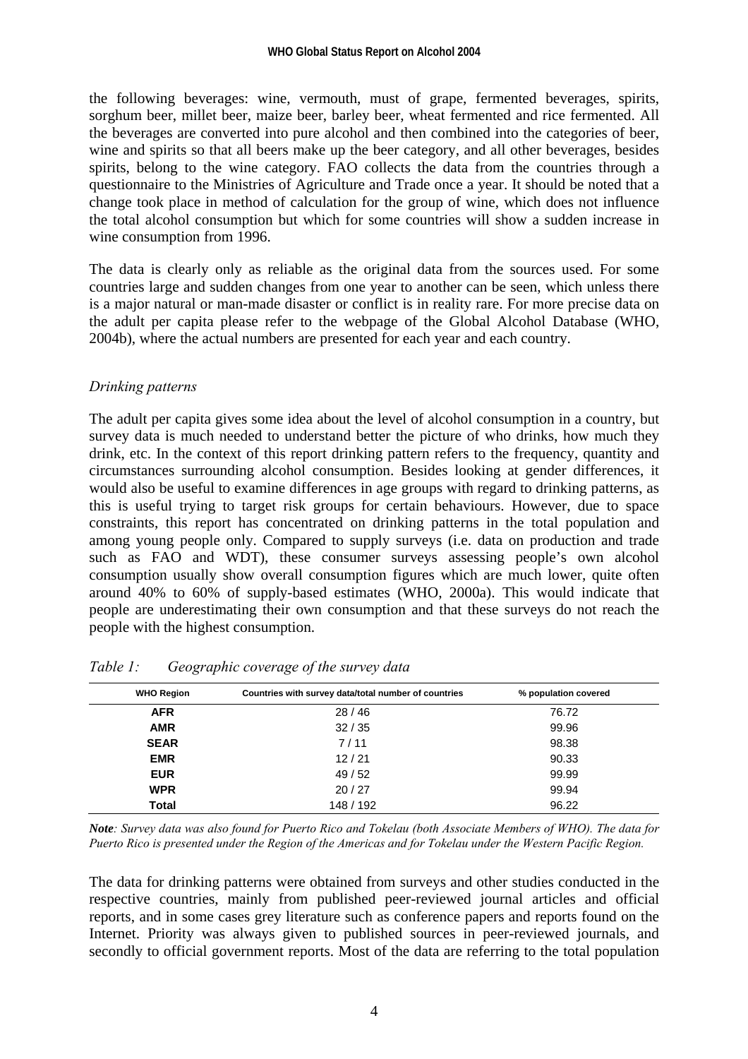the following beverages: wine, vermouth, must of grape, fermented beverages, spirits, sorghum beer, millet beer, maize beer, barley beer, wheat fermented and rice fermented. All the beverages are converted into pure alcohol and then combined into the categories of beer, wine and spirits so that all beers make up the beer category, and all other beverages, besides spirits, belong to the wine category. FAO collects the data from the countries through a questionnaire to the Ministries of Agriculture and Trade once a year. It should be noted that a change took place in method of calculation for the group of wine, which does not influence the total alcohol consumption but which for some countries will show a sudden increase in wine consumption from 1996.

The data is clearly only as reliable as the original data from the sources used. For some countries large and sudden changes from one year to another can be seen, which unless there is a major natural or man-made disaster or conflict is in reality rare. For more precise data on the adult per capita please refer to the webpage of the Global Alcohol Database (WHO, 2004b), where the actual numbers are presented for each year and each country.

*Drinking patterns*

The adult per capita gives some idea about the level of alcohol consumption in a country, but survey data is much needed to understand better the picture of who drinks, how much they drink, etc. In the context of this report drinking pattern refers to the frequency, quantity and circumstances surrounding alcohol consumption. Besides looking at gender differences, it would also be useful to examine differences in age groups with regard to drinking patterns, as this is useful trying to target risk groups for certain behaviours. However, due to space constraints, this report has concentrated on drinking patterns in the total population and among young people only. Compared to supply surveys (i.e. data on production and trade such as FAO and WDT), these consumer surveys assessing people's own alcohol consumption usually show overall consumption figures which are much lower, quite often around 40% to 60% of supply-based estimates (WHO, 2000a). This would indicate that people are underestimating their own consumption and that these surveys do not reach the people with the highest consumption.

*Table 1: Geographic coverage of the survey data*

| WHO Region | Countries with survey data/total number of countries | % population covered |
|---|---|---|
| **AFR** | 28 / 46 | 76.72 |
| **AMR** | 32 / 35 | 99.96 |
| **SEAR** | 7 / 11 | 98.38 |
| **EMR** | 12 / 21 | 90.33 |
| **EUR** | 49 / 52 | 99.99 |
| **WPR** | 20 / 27 | 99.94 |
| **Total** | 148 / 192 | 96.22 |

***Note**: Survey data was also found for Puerto Rico and Tokelau (both Associate Members of WHO). The data for Puerto Rico is presented under the Region of the Americas and for Tokelau under the Western Pacific Region.*

The data for drinking patterns were obtained from surveys and other studies conducted in the respective countries, mainly from published peer-reviewed journal articles and official reports, and in some cases grey literature such as conference papers and reports found on the Internet. Priority was always given to published sources in peer-reviewed journals, and secondly to official government reports. Most of the data are referring to the total population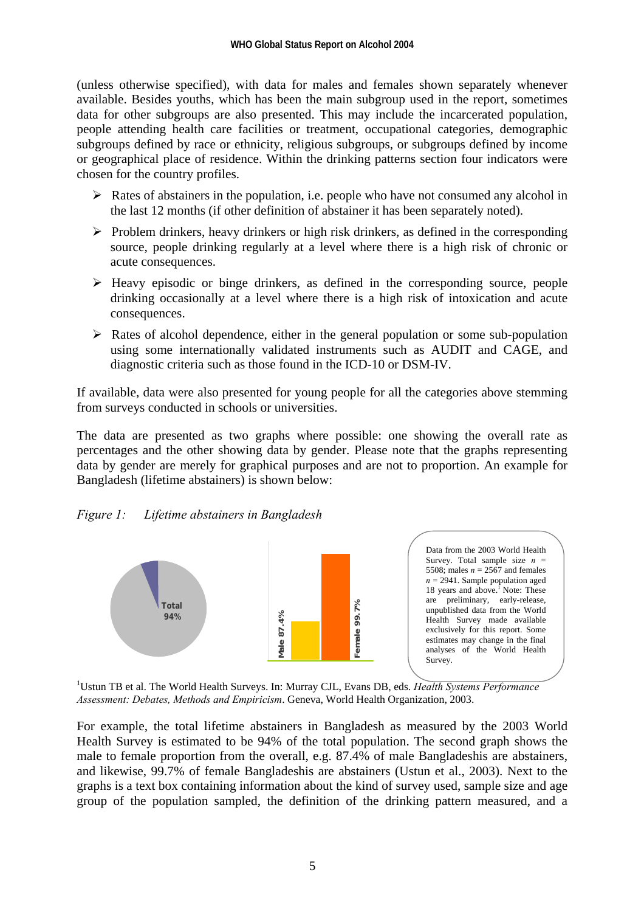(unless otherwise specified), with data for males and females shown separately whenever available. Besides youths, which has been the main subgroup used in the report, sometimes data for other subgroups are also presented. This may include the incarcerated population, people attending health care facilities or treatment, occupational categories, demographic subgroups defined by race or ethnicity, religious subgroups, or subgroups defined by income or geographical place of residence. Within the drinking patterns section four indicators were chosen for the country profiles.

- Rates of abstainers in the population, i.e. people who have not consumed any alcohol in the last 12 months (if other definition of abstainer it has been separately noted).
- Problem drinkers, heavy drinkers or high risk drinkers, as defined in the corresponding source, people drinking regularly at a level where there is a high risk of chronic or acute consequences.
- Heavy episodic or binge drinkers, as defined in the corresponding source, people drinking occasionally at a level where there is a high risk of intoxication and acute consequences.
- Rates of alcohol dependence, either in the general population or some sub-population using some internationally validated instruments such as AUDIT and CAGE, and diagnostic criteria such as those found in the ICD-10 or DSM-IV.

If available, data were also presented for young people for all the categories above stemming from surveys conducted in schools or universities.

The data are presented as two graphs where possible: one showing the overall rate as percentages and the other showing data by gender. Please note that the graphs representing data by gender are merely for graphical purposes and are not to proportion. An example for Bangladesh (lifetime abstainers) is shown below:

*Figure 1: Lifetime abstainers in Bangladesh*

Total 94%

Male 87.4%

Female 99.7%

Data from the 2003 World Health Survey. Total sample size *n* = 5508; males *n* = 2567 and females *n* = 2941. Sample population aged 18 years and above.[1] Note: These are preliminary, early-release, unpublished data from the World Health Survey made available exclusively for this report. Some estimates may change in the final analyses of the World Health Survey.

[1]Ustun TB et al. The World Health Surveys. In: Murray CJL, Evans DB, eds. *Health Systems Performance Assessment: Debates, Methods and Empiricism*. Geneva, World Health Organization, 2003.

For example, the total lifetime abstainers in Bangladesh as measured by the 2003 World Health Survey is estimated to be 94% of the total population. The second graph shows the male to female proportion from the overall, e.g. 87.4% of male Bangladeshis are abstainers, and likewise, 99.7% of female Bangladeshis are abstainers (Ustun et al., 2003). Next to the graphs is a text box containing information about the kind of survey used, sample size and age group of the population sampled, the definition of the drinking pattern measured, and a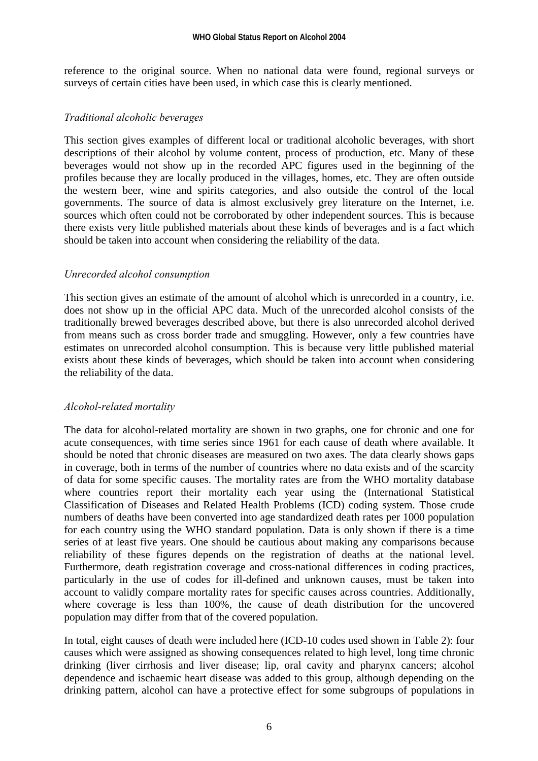reference to the original source. When no national data were found, regional surveys or surveys of certain cities have been used, in which case this is clearly mentioned.

*Traditional alcoholic beverages*

This section gives examples of different local or traditional alcoholic beverages, with short descriptions of their alcohol by volume content, process of production, etc. Many of these beverages would not show up in the recorded APC figures used in the beginning of the profiles because they are locally produced in the villages, homes, etc. They are often outside the western beer, wine and spirits categories, and also outside the control of the local governments. The source of data is almost exclusively grey literature on the Internet, i.e. sources which often could not be corroborated by other independent sources. This is because there exists very little published materials about these kinds of beverages and is a fact which should be taken into account when considering the reliability of the data.

*Unrecorded alcohol consumption*

This section gives an estimate of the amount of alcohol which is unrecorded in a country, i.e. does not show up in the official APC data. Much of the unrecorded alcohol consists of the traditionally brewed beverages described above, but there is also unrecorded alcohol derived from means such as cross border trade and smuggling. However, only a few countries have estimates on unrecorded alcohol consumption. This is because very little published material exists about these kinds of beverages, which should be taken into account when considering the reliability of the data.

*Alcohol-related mortality*

The data for alcohol-related mortality are shown in two graphs, one for chronic and one for acute consequences, with time series since 1961 for each cause of death where available. It should be noted that chronic diseases are measured on two axes. The data clearly shows gaps in coverage, both in terms of the number of countries where no data exists and of the scarcity of data for some specific causes. The mortality rates are from the WHO mortality database where countries report their mortality each year using the (International Statistical Classification of Diseases and Related Health Problems (ICD) coding system. Those crude numbers of deaths have been converted into age standardized death rates per 1000 population for each country using the WHO standard population. Data is only shown if there is a time series of at least five years. One should be cautious about making any comparisons because reliability of these figures depends on the registration of deaths at the national level. Furthermore, death registration coverage and cross-national differences in coding practices, particularly in the use of codes for ill-defined and unknown causes, must be taken into account to validly compare mortality rates for specific causes across countries. Additionally, where coverage is less than 100%, the cause of death distribution for the uncovered population may differ from that of the covered population.

In total, eight causes of death were included here (ICD-10 codes used shown in Table 2): four causes which were assigned as showing consequences related to high level, long time chronic drinking (liver cirrhosis and liver disease; lip, oral cavity and pharynx cancers; alcohol dependence and ischaemic heart disease was added to this group, although depending on the drinking pattern, alcohol can have a protective effect for some subgroups of populations in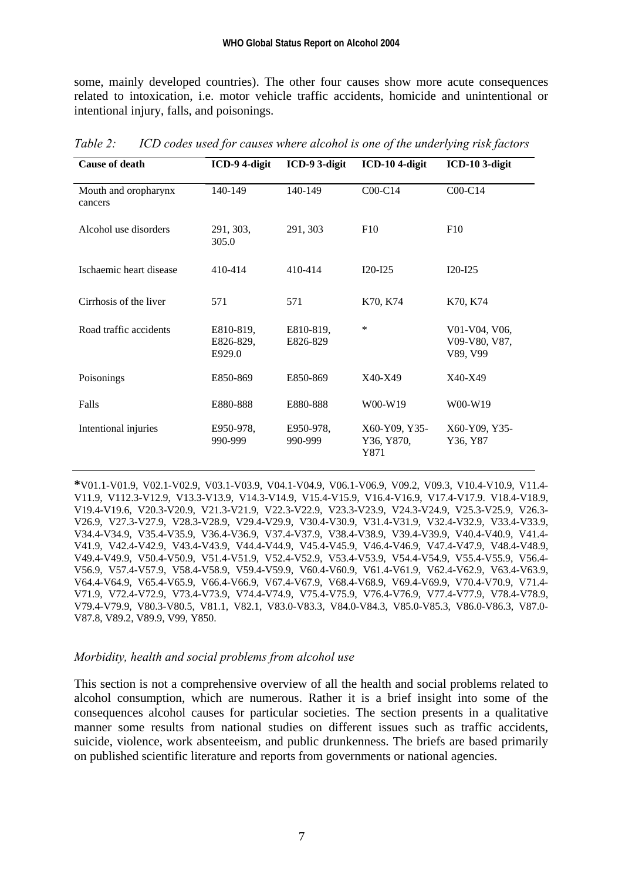some, mainly developed countries). The other four causes show more acute consequences related to intoxication, i.e. motor vehicle traffic accidents, homicide and unintentional or intentional injury, falls, and poisonings.

*Table 2: ICD codes used for causes where alcohol is one of the underlying risk factors*

| Cause of death | ICD-9 4-digit | ICD-9 3-digit | ICD-10 4-digit | ICD-10 3-digit |
|---|---|---|---|---|
| Mouth and oropharynx cancers | 140-149 | 140-149 | C00-C14 | C00-C14 |
| Alcohol use disorders | 291, 303, 305.0 | 291, 303 | F10 | F10 |
| Ischaemic heart disease | 410-414 | 410-414 | I20-I25 | I20-I25 |
| Cirrhosis of the liver | 571 | 571 | K70, K74 | K70, K74 |
| Road traffic accidents | E810-819, E826-829, E929.0 | E810-819, E826-829 | * | V01-V04, V06, V09-V80, V87, V89, V99 |
| Poisonings | E850-869 | E850-869 | X40-X49 | X40-X49 |
| Falls | E880-888 | E880-888 | W00-W19 | W00-W19 |
| Intentional injuries | E950-978, 990-999 | E950-978, 990-999 | X60-Y09, Y35-Y36, Y870, Y871 | X60-Y09, Y35-Y36, Y87 |

**\***V01.1-V01.9, V02.1-V02.9, V03.1-V03.9, V04.1-V04.9, V06.1-V06.9, V09.2, V09.3, V10.4-V10.9, V11.4-V11.9, V112.3-V12.9, V13.3-V13.9, V14.3-V14.9, V15.4-V15.9, V16.4-V16.9, V17.4-V17.9. V18.4-V18.9, V19.4-V19.6, V20.3-V20.9, V21.3-V21.9, V22.3-V22.9, V23.3-V23.9, V24.3-V24.9, V25.3-V25.9, V26.3-V26.9, V27.3-V27.9, V28.3-V28.9, V29.4-V29.9, V30.4-V30.9, V31.4-V31.9, V32.4-V32.9, V33.4-V33.9, V34.4-V34.9, V35.4-V35.9, V36.4-V36.9, V37.4-V37.9, V38.4-V38.9, V39.4-V39.9, V40.4-V40.9, V41.4-V41.9, V42.4-V42.9, V43.4-V43.9, V44.4-V44.9, V45.4-V45.9, V46.4-V46.9, V47.4-V47.9, V48.4-V48.9, V49.4-V49.9, V50.4-V50.9, V51.4-V51.9, V52.4-V52.9, V53.4-V53.9, V54.4-V54.9, V55.4-V55.9, V56.4-V56.9, V57.4-V57.9, V58.4-V58.9, V59.4-V59.9, V60.4-V60.9, V61.4-V61.9, V62.4-V62.9, V63.4-V63.9, V64.4-V64.9, V65.4-V65.9, V66.4-V66.9, V67.4-V67.9, V68.4-V68.9, V69.4-V69.9, V70.4-V70.9, V71.4-V71.9, V72.4-V72.9, V73.4-V73.9, V74.4-V74.9, V75.4-V75.9, V76.4-V76.9, V77.4-V77.9, V78.4-V78.9, V79.4-V79.9, V80.3-V80.5, V81.1, V82.1, V83.0-V83.3, V84.0-V84.3, V85.0-V85.3, V86.0-V86.3, V87.0-V87.8, V89.2, V89.9, V99, Y850.

### *Morbidity, health and social problems from alcohol use*

This section is not a comprehensive overview of all the health and social problems related to alcohol consumption, which are numerous. Rather it is a brief insight into some of the consequences alcohol causes for particular societies. The section presents in a qualitative manner some results from national studies on different issues such as traffic accidents, suicide, violence, work absenteeism, and public drunkenness. The briefs are based primarily on published scientific literature and reports from governments or national agencies.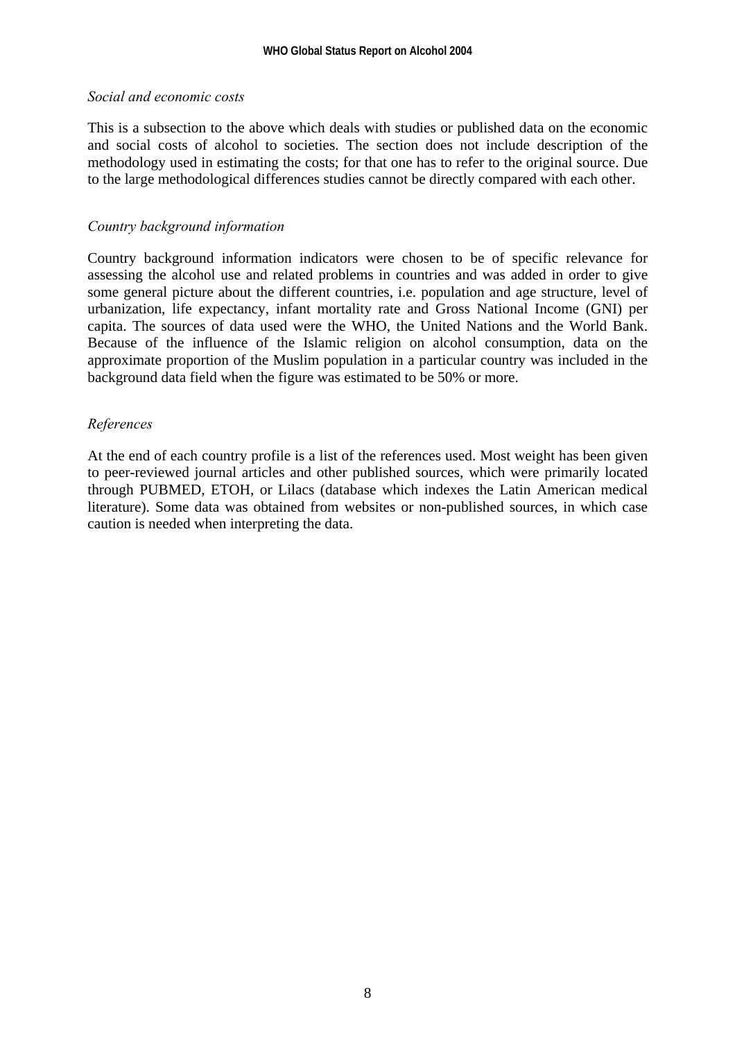*Social and economic costs*

This is a subsection to the above which deals with studies or published data on the economic and social costs of alcohol to societies. The section does not include description of the methodology used in estimating the costs; for that one has to refer to the original source. Due to the large methodological differences studies cannot be directly compared with each other.

*Country background information*

Country background information indicators were chosen to be of specific relevance for assessing the alcohol use and related problems in countries and was added in order to give some general picture about the different countries, i.e. population and age structure, level of urbanization, life expectancy, infant mortality rate and Gross National Income (GNI) per capita. The sources of data used were the WHO, the United Nations and the World Bank. Because of the influence of the Islamic religion on alcohol consumption, data on the approximate proportion of the Muslim population in a particular country was included in the background data field when the figure was estimated to be 50% or more.

*References*

At the end of each country profile is a list of the references used. Most weight has been given to peer-reviewed journal articles and other published sources, which were primarily located through PUBMED, ETOH, or Lilacs (database which indexes the Latin American medical literature). Some data was obtained from websites or non-published sources, in which case caution is needed when interpreting the data.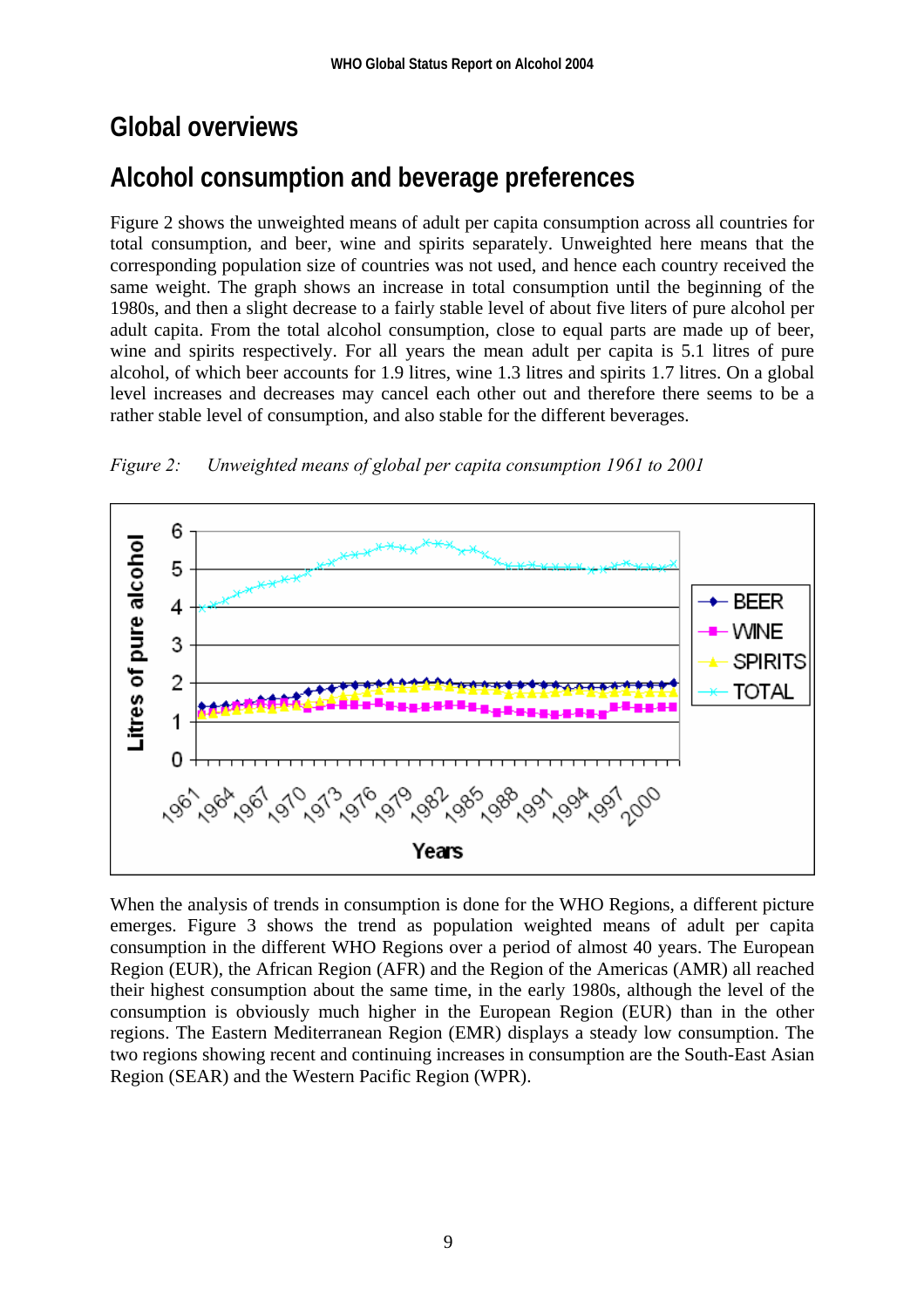# Global overviews

## Alcohol consumption and beverage preferences

Figure 2 shows the unweighted means of adult per capita consumption across all countries for total consumption, and beer, wine and spirits separately. Unweighted here means that the corresponding population size of countries was not used, and hence each country received the same weight. The graph shows an increase in total consumption until the beginning of the 1980s, and then a slight decrease to a fairly stable level of about five liters of pure alcohol per adult capita. From the total alcohol consumption, close to equal parts are made up of beer, wine and spirits respectively. For all years the mean adult per capita is 5.1 litres of pure alcohol, of which beer accounts for 1.9 litres, wine 1.3 litres and spirits 1.7 litres. On a global level increases and decreases may cancel each other out and therefore there seems to be a rather stable level of consumption, and also stable for the different beverages.

*Figure 2: Unweighted means of global per capita consumption 1961 to 2001*

When the analysis of trends in consumption is done for the WHO Regions, a different picture emerges. Figure 3 shows the trend as population weighted means of adult per capita consumption in the different WHO Regions over a period of almost 40 years. The European Region (EUR), the African Region (AFR) and the Region of the Americas (AMR) all reached their highest consumption about the same time, in the early 1980s, although the level of the consumption is obviously much higher in the European Region (EUR) than in the other regions. The Eastern Mediterranean Region (EMR) displays a steady low consumption. The two regions showing recent and continuing increases in consumption are the South-East Asian Region (SEAR) and the Western Pacific Region (WPR).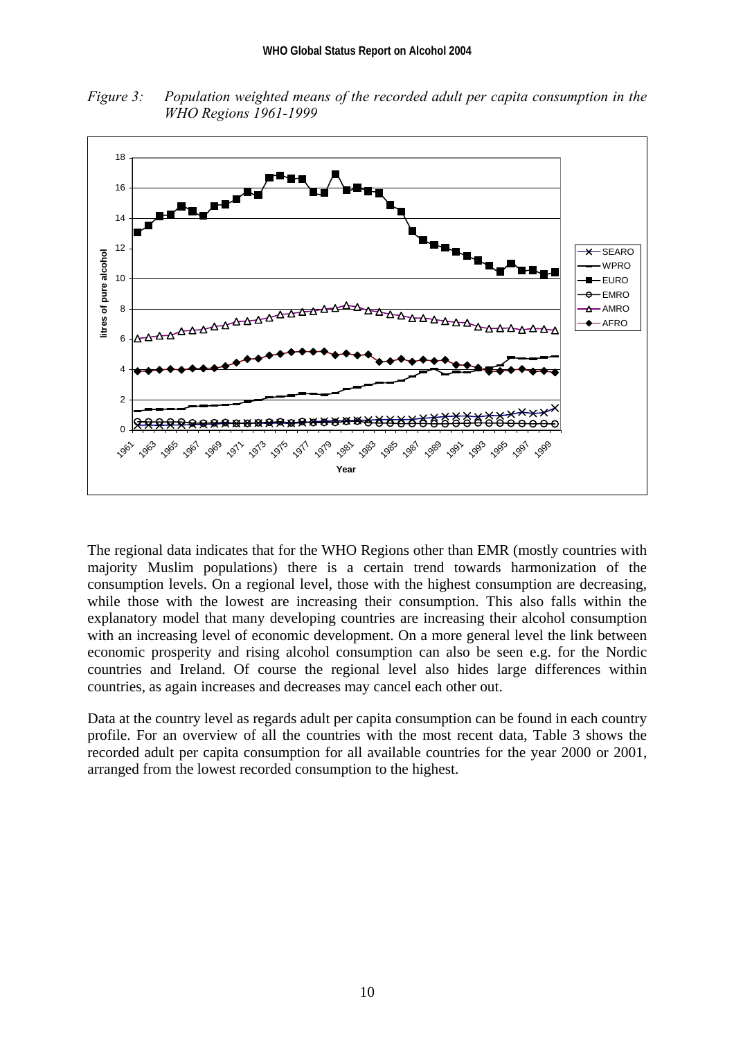*Figure 3: Population weighted means of the recorded adult per capita consumption in the WHO Regions 1961-1999*

The regional data indicates that for the WHO Regions other than EMR (mostly countries with majority Muslim populations) there is a certain trend towards harmonization of the consumption levels. On a regional level, those with the highest consumption are decreasing, while those with the lowest are increasing their consumption. This also falls within the explanatory model that many developing countries are increasing their alcohol consumption with an increasing level of economic development. On a more general level the link between economic prosperity and rising alcohol consumption can also be seen e.g. for the Nordic countries and Ireland. Of course the regional level also hides large differences within countries, as again increases and decreases may cancel each other out.

Data at the country level as regards adult per capita consumption can be found in each country profile. For an overview of all the countries with the most recent data, Table 3 shows the recorded adult per capita consumption for all available countries for the year 2000 or 2001, arranged from the lowest recorded consumption to the highest.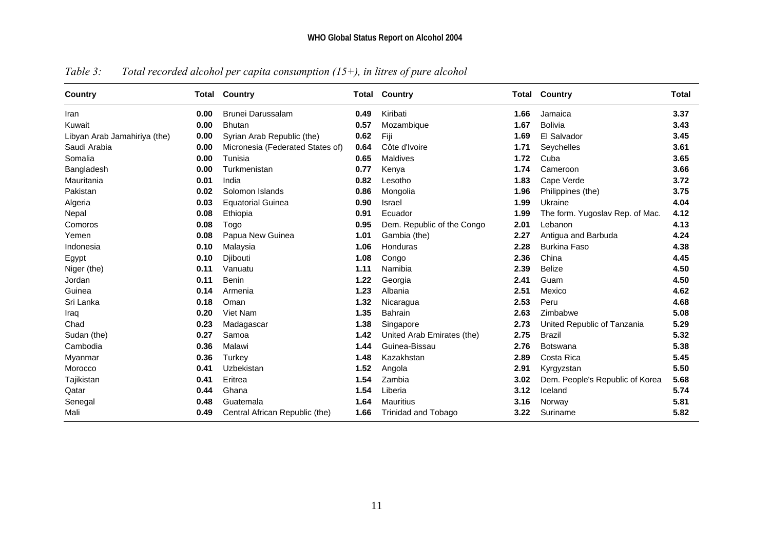*Table 3: Total recorded alcohol per capita consumption (15+), in litres of pure alcohol*

| Country | Total | Country | Total | Country | Total | Country | Total |
|---|---|---|---|---|---|---|---|
| Iran | **0.00** | Brunei Darussalam | **0.49** | Kiribati | **1.66** | Jamaica | **3.37** |
| Kuwait | **0.00** | Bhutan | **0.57** | Mozambique | **1.67** | Bolivia | **3.43** |
| Libyan Arab Jamahiriya (the) | **0.00** | Syrian Arab Republic (the) | **0.62** | Fiji | **1.69** | El Salvador | **3.45** |
| Saudi Arabia | **0.00** | Micronesia (Federated States of) | **0.64** | Côte d'Ivoire | **1.71** | Seychelles | **3.61** |
| Somalia | **0.00** | Tunisia | **0.65** | Maldives | **1.72** | Cuba | **3.65** |
| Bangladesh | **0.00** | Turkmenistan | **0.77** | Kenya | **1.74** | Cameroon | **3.66** |
| Mauritania | **0.01** | India | **0.82** | Lesotho | **1.83** | Cape Verde | **3.72** |
| Pakistan | **0.02** | Solomon Islands | **0.86** | Mongolia | **1.96** | Philippines (the) | **3.75** |
| Algeria | **0.03** | Equatorial Guinea | **0.90** | Israel | **1.99** | Ukraine | **4.04** |
| Nepal | **0.08** | Ethiopia | **0.91** | Ecuador | **1.99** | The form. Yugoslav Rep. of Mac. | **4.12** |
| Comoros | **0.08** | Togo | **0.95** | Dem. Republic of the Congo | **2.01** | Lebanon | **4.13** |
| Yemen | **0.08** | Papua New Guinea | **1.01** | Gambia (the) | **2.27** | Antigua and Barbuda | **4.24** |
| Indonesia | **0.10** | Malaysia | **1.06** | Honduras | **2.28** | Burkina Faso | **4.38** |
| Egypt | **0.10** | Djibouti | **1.08** | Congo | **2.36** | China | **4.45** |
| Niger (the) | **0.11** | Vanuatu | **1.11** | Namibia | **2.39** | Belize | **4.50** |
| Jordan | **0.11** | Benin | **1.22** | Georgia | **2.41** | Guam | **4.50** |
| Guinea | **0.14** | Armenia | **1.23** | Albania | **2.51** | Mexico | **4.62** |
| Sri Lanka | **0.18** | Oman | **1.32** | Nicaragua | **2.53** | Peru | **4.68** |
| Iraq | **0.20** | Viet Nam | **1.35** | Bahrain | **2.63** | Zimbabwe | **5.08** |
| Chad | **0.23** | Madagascar | **1.38** | Singapore | **2.73** | United Republic of Tanzania | **5.29** |
| Sudan (the) | **0.27** | Samoa | **1.42** | United Arab Emirates (the) | **2.75** | Brazil | **5.32** |
| Cambodia | **0.36** | Malawi | **1.44** | Guinea-Bissau | **2.76** | Botswana | **5.38** |
| Myanmar | **0.36** | Turkey | **1.48** | Kazakhstan | **2.89** | Costa Rica | **5.45** |
| Morocco | **0.41** | Uzbekistan | **1.52** | Angola | **2.91** | Kyrgyzstan | **5.50** |
| Tajikistan | **0.41** | Eritrea | **1.54** | Zambia | **3.02** | Dem. People's Republic of Korea | **5.68** |
| Qatar | **0.44** | Ghana | **1.54** | Liberia | **3.12** | Iceland | **5.74** |
| Senegal | **0.48** | Guatemala | **1.64** | Mauritius | **3.16** | Norway | **5.81** |
| Mali | **0.49** | Central African Republic (the) | **1.66** | Trinidad and Tobago | **3.22** | Suriname | **5.82** |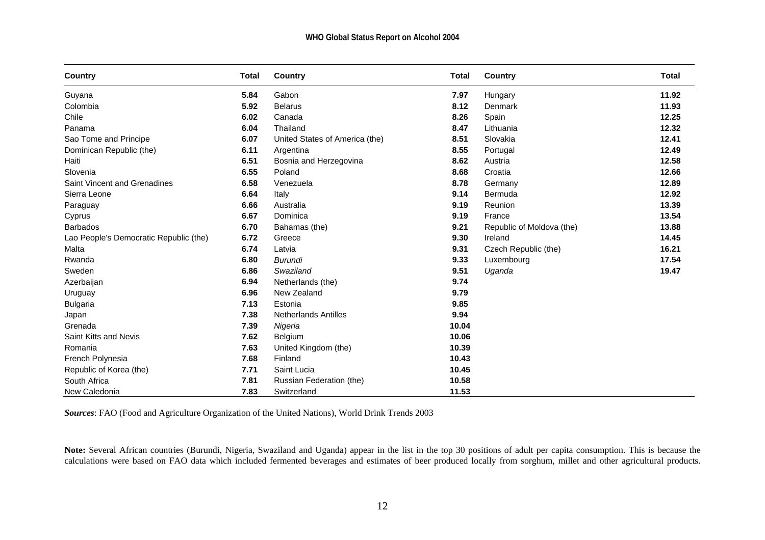| Country | Total | Country | Total | Country | Total |
|---|---|---|---|---|---|
| Guyana | **5.84** | Gabon | **7.97** | Hungary | **11.92** |
| Colombia | **5.92** | Belarus | **8.12** | Denmark | **11.93** |
| Chile | **6.02** | Canada | **8.26** | Spain | **12.25** |
| Panama | **6.04** | Thailand | **8.47** | Lithuania | **12.32** |
| Sao Tome and Principe | **6.07** | United States of America (the) | **8.51** | Slovakia | **12.41** |
| Dominican Republic (the) | **6.11** | Argentina | **8.55** | Portugal | **12.49** |
| Haiti | **6.51** | Bosnia and Herzegovina | **8.62** | Austria | **12.58** |
| Slovenia | **6.55** | Poland | **8.68** | Croatia | **12.66** |
| Saint Vincent and Grenadines | **6.58** | Venezuela | **8.78** | Germany | **12.89** |
| Sierra Leone | **6.64** | Italy | **9.14** | Bermuda | **12.92** |
| Paraguay | **6.66** | Australia | **9.19** | Reunion | **13.39** |
| Cyprus | **6.67** | Dominica | **9.19** | France | **13.54** |
| Barbados | **6.70** | Bahamas (the) | **9.21** | Republic of Moldova (the) | **13.88** |
| Lao People's Democratic Republic (the) | **6.72** | Greece | **9.30** | Ireland | **14.45** |
| Malta | **6.74** | Latvia | **9.31** | Czech Republic (the) | **16.21** |
| Rwanda | **6.80** | *Burundi* | **9.33** | Luxembourg | **17.54** |
| Sweden | **6.86** | *Swaziland* | **9.51** | *Uganda* | **19.47** |
| Azerbaijan | **6.94** | Netherlands (the) | **9.74** | | |
| Uruguay | **6.96** | New Zealand | **9.79** | | |
| Bulgaria | **7.13** | Estonia | **9.85** | | |
| Japan | **7.38** | Netherlands Antilles | **9.94** | | |
| Grenada | **7.39** | *Nigeria* | **10.04** | | |
| Saint Kitts and Nevis | **7.62** | Belgium | **10.06** | | |
| Romania | **7.63** | United Kingdom (the) | **10.39** | | |
| French Polynesia | **7.68** | Finland | **10.43** | | |
| Republic of Korea (the) | **7.71** | Saint Lucia | **10.45** | | |
| South Africa | **7.81** | Russian Federation (the) | **10.58** | | |
| New Caledonia | **7.83** | Switzerland | **11.53** | | |

***Sources***: FAO (Food and Agriculture Organization of the United Nations), World Drink Trends 2003

**Note:** Several African countries (Burundi, Nigeria, Swaziland and Uganda) appear in the list in the top 30 positions of adult per capita consumption. This is because the calculations were based on FAO data which included fermented beverages and estimates of beer produced locally from sorghum, millet and other agricultural products.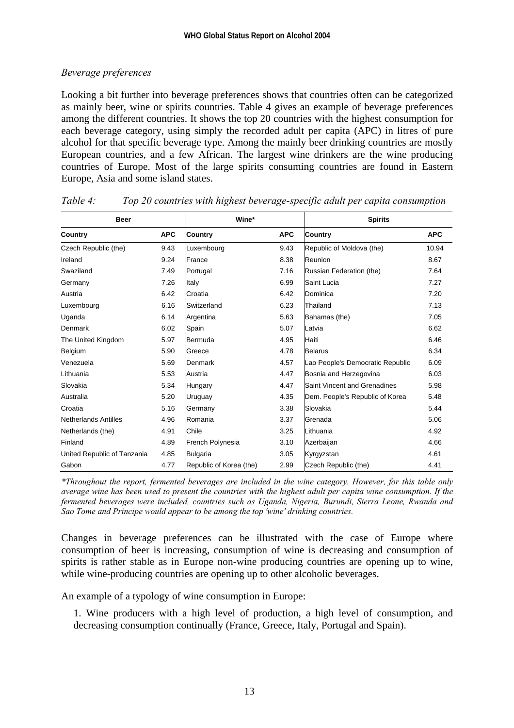*Beverage preferences*

Looking a bit further into beverage preferences shows that countries often can be categorized as mainly beer, wine or spirits countries. Table 4 gives an example of beverage preferences among the different countries. It shows the top 20 countries with the highest consumption for each beverage category, using simply the recorded adult per capita (APC) in litres of pure alcohol for that specific beverage type. Among the mainly beer drinking countries are mostly European countries, and a few African. The largest wine drinkers are the wine producing countries of Europe. Most of the large spirits consuming countries are found in Eastern Europe, Asia and some island states.

*Table 4: Top 20 countries with highest beverage-specific adult per capita consumption*

| Beer | | Wine* | | Spirits | |
|---|---|---|---|---|---|
| **Country** | **APC** | **Country** | **APC** | **Country** | **APC** |
| Czech Republic (the) | 9.43 | Luxembourg | 9.43 | Republic of Moldova (the) | 10.94 |
| Ireland | 9.24 | France | 8.38 | Reunion | 8.67 |
| Swaziland | 7.49 | Portugal | 7.16 | Russian Federation (the) | 7.64 |
| Germany | 7.26 | Italy | 6.99 | Saint Lucia | 7.27 |
| Austria | 6.42 | Croatia | 6.42 | Dominica | 7.20 |
| Luxembourg | 6.16 | Switzerland | 6.23 | Thailand | 7.13 |
| Uganda | 6.14 | Argentina | 5.63 | Bahamas (the) | 7.05 |
| Denmark | 6.02 | Spain | 5.07 | Latvia | 6.62 |
| The United Kingdom | 5.97 | Bermuda | 4.95 | Haiti | 6.46 |
| Belgium | 5.90 | Greece | 4.78 | Belarus | 6.34 |
| Venezuela | 5.69 | Denmark | 4.57 | Lao People's Democratic Republic | 6.09 |
| Lithuania | 5.53 | Austria | 4.47 | Bosnia and Herzegovina | 6.03 |
| Slovakia | 5.34 | Hungary | 4.47 | Saint Vincent and Grenadines | 5.98 |
| Australia | 5.20 | Uruguay | 4.35 | Dem. People's Republic of Korea | 5.48 |
| Croatia | 5.16 | Germany | 3.38 | Slovakia | 5.44 |
| Netherlands Antilles | 4.96 | Romania | 3.37 | Grenada | 5.06 |
| Netherlands (the) | 4.91 | Chile | 3.25 | Lithuania | 4.92 |
| Finland | 4.89 | French Polynesia | 3.10 | Azerbaijan | 4.66 |
| United Republic of Tanzania | 4.85 | Bulgaria | 3.05 | Kyrgyzstan | 4.61 |
| Gabon | 4.77 | Republic of Korea (the) | 2.99 | Czech Republic (the) | 4.41 |

*\*Throughout the report, fermented beverages are included in the wine category. However, for this table only average wine has been used to present the countries with the highest adult per capita wine consumption. If the fermented beverages were included, countries such as Uganda, Nigeria, Burundi, Sierra Leone, Rwanda and Sao Tome and Principe would appear to be among the top 'wine' drinking countries.*

Changes in beverage preferences can be illustrated with the case of Europe where consumption of beer is increasing, consumption of wine is decreasing and consumption of spirits is rather stable as in Europe non-wine producing countries are opening up to wine, while wine-producing countries are opening up to other alcoholic beverages.

An example of a typology of wine consumption in Europe:

1. Wine producers with a high level of production, a high level of consumption, and decreasing consumption continually (France, Greece, Italy, Portugal and Spain).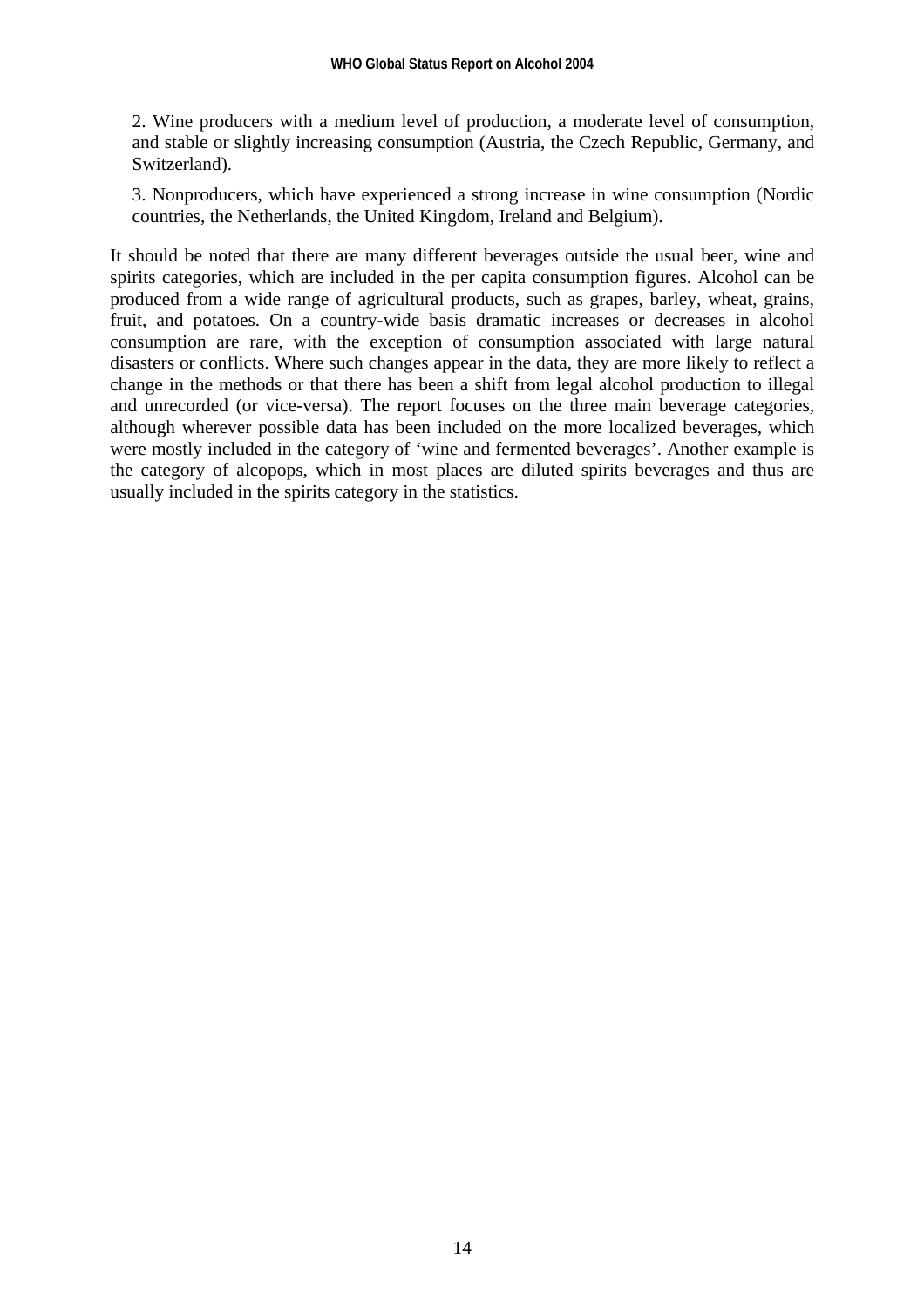2. Wine producers with a medium level of production, a moderate level of consumption, and stable or slightly increasing consumption (Austria, the Czech Republic, Germany, and Switzerland).

3. Nonproducers, which have experienced a strong increase in wine consumption (Nordic countries, the Netherlands, the United Kingdom, Ireland and Belgium).

It should be noted that there are many different beverages outside the usual beer, wine and spirits categories, which are included in the per capita consumption figures. Alcohol can be produced from a wide range of agricultural products, such as grapes, barley, wheat, grains, fruit, and potatoes. On a country-wide basis dramatic increases or decreases in alcohol consumption are rare, with the exception of consumption associated with large natural disasters or conflicts. Where such changes appear in the data, they are more likely to reflect a change in the methods or that there has been a shift from legal alcohol production to illegal and unrecorded (or vice-versa). The report focuses on the three main beverage categories, although wherever possible data has been included on the more localized beverages, which were mostly included in the category of 'wine and fermented beverages'. Another example is the category of alcopops, which in most places are diluted spirits beverages and thus are usually included in the spirits category in the statistics.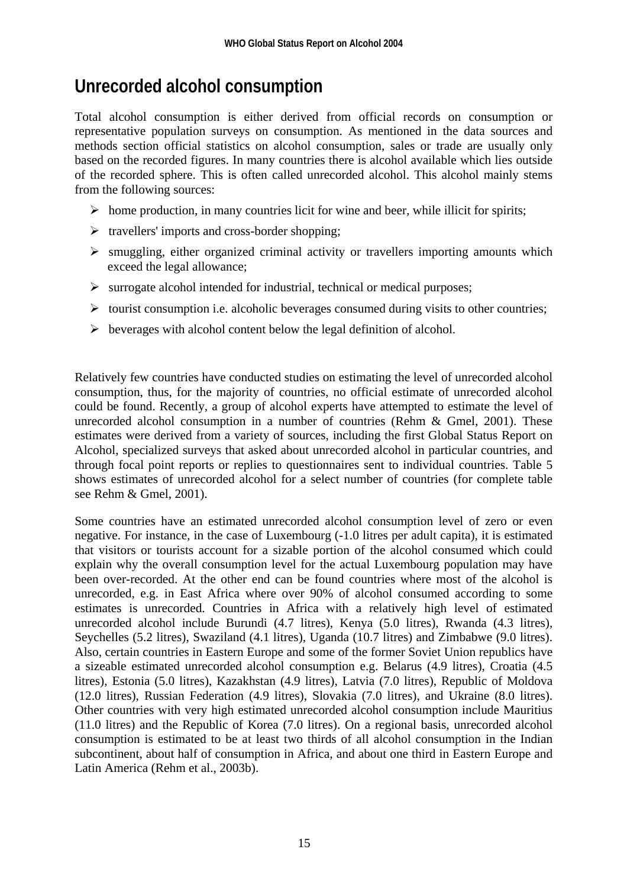## Unrecorded alcohol consumption

Total alcohol consumption is either derived from official records on consumption or representative population surveys on consumption. As mentioned in the data sources and methods section official statistics on alcohol consumption, sales or trade are usually only based on the recorded figures. In many countries there is alcohol available which lies outside of the recorded sphere. This is often called unrecorded alcohol. This alcohol mainly stems from the following sources:

- home production, in many countries licit for wine and beer, while illicit for spirits;
- travellers' imports and cross-border shopping;
- smuggling, either organized criminal activity or travellers importing amounts which exceed the legal allowance;
- surrogate alcohol intended for industrial, technical or medical purposes;
- tourist consumption i.e. alcoholic beverages consumed during visits to other countries;
- beverages with alcohol content below the legal definition of alcohol.

Relatively few countries have conducted studies on estimating the level of unrecorded alcohol consumption, thus, for the majority of countries, no official estimate of unrecorded alcohol could be found. Recently, a group of alcohol experts have attempted to estimate the level of unrecorded alcohol consumption in a number of countries (Rehm & Gmel, 2001). These estimates were derived from a variety of sources, including the first Global Status Report on Alcohol, specialized surveys that asked about unrecorded alcohol in particular countries, and through focal point reports or replies to questionnaires sent to individual countries. Table 5 shows estimates of unrecorded alcohol for a select number of countries (for complete table see Rehm & Gmel, 2001).

Some countries have an estimated unrecorded alcohol consumption level of zero or even negative. For instance, in the case of Luxembourg (-1.0 litres per adult capita), it is estimated that visitors or tourists account for a sizable portion of the alcohol consumed which could explain why the overall consumption level for the actual Luxembourg population may have been over-recorded. At the other end can be found countries where most of the alcohol is unrecorded, e.g. in East Africa where over 90% of alcohol consumed according to some estimates is unrecorded. Countries in Africa with a relatively high level of estimated unrecorded alcohol include Burundi (4.7 litres), Kenya (5.0 litres), Rwanda (4.3 litres), Seychelles (5.2 litres), Swaziland (4.1 litres), Uganda (10.7 litres) and Zimbabwe (9.0 litres). Also, certain countries in Eastern Europe and some of the former Soviet Union republics have a sizeable estimated unrecorded alcohol consumption e.g. Belarus (4.9 litres), Croatia (4.5 litres), Estonia (5.0 litres), Kazakhstan (4.9 litres), Latvia (7.0 litres), Republic of Moldova (12.0 litres), Russian Federation (4.9 litres), Slovakia (7.0 litres), and Ukraine (8.0 litres). Other countries with very high estimated unrecorded alcohol consumption include Mauritius (11.0 litres) and the Republic of Korea (7.0 litres). On a regional basis, unrecorded alcohol consumption is estimated to be at least two thirds of all alcohol consumption in the Indian subcontinent, about half of consumption in Africa, and about one third in Eastern Europe and Latin America (Rehm et al., 2003b).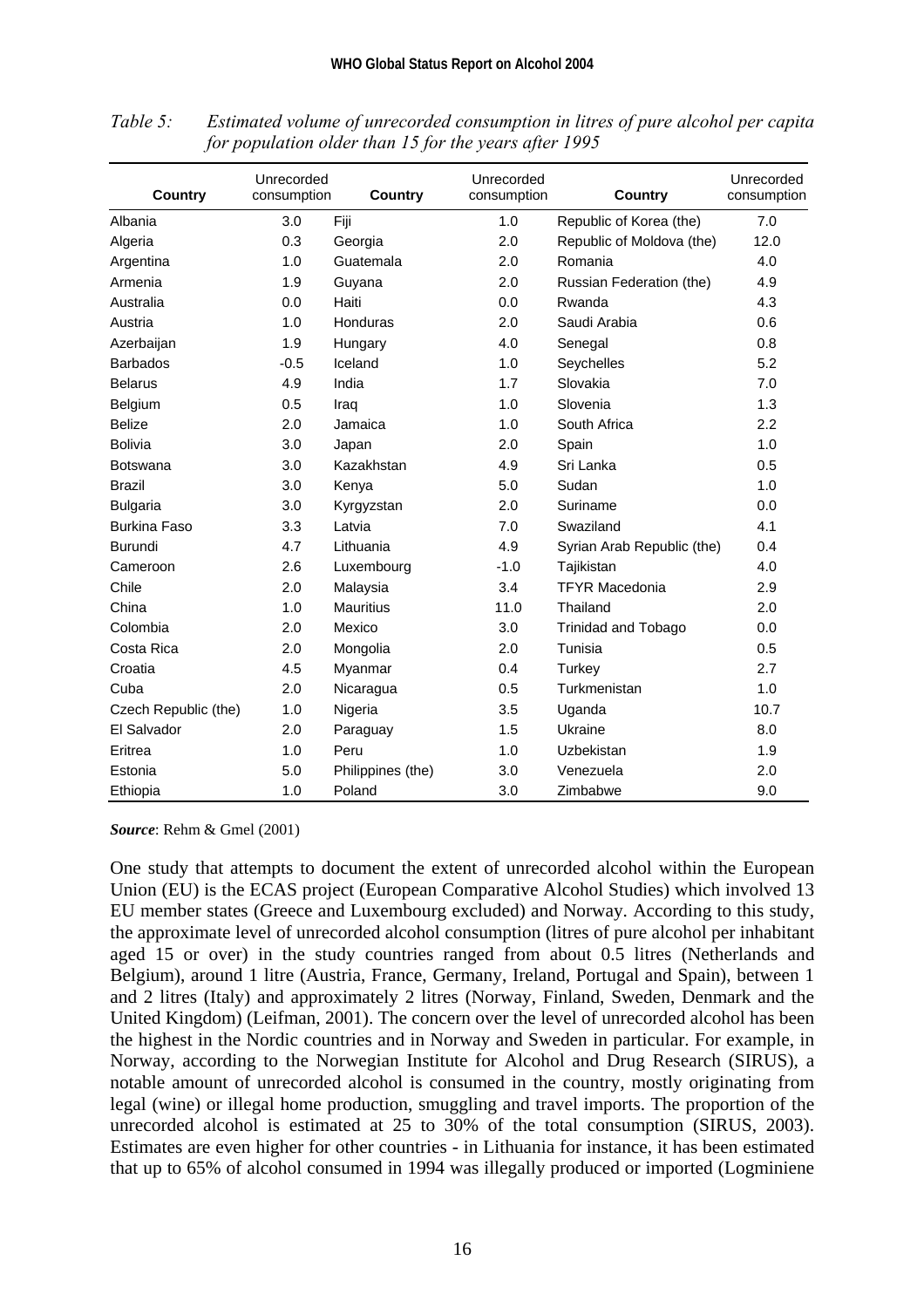*Table 5: Estimated volume of unrecorded consumption in litres of pure alcohol per capita for population older than 15 for the years after 1995*

| Country | Unrecorded consumption | Country | Unrecorded consumption | Country | Unrecorded consumption |
|---|---|---|---|---|---|
| Albania | 3.0 | Fiji | 1.0 | Republic of Korea (the) | 7.0 |
| Algeria | 0.3 | Georgia | 2.0 | Republic of Moldova (the) | 12.0 |
| Argentina | 1.0 | Guatemala | 2.0 | Romania | 4.0 |
| Armenia | 1.9 | Guyana | 2.0 | Russian Federation (the) | 4.9 |
| Australia | 0.0 | Haiti | 0.0 | Rwanda | 4.3 |
| Austria | 1.0 | Honduras | 2.0 | Saudi Arabia | 0.6 |
| Azerbaijan | 1.9 | Hungary | 4.0 | Senegal | 0.8 |
| Barbados | -0.5 | Iceland | 1.0 | Seychelles | 5.2 |
| Belarus | 4.9 | India | 1.7 | Slovakia | 7.0 |
| Belgium | 0.5 | Iraq | 1.0 | Slovenia | 1.3 |
| Belize | 2.0 | Jamaica | 1.0 | South Africa | 2.2 |
| Bolivia | 3.0 | Japan | 2.0 | Spain | 1.0 |
| Botswana | 3.0 | Kazakhstan | 4.9 | Sri Lanka | 0.5 |
| Brazil | 3.0 | Kenya | 5.0 | Sudan | 1.0 |
| Bulgaria | 3.0 | Kyrgyzstan | 2.0 | Suriname | 0.0 |
| Burkina Faso | 3.3 | Latvia | 7.0 | Swaziland | 4.1 |
| Burundi | 4.7 | Lithuania | 4.9 | Syrian Arab Republic (the) | 0.4 |
| Cameroon | 2.6 | Luxembourg | -1.0 | Tajikistan | 4.0 |
| Chile | 2.0 | Malaysia | 3.4 | TFYR Macedonia | 2.9 |
| China | 1.0 | Mauritius | 11.0 | Thailand | 2.0 |
| Colombia | 2.0 | Mexico | 3.0 | Trinidad and Tobago | 0.0 |
| Costa Rica | 2.0 | Mongolia | 2.0 | Tunisia | 0.5 |
| Croatia | 4.5 | Myanmar | 0.4 | Turkey | 2.7 |
| Cuba | 2.0 | Nicaragua | 0.5 | Turkmenistan | 1.0 |
| Czech Republic (the) | 1.0 | Nigeria | 3.5 | Uganda | 10.7 |
| El Salvador | 2.0 | Paraguay | 1.5 | Ukraine | 8.0 |
| Eritrea | 1.0 | Peru | 1.0 | Uzbekistan | 1.9 |
| Estonia | 5.0 | Philippines (the) | 3.0 | Venezuela | 2.0 |
| Ethiopia | 1.0 | Poland | 3.0 | Zimbabwe | 9.0 |

***Source***: Rehm & Gmel (2001)

One study that attempts to document the extent of unrecorded alcohol within the European Union (EU) is the ECAS project (European Comparative Alcohol Studies) which involved 13 EU member states (Greece and Luxembourg excluded) and Norway. According to this study, the approximate level of unrecorded alcohol consumption (litres of pure alcohol per inhabitant aged 15 or over) in the study countries ranged from about 0.5 litres (Netherlands and Belgium), around 1 litre (Austria, France, Germany, Ireland, Portugal and Spain), between 1 and 2 litres (Italy) and approximately 2 litres (Norway, Finland, Sweden, Denmark and the United Kingdom) (Leifman, 2001). The concern over the level of unrecorded alcohol has been the highest in the Nordic countries and in Norway and Sweden in particular. For example, in Norway, according to the Norwegian Institute for Alcohol and Drug Research (SIRUS), a notable amount of unrecorded alcohol is consumed in the country, mostly originating from legal (wine) or illegal home production, smuggling and travel imports. The proportion of the unrecorded alcohol is estimated at 25 to 30% of the total consumption (SIRUS, 2003). Estimates are even higher for other countries - in Lithuania for instance, it has been estimated that up to 65% of alcohol consumed in 1994 was illegally produced or imported (Logminiene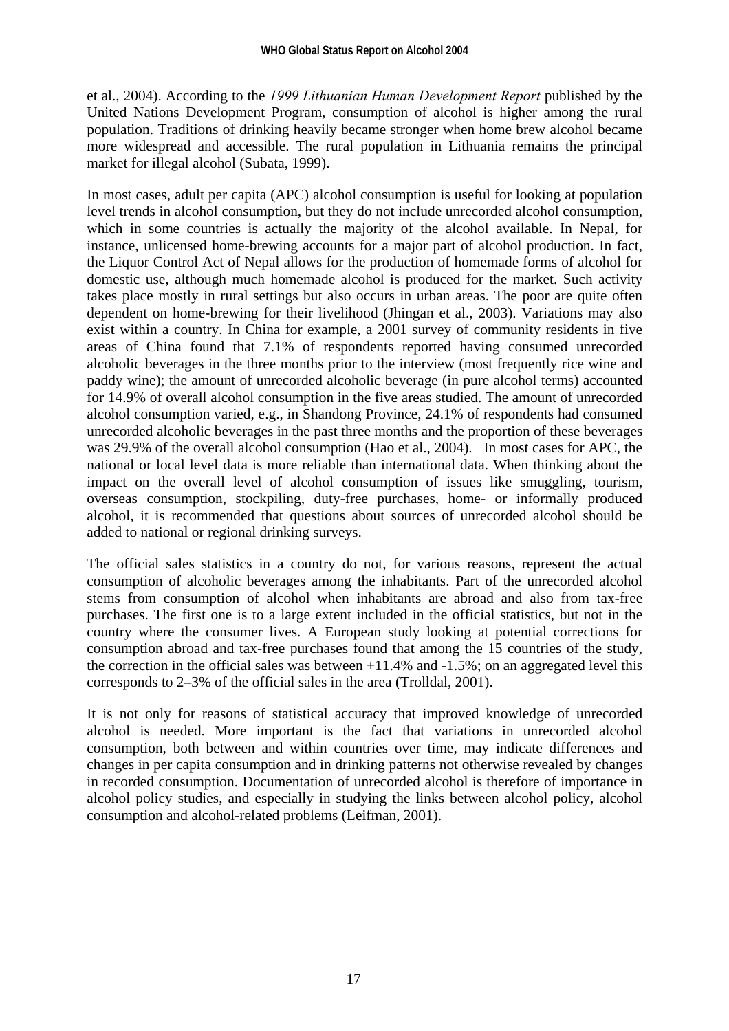et al., 2004). According to the *1999 Lithuanian Human Development Report* published by the United Nations Development Program, consumption of alcohol is higher among the rural population. Traditions of drinking heavily became stronger when home brew alcohol became more widespread and accessible. The rural population in Lithuania remains the principal market for illegal alcohol (Subata, 1999).

In most cases, adult per capita (APC) alcohol consumption is useful for looking at population level trends in alcohol consumption, but they do not include unrecorded alcohol consumption, which in some countries is actually the majority of the alcohol available. In Nepal, for instance, unlicensed home-brewing accounts for a major part of alcohol production. In fact, the Liquor Control Act of Nepal allows for the production of homemade forms of alcohol for domestic use, although much homemade alcohol is produced for the market. Such activity takes place mostly in rural settings but also occurs in urban areas. The poor are quite often dependent on home-brewing for their livelihood (Jhingan et al., 2003). Variations may also exist within a country. In China for example, a 2001 survey of community residents in five areas of China found that 7.1% of respondents reported having consumed unrecorded alcoholic beverages in the three months prior to the interview (most frequently rice wine and paddy wine); the amount of unrecorded alcoholic beverage (in pure alcohol terms) accounted for 14.9% of overall alcohol consumption in the five areas studied. The amount of unrecorded alcohol consumption varied, e.g., in Shandong Province, 24.1% of respondents had consumed unrecorded alcoholic beverages in the past three months and the proportion of these beverages was 29.9% of the overall alcohol consumption (Hao et al., 2004). In most cases for APC, the national or local level data is more reliable than international data. When thinking about the impact on the overall level of alcohol consumption of issues like smuggling, tourism, overseas consumption, stockpiling, duty-free purchases, home- or informally produced alcohol, it is recommended that questions about sources of unrecorded alcohol should be added to national or regional drinking surveys.

The official sales statistics in a country do not, for various reasons, represent the actual consumption of alcoholic beverages among the inhabitants. Part of the unrecorded alcohol stems from consumption of alcohol when inhabitants are abroad and also from tax-free purchases. The first one is to a large extent included in the official statistics, but not in the country where the consumer lives. A European study looking at potential corrections for consumption abroad and tax-free purchases found that among the 15 countries of the study, the correction in the official sales was between +11.4% and -1.5%; on an aggregated level this corresponds to 2–3% of the official sales in the area (Trolldal, 2001).

It is not only for reasons of statistical accuracy that improved knowledge of unrecorded alcohol is needed. More important is the fact that variations in unrecorded alcohol consumption, both between and within countries over time, may indicate differences and changes in per capita consumption and in drinking patterns not otherwise revealed by changes in recorded consumption. Documentation of unrecorded alcohol is therefore of importance in alcohol policy studies, and especially in studying the links between alcohol policy, alcohol consumption and alcohol-related problems (Leifman, 2001).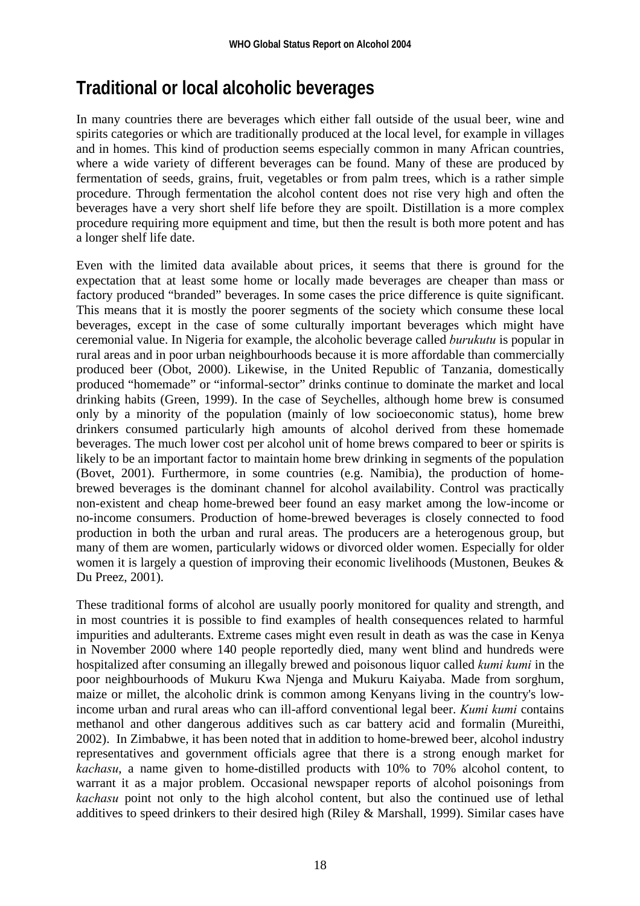# Traditional or local alcoholic beverages

In many countries there are beverages which either fall outside of the usual beer, wine and spirits categories or which are traditionally produced at the local level, for example in villages and in homes. This kind of production seems especially common in many African countries, where a wide variety of different beverages can be found. Many of these are produced by fermentation of seeds, grains, fruit, vegetables or from palm trees, which is a rather simple procedure. Through fermentation the alcohol content does not rise very high and often the beverages have a very short shelf life before they are spoilt. Distillation is a more complex procedure requiring more equipment and time, but then the result is both more potent and has a longer shelf life date.

Even with the limited data available about prices, it seems that there is ground for the expectation that at least some home or locally made beverages are cheaper than mass or factory produced "branded" beverages. In some cases the price difference is quite significant. This means that it is mostly the poorer segments of the society which consume these local beverages, except in the case of some culturally important beverages which might have ceremonial value. In Nigeria for example, the alcoholic beverage called *burukutu* is popular in rural areas and in poor urban neighbourhoods because it is more affordable than commercially produced beer (Obot, 2000). Likewise, in the United Republic of Tanzania, domestically produced "homemade" or "informal-sector" drinks continue to dominate the market and local drinking habits (Green, 1999). In the case of Seychelles, although home brew is consumed only by a minority of the population (mainly of low socioeconomic status), home brew drinkers consumed particularly high amounts of alcohol derived from these homemade beverages. The much lower cost per alcohol unit of home brews compared to beer or spirits is likely to be an important factor to maintain home brew drinking in segments of the population (Bovet, 2001). Furthermore, in some countries (e.g. Namibia), the production of home-brewed beverages is the dominant channel for alcohol availability. Control was practically non-existent and cheap home-brewed beer found an easy market among the low-income or no-income consumers. Production of home-brewed beverages is closely connected to food production in both the urban and rural areas. The producers are a heterogenous group, but many of them are women, particularly widows or divorced older women. Especially for older women it is largely a question of improving their economic livelihoods (Mustonen, Beukes & Du Preez, 2001).

These traditional forms of alcohol are usually poorly monitored for quality and strength, and in most countries it is possible to find examples of health consequences related to harmful impurities and adulterants. Extreme cases might even result in death as was the case in Kenya in November 2000 where 140 people reportedly died, many went blind and hundreds were hospitalized after consuming an illegally brewed and poisonous liquor called *kumi kumi* in the poor neighbourhoods of Mukuru Kwa Njenga and Mukuru Kaiyaba. Made from sorghum, maize or millet, the alcoholic drink is common among Kenyans living in the country's low-income urban and rural areas who can ill-afford conventional legal beer. *Kumi kumi* contains methanol and other dangerous additives such as car battery acid and formalin (Mureithi, 2002). In Zimbabwe, it has been noted that in addition to home-brewed beer, alcohol industry representatives and government officials agree that there is a strong enough market for *kachasu*, a name given to home-distilled products with 10% to 70% alcohol content, to warrant it as a major problem. Occasional newspaper reports of alcohol poisonings from *kachasu* point not only to the high alcohol content, but also the continued use of lethal additives to speed drinkers to their desired high (Riley & Marshall, 1999). Similar cases have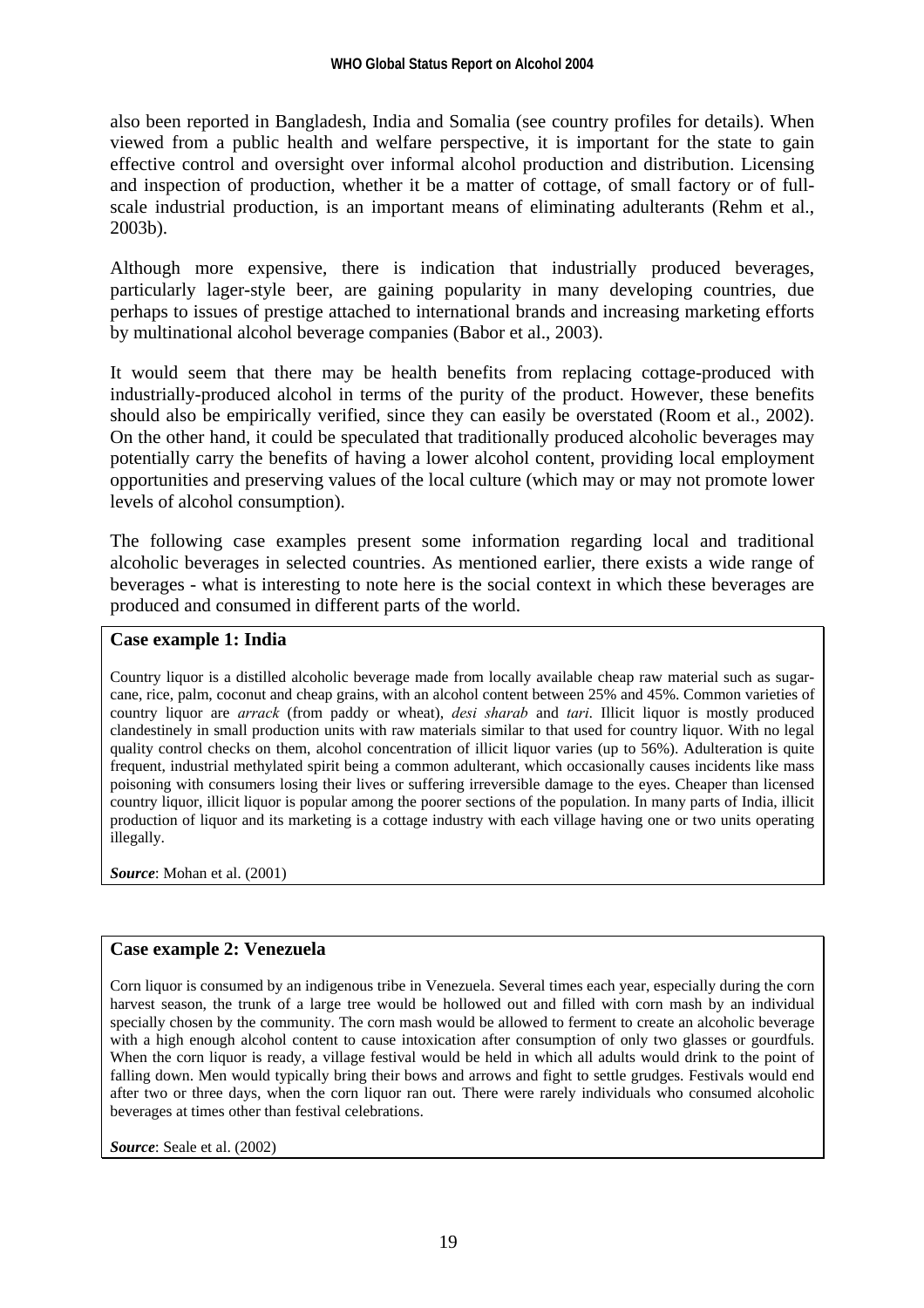also been reported in Bangladesh, India and Somalia (see country profiles for details). When viewed from a public health and welfare perspective, it is important for the state to gain effective control and oversight over informal alcohol production and distribution. Licensing and inspection of production, whether it be a matter of cottage, of small factory or of full-scale industrial production, is an important means of eliminating adulterants (Rehm et al., 2003b).

Although more expensive, there is indication that industrially produced beverages, particularly lager-style beer, are gaining popularity in many developing countries, due perhaps to issues of prestige attached to international brands and increasing marketing efforts by multinational alcohol beverage companies (Babor et al., 2003).

It would seem that there may be health benefits from replacing cottage-produced with industrially-produced alcohol in terms of the purity of the product. However, these benefits should also be empirically verified, since they can easily be overstated (Room et al., 2002). On the other hand, it could be speculated that traditionally produced alcoholic beverages may potentially carry the benefits of having a lower alcohol content, providing local employment opportunities and preserving values of the local culture (which may or may not promote lower levels of alcohol consumption).

The following case examples present some information regarding local and traditional alcoholic beverages in selected countries. As mentioned earlier, there exists a wide range of beverages - what is interesting to note here is the social context in which these beverages are produced and consumed in different parts of the world.

**Case example 1: India**

Country liquor is a distilled alcoholic beverage made from locally available cheap raw material such as sugar-cane, rice, palm, coconut and cheap grains, with an alcohol content between 25% and 45%. Common varieties of country liquor are *arrack* (from paddy or wheat), *desi sharab* and *tari*. Illicit liquor is mostly produced clandestinely in small production units with raw materials similar to that used for country liquor. With no legal quality control checks on them, alcohol concentration of illicit liquor varies (up to 56%). Adulteration is quite frequent, industrial methylated spirit being a common adulterant, which occasionally causes incidents like mass poisoning with consumers losing their lives or suffering irreversible damage to the eyes. Cheaper than licensed country liquor, illicit liquor is popular among the poorer sections of the population. In many parts of India, illicit production of liquor and its marketing is a cottage industry with each village having one or two units operating illegally.

***Source***: Mohan et al. (2001)

**Case example 2: Venezuela**

Corn liquor is consumed by an indigenous tribe in Venezuela. Several times each year, especially during the corn harvest season, the trunk of a large tree would be hollowed out and filled with corn mash by an individual specially chosen by the community. The corn mash would be allowed to ferment to create an alcoholic beverage with a high enough alcohol content to cause intoxication after consumption of only two glasses or gourdfuls. When the corn liquor is ready, a village festival would be held in which all adults would drink to the point of falling down. Men would typically bring their bows and arrows and fight to settle grudges. Festivals would end after two or three days, when the corn liquor ran out. There were rarely individuals who consumed alcoholic beverages at times other than festival celebrations.

***Source***: Seale et al. (2002)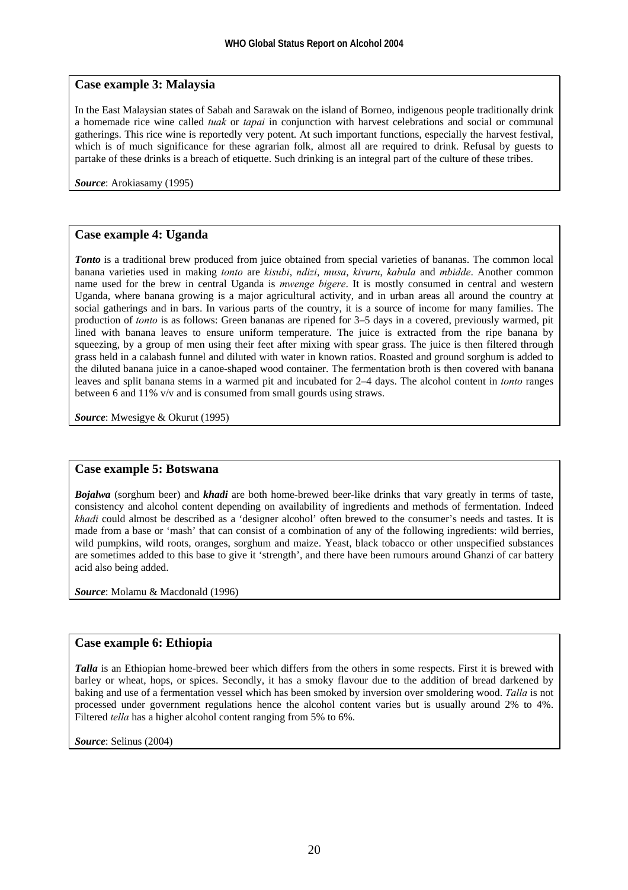### Case example 3: Malaysia

In the East Malaysian states of Sabah and Sarawak on the island of Borneo, indigenous people traditionally drink a homemade rice wine called *tuak* or *tapai* in conjunction with harvest celebrations and social or communal gatherings. This rice wine is reportedly very potent. At such important functions, especially the harvest festival, which is of much significance for these agrarian folk, almost all are required to drink. Refusal by guests to partake of these drinks is a breach of etiquette. Such drinking is an integral part of the culture of these tribes.

***Source***: Arokiasamy (1995)

### Case example 4: Uganda

***Tonto*** is a traditional brew produced from juice obtained from special varieties of bananas. The common local banana varieties used in making *tonto* are *kisubi*, *ndizi*, *musa*, *kivuru*, *kabula* and *mbidde*. Another common name used for the brew in central Uganda is *mwenge bigere*. It is mostly consumed in central and western Uganda, where banana growing is a major agricultural activity, and in urban areas all around the country at social gatherings and in bars. In various parts of the country, it is a source of income for many families. The production of *tonto* is as follows: Green bananas are ripened for 3–5 days in a covered, previously warmed, pit lined with banana leaves to ensure uniform temperature. The juice is extracted from the ripe banana by squeezing, by a group of men using their feet after mixing with spear grass. The juice is then filtered through grass held in a calabash funnel and diluted with water in known ratios. Roasted and ground sorghum is added to the diluted banana juice in a canoe-shaped wood container. The fermentation broth is then covered with banana leaves and split banana stems in a warmed pit and incubated for 2–4 days. The alcohol content in *tonto* ranges between 6 and 11% v/v and is consumed from small gourds using straws.

***Source***: Mwesigye & Okurut (1995)

### Case example 5: Botswana

***Bojalwa*** (sorghum beer) and ***khadi*** are both home-brewed beer-like drinks that vary greatly in terms of taste, consistency and alcohol content depending on availability of ingredients and methods of fermentation. Indeed *khadi* could almost be described as a 'designer alcohol' often brewed to the consumer's needs and tastes. It is made from a base or 'mash' that can consist of a combination of any of the following ingredients: wild berries, wild pumpkins, wild roots, oranges, sorghum and maize. Yeast, black tobacco or other unspecified substances are sometimes added to this base to give it 'strength', and there have been rumours around Ghanzi of car battery acid also being added.

***Source***: Molamu & Macdonald (1996)

### Case example 6: Ethiopia

***Talla*** is an Ethiopian home-brewed beer which differs from the others in some respects. First it is brewed with barley or wheat, hops, or spices. Secondly, it has a smoky flavour due to the addition of bread darkened by baking and use of a fermentation vessel which has been smoked by inversion over smoldering wood. *Talla* is not processed under government regulations hence the alcohol content varies but is usually around 2% to 4%. Filtered *tella* has a higher alcohol content ranging from 5% to 6%.

***Source***: Selinus (2004)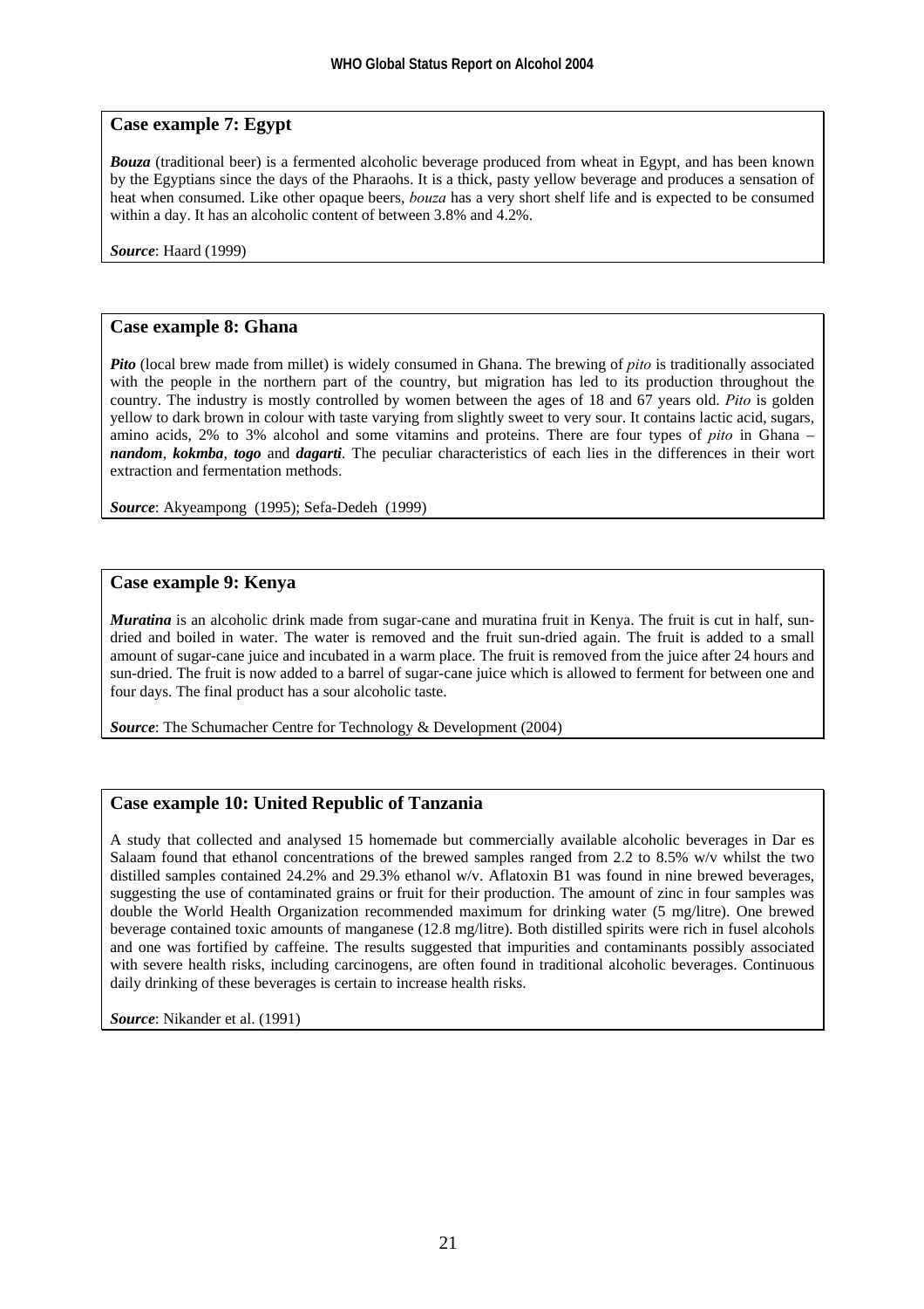### Case example 7: Egypt

***Bouza*** (traditional beer) is a fermented alcoholic beverage produced from wheat in Egypt, and has been known by the Egyptians since the days of the Pharaohs. It is a thick, pasty yellow beverage and produces a sensation of heat when consumed. Like other opaque beers, *bouza* has a very short shelf life and is expected to be consumed within a day. It has an alcoholic content of between 3.8% and 4.2%.

***Source***: Haard (1999)

### Case example 8: Ghana

***Pito*** (local brew made from millet) is widely consumed in Ghana. The brewing of *pito* is traditionally associated with the people in the northern part of the country, but migration has led to its production throughout the country. The industry is mostly controlled by women between the ages of 18 and 67 years old. *Pito* is golden yellow to dark brown in colour with taste varying from slightly sweet to very sour. It contains lactic acid, sugars, amino acids, 2% to 3% alcohol and some vitamins and proteins. There are four types of *pito* in Ghana – ***nandom***, ***kokmba***, ***togo*** and ***dagarti***. The peculiar characteristics of each lies in the differences in their wort extraction and fermentation methods.

***Source***: Akyeampong (1995); Sefa-Dedeh (1999)

### Case example 9: Kenya

***Muratina*** is an alcoholic drink made from sugar-cane and muratina fruit in Kenya. The fruit is cut in half, sun-dried and boiled in water. The water is removed and the fruit sun-dried again. The fruit is added to a small amount of sugar-cane juice and incubated in a warm place. The fruit is removed from the juice after 24 hours and sun-dried. The fruit is now added to a barrel of sugar-cane juice which is allowed to ferment for between one and four days. The final product has a sour alcoholic taste.

***Source***: The Schumacher Centre for Technology & Development (2004)

### Case example 10: United Republic of Tanzania

A study that collected and analysed 15 homemade but commercially available alcoholic beverages in Dar es Salaam found that ethanol concentrations of the brewed samples ranged from 2.2 to 8.5% w/v whilst the two distilled samples contained 24.2% and 29.3% ethanol w/v. Aflatoxin B1 was found in nine brewed beverages, suggesting the use of contaminated grains or fruit for their production. The amount of zinc in four samples was double the World Health Organization recommended maximum for drinking water (5 mg/litre). One brewed beverage contained toxic amounts of manganese (12.8 mg/litre). Both distilled spirits were rich in fusel alcohols and one was fortified by caffeine. The results suggested that impurities and contaminants possibly associated with severe health risks, including carcinogens, are often found in traditional alcoholic beverages. Continuous daily drinking of these beverages is certain to increase health risks.

***Source***: Nikander et al. (1991)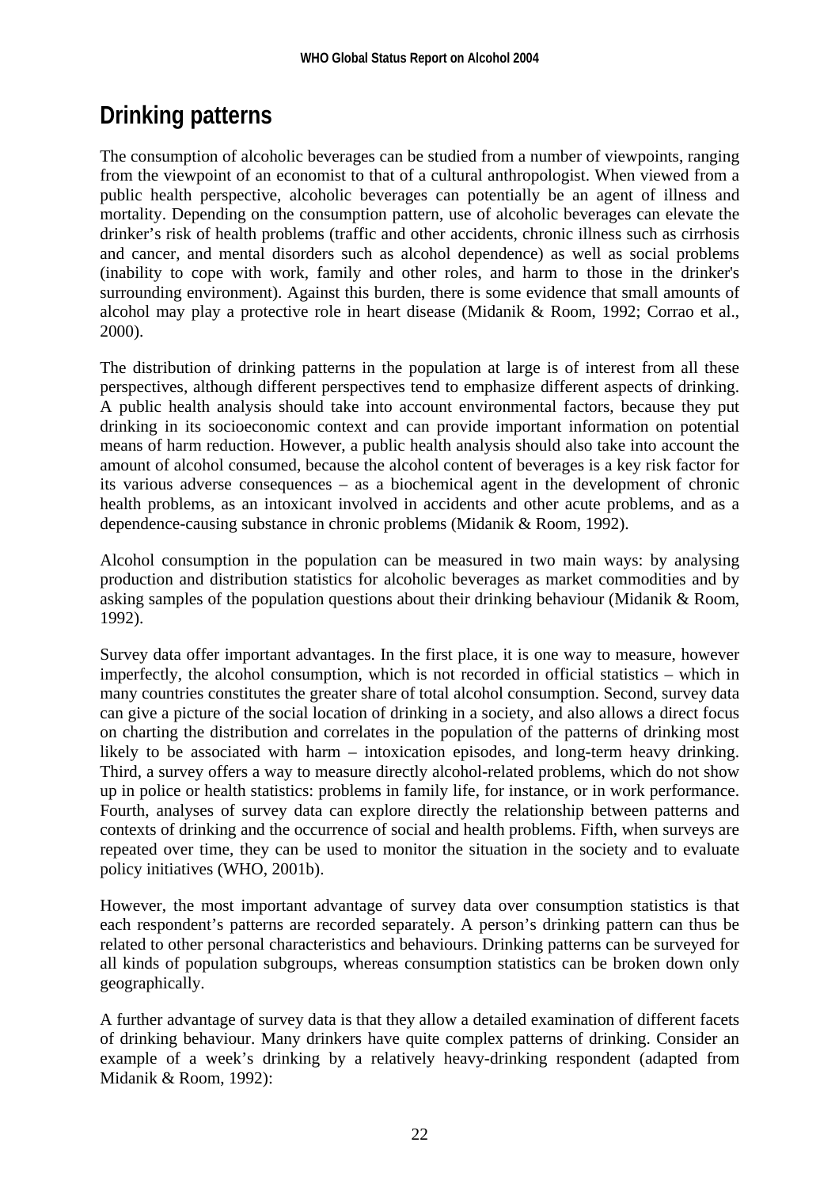# Drinking patterns

The consumption of alcoholic beverages can be studied from a number of viewpoints, ranging from the viewpoint of an economist to that of a cultural anthropologist. When viewed from a public health perspective, alcoholic beverages can potentially be an agent of illness and mortality. Depending on the consumption pattern, use of alcoholic beverages can elevate the drinker's risk of health problems (traffic and other accidents, chronic illness such as cirrhosis and cancer, and mental disorders such as alcohol dependence) as well as social problems (inability to cope with work, family and other roles, and harm to those in the drinker's surrounding environment). Against this burden, there is some evidence that small amounts of alcohol may play a protective role in heart disease (Midanik & Room, 1992; Corrao et al., 2000).

The distribution of drinking patterns in the population at large is of interest from all these perspectives, although different perspectives tend to emphasize different aspects of drinking. A public health analysis should take into account environmental factors, because they put drinking in its socioeconomic context and can provide important information on potential means of harm reduction. However, a public health analysis should also take into account the amount of alcohol consumed, because the alcohol content of beverages is a key risk factor for its various adverse consequences – as a biochemical agent in the development of chronic health problems, as an intoxicant involved in accidents and other acute problems, and as a dependence-causing substance in chronic problems (Midanik & Room, 1992).

Alcohol consumption in the population can be measured in two main ways: by analysing production and distribution statistics for alcoholic beverages as market commodities and by asking samples of the population questions about their drinking behaviour (Midanik & Room, 1992).

Survey data offer important advantages. In the first place, it is one way to measure, however imperfectly, the alcohol consumption, which is not recorded in official statistics – which in many countries constitutes the greater share of total alcohol consumption. Second, survey data can give a picture of the social location of drinking in a society, and also allows a direct focus on charting the distribution and correlates in the population of the patterns of drinking most likely to be associated with harm – intoxication episodes, and long-term heavy drinking. Third, a survey offers a way to measure directly alcohol-related problems, which do not show up in police or health statistics: problems in family life, for instance, or in work performance. Fourth, analyses of survey data can explore directly the relationship between patterns and contexts of drinking and the occurrence of social and health problems. Fifth, when surveys are repeated over time, they can be used to monitor the situation in the society and to evaluate policy initiatives (WHO, 2001b).

However, the most important advantage of survey data over consumption statistics is that each respondent's patterns are recorded separately. A person's drinking pattern can thus be related to other personal characteristics and behaviours. Drinking patterns can be surveyed for all kinds of population subgroups, whereas consumption statistics can be broken down only geographically.

A further advantage of survey data is that they allow a detailed examination of different facets of drinking behaviour. Many drinkers have quite complex patterns of drinking. Consider an example of a week's drinking by a relatively heavy-drinking respondent (adapted from Midanik & Room, 1992):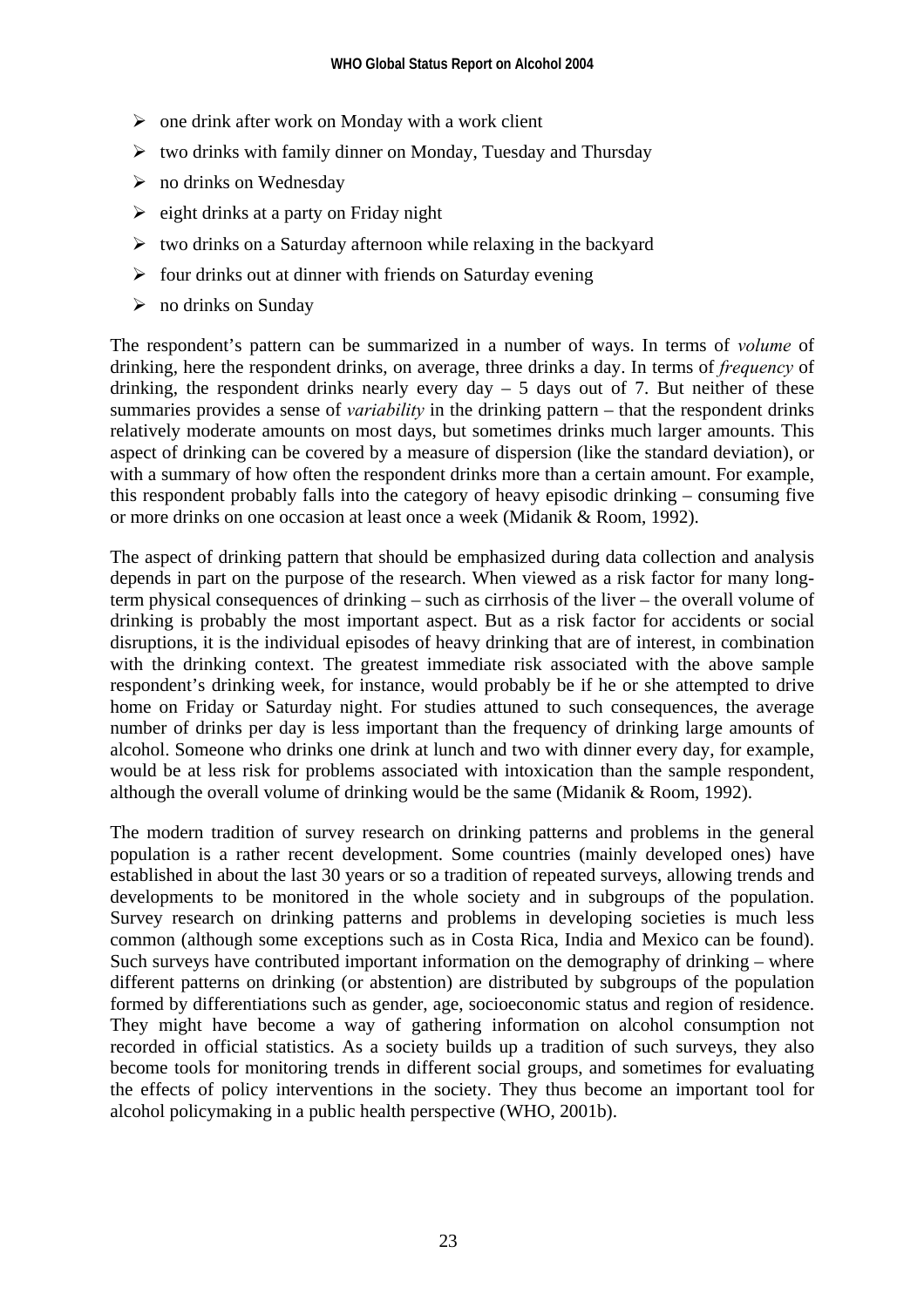- one drink after work on Monday with a work client
- two drinks with family dinner on Monday, Tuesday and Thursday
- no drinks on Wednesday
- eight drinks at a party on Friday night
- two drinks on a Saturday afternoon while relaxing in the backyard
- four drinks out at dinner with friends on Saturday evening
- no drinks on Sunday

The respondent's pattern can be summarized in a number of ways. In terms of *volume* of drinking, here the respondent drinks, on average, three drinks a day. In terms of *frequency* of drinking, the respondent drinks nearly every day – 5 days out of 7. But neither of these summaries provides a sense of *variability* in the drinking pattern – that the respondent drinks relatively moderate amounts on most days, but sometimes drinks much larger amounts. This aspect of drinking can be covered by a measure of dispersion (like the standard deviation), or with a summary of how often the respondent drinks more than a certain amount. For example, this respondent probably falls into the category of heavy episodic drinking – consuming five or more drinks on one occasion at least once a week (Midanik & Room, 1992).

The aspect of drinking pattern that should be emphasized during data collection and analysis depends in part on the purpose of the research. When viewed as a risk factor for many long-term physical consequences of drinking – such as cirrhosis of the liver – the overall volume of drinking is probably the most important aspect. But as a risk factor for accidents or social disruptions, it is the individual episodes of heavy drinking that are of interest, in combination with the drinking context. The greatest immediate risk associated with the above sample respondent's drinking week, for instance, would probably be if he or she attempted to drive home on Friday or Saturday night. For studies attuned to such consequences, the average number of drinks per day is less important than the frequency of drinking large amounts of alcohol. Someone who drinks one drink at lunch and two with dinner every day, for example, would be at less risk for problems associated with intoxication than the sample respondent, although the overall volume of drinking would be the same (Midanik & Room, 1992).

The modern tradition of survey research on drinking patterns and problems in the general population is a rather recent development. Some countries (mainly developed ones) have established in about the last 30 years or so a tradition of repeated surveys, allowing trends and developments to be monitored in the whole society and in subgroups of the population. Survey research on drinking patterns and problems in developing societies is much less common (although some exceptions such as in Costa Rica, India and Mexico can be found). Such surveys have contributed important information on the demography of drinking – where different patterns on drinking (or abstention) are distributed by subgroups of the population formed by differentiations such as gender, age, socioeconomic status and region of residence. They might have become a way of gathering information on alcohol consumption not recorded in official statistics. As a society builds up a tradition of such surveys, they also become tools for monitoring trends in different social groups, and sometimes for evaluating the effects of policy interventions in the society. They thus become an important tool for alcohol policymaking in a public health perspective (WHO, 2001b).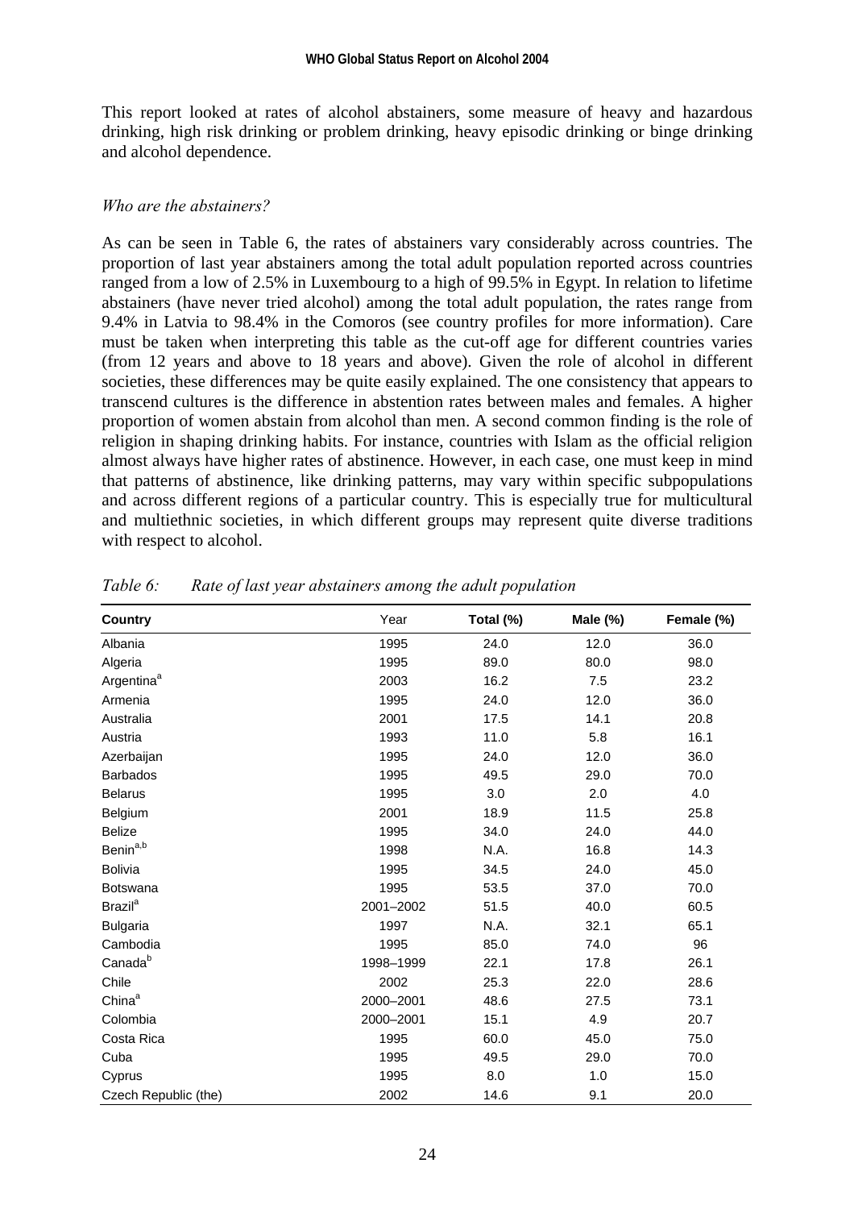This report looked at rates of alcohol abstainers, some measure of heavy and hazardous drinking, high risk drinking or problem drinking, heavy episodic drinking or binge drinking and alcohol dependence.

*Who are the abstainers?*

As can be seen in Table 6, the rates of abstainers vary considerably across countries. The proportion of last year abstainers among the total adult population reported across countries ranged from a low of 2.5% in Luxembourg to a high of 99.5% in Egypt. In relation to lifetime abstainers (have never tried alcohol) among the total adult population, the rates range from 9.4% in Latvia to 98.4% in the Comoros (see country profiles for more information). Care must be taken when interpreting this table as the cut-off age for different countries varies (from 12 years and above to 18 years and above). Given the role of alcohol in different societies, these differences may be quite easily explained. The one consistency that appears to transcend cultures is the difference in abstention rates between males and females. A higher proportion of women abstain from alcohol than men. A second common finding is the role of religion in shaping drinking habits. For instance, countries with Islam as the official religion almost always have higher rates of abstinence. However, in each case, one must keep in mind that patterns of abstinence, like drinking patterns, may vary within specific subpopulations and across different regions of a particular country. This is especially true for multicultural and multiethnic societies, in which different groups may represent quite diverse traditions with respect to alcohol.

*Table 6: Rate of last year abstainers among the adult population*

| Country | Year | Total (%) | Male (%) | Female (%) |
|---|---|---|---|---|
| Albania | 1995 | 24.0 | 12.0 | 36.0 |
| Algeria | 1995 | 89.0 | 80.0 | 98.0 |
| Argentina[a] | 2003 | 16.2 | 7.5 | 23.2 |
| Armenia | 1995 | 24.0 | 12.0 | 36.0 |
| Australia | 2001 | 17.5 | 14.1 | 20.8 |
| Austria | 1993 | 11.0 | 5.8 | 16.1 |
| Azerbaijan | 1995 | 24.0 | 12.0 | 36.0 |
| Barbados | 1995 | 49.5 | 29.0 | 70.0 |
| Belarus | 1995 | 3.0 | 2.0 | 4.0 |
| Belgium | 2001 | 18.9 | 11.5 | 25.8 |
| Belize | 1995 | 34.0 | 24.0 | 44.0 |
| Benin[a,b] | 1998 | N.A. | 16.8 | 14.3 |
| Bolivia | 1995 | 34.5 | 24.0 | 45.0 |
| Botswana | 1995 | 53.5 | 37.0 | 70.0 |
| Brazil[a] | 2001–2002 | 51.5 | 40.0 | 60.5 |
| Bulgaria | 1997 | N.A. | 32.1 | 65.1 |
| Cambodia | 1995 | 85.0 | 74.0 | 96 |
| Canada[b] | 1998–1999 | 22.1 | 17.8 | 26.1 |
| Chile | 2002 | 25.3 | 22.0 | 28.6 |
| China[a] | 2000–2001 | 48.6 | 27.5 | 73.1 |
| Colombia | 2000–2001 | 15.1 | 4.9 | 20.7 |
| Costa Rica | 1995 | 60.0 | 45.0 | 75.0 |
| Cuba | 1995 | 49.5 | 29.0 | 70.0 |
| Cyprus | 1995 | 8.0 | 1.0 | 15.0 |
| Czech Republic (the) | 2002 | 14.6 | 9.1 | 20.0 |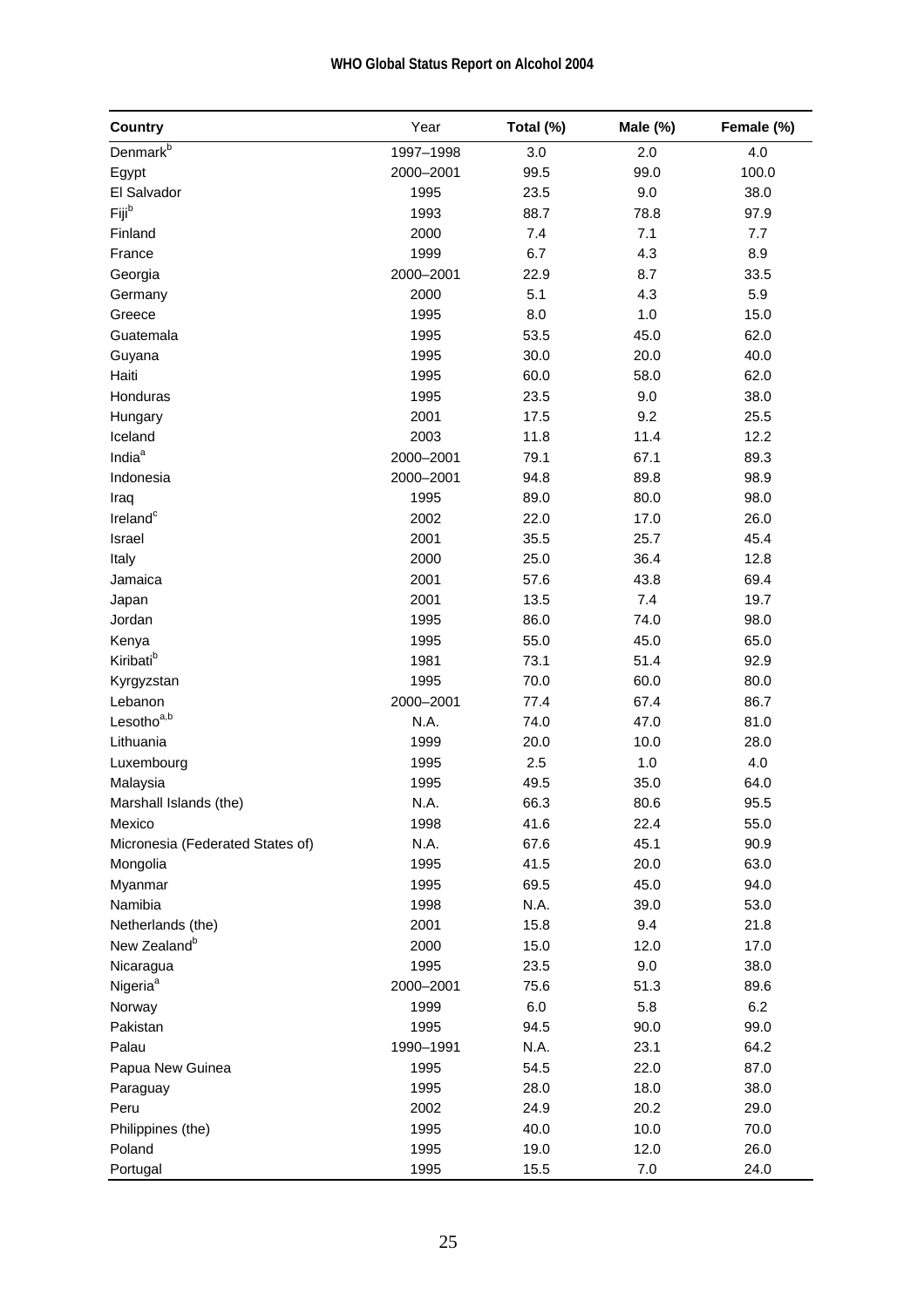| Country | Year | Total (%) | Male (%) | Female (%) |
|---|---|---|---|---|
| Denmark[b] | 1997–1998 | 3.0 | 2.0 | 4.0 |
| Egypt | 2000–2001 | 99.5 | 99.0 | 100.0 |
| El Salvador | 1995 | 23.5 | 9.0 | 38.0 |
| Fiji[b] | 1993 | 88.7 | 78.8 | 97.9 |
| Finland | 2000 | 7.4 | 7.1 | 7.7 |
| France | 1999 | 6.7 | 4.3 | 8.9 |
| Georgia | 2000–2001 | 22.9 | 8.7 | 33.5 |
| Germany | 2000 | 5.1 | 4.3 | 5.9 |
| Greece | 1995 | 8.0 | 1.0 | 15.0 |
| Guatemala | 1995 | 53.5 | 45.0 | 62.0 |
| Guyana | 1995 | 30.0 | 20.0 | 40.0 |
| Haiti | 1995 | 60.0 | 58.0 | 62.0 |
| Honduras | 1995 | 23.5 | 9.0 | 38.0 |
| Hungary | 2001 | 17.5 | 9.2 | 25.5 |
| Iceland | 2003 | 11.8 | 11.4 | 12.2 |
| India[a] | 2000–2001 | 79.1 | 67.1 | 89.3 |
| Indonesia | 2000–2001 | 94.8 | 89.8 | 98.9 |
| Iraq | 1995 | 89.0 | 80.0 | 98.0 |
| Ireland[c] | 2002 | 22.0 | 17.0 | 26.0 |
| Israel | 2001 | 35.5 | 25.7 | 45.4 |
| Italy | 2000 | 25.0 | 36.4 | 12.8 |
| Jamaica | 2001 | 57.6 | 43.8 | 69.4 |
| Japan | 2001 | 13.5 | 7.4 | 19.7 |
| Jordan | 1995 | 86.0 | 74.0 | 98.0 |
| Kenya | 1995 | 55.0 | 45.0 | 65.0 |
| Kiribati[b] | 1981 | 73.1 | 51.4 | 92.9 |
| Kyrgyzstan | 1995 | 70.0 | 60.0 | 80.0 |
| Lebanon | 2000–2001 | 77.4 | 67.4 | 86.7 |
| Lesotho[a,b] | N.A. | 74.0 | 47.0 | 81.0 |
| Lithuania | 1999 | 20.0 | 10.0 | 28.0 |
| Luxembourg | 1995 | 2.5 | 1.0 | 4.0 |
| Malaysia | 1995 | 49.5 | 35.0 | 64.0 |
| Marshall Islands (the) | N.A. | 66.3 | 80.6 | 95.5 |
| Mexico | 1998 | 41.6 | 22.4 | 55.0 |
| Micronesia (Federated States of) | N.A. | 67.6 | 45.1 | 90.9 |
| Mongolia | 1995 | 41.5 | 20.0 | 63.0 |
| Myanmar | 1995 | 69.5 | 45.0 | 94.0 |
| Namibia | 1998 | N.A. | 39.0 | 53.0 |
| Netherlands (the) | 2001 | 15.8 | 9.4 | 21.8 |
| New Zealand[b] | 2000 | 15.0 | 12.0 | 17.0 |
| Nicaragua | 1995 | 23.5 | 9.0 | 38.0 |
| Nigeria[a] | 2000–2001 | 75.6 | 51.3 | 89.6 |
| Norway | 1999 | 6.0 | 5.8 | 6.2 |
| Pakistan | 1995 | 94.5 | 90.0 | 99.0 |
| Palau | 1990–1991 | N.A. | 23.1 | 64.2 |
| Papua New Guinea | 1995 | 54.5 | 22.0 | 87.0 |
| Paraguay | 1995 | 28.0 | 18.0 | 38.0 |
| Peru | 2002 | 24.9 | 20.2 | 29.0 |
| Philippines (the) | 1995 | 40.0 | 10.0 | 70.0 |
| Poland | 1995 | 19.0 | 12.0 | 26.0 |
| Portugal | 1995 | 15.5 | 7.0 | 24.0 |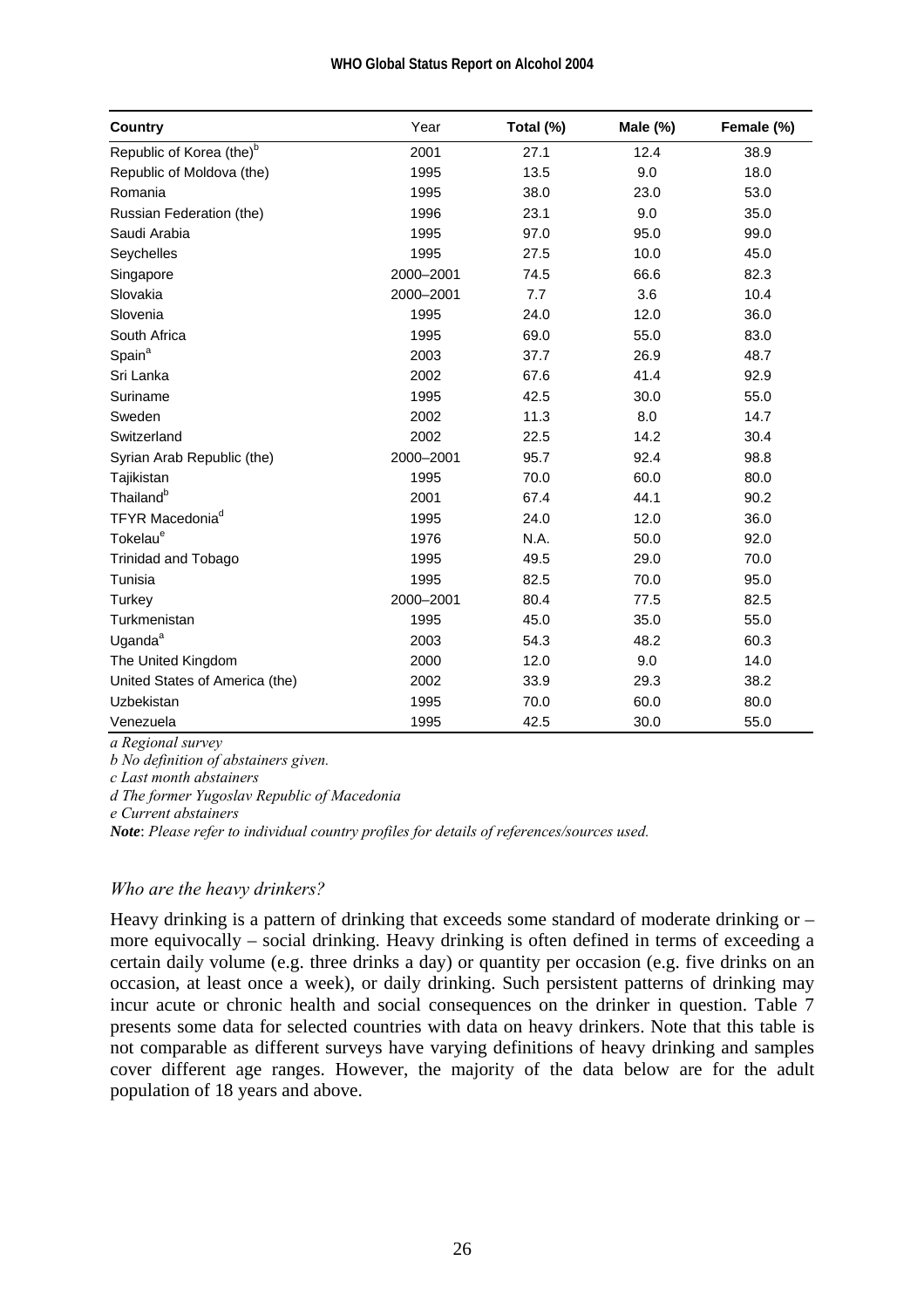| Country | Year | Total (%) | Male (%) | Female (%) |
|---|---|---|---|---|
| Republic of Korea (the)[b] | 2001 | 27.1 | 12.4 | 38.9 |
| Republic of Moldova (the) | 1995 | 13.5 | 9.0 | 18.0 |
| Romania | 1995 | 38.0 | 23.0 | 53.0 |
| Russian Federation (the) | 1996 | 23.1 | 9.0 | 35.0 |
| Saudi Arabia | 1995 | 97.0 | 95.0 | 99.0 |
| Seychelles | 1995 | 27.5 | 10.0 | 45.0 |
| Singapore | 2000–2001 | 74.5 | 66.6 | 82.3 |
| Slovakia | 2000–2001 | 7.7 | 3.6 | 10.4 |
| Slovenia | 1995 | 24.0 | 12.0 | 36.0 |
| South Africa | 1995 | 69.0 | 55.0 | 83.0 |
| Spain[a] | 2003 | 37.7 | 26.9 | 48.7 |
| Sri Lanka | 2002 | 67.6 | 41.4 | 92.9 |
| Suriname | 1995 | 42.5 | 30.0 | 55.0 |
| Sweden | 2002 | 11.3 | 8.0 | 14.7 |
| Switzerland | 2002 | 22.5 | 14.2 | 30.4 |
| Syrian Arab Republic (the) | 2000–2001 | 95.7 | 92.4 | 98.8 |
| Tajikistan | 1995 | 70.0 | 60.0 | 80.0 |
| Thailand[b] | 2001 | 67.4 | 44.1 | 90.2 |
| TFYR Macedonia[d] | 1995 | 24.0 | 12.0 | 36.0 |
| Tokelau[e] | 1976 | N.A. | 50.0 | 92.0 |
| Trinidad and Tobago | 1995 | 49.5 | 29.0 | 70.0 |
| Tunisia | 1995 | 82.5 | 70.0 | 95.0 |
| Turkey | 2000–2001 | 80.4 | 77.5 | 82.5 |
| Turkmenistan | 1995 | 45.0 | 35.0 | 55.0 |
| Uganda[a] | 2003 | 54.3 | 48.2 | 60.3 |
| The United Kingdom | 2000 | 12.0 | 9.0 | 14.0 |
| United States of America (the) | 2002 | 33.9 | 29.3 | 38.2 |
| Uzbekistan | 1995 | 70.0 | 60.0 | 80.0 |
| Venezuela | 1995 | 42.5 | 30.0 | 55.0 |

*a Regional survey*

*b No definition of abstainers given.*

*c Last month abstainers*

*d The former Yugoslav Republic of Macedonia*

*e Current abstainers*

***Note**: Please refer to individual country profiles for details of references/sources used.*

### *Who are the heavy drinkers?*

Heavy drinking is a pattern of drinking that exceeds some standard of moderate drinking or – more equivocally – social drinking. Heavy drinking is often defined in terms of exceeding a certain daily volume (e.g. three drinks a day) or quantity per occasion (e.g. five drinks on an occasion, at least once a week), or daily drinking. Such persistent patterns of drinking may incur acute or chronic health and social consequences on the drinker in question. Table 7 presents some data for selected countries with data on heavy drinkers. Note that this table is not comparable as different surveys have varying definitions of heavy drinking and samples cover different age ranges. However, the majority of the data below are for the adult population of 18 years and above.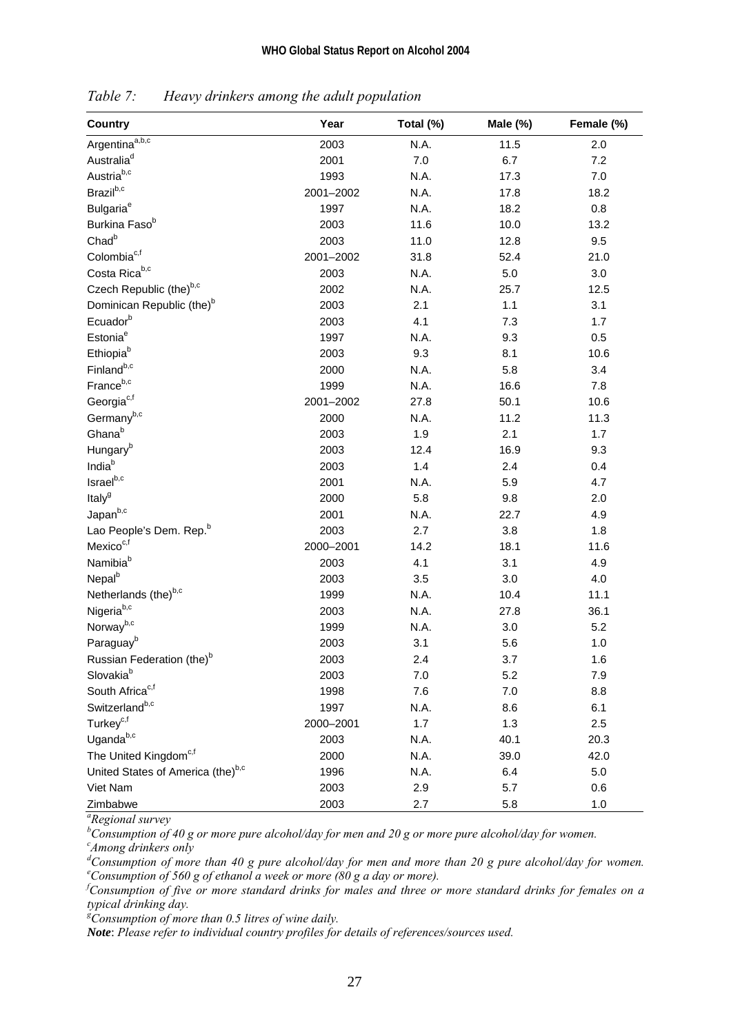*Table 7: Heavy drinkers among the adult population*

| Country | Year | Total (%) | Male (%) | Female (%) |
|---|---|---|---|---|
| Argentina[a,b,c] | 2003 | N.A. | 11.5 | 2.0 |
| Australia[d] | 2001 | 7.0 | 6.7 | 7.2 |
| Austria[b,c] | 1993 | N.A. | 17.3 | 7.0 |
| Brazil[b,c] | 2001–2002 | N.A. | 17.8 | 18.2 |
| Bulgaria[e] | 1997 | N.A. | 18.2 | 0.8 |
| Burkina Faso[b] | 2003 | 11.6 | 10.0 | 13.2 |
| Chad[b] | 2003 | 11.0 | 12.8 | 9.5 |
| Colombia[c,f] | 2001–2002 | 31.8 | 52.4 | 21.0 |
| Costa Rica[b,c] | 2003 | N.A. | 5.0 | 3.0 |
| Czech Republic (the)[b,c] | 2002 | N.A. | 25.7 | 12.5 |
| Dominican Republic (the)[b] | 2003 | 2.1 | 1.1 | 3.1 |
| Ecuador[b] | 2003 | 4.1 | 7.3 | 1.7 |
| Estonia[e] | 1997 | N.A. | 9.3 | 0.5 |
| Ethiopia[b] | 2003 | 9.3 | 8.1 | 10.6 |
| Finland[b,c] | 2000 | N.A. | 5.8 | 3.4 |
| France[b,c] | 1999 | N.A. | 16.6 | 7.8 |
| Georgia[c,f] | 2001–2002 | 27.8 | 50.1 | 10.6 |
| Germany[b,c] | 2000 | N.A. | 11.2 | 11.3 |
| Ghana[b] | 2003 | 1.9 | 2.1 | 1.7 |
| Hungary[b] | 2003 | 12.4 | 16.9 | 9.3 |
| India[b] | 2003 | 1.4 | 2.4 | 0.4 |
| Israel[b,c] | 2001 | N.A. | 5.9 | 4.7 |
| Italy[g] | 2000 | 5.8 | 9.8 | 2.0 |
| Japan[b,c] | 2001 | N.A. | 22.7 | 4.9 |
| Lao People's Dem. Rep.[b] | 2003 | 2.7 | 3.8 | 1.8 |
| Mexico[c,f] | 2000–2001 | 14.2 | 18.1 | 11.6 |
| Namibia[b] | 2003 | 4.1 | 3.1 | 4.9 |
| Nepal[b] | 2003 | 3.5 | 3.0 | 4.0 |
| Netherlands (the)[b,c] | 1999 | N.A. | 10.4 | 11.1 |
| Nigeria[b,c] | 2003 | N.A. | 27.8 | 36.1 |
| Norway[b,c] | 1999 | N.A. | 3.0 | 5.2 |
| Paraguay[b] | 2003 | 3.1 | 5.6 | 1.0 |
| Russian Federation (the)[b] | 2003 | 2.4 | 3.7 | 1.6 |
| Slovakia[b] | 2003 | 7.0 | 5.2 | 7.9 |
| South Africa[c,f] | 1998 | 7.6 | 7.0 | 8.8 |
| Switzerland[b,c] | 1997 | N.A. | 8.6 | 6.1 |
| Turkey[c,f] | 2000–2001 | 1.7 | 1.3 | 2.5 |
| Uganda[b,c] | 2003 | N.A. | 40.1 | 20.3 |
| The United Kingdom[c,f] | 2000 | N.A. | 39.0 | 42.0 |
| United States of America (the)[b,c] | 1996 | N.A. | 6.4 | 5.0 |
| Viet Nam | 2003 | 2.9 | 5.7 | 0.6 |
| Zimbabwe | 2003 | 2.7 | 5.8 | 1.0 |

[a] *Regional survey*

[b] *Consumption of 40 g or more pure alcohol/day for men and 20 g or more pure alcohol/day for women.*

[c] *Among drinkers only*

[d] *Consumption of more than 40 g pure alcohol/day for men and more than 20 g pure alcohol/day for women.*

[e] *Consumption of 560 g of ethanol a week or more (80 g a day or more).*

[f] *Consumption of five or more standard drinks for males and three or more standard drinks for females on a typical drinking day.*

[g] *Consumption of more than 0.5 litres of wine daily.*

***Note***: *Please refer to individual country profiles for details of references/sources used.*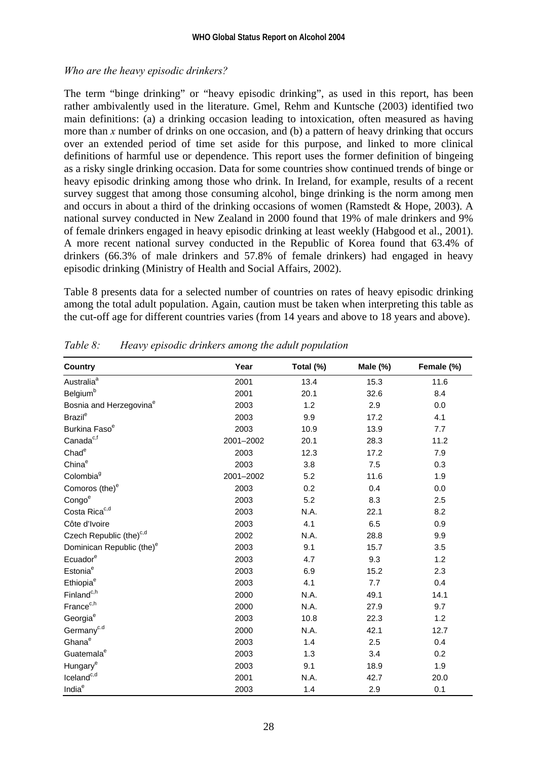*Who are the heavy episodic drinkers?*

The term "binge drinking" or "heavy episodic drinking", as used in this report, has been rather ambivalently used in the literature. Gmel, Rehm and Kuntsche (2003) identified two main definitions: (a) a drinking occasion leading to intoxication, often measured as having more than *x* number of drinks on one occasion, and (b) a pattern of heavy drinking that occurs over an extended period of time set aside for this purpose, and linked to more clinical definitions of harmful use or dependence. This report uses the former definition of bingeing as a risky single drinking occasion. Data for some countries show continued trends of binge or heavy episodic drinking among those who drink. In Ireland, for example, results of a recent survey suggest that among those consuming alcohol, binge drinking is the norm among men and occurs in about a third of the drinking occasions of women (Ramstedt & Hope, 2003). A national survey conducted in New Zealand in 2000 found that 19% of male drinkers and 9% of female drinkers engaged in heavy episodic drinking at least weekly (Habgood et al., 2001). A more recent national survey conducted in the Republic of Korea found that 63.4% of drinkers (66.3% of male drinkers and 57.8% of female drinkers) had engaged in heavy episodic drinking (Ministry of Health and Social Affairs, 2002).

Table 8 presents data for a selected number of countries on rates of heavy episodic drinking among the total adult population. Again, caution must be taken when interpreting this table as the cut-off age for different countries varies (from 14 years and above to 18 years and above).

*Table 8: Heavy episodic drinkers among the adult population*

| Country | Year | Total (%) | Male (%) | Female (%) |
|---|---|---|---|---|
| Australia[a] | 2001 | 13.4 | 15.3 | 11.6 |
| Belgium[b] | 2001 | 20.1 | 32.6 | 8.4 |
| Bosnia and Herzegovina[e] | 2003 | 1.2 | 2.9 | 0.0 |
| Brazil[e] | 2003 | 9.9 | 17.2 | 4.1 |
| Burkina Faso[e] | 2003 | 10.9 | 13.9 | 7.7 |
| Canada[c,f] | 2001–2002 | 20.1 | 28.3 | 11.2 |
| Chad[e] | 2003 | 12.3 | 17.2 | 7.9 |
| China[e] | 2003 | 3.8 | 7.5 | 0.3 |
| Colombia[g] | 2001–2002 | 5.2 | 11.6 | 1.9 |
| Comoros (the)[e] | 2003 | 0.2 | 0.4 | 0.0 |
| Congo[e] | 2003 | 5.2 | 8.3 | 2.5 |
| Costa Rica[c,d] | 2003 | N.A. | 22.1 | 8.2 |
| Côte d'Ivoire | 2003 | 4.1 | 6.5 | 0.9 |
| Czech Republic (the)[c,d] | 2002 | N.A. | 28.8 | 9.9 |
| Dominican Republic (the)[e] | 2003 | 9.1 | 15.7 | 3.5 |
| Ecuador[e] | 2003 | 4.7 | 9.3 | 1.2 |
| Estonia[e] | 2003 | 6.9 | 15.2 | 2.3 |
| Ethiopia[e] | 2003 | 4.1 | 7.7 | 0.4 |
| Finland[c,h] | 2000 | N.A. | 49.1 | 14.1 |
| France[c,h] | 2000 | N.A. | 27.9 | 9.7 |
| Georgia[e] | 2003 | 10.8 | 22.3 | 1.2 |
| Germany[c,d] | 2000 | N.A. | 42.1 | 12.7 |
| Ghana[e] | 2003 | 1.4 | 2.5 | 0.4 |
| Guatemala[e] | 2003 | 1.3 | 3.4 | 0.2 |
| Hungary[e] | 2003 | 9.1 | 18.9 | 1.9 |
| Iceland[c,d] | 2001 | N.A. | 42.7 | 20.0 |
| India[e] | 2003 | 1.4 | 2.9 | 0.1 |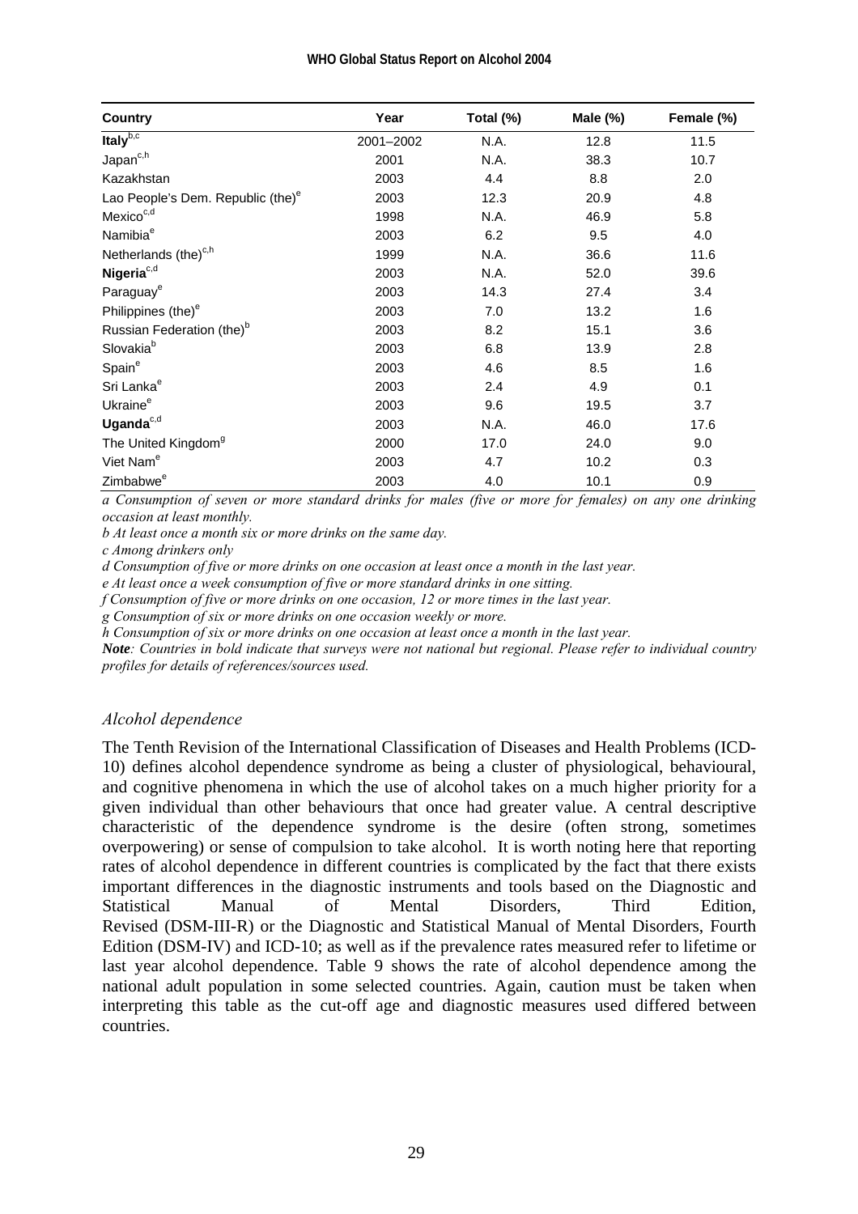| Country | Year | Total (%) | Male (%) | Female (%) |
|---|---|---|---|---|
| **Italy**[b,c] | 2001–2002 | N.A. | 12.8 | 11.5 |
| Japan[c,h] | 2001 | N.A. | 38.3 | 10.7 |
| Kazakhstan | 2003 | 4.4 | 8.8 | 2.0 |
| Lao People's Dem. Republic (the)[e] | 2003 | 12.3 | 20.9 | 4.8 |
| Mexico[c,d] | 1998 | N.A. | 46.9 | 5.8 |
| Namibia[e] | 2003 | 6.2 | 9.5 | 4.0 |
| Netherlands (the)[c,h] | 1999 | N.A. | 36.6 | 11.6 |
| **Nigeria**[c,d] | 2003 | N.A. | 52.0 | 39.6 |
| Paraguay[e] | 2003 | 14.3 | 27.4 | 3.4 |
| Philippines (the)[e] | 2003 | 7.0 | 13.2 | 1.6 |
| Russian Federation (the)[b] | 2003 | 8.2 | 15.1 | 3.6 |
| Slovakia[b] | 2003 | 6.8 | 13.9 | 2.8 |
| Spain[e] | 2003 | 4.6 | 8.5 | 1.6 |
| Sri Lanka[e] | 2003 | 2.4 | 4.9 | 0.1 |
| Ukraine[e] | 2003 | 9.6 | 19.5 | 3.7 |
| **Uganda**[c,d] | 2003 | N.A. | 46.0 | 17.6 |
| The United Kingdom[g] | 2000 | 17.0 | 24.0 | 9.0 |
| Viet Nam[e] | 2003 | 4.7 | 10.2 | 0.3 |
| Zimbabwe[e] | 2003 | 4.0 | 10.1 | 0.9 |

*a Consumption of seven or more standard drinks for males (five or more for females) on any one drinking occasion at least monthly.*

*b At least once a month six or more drinks on the same day.*

*c Among drinkers only*

*d Consumption of five or more drinks on one occasion at least once a month in the last year.*

*e At least once a week consumption of five or more standard drinks in one sitting.*

*f Consumption of five or more drinks on one occasion, 12 or more times in the last year.*

*g Consumption of six or more drinks on one occasion weekly or more.*

*h Consumption of six or more drinks on one occasion at least once a month in the last year.*

***Note**: Countries in bold indicate that surveys were not national but regional. Please refer to individual country profiles for details of references/sources used.*

### *Alcohol dependence*

The Tenth Revision of the International Classification of Diseases and Health Problems (ICD-10) defines alcohol dependence syndrome as being a cluster of physiological, behavioural, and cognitive phenomena in which the use of alcohol takes on a much higher priority for a given individual than other behaviours that once had greater value. A central descriptive characteristic of the dependence syndrome is the desire (often strong, sometimes overpowering) or sense of compulsion to take alcohol. It is worth noting here that reporting rates of alcohol dependence in different countries is complicated by the fact that there exists important differences in the diagnostic instruments and tools based on the Diagnostic and Statistical Manual of Mental Disorders, Third Edition, Revised (DSM-III-R) or the Diagnostic and Statistical Manual of Mental Disorders, Fourth Edition (DSM-IV) and ICD-10; as well as if the prevalence rates measured refer to lifetime or last year alcohol dependence. Table 9 shows the rate of alcohol dependence among the national adult population in some selected countries. Again, caution must be taken when interpreting this table as the cut-off age and diagnostic measures used differed between countries.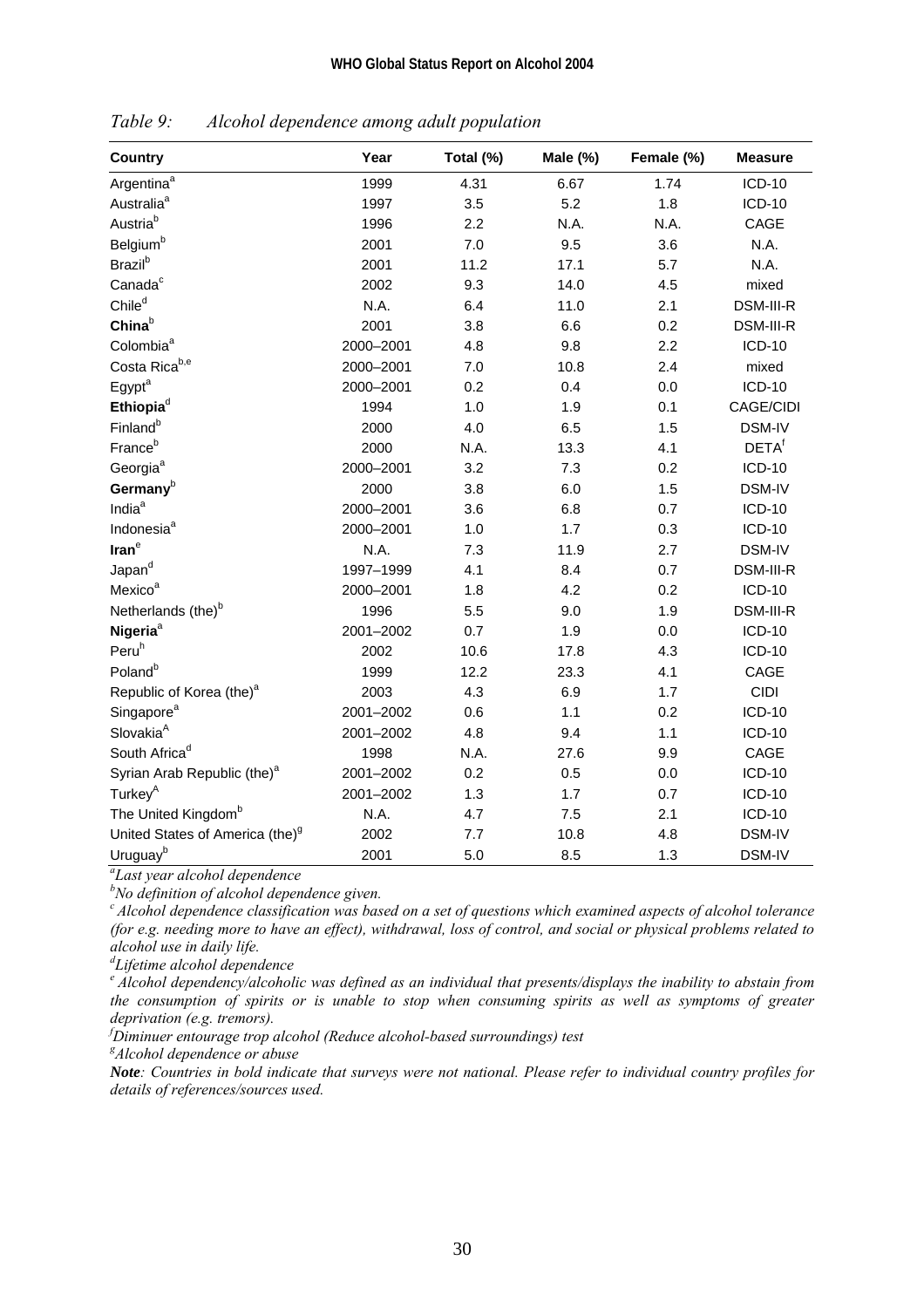*Table 9: Alcohol dependence among adult population*

| Country | Year | Total (%) | Male (%) | Female (%) | Measure |
|---|---|---|---|---|---|
| Argentina[a] | 1999 | 4.31 | 6.67 | 1.74 | ICD-10 |
| Australia[a] | 1997 | 3.5 | 5.2 | 1.8 | ICD-10 |
| Austria[b] | 1996 | 2.2 | N.A. | N.A. | CAGE |
| Belgium[b] | 2001 | 7.0 | 9.5 | 3.6 | N.A. |
| Brazil[b] | 2001 | 11.2 | 17.1 | 5.7 | N.A. |
| Canada[c] | 2002 | 9.3 | 14.0 | 4.5 | mixed |
| Chile[d] | N.A. | 6.4 | 11.0 | 2.1 | DSM-III-R |
| **China**[b] | 2001 | 3.8 | 6.6 | 0.2 | DSM-III-R |
| Colombia[a] | 2000–2001 | 4.8 | 9.8 | 2.2 | ICD-10 |
| Costa Rica[b,e] | 2000–2001 | 7.0 | 10.8 | 2.4 | mixed |
| Egypt[a] | 2000–2001 | 0.2 | 0.4 | 0.0 | ICD-10 |
| **Ethiopia**[d] | 1994 | 1.0 | 1.9 | 0.1 | CAGE/CIDI |
| Finland[b] | 2000 | 4.0 | 6.5 | 1.5 | DSM-IV |
| France[b] | 2000 | N.A. | 13.3 | 4.1 | DETA[f] |
| Georgia[a] | 2000–2001 | 3.2 | 7.3 | 0.2 | ICD-10 |
| **Germany**[b] | 2000 | 3.8 | 6.0 | 1.5 | DSM-IV |
| India[a] | 2000–2001 | 3.6 | 6.8 | 0.7 | ICD-10 |
| Indonesia[a] | 2000–2001 | 1.0 | 1.7 | 0.3 | ICD-10 |
| **Iran**[e] | N.A. | 7.3 | 11.9 | 2.7 | DSM-IV |
| Japan[d] | 1997–1999 | 4.1 | 8.4 | 0.7 | DSM-III-R |
| Mexico[a] | 2000–2001 | 1.8 | 4.2 | 0.2 | ICD-10 |
| Netherlands (the)[b] | 1996 | 5.5 | 9.0 | 1.9 | DSM-III-R |
| **Nigeria**[a] | 2001–2002 | 0.7 | 1.9 | 0.0 | ICD-10 |
| Peru[h] | 2002 | 10.6 | 17.8 | 4.3 | ICD-10 |
| Poland[b] | 1999 | 12.2 | 23.3 | 4.1 | CAGE |
| Republic of Korea (the)[a] | 2003 | 4.3 | 6.9 | 1.7 | CIDI |
| Singapore[a] | 2001–2002 | 0.6 | 1.1 | 0.2 | ICD-10 |
| Slovakia[A] | 2001–2002 | 4.8 | 9.4 | 1.1 | ICD-10 |
| South Africa[d] | 1998 | N.A. | 27.6 | 9.9 | CAGE |
| Syrian Arab Republic (the)[a] | 2001–2002 | 0.2 | 0.5 | 0.0 | ICD-10 |
| Turkey[A] | 2001–2002 | 1.3 | 1.7 | 0.7 | ICD-10 |
| The United Kingdom[b] | N.A. | 4.7 | 7.5 | 2.1 | ICD-10 |
| United States of America (the)[g] | 2002 | 7.7 | 10.8 | 4.8 | DSM-IV |
| Uruguay[b] | 2001 | 5.0 | 8.5 | 1.3 | DSM-IV |

[a]*Last year alcohol dependence*
[b]*No definition of alcohol dependence given.*
[c] *Alcohol dependence classification was based on a set of questions which examined aspects of alcohol tolerance (for e.g. needing more to have an effect), withdrawal, loss of control, and social or physical problems related to alcohol use in daily life.*
[d]*Lifetime alcohol dependence*
[e] *Alcohol dependency/alcoholic was defined as an individual that presents/displays the inability to abstain from the consumption of spirits or is unable to stop when consuming spirits as well as symptoms of greater deprivation (e.g. tremors).*
[f]*Diminuer entourage trop alcohol (Reduce alcohol-based surroundings) test*
[g]*Alcohol dependence or abuse*
***Note**: Countries in bold indicate that surveys were not national. Please refer to individual country profiles for details of references/sources used.*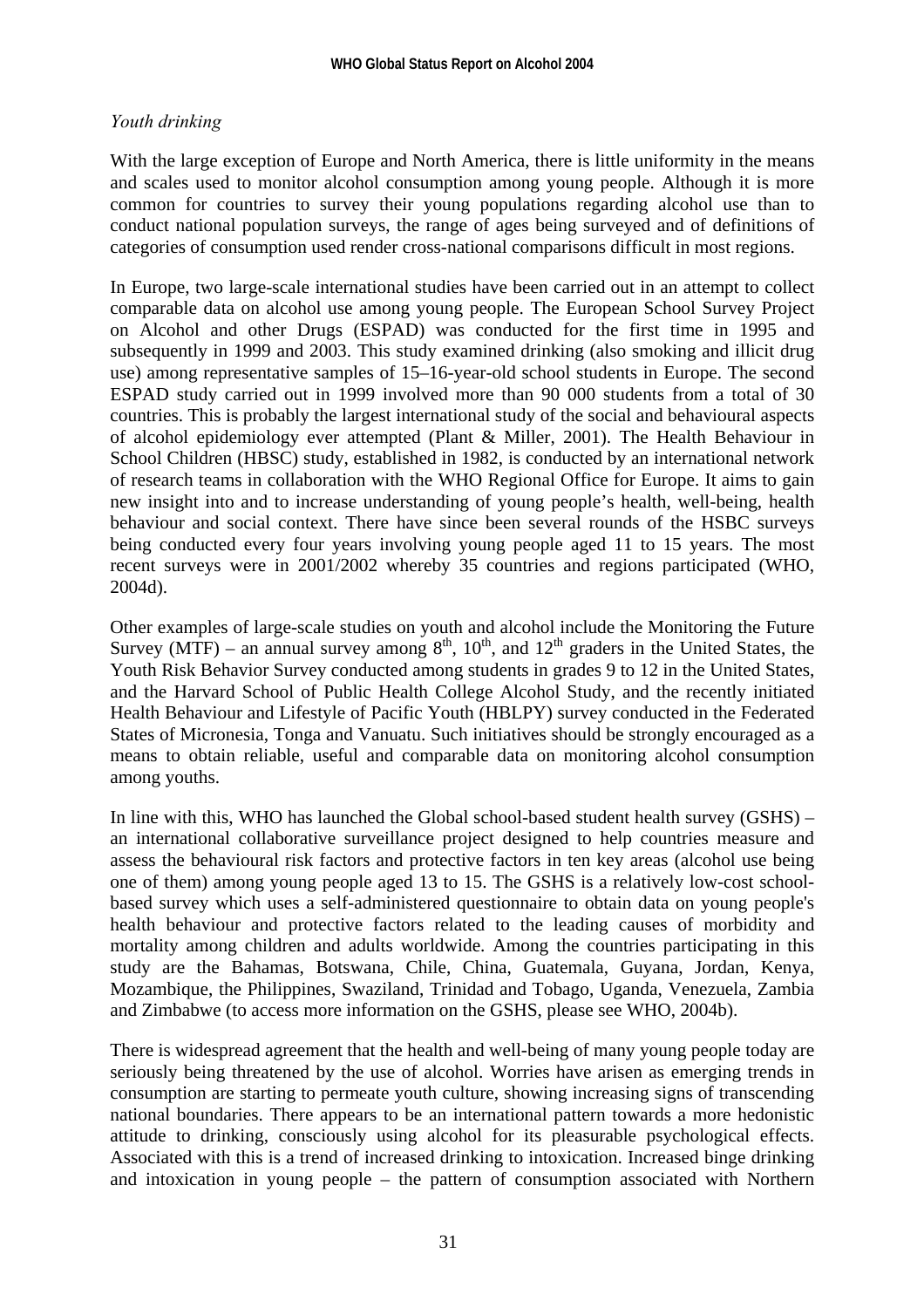*Youth drinking*

With the large exception of Europe and North America, there is little uniformity in the means and scales used to monitor alcohol consumption among young people. Although it is more common for countries to survey their young populations regarding alcohol use than to conduct national population surveys, the range of ages being surveyed and of definitions of categories of consumption used render cross-national comparisons difficult in most regions.

In Europe, two large-scale international studies have been carried out in an attempt to collect comparable data on alcohol use among young people. The European School Survey Project on Alcohol and other Drugs (ESPAD) was conducted for the first time in 1995 and subsequently in 1999 and 2003. This study examined drinking (also smoking and illicit drug use) among representative samples of 15–16-year-old school students in Europe. The second ESPAD study carried out in 1999 involved more than 90 000 students from a total of 30 countries. This is probably the largest international study of the social and behavioural aspects of alcohol epidemiology ever attempted (Plant & Miller, 2001). The Health Behaviour in School Children (HBSC) study, established in 1982, is conducted by an international network of research teams in collaboration with the WHO Regional Office for Europe. It aims to gain new insight into and to increase understanding of young people's health, well-being, health behaviour and social context. There have since been several rounds of the HSBC surveys being conducted every four years involving young people aged 11 to 15 years. The most recent surveys were in 2001/2002 whereby 35 countries and regions participated (WHO, 2004d).

Other examples of large-scale studies on youth and alcohol include the Monitoring the Future Survey (MTF) – an annual survey among 8th, 10th, and 12th graders in the United States, the Youth Risk Behavior Survey conducted among students in grades 9 to 12 in the United States, and the Harvard School of Public Health College Alcohol Study, and the recently initiated Health Behaviour and Lifestyle of Pacific Youth (HBLPY) survey conducted in the Federated States of Micronesia, Tonga and Vanuatu. Such initiatives should be strongly encouraged as a means to obtain reliable, useful and comparable data on monitoring alcohol consumption among youths.

In line with this, WHO has launched the Global school-based student health survey (GSHS) – an international collaborative surveillance project designed to help countries measure and assess the behavioural risk factors and protective factors in ten key areas (alcohol use being one of them) among young people aged 13 to 15. The GSHS is a relatively low-cost school-based survey which uses a self-administered questionnaire to obtain data on young people's health behaviour and protective factors related to the leading causes of morbidity and mortality among children and adults worldwide. Among the countries participating in this study are the Bahamas, Botswana, Chile, China, Guatemala, Guyana, Jordan, Kenya, Mozambique, the Philippines, Swaziland, Trinidad and Tobago, Uganda, Venezuela, Zambia and Zimbabwe (to access more information on the GSHS, please see WHO, 2004b).

There is widespread agreement that the health and well-being of many young people today are seriously being threatened by the use of alcohol. Worries have arisen as emerging trends in consumption are starting to permeate youth culture, showing increasing signs of transcending national boundaries. There appears to be an international pattern towards a more hedonistic attitude to drinking, consciously using alcohol for its pleasurable psychological effects. Associated with this is a trend of increased drinking to intoxication. Increased binge drinking and intoxication in young people – the pattern of consumption associated with Northern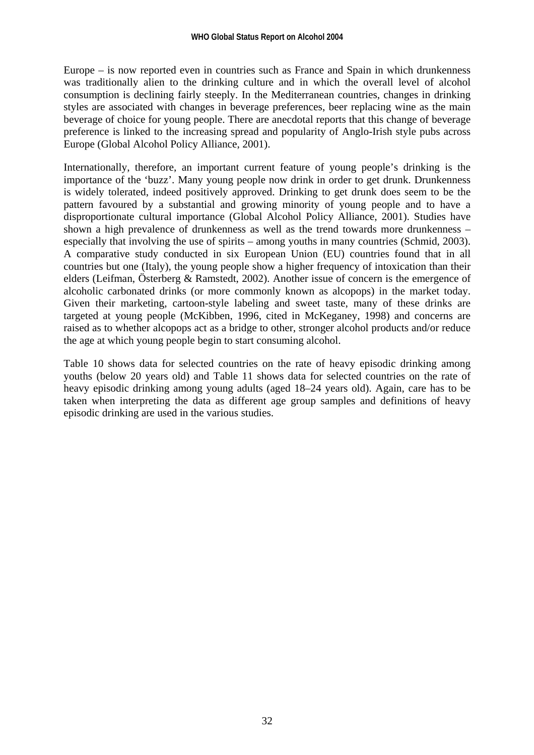Europe – is now reported even in countries such as France and Spain in which drunkenness was traditionally alien to the drinking culture and in which the overall level of alcohol consumption is declining fairly steeply. In the Mediterranean countries, changes in drinking styles are associated with changes in beverage preferences, beer replacing wine as the main beverage of choice for young people. There are anecdotal reports that this change of beverage preference is linked to the increasing spread and popularity of Anglo-Irish style pubs across Europe (Global Alcohol Policy Alliance, 2001).

Internationally, therefore, an important current feature of young people's drinking is the importance of the 'buzz'. Many young people now drink in order to get drunk. Drunkenness is widely tolerated, indeed positively approved. Drinking to get drunk does seem to be the pattern favoured by a substantial and growing minority of young people and to have a disproportionate cultural importance (Global Alcohol Policy Alliance, 2001). Studies have shown a high prevalence of drunkenness as well as the trend towards more drunkenness – especially that involving the use of spirits – among youths in many countries (Schmid, 2003). A comparative study conducted in six European Union (EU) countries found that in all countries but one (Italy), the young people show a higher frequency of intoxication than their elders (Leifman, Österberg & Ramstedt, 2002). Another issue of concern is the emergence of alcoholic carbonated drinks (or more commonly known as alcopops) in the market today. Given their marketing, cartoon-style labeling and sweet taste, many of these drinks are targeted at young people (McKibben, 1996, cited in McKeganey, 1998) and concerns are raised as to whether alcopops act as a bridge to other, stronger alcohol products and/or reduce the age at which young people begin to start consuming alcohol.

Table 10 shows data for selected countries on the rate of heavy episodic drinking among youths (below 20 years old) and Table 11 shows data for selected countries on the rate of heavy episodic drinking among young adults (aged 18–24 years old). Again, care has to be taken when interpreting the data as different age group samples and definitions of heavy episodic drinking are used in the various studies.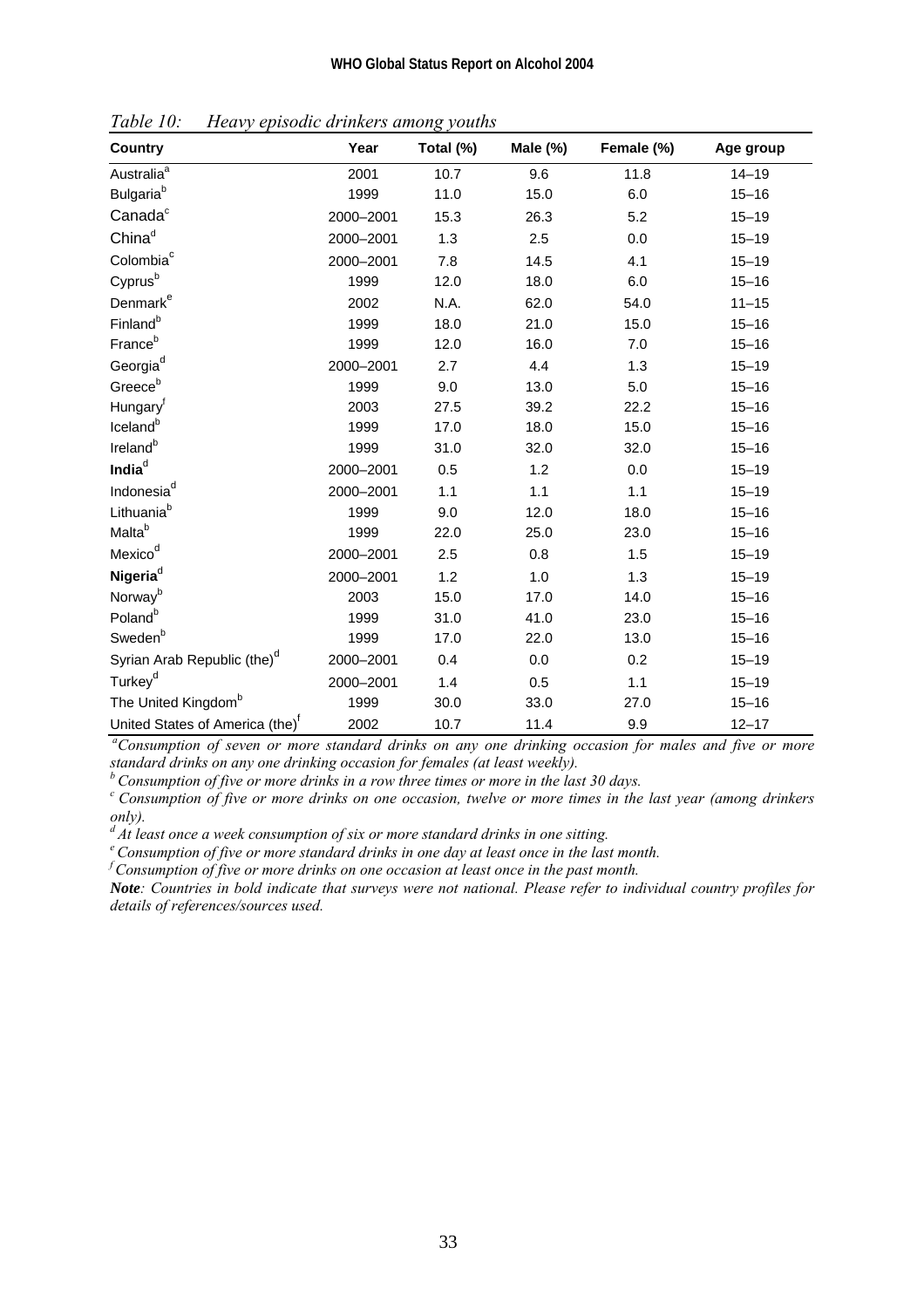*Table 10: Heavy episodic drinkers among youths*

| Country | Year | Total (%) | Male (%) | Female (%) | Age group |
|---|---|---|---|---|---|
| Australia[a] | 2001 | 10.7 | 9.6 | 11.8 | 14–19 |
| Bulgaria[b] | 1999 | 11.0 | 15.0 | 6.0 | 15–16 |
| Canada[c] | 2000–2001 | 15.3 | 26.3 | 5.2 | 15–19 |
| China[d] | 2000–2001 | 1.3 | 2.5 | 0.0 | 15–19 |
| Colombia[c] | 2000–2001 | 7.8 | 14.5 | 4.1 | 15–19 |
| Cyprus[b] | 1999 | 12.0 | 18.0 | 6.0 | 15–16 |
| Denmark[e] | 2002 | N.A. | 62.0 | 54.0 | 11–15 |
| Finland[b] | 1999 | 18.0 | 21.0 | 15.0 | 15–16 |
| France[b] | 1999 | 12.0 | 16.0 | 7.0 | 15–16 |
| Georgia[d] | 2000–2001 | 2.7 | 4.4 | 1.3 | 15–19 |
| Greece[b] | 1999 | 9.0 | 13.0 | 5.0 | 15–16 |
| Hungary[f] | 2003 | 27.5 | 39.2 | 22.2 | 15–16 |
| Iceland[b] | 1999 | 17.0 | 18.0 | 15.0 | 15–16 |
| Ireland[b] | 1999 | 31.0 | 32.0 | 32.0 | 15–16 |
| **India**[d] | 2000–2001 | 0.5 | 1.2 | 0.0 | 15–19 |
| Indonesia[d] | 2000–2001 | 1.1 | 1.1 | 1.1 | 15–19 |
| Lithuania[b] | 1999 | 9.0 | 12.0 | 18.0 | 15–16 |
| Malta[b] | 1999 | 22.0 | 25.0 | 23.0 | 15–16 |
| Mexico[d] | 2000–2001 | 2.5 | 0.8 | 1.5 | 15–19 |
| **Nigeria**[d] | 2000–2001 | 1.2 | 1.0 | 1.3 | 15–19 |
| Norway[b] | 2003 | 15.0 | 17.0 | 14.0 | 15–16 |
| Poland[b] | 1999 | 31.0 | 41.0 | 23.0 | 15–16 |
| Sweden[b] | 1999 | 17.0 | 22.0 | 13.0 | 15–16 |
| Syrian Arab Republic (the)[d] | 2000–2001 | 0.4 | 0.0 | 0.2 | 15–19 |
| Turkey[d] | 2000–2001 | 1.4 | 0.5 | 1.1 | 15–19 |
| The United Kingdom[b] | 1999 | 30.0 | 33.0 | 27.0 | 15–16 |
| United States of America (the)[f] | 2002 | 10.7 | 11.4 | 9.9 | 12–17 |

*[a] Consumption of seven or more standard drinks on any one drinking occasion for males and five or more standard drinks on any one drinking occasion for females (at least weekly).*

*[b] Consumption of five or more drinks in a row three times or more in the last 30 days.*

*[c] Consumption of five or more drinks on one occasion, twelve or more times in the last year (among drinkers only).*

*[d] At least once a week consumption of six or more standard drinks in one sitting.*

*[e] Consumption of five or more standard drinks in one day at least once in the last month.*

*[f] Consumption of five or more drinks on one occasion at least once in the past month.*

***Note**: Countries in bold indicate that surveys were not national. Please refer to individual country profiles for details of references/sources used.*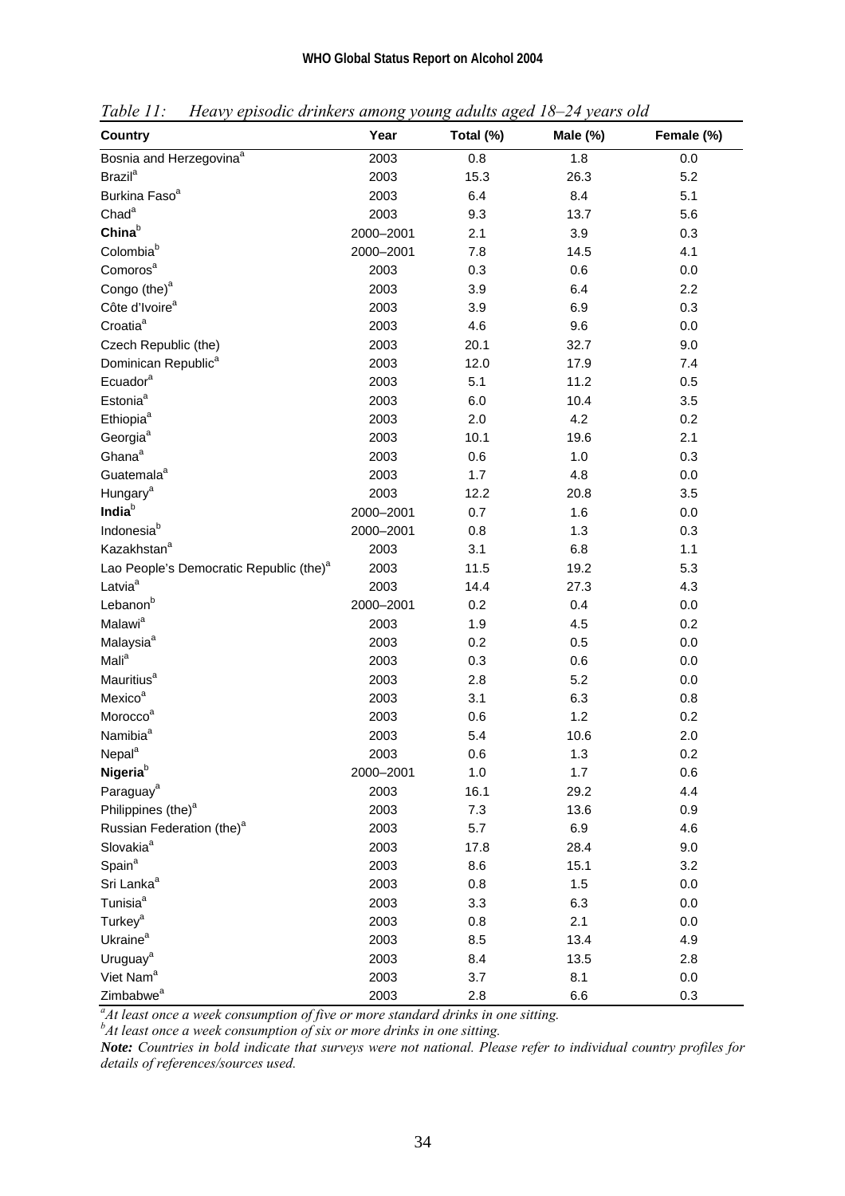*Table 11: Heavy episodic drinkers among young adults aged 18–24 years old*

| Country | Year | Total (%) | Male (%) | Female (%) |
|---|---|---|---|---|
| Bosnia and Herzegovina[a] | 2003 | 0.8 | 1.8 | 0.0 |
| Brazil[a] | 2003 | 15.3 | 26.3 | 5.2 |
| Burkina Faso[a] | 2003 | 6.4 | 8.4 | 5.1 |
| Chad[a] | 2003 | 9.3 | 13.7 | 5.6 |
| **China**[b] | 2000–2001 | 2.1 | 3.9 | 0.3 |
| Colombia[b] | 2000–2001 | 7.8 | 14.5 | 4.1 |
| Comoros[a] | 2003 | 0.3 | 0.6 | 0.0 |
| Congo (the)[a] | 2003 | 3.9 | 6.4 | 2.2 |
| Côte d'Ivoire[a] | 2003 | 3.9 | 6.9 | 0.3 |
| Croatia[a] | 2003 | 4.6 | 9.6 | 0.0 |
| Czech Republic (the) | 2003 | 20.1 | 32.7 | 9.0 |
| Dominican Republic[a] | 2003 | 12.0 | 17.9 | 7.4 |
| Ecuador[a] | 2003 | 5.1 | 11.2 | 0.5 |
| Estonia[a] | 2003 | 6.0 | 10.4 | 3.5 |
| Ethiopia[a] | 2003 | 2.0 | 4.2 | 0.2 |
| Georgia[a] | 2003 | 10.1 | 19.6 | 2.1 |
| Ghana[a] | 2003 | 0.6 | 1.0 | 0.3 |
| Guatemala[a] | 2003 | 1.7 | 4.8 | 0.0 |
| Hungary[a] | 2003 | 12.2 | 20.8 | 3.5 |
| **India**[b] | 2000–2001 | 0.7 | 1.6 | 0.0 |
| Indonesia[b] | 2000–2001 | 0.8 | 1.3 | 0.3 |
| Kazakhstan[a] | 2003 | 3.1 | 6.8 | 1.1 |
| Lao People's Democratic Republic (the)[a] | 2003 | 11.5 | 19.2 | 5.3 |
| Latvia[a] | 2003 | 14.4 | 27.3 | 4.3 |
| Lebanon[b] | 2000–2001 | 0.2 | 0.4 | 0.0 |
| Malawi[a] | 2003 | 1.9 | 4.5 | 0.2 |
| Malaysia[a] | 2003 | 0.2 | 0.5 | 0.0 |
| Mali[a] | 2003 | 0.3 | 0.6 | 0.0 |
| Mauritius[a] | 2003 | 2.8 | 5.2 | 0.0 |
| Mexico[a] | 2003 | 3.1 | 6.3 | 0.8 |
| Morocco[a] | 2003 | 0.6 | 1.2 | 0.2 |
| Namibia[a] | 2003 | 5.4 | 10.6 | 2.0 |
| Nepal[a] | 2003 | 0.6 | 1.3 | 0.2 |
| **Nigeria**[b] | 2000–2001 | 1.0 | 1.7 | 0.6 |
| Paraguay[a] | 2003 | 16.1 | 29.2 | 4.4 |
| Philippines (the)[a] | 2003 | 7.3 | 13.6 | 0.9 |
| Russian Federation (the)[a] | 2003 | 5.7 | 6.9 | 4.6 |
| Slovakia[a] | 2003 | 17.8 | 28.4 | 9.0 |
| Spain[a] | 2003 | 8.6 | 15.1 | 3.2 |
| Sri Lanka[a] | 2003 | 0.8 | 1.5 | 0.0 |
| Tunisia[a] | 2003 | 3.3 | 6.3 | 0.0 |
| Turkey[a] | 2003 | 0.8 | 2.1 | 0.0 |
| Ukraine[a] | 2003 | 8.5 | 13.4 | 4.9 |
| Uruguay[a] | 2003 | 8.4 | 13.5 | 2.8 |
| Viet Nam[a] | 2003 | 3.7 | 8.1 | 0.0 |
| Zimbabwe[a] | 2003 | 2.8 | 6.6 | 0.3 |

[a] *At least once a week consumption of five or more standard drinks in one sitting.*
[b] *At least once a week consumption of six or more drinks in one sitting.*

***Note:*** *Countries in bold indicate that surveys were not national. Please refer to individual country profiles for details of references/sources used.*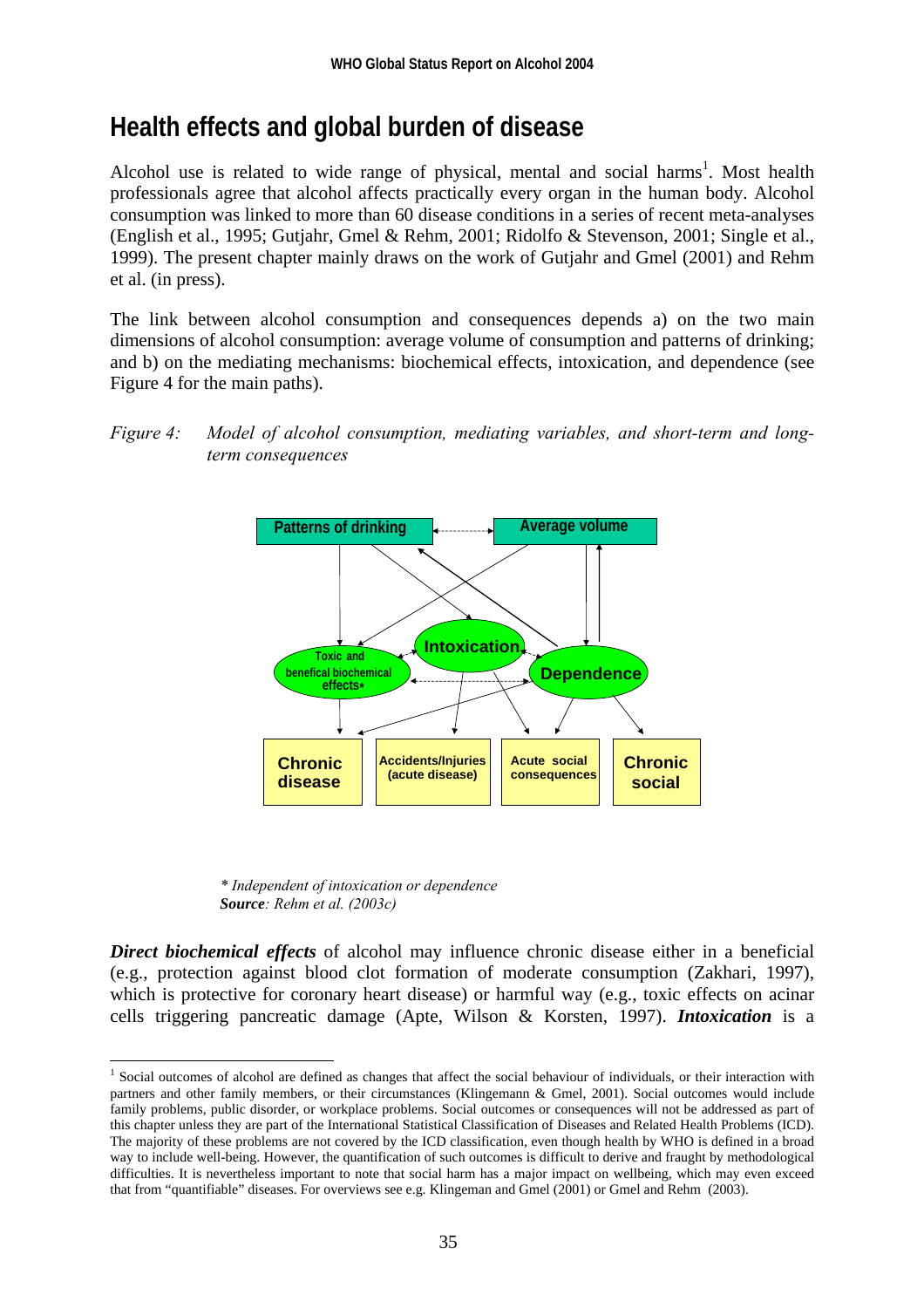## Health effects and global burden of disease

Alcohol use is related to wide range of physical, mental and social harms[1]. Most health professionals agree that alcohol affects practically every organ in the human body. Alcohol consumption was linked to more than 60 disease conditions in a series of recent meta-analyses (English et al., 1995; Gutjahr, Gmel & Rehm, 2001; Ridolfo & Stevenson, 2001; Single et al., 1999). The present chapter mainly draws on the work of Gutjahr and Gmel (2001) and Rehm et al. (in press).

The link between alcohol consumption and consequences depends a) on the two main dimensions of alcohol consumption: average volume of consumption and patterns of drinking; and b) on the mediating mechanisms: biochemical effects, intoxication, and dependence (see Figure 4 for the main paths).

*Figure 4: Model of alcohol consumption, mediating variables, and short-term and long-term consequences*

Patterns of drinking | Average volume | Toxic and benefical biochemical effects* | Intoxication | Dependence | Chronic disease | Accidents/Injuries (acute disease) | Acute social consequences | Chronic social

*\* Independent of intoxication or dependence*
***Source**: Rehm et al. (2003c)*

***Direct biochemical effects*** of alcohol may influence chronic disease either in a beneficial (e.g., protection against blood clot formation of moderate consumption (Zakhari, 1997), which is protective for coronary heart disease) or harmful way (e.g., toxic effects on acinar cells triggering pancreatic damage (Apte, Wilson & Korsten, 1997). ***Intoxication*** is a

[1] Social outcomes of alcohol are defined as changes that affect the social behaviour of individuals, or their interaction with partners and other family members, or their circumstances (Klingemann & Gmel, 2001). Social outcomes would include family problems, public disorder, or workplace problems. Social outcomes or consequences will not be addressed as part of this chapter unless they are part of the International Statistical Classification of Diseases and Related Health Problems (ICD). The majority of these problems are not covered by the ICD classification, even though health by WHO is defined in a broad way to include well-being. However, the quantification of such outcomes is difficult to derive and fraught by methodological difficulties. It is nevertheless important to note that social harm has a major impact on wellbeing, which may even exceed that from "quantifiable" diseases. For overviews see e.g. Klingeman and Gmel (2001) or Gmel and Rehm (2003).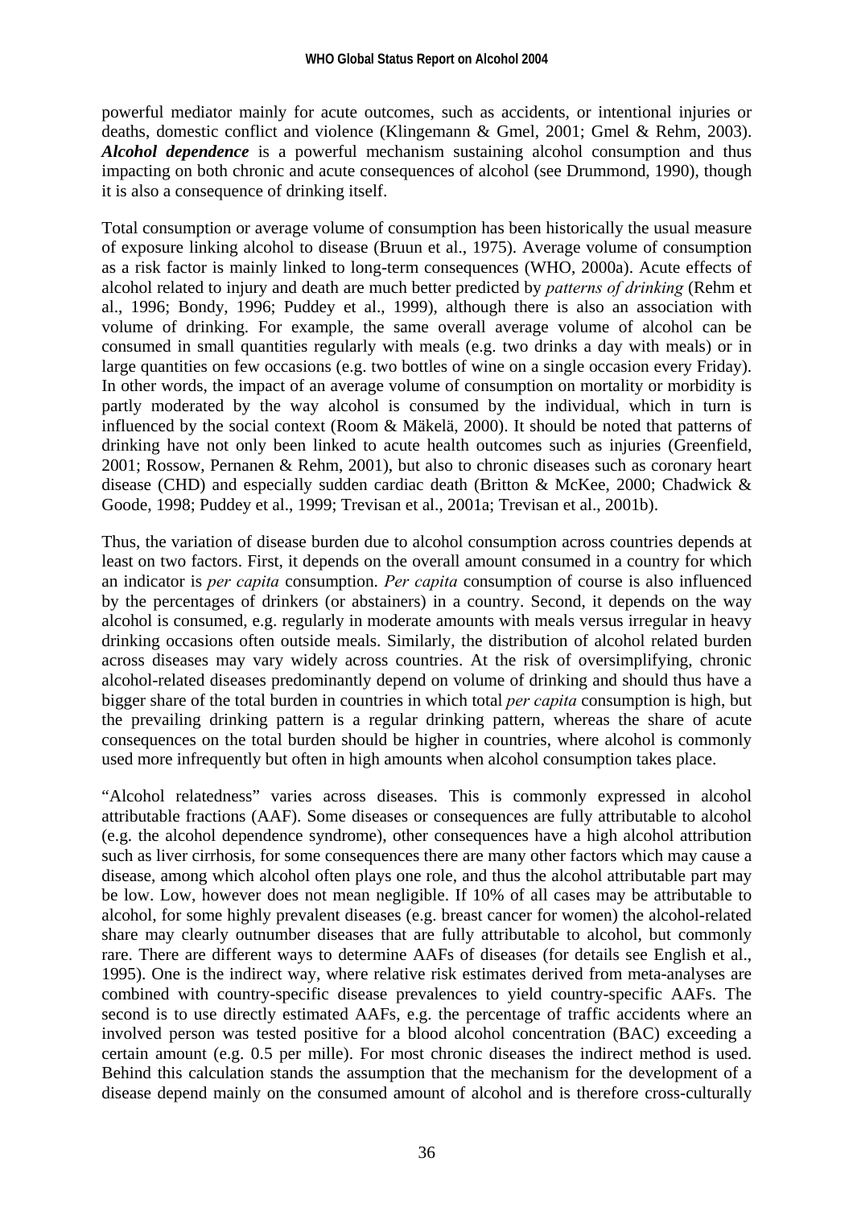powerful mediator mainly for acute outcomes, such as accidents, or intentional injuries or deaths, domestic conflict and violence (Klingemann & Gmel, 2001; Gmel & Rehm, 2003). ***Alcohol dependence*** is a powerful mechanism sustaining alcohol consumption and thus impacting on both chronic and acute consequences of alcohol (see Drummond, 1990), though it is also a consequence of drinking itself.

Total consumption or average volume of consumption has been historically the usual measure of exposure linking alcohol to disease (Bruun et al., 1975). Average volume of consumption as a risk factor is mainly linked to long-term consequences (WHO, 2000a). Acute effects of alcohol related to injury and death are much better predicted by *patterns of drinking* (Rehm et al., 1996; Bondy, 1996; Puddey et al., 1999), although there is also an association with volume of drinking. For example, the same overall average volume of alcohol can be consumed in small quantities regularly with meals (e.g. two drinks a day with meals) or in large quantities on few occasions (e.g. two bottles of wine on a single occasion every Friday). In other words, the impact of an average volume of consumption on mortality or morbidity is partly moderated by the way alcohol is consumed by the individual, which in turn is influenced by the social context (Room & Mäkelä, 2000). It should be noted that patterns of drinking have not only been linked to acute health outcomes such as injuries (Greenfield, 2001; Rossow, Pernanen & Rehm, 2001), but also to chronic diseases such as coronary heart disease (CHD) and especially sudden cardiac death (Britton & McKee, 2000; Chadwick & Goode, 1998; Puddey et al., 1999; Trevisan et al., 2001a; Trevisan et al., 2001b).

Thus, the variation of disease burden due to alcohol consumption across countries depends at least on two factors. First, it depends on the overall amount consumed in a country for which an indicator is *per capita* consumption. *Per capita* consumption of course is also influenced by the percentages of drinkers (or abstainers) in a country. Second, it depends on the way alcohol is consumed, e.g. regularly in moderate amounts with meals versus irregular in heavy drinking occasions often outside meals. Similarly, the distribution of alcohol related burden across diseases may vary widely across countries. At the risk of oversimplifying, chronic alcohol-related diseases predominantly depend on volume of drinking and should thus have a bigger share of the total burden in countries in which total *per capita* consumption is high, but the prevailing drinking pattern is a regular drinking pattern, whereas the share of acute consequences on the total burden should be higher in countries, where alcohol is commonly used more infrequently but often in high amounts when alcohol consumption takes place.

"Alcohol relatedness" varies across diseases. This is commonly expressed in alcohol attributable fractions (AAF). Some diseases or consequences are fully attributable to alcohol (e.g. the alcohol dependence syndrome), other consequences have a high alcohol attribution such as liver cirrhosis, for some consequences there are many other factors which may cause a disease, among which alcohol often plays one role, and thus the alcohol attributable part may be low. Low, however does not mean negligible. If 10% of all cases may be attributable to alcohol, for some highly prevalent diseases (e.g. breast cancer for women) the alcohol-related share may clearly outnumber diseases that are fully attributable to alcohol, but commonly rare. There are different ways to determine AAFs of diseases (for details see English et al., 1995). One is the indirect way, where relative risk estimates derived from meta-analyses are combined with country-specific disease prevalences to yield country-specific AAFs. The second is to use directly estimated AAFs, e.g. the percentage of traffic accidents where an involved person was tested positive for a blood alcohol concentration (BAC) exceeding a certain amount (e.g. 0.5 per mille). For most chronic diseases the indirect method is used. Behind this calculation stands the assumption that the mechanism for the development of a disease depend mainly on the consumed amount of alcohol and is therefore cross-culturally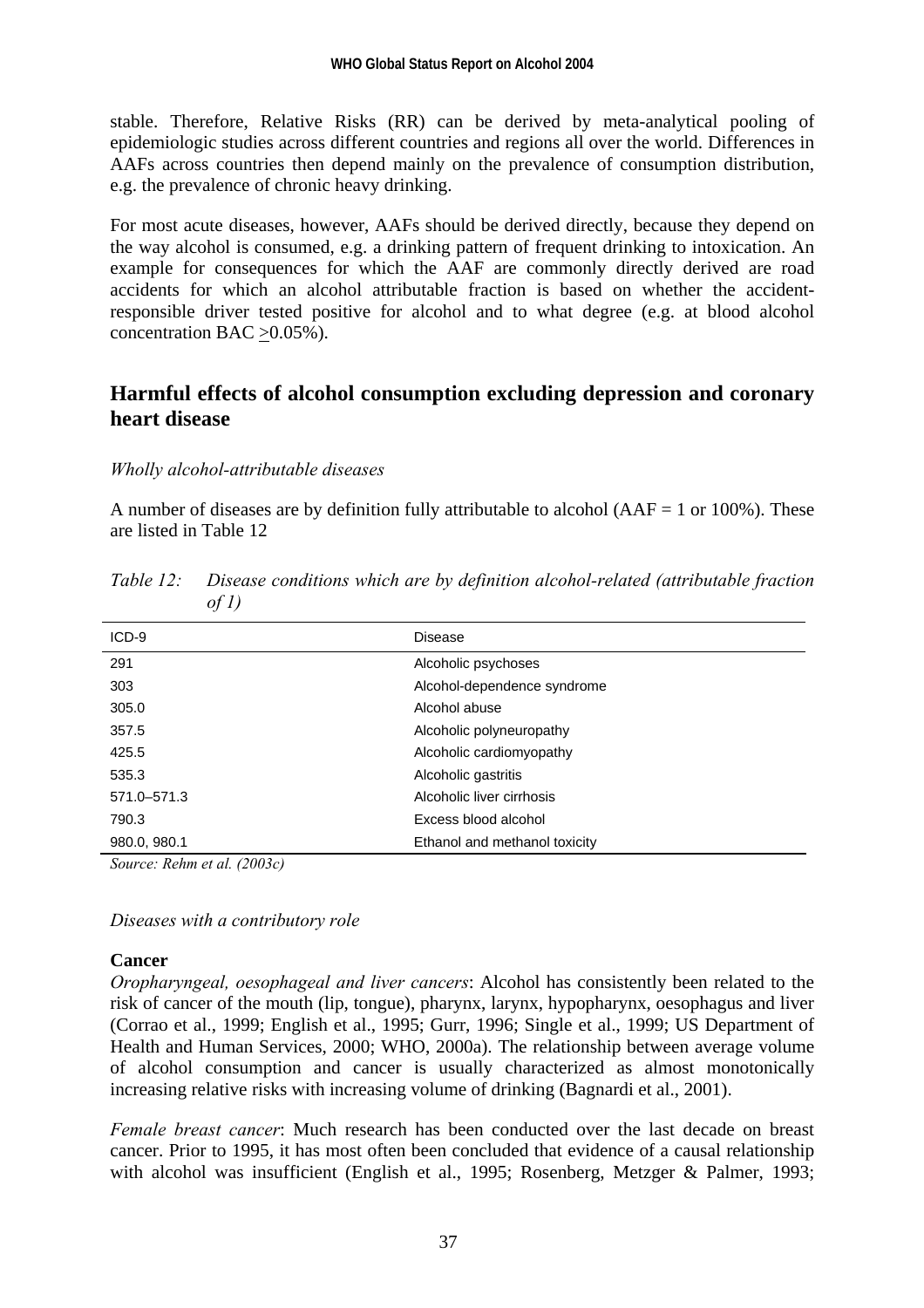stable. Therefore, Relative Risks (RR) can be derived by meta-analytical pooling of epidemiologic studies across different countries and regions all over the world. Differences in AAFs across countries then depend mainly on the prevalence of consumption distribution, e.g. the prevalence of chronic heavy drinking.

For most acute diseases, however, AAFs should be derived directly, because they depend on the way alcohol is consumed, e.g. a drinking pattern of frequent drinking to intoxication. An example for consequences for which the AAF are commonly directly derived are road accidents for which an alcohol attributable fraction is based on whether the accident-responsible driver tested positive for alcohol and to what degree (e.g. at blood alcohol concentration BAC ≥0.05%).

## Harmful effects of alcohol consumption excluding depression and coronary heart disease

*Wholly alcohol-attributable diseases*

A number of diseases are by definition fully attributable to alcohol (AAF = 1 or 100%). These are listed in Table 12

*Table 12: Disease conditions which are by definition alcohol-related (attributable fraction of 1)*

| ICD-9 | Disease |
|---|---|
| 291 | Alcoholic psychoses |
| 303 | Alcohol-dependence syndrome |
| 305.0 | Alcohol abuse |
| 357.5 | Alcoholic polyneuropathy |
| 425.5 | Alcoholic cardiomyopathy |
| 535.3 | Alcoholic gastritis |
| 571.0–571.3 | Alcoholic liver cirrhosis |
| 790.3 | Excess blood alcohol |
| 980.0, 980.1 | Ethanol and methanol toxicity |

*Source: Rehm et al. (2003c)*

*Diseases with a contributory role*

**Cancer**

*Oropharyngeal, oesophageal and liver cancers*: Alcohol has consistently been related to the risk of cancer of the mouth (lip, tongue), pharynx, larynx, hypopharynx, oesophagus and liver (Corrao et al., 1999; English et al., 1995; Gurr, 1996; Single et al., 1999; US Department of Health and Human Services, 2000; WHO, 2000a). The relationship between average volume of alcohol consumption and cancer is usually characterized as almost monotonically increasing relative risks with increasing volume of drinking (Bagnardi et al., 2001).

*Female breast cancer*: Much research has been conducted over the last decade on breast cancer. Prior to 1995, it has most often been concluded that evidence of a causal relationship with alcohol was insufficient (English et al., 1995; Rosenberg, Metzger & Palmer, 1993;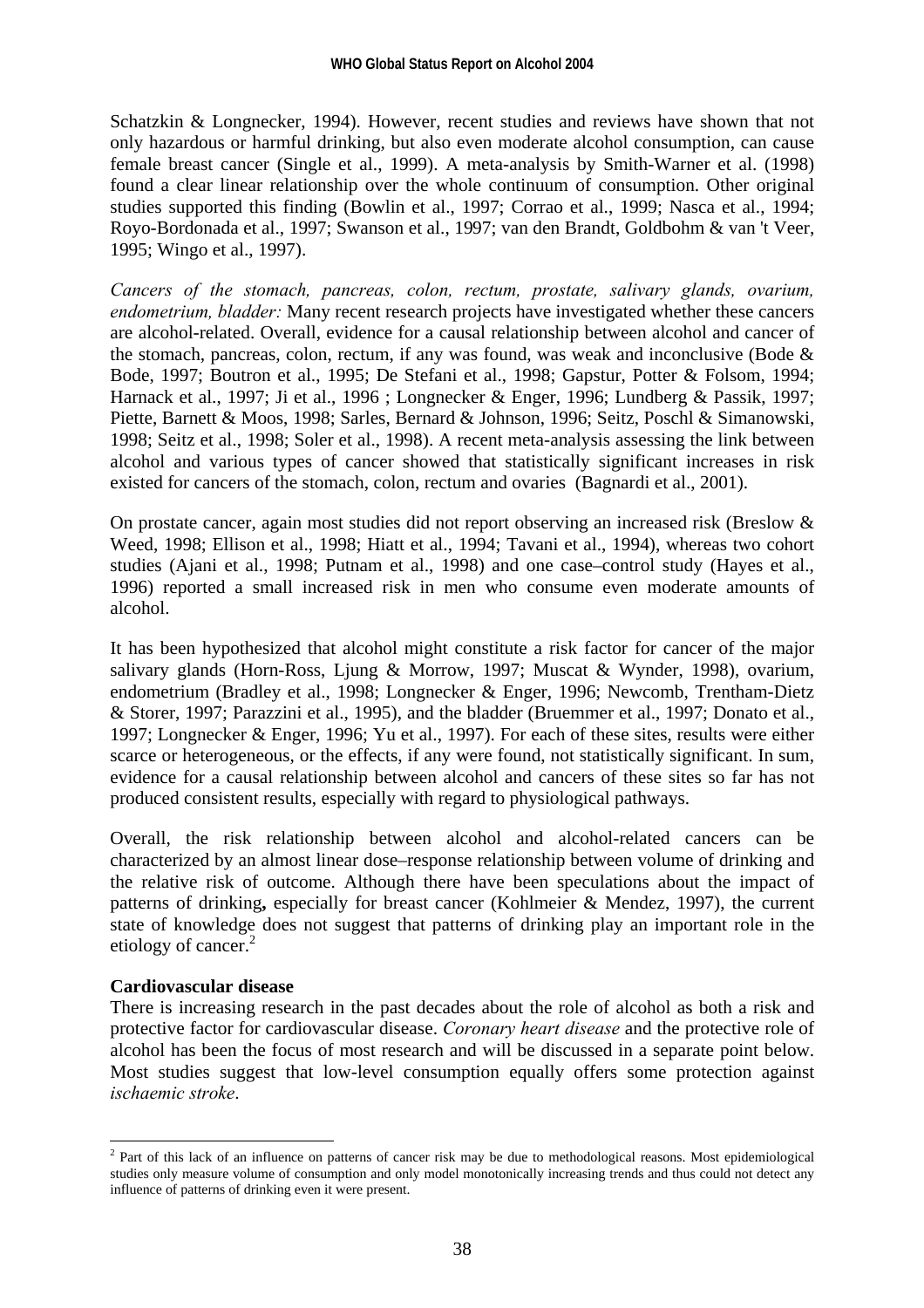Schatzkin & Longnecker, 1994). However, recent studies and reviews have shown that not only hazardous or harmful drinking, but also even moderate alcohol consumption, can cause female breast cancer (Single et al., 1999). A meta-analysis by Smith-Warner et al. (1998) found a clear linear relationship over the whole continuum of consumption. Other original studies supported this finding (Bowlin et al., 1997; Corrao et al., 1999; Nasca et al., 1994; Royo-Bordonada et al., 1997; Swanson et al., 1997; van den Brandt, Goldbohm & van 't Veer, 1995; Wingo et al., 1997).

*Cancers of the stomach, pancreas, colon, rectum, prostate, salivary glands, ovarium, endometrium, bladder:* Many recent research projects have investigated whether these cancers are alcohol-related. Overall, evidence for a causal relationship between alcohol and cancer of the stomach, pancreas, colon, rectum, if any was found, was weak and inconclusive (Bode & Bode, 1997; Boutron et al., 1995; De Stefani et al., 1998; Gapstur, Potter & Folsom, 1994; Harnack et al., 1997; Ji et al., 1996 ; Longnecker & Enger, 1996; Lundberg & Passik, 1997; Piette, Barnett & Moos, 1998; Sarles, Bernard & Johnson, 1996; Seitz, Poschl & Simanowski, 1998; Seitz et al., 1998; Soler et al., 1998). A recent meta-analysis assessing the link between alcohol and various types of cancer showed that statistically significant increases in risk existed for cancers of the stomach, colon, rectum and ovaries (Bagnardi et al., 2001).

On prostate cancer, again most studies did not report observing an increased risk (Breslow & Weed, 1998; Ellison et al., 1998; Hiatt et al., 1994; Tavani et al., 1994), whereas two cohort studies (Ajani et al., 1998; Putnam et al., 1998) and one case–control study (Hayes et al., 1996) reported a small increased risk in men who consume even moderate amounts of alcohol.

It has been hypothesized that alcohol might constitute a risk factor for cancer of the major salivary glands (Horn-Ross, Ljung & Morrow, 1997; Muscat & Wynder, 1998), ovarium, endometrium (Bradley et al., 1998; Longnecker & Enger, 1996; Newcomb, Trentham-Dietz & Storer, 1997; Parazzini et al., 1995), and the bladder (Bruemmer et al., 1997; Donato et al., 1997; Longnecker & Enger, 1996; Yu et al., 1997). For each of these sites, results were either scarce or heterogeneous, or the effects, if any were found, not statistically significant. In sum, evidence for a causal relationship between alcohol and cancers of these sites so far has not produced consistent results, especially with regard to physiological pathways.

Overall, the risk relationship between alcohol and alcohol-related cancers can be characterized by an almost linear dose–response relationship between volume of drinking and the relative risk of outcome. Although there have been speculations about the impact of patterns of drinking**,** especially for breast cancer (Kohlmeier & Mendez, 1997), the current state of knowledge does not suggest that patterns of drinking play an important role in the etiology of cancer.[2]

**Cardiovascular disease**

There is increasing research in the past decades about the role of alcohol as both a risk and protective factor for cardiovascular disease. *Coronary heart disease* and the protective role of alcohol has been the focus of most research and will be discussed in a separate point below. Most studies suggest that low-level consumption equally offers some protection against *ischaemic stroke*.

---

[2] Part of this lack of an influence on patterns of cancer risk may be due to methodological reasons. Most epidemiological studies only measure volume of consumption and only model monotonically increasing trends and thus could not detect any influence of patterns of drinking even it were present.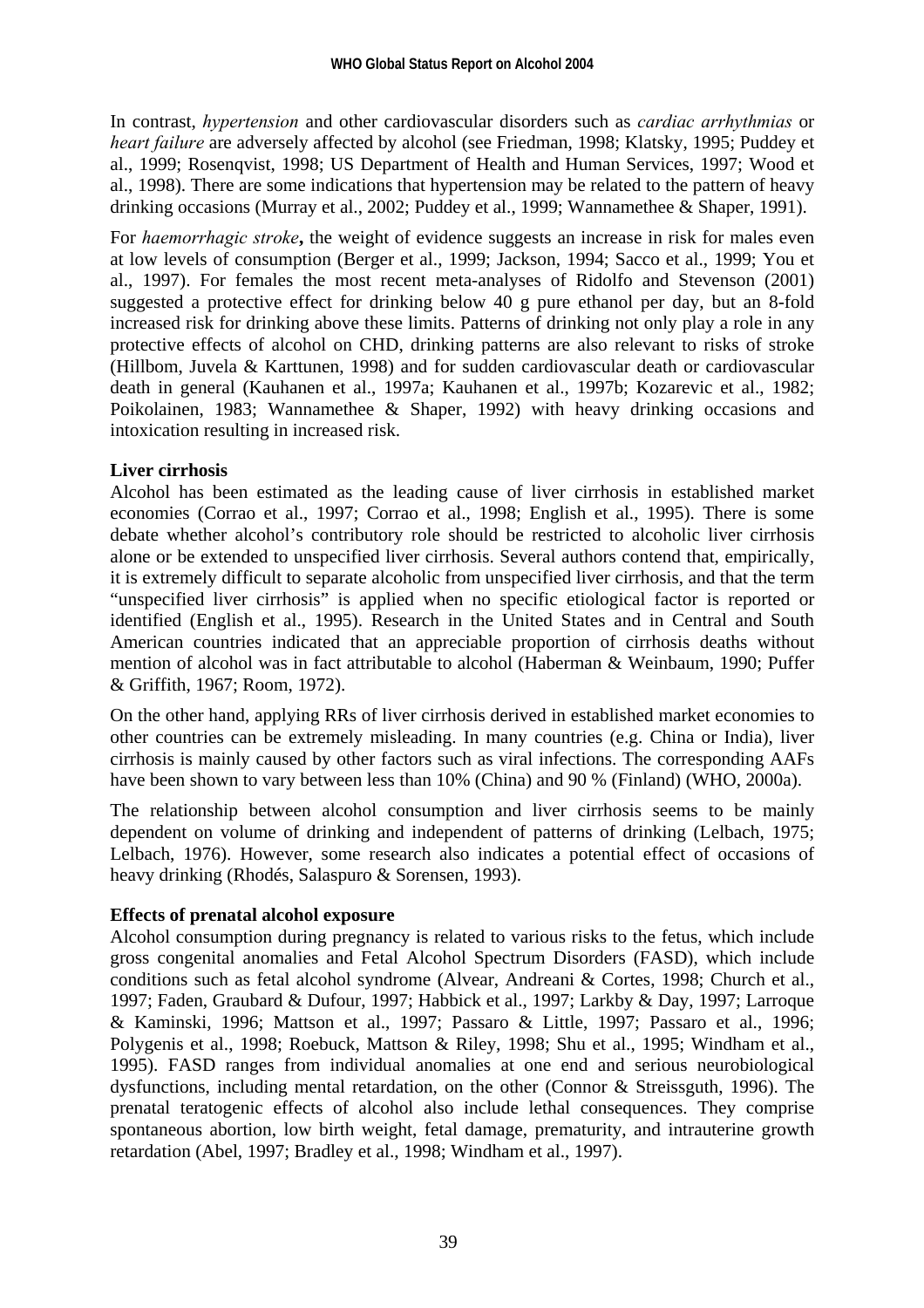In contrast, *hypertension* and other cardiovascular disorders such as *cardiac arrhythmias* or *heart failure* are adversely affected by alcohol (see Friedman, 1998; Klatsky, 1995; Puddey et al., 1999; Rosenqvist, 1998; US Department of Health and Human Services, 1997; Wood et al., 1998). There are some indications that hypertension may be related to the pattern of heavy drinking occasions (Murray et al., 2002; Puddey et al., 1999; Wannamethee & Shaper, 1991).

For *haemorrhagic stroke***,** the weight of evidence suggests an increase in risk for males even at low levels of consumption (Berger et al., 1999; Jackson, 1994; Sacco et al., 1999; You et al., 1997). For females the most recent meta-analyses of Ridolfo and Stevenson (2001) suggested a protective effect for drinking below 40 g pure ethanol per day, but an 8-fold increased risk for drinking above these limits. Patterns of drinking not only play a role in any protective effects of alcohol on CHD, drinking patterns are also relevant to risks of stroke (Hillbom, Juvela & Karttunen, 1998) and for sudden cardiovascular death or cardiovascular death in general (Kauhanen et al., 1997a; Kauhanen et al., 1997b; Kozarevic et al., 1982; Poikolainen, 1983; Wannamethee & Shaper, 1992) with heavy drinking occasions and intoxication resulting in increased risk.

**Liver cirrhosis**

Alcohol has been estimated as the leading cause of liver cirrhosis in established market economies (Corrao et al., 1997; Corrao et al., 1998; English et al., 1995). There is some debate whether alcohol's contributory role should be restricted to alcoholic liver cirrhosis alone or be extended to unspecified liver cirrhosis. Several authors contend that, empirically, it is extremely difficult to separate alcoholic from unspecified liver cirrhosis, and that the term "unspecified liver cirrhosis" is applied when no specific etiological factor is reported or identified (English et al., 1995). Research in the United States and in Central and South American countries indicated that an appreciable proportion of cirrhosis deaths without mention of alcohol was in fact attributable to alcohol (Haberman & Weinbaum, 1990; Puffer & Griffith, 1967; Room, 1972).

On the other hand, applying RRs of liver cirrhosis derived in established market economies to other countries can be extremely misleading. In many countries (e.g. China or India), liver cirrhosis is mainly caused by other factors such as viral infections. The corresponding AAFs have been shown to vary between less than 10% (China) and 90 % (Finland) (WHO, 2000a).

The relationship between alcohol consumption and liver cirrhosis seems to be mainly dependent on volume of drinking and independent of patterns of drinking (Lelbach, 1975; Lelbach, 1976). However, some research also indicates a potential effect of occasions of heavy drinking (Rhodés, Salaspuro & Sorensen, 1993).

**Effects of prenatal alcohol exposure**

Alcohol consumption during pregnancy is related to various risks to the fetus, which include gross congenital anomalies and Fetal Alcohol Spectrum Disorders (FASD), which include conditions such as fetal alcohol syndrome (Alvear, Andreani & Cortes, 1998; Church et al., 1997; Faden, Graubard & Dufour, 1997; Habbick et al., 1997; Larkby & Day, 1997; Larroque & Kaminski, 1996; Mattson et al., 1997; Passaro & Little, 1997; Passaro et al., 1996; Polygenis et al., 1998; Roebuck, Mattson & Riley, 1998; Shu et al., 1995; Windham et al., 1995). FASD ranges from individual anomalies at one end and serious neurobiological dysfunctions, including mental retardation, on the other (Connor & Streissguth, 1996). The prenatal teratogenic effects of alcohol also include lethal consequences. They comprise spontaneous abortion, low birth weight, fetal damage, prematurity, and intrauterine growth retardation (Abel, 1997; Bradley et al., 1998; Windham et al., 1997).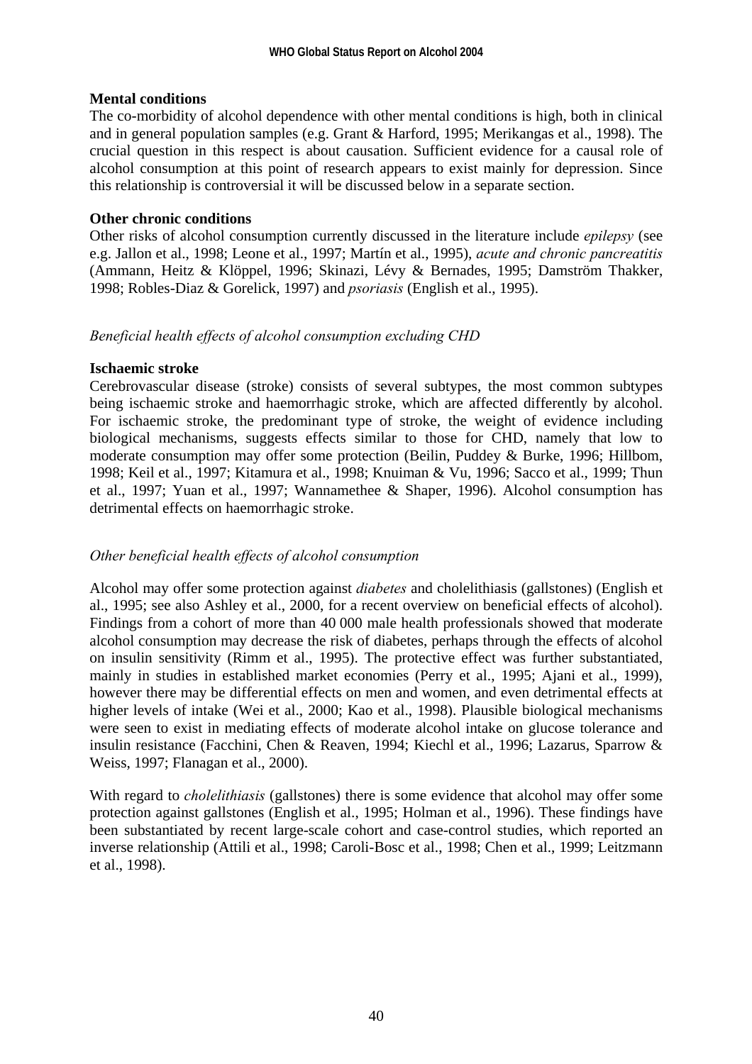**Mental conditions**

The co-morbidity of alcohol dependence with other mental conditions is high, both in clinical and in general population samples (e.g. Grant & Harford, 1995; Merikangas et al., 1998). The crucial question in this respect is about causation. Sufficient evidence for a causal role of alcohol consumption at this point of research appears to exist mainly for depression. Since this relationship is controversial it will be discussed below in a separate section.

**Other chronic conditions**

Other risks of alcohol consumption currently discussed in the literature include *epilepsy* (see e.g. Jallon et al., 1998; Leone et al., 1997; Martín et al., 1995), *acute and chronic pancreatitis* (Ammann, Heitz & Klöppel, 1996; Skinazi, Lévy & Bernades, 1995; Damström Thakker, 1998; Robles-Diaz & Gorelick, 1997) and *psoriasis* (English et al., 1995).

*Beneficial health effects of alcohol consumption excluding CHD*

**Ischaemic stroke**

Cerebrovascular disease (stroke) consists of several subtypes, the most common subtypes being ischaemic stroke and haemorrhagic stroke, which are affected differently by alcohol. For ischaemic stroke, the predominant type of stroke, the weight of evidence including biological mechanisms, suggests effects similar to those for CHD, namely that low to moderate consumption may offer some protection (Beilin, Puddey & Burke, 1996; Hillbom, 1998; Keil et al., 1997; Kitamura et al., 1998; Knuiman & Vu, 1996; Sacco et al., 1999; Thun et al., 1997; Yuan et al., 1997; Wannamethee & Shaper, 1996). Alcohol consumption has detrimental effects on haemorrhagic stroke.

*Other beneficial health effects of alcohol consumption*

Alcohol may offer some protection against *diabetes* and cholelithiasis (gallstones) (English et al., 1995; see also Ashley et al., 2000, for a recent overview on beneficial effects of alcohol). Findings from a cohort of more than 40 000 male health professionals showed that moderate alcohol consumption may decrease the risk of diabetes, perhaps through the effects of alcohol on insulin sensitivity (Rimm et al., 1995). The protective effect was further substantiated, mainly in studies in established market economies (Perry et al., 1995; Ajani et al., 1999), however there may be differential effects on men and women, and even detrimental effects at higher levels of intake (Wei et al., 2000; Kao et al., 1998). Plausible biological mechanisms were seen to exist in mediating effects of moderate alcohol intake on glucose tolerance and insulin resistance (Facchini, Chen & Reaven, 1994; Kiechl et al., 1996; Lazarus, Sparrow & Weiss, 1997; Flanagan et al., 2000).

With regard to *cholelithiasis* (gallstones) there is some evidence that alcohol may offer some protection against gallstones (English et al., 1995; Holman et al., 1996). These findings have been substantiated by recent large-scale cohort and case-control studies, which reported an inverse relationship (Attili et al., 1998; Caroli-Bosc et al., 1998; Chen et al., 1999; Leitzmann et al., 1998).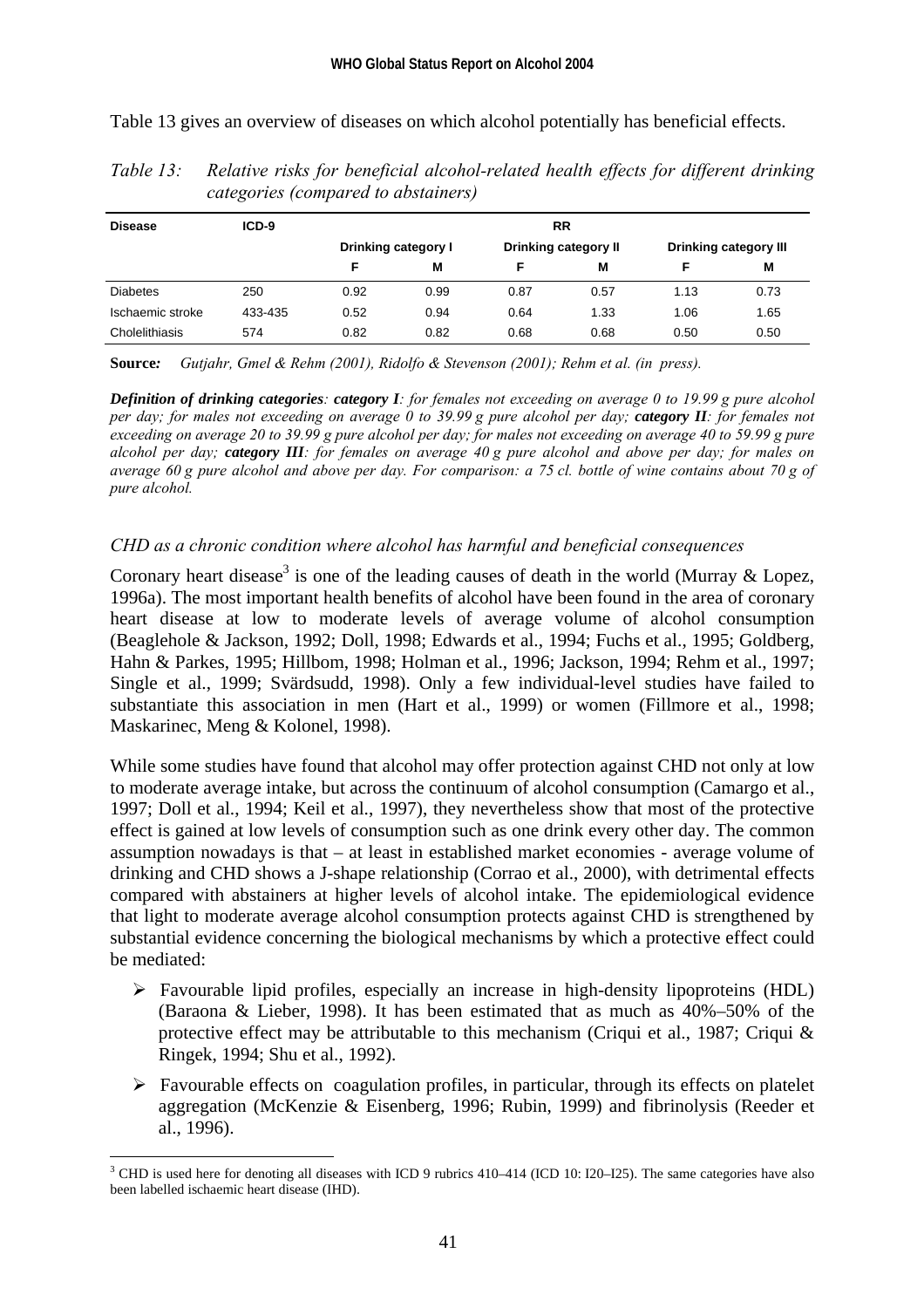Table 13 gives an overview of diseases on which alcohol potentially has beneficial effects.

*Table 13: Relative risks for beneficial alcohol-related health effects for different drinking categories (compared to abstainers)*

| Disease | ICD-9 | RR | | | | | |
|---|---|---|---|---|---|---|---|
| | | Drinking category I | | Drinking category II | | Drinking category III | |
| | | F | M | F | M | F | M |
| Diabetes | 250 | 0.92 | 0.99 | 0.87 | 0.57 | 1.13 | 0.73 |
| Ischaemic stroke | 433-435 | 0.52 | 0.94 | 0.64 | 1.33 | 1.06 | 1.65 |
| Cholelithiasis | 574 | 0.82 | 0.82 | 0.68 | 0.68 | 0.50 | 0.50 |

**Source:** *Gutjahr, Gmel & Rehm (2001), Ridolfo & Stevenson (2001); Rehm et al. (in press).*

***Definition of drinking categories**: **category I**: for females not exceeding on average 0 to 19.99 g pure alcohol per day; for males not exceeding on average 0 to 39.99 g pure alcohol per day; **category II**: for females not exceeding on average 20 to 39.99 g pure alcohol per day; for males not exceeding on average 40 to 59.99 g pure alcohol per day; **category III**: for females on average 40 g pure alcohol and above per day; for males on average 60 g pure alcohol and above per day. For comparison: a 75 cl. bottle of wine contains about 70 g of pure alcohol.*

### *CHD as a chronic condition where alcohol has harmful and beneficial consequences*

Coronary heart disease[3] is one of the leading causes of death in the world (Murray & Lopez, 1996a). The most important health benefits of alcohol have been found in the area of coronary heart disease at low to moderate levels of average volume of alcohol consumption (Beaglehole & Jackson, 1992; Doll, 1998; Edwards et al., 1994; Fuchs et al., 1995; Goldberg, Hahn & Parkes, 1995; Hillbom, 1998; Holman et al., 1996; Jackson, 1994; Rehm et al., 1997; Single et al., 1999; Svärdsudd, 1998). Only a few individual-level studies have failed to substantiate this association in men (Hart et al., 1999) or women (Fillmore et al., 1998; Maskarinec, Meng & Kolonel, 1998).

While some studies have found that alcohol may offer protection against CHD not only at low to moderate average intake, but across the continuum of alcohol consumption (Camargo et al., 1997; Doll et al., 1994; Keil et al., 1997), they nevertheless show that most of the protective effect is gained at low levels of consumption such as one drink every other day. The common assumption nowadays is that – at least in established market economies - average volume of drinking and CHD shows a J-shape relationship (Corrao et al., 2000), with detrimental effects compared with abstainers at higher levels of alcohol intake. The epidemiological evidence that light to moderate average alcohol consumption protects against CHD is strengthened by substantial evidence concerning the biological mechanisms by which a protective effect could be mediated:

- Favourable lipid profiles, especially an increase in high-density lipoproteins (HDL) (Baraona & Lieber, 1998). It has been estimated that as much as 40%–50% of the protective effect may be attributable to this mechanism (Criqui et al., 1987; Criqui & Ringek, 1994; Shu et al., 1992).
- Favourable effects on coagulation profiles, in particular, through its effects on platelet aggregation (McKenzie & Eisenberg, 1996; Rubin, 1999) and fibrinolysis (Reeder et al., 1996).

[3] CHD is used here for denoting all diseases with ICD 9 rubrics 410–414 (ICD 10: I20–I25). The same categories have also been labelled ischaemic heart disease (IHD).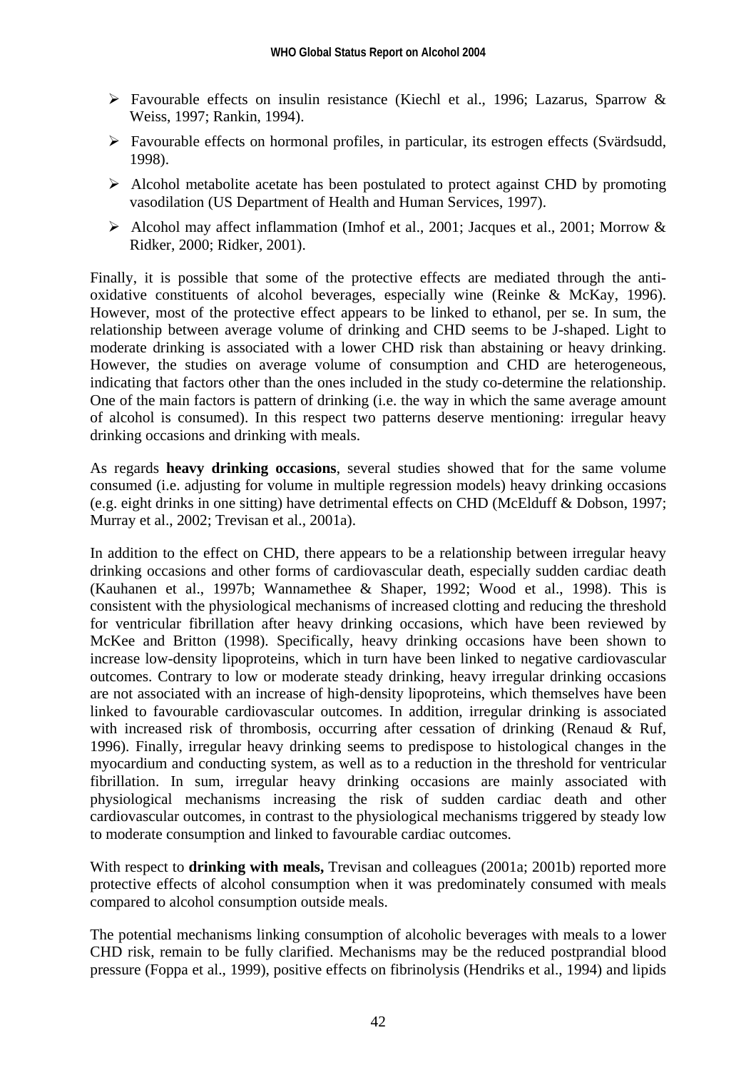- Favourable effects on insulin resistance (Kiechl et al., 1996; Lazarus, Sparrow & Weiss, 1997; Rankin, 1994).
- Favourable effects on hormonal profiles, in particular, its estrogen effects (Svärdsudd, 1998).
- Alcohol metabolite acetate has been postulated to protect against CHD by promoting vasodilation (US Department of Health and Human Services, 1997).
- Alcohol may affect inflammation (Imhof et al., 2001; Jacques et al., 2001; Morrow & Ridker, 2000; Ridker, 2001).

Finally, it is possible that some of the protective effects are mediated through the anti-oxidative constituents of alcohol beverages, especially wine (Reinke & McKay, 1996). However, most of the protective effect appears to be linked to ethanol, per se. In sum, the relationship between average volume of drinking and CHD seems to be J-shaped. Light to moderate drinking is associated with a lower CHD risk than abstaining or heavy drinking. However, the studies on average volume of consumption and CHD are heterogeneous, indicating that factors other than the ones included in the study co-determine the relationship. One of the main factors is pattern of drinking (i.e. the way in which the same average amount of alcohol is consumed). In this respect two patterns deserve mentioning: irregular heavy drinking occasions and drinking with meals.

As regards **heavy drinking occasions**, several studies showed that for the same volume consumed (i.e. adjusting for volume in multiple regression models) heavy drinking occasions (e.g. eight drinks in one sitting) have detrimental effects on CHD (McElduff & Dobson, 1997; Murray et al., 2002; Trevisan et al., 2001a).

In addition to the effect on CHD, there appears to be a relationship between irregular heavy drinking occasions and other forms of cardiovascular death, especially sudden cardiac death (Kauhanen et al., 1997b; Wannamethee & Shaper, 1992; Wood et al., 1998). This is consistent with the physiological mechanisms of increased clotting and reducing the threshold for ventricular fibrillation after heavy drinking occasions, which have been reviewed by McKee and Britton (1998). Specifically, heavy drinking occasions have been shown to increase low-density lipoproteins, which in turn have been linked to negative cardiovascular outcomes. Contrary to low or moderate steady drinking, heavy irregular drinking occasions are not associated with an increase of high-density lipoproteins, which themselves have been linked to favourable cardiovascular outcomes. In addition, irregular drinking is associated with increased risk of thrombosis, occurring after cessation of drinking (Renaud & Ruf, 1996). Finally, irregular heavy drinking seems to predispose to histological changes in the myocardium and conducting system, as well as to a reduction in the threshold for ventricular fibrillation. In sum, irregular heavy drinking occasions are mainly associated with physiological mechanisms increasing the risk of sudden cardiac death and other cardiovascular outcomes, in contrast to the physiological mechanisms triggered by steady low to moderate consumption and linked to favourable cardiac outcomes.

With respect to **drinking with meals,** Trevisan and colleagues (2001a; 2001b) reported more protective effects of alcohol consumption when it was predominately consumed with meals compared to alcohol consumption outside meals.

The potential mechanisms linking consumption of alcoholic beverages with meals to a lower CHD risk, remain to be fully clarified. Mechanisms may be the reduced postprandial blood pressure (Foppa et al., 1999), positive effects on fibrinolysis (Hendriks et al., 1994) and lipids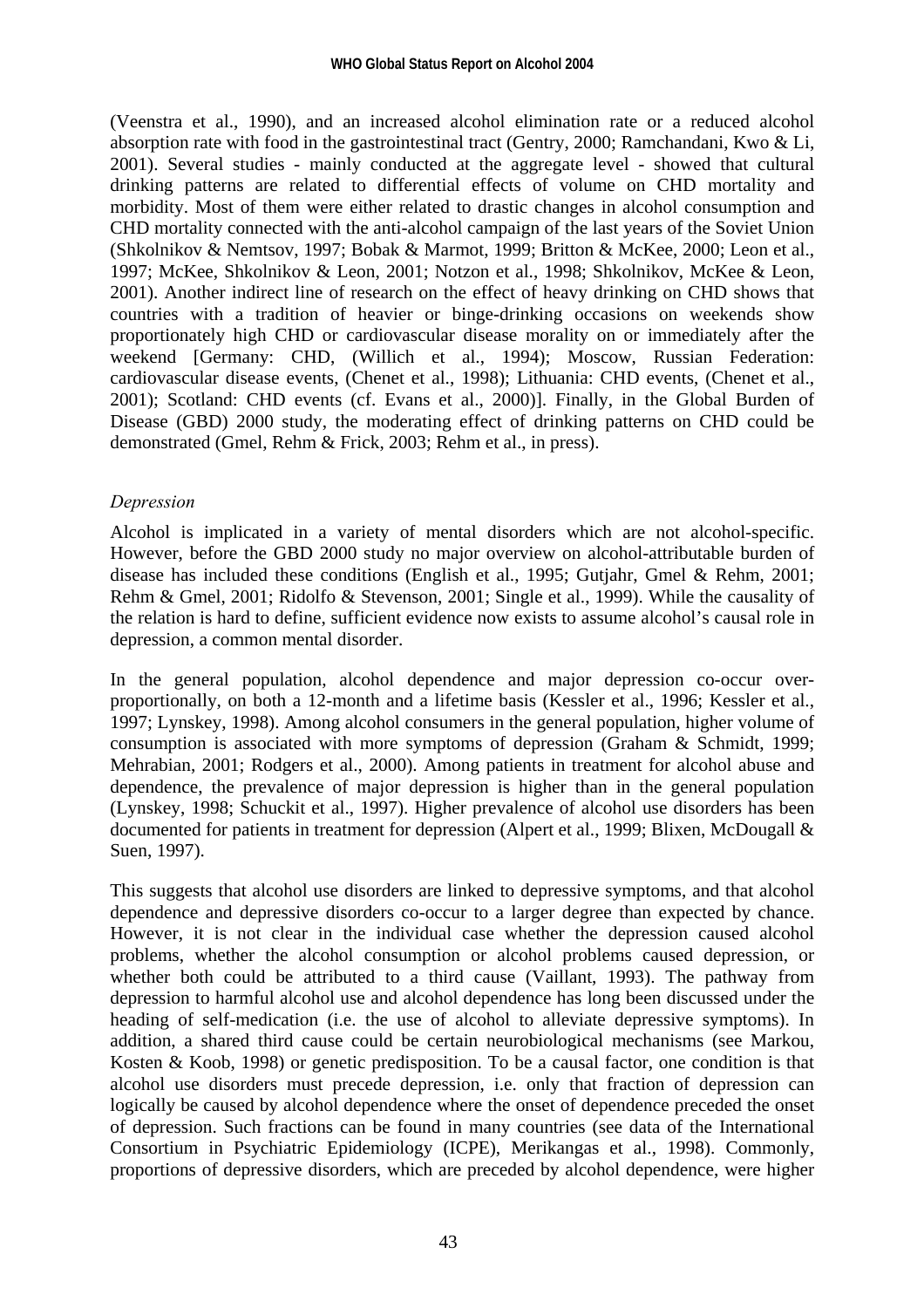(Veenstra et al., 1990), and an increased alcohol elimination rate or a reduced alcohol absorption rate with food in the gastrointestinal tract (Gentry, 2000; Ramchandani, Kwo & Li, 2001). Several studies - mainly conducted at the aggregate level - showed that cultural drinking patterns are related to differential effects of volume on CHD mortality and morbidity. Most of them were either related to drastic changes in alcohol consumption and CHD mortality connected with the anti-alcohol campaign of the last years of the Soviet Union (Shkolnikov & Nemtsov, 1997; Bobak & Marmot, 1999; Britton & McKee, 2000; Leon et al., 1997; McKee, Shkolnikov & Leon, 2001; Notzon et al., 1998; Shkolnikov, McKee & Leon, 2001). Another indirect line of research on the effect of heavy drinking on CHD shows that countries with a tradition of heavier or binge-drinking occasions on weekends show proportionately high CHD or cardiovascular disease morality on or immediately after the weekend [Germany: CHD, (Willich et al., 1994); Moscow, Russian Federation: cardiovascular disease events, (Chenet et al., 1998); Lithuania: CHD events, (Chenet et al., 2001); Scotland: CHD events (cf. Evans et al., 2000)]. Finally, in the Global Burden of Disease (GBD) 2000 study, the moderating effect of drinking patterns on CHD could be demonstrated (Gmel, Rehm & Frick, 2003; Rehm et al., in press).

*Depression*

Alcohol is implicated in a variety of mental disorders which are not alcohol-specific. However, before the GBD 2000 study no major overview on alcohol-attributable burden of disease has included these conditions (English et al., 1995; Gutjahr, Gmel & Rehm, 2001; Rehm & Gmel, 2001; Ridolfo & Stevenson, 2001; Single et al., 1999). While the causality of the relation is hard to define, sufficient evidence now exists to assume alcohol's causal role in depression, a common mental disorder.

In the general population, alcohol dependence and major depression co-occur over-proportionally, on both a 12-month and a lifetime basis (Kessler et al., 1996; Kessler et al., 1997; Lynskey, 1998). Among alcohol consumers in the general population, higher volume of consumption is associated with more symptoms of depression (Graham & Schmidt, 1999; Mehrabian, 2001; Rodgers et al., 2000). Among patients in treatment for alcohol abuse and dependence, the prevalence of major depression is higher than in the general population (Lynskey, 1998; Schuckit et al., 1997). Higher prevalence of alcohol use disorders has been documented for patients in treatment for depression (Alpert et al., 1999; Blixen, McDougall & Suen, 1997).

This suggests that alcohol use disorders are linked to depressive symptoms, and that alcohol dependence and depressive disorders co-occur to a larger degree than expected by chance. However, it is not clear in the individual case whether the depression caused alcohol problems, whether the alcohol consumption or alcohol problems caused depression, or whether both could be attributed to a third cause (Vaillant, 1993). The pathway from depression to harmful alcohol use and alcohol dependence has long been discussed under the heading of self-medication (i.e. the use of alcohol to alleviate depressive symptoms). In addition, a shared third cause could be certain neurobiological mechanisms (see Markou, Kosten & Koob, 1998) or genetic predisposition. To be a causal factor, one condition is that alcohol use disorders must precede depression, i.e. only that fraction of depression can logically be caused by alcohol dependence where the onset of dependence preceded the onset of depression. Such fractions can be found in many countries (see data of the International Consortium in Psychiatric Epidemiology (ICPE), Merikangas et al., 1998). Commonly, proportions of depressive disorders, which are preceded by alcohol dependence, were higher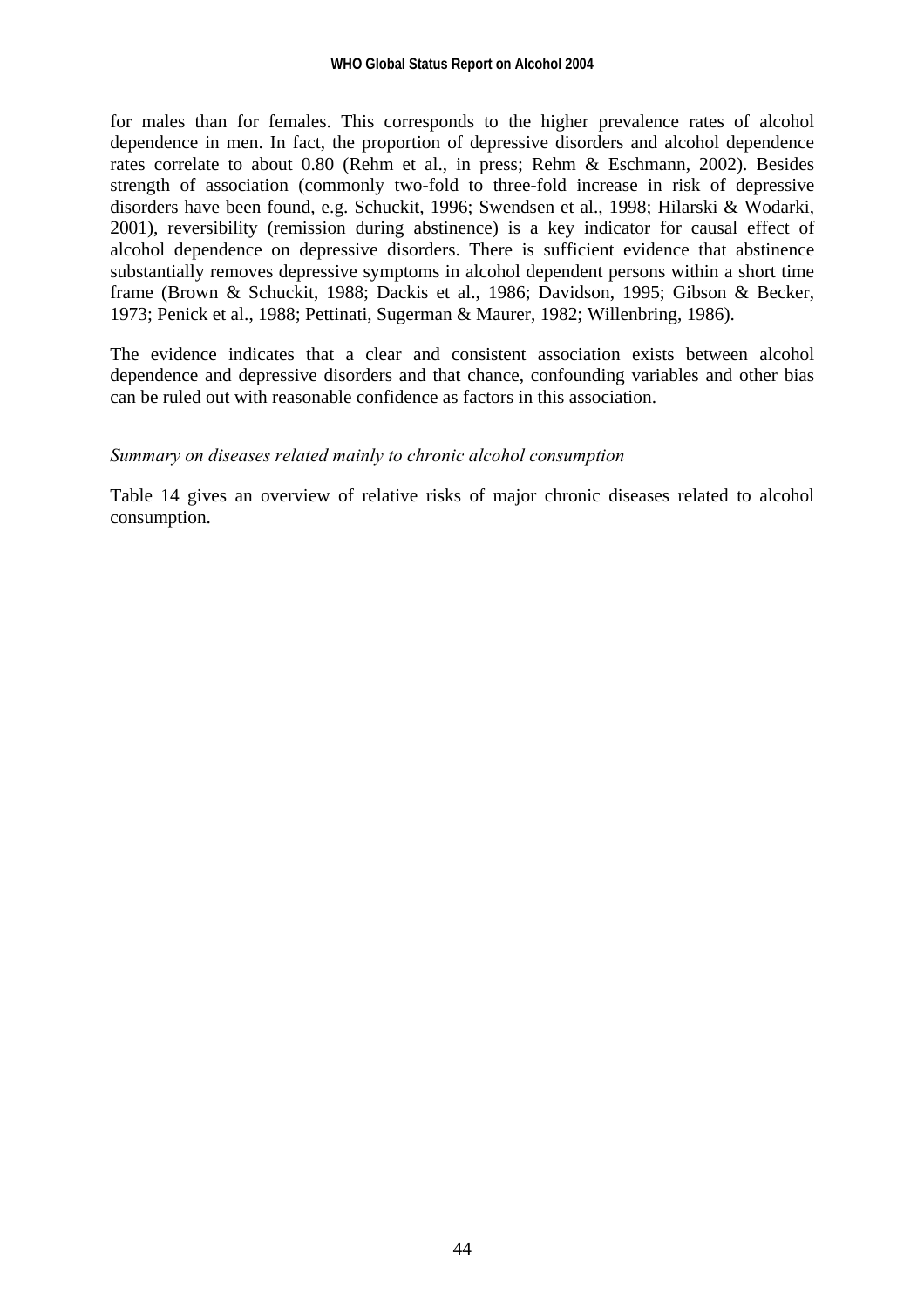for males than for females. This corresponds to the higher prevalence rates of alcohol dependence in men. In fact, the proportion of depressive disorders and alcohol dependence rates correlate to about 0.80 (Rehm et al., in press; Rehm & Eschmann, 2002). Besides strength of association (commonly two-fold to three-fold increase in risk of depressive disorders have been found, e.g. Schuckit, 1996; Swendsen et al., 1998; Hilarski & Wodarki, 2001), reversibility (remission during abstinence) is a key indicator for causal effect of alcohol dependence on depressive disorders. There is sufficient evidence that abstinence substantially removes depressive symptoms in alcohol dependent persons within a short time frame (Brown & Schuckit, 1988; Dackis et al., 1986; Davidson, 1995; Gibson & Becker, 1973; Penick et al., 1988; Pettinati, Sugerman & Maurer, 1982; Willenbring, 1986).

The evidence indicates that a clear and consistent association exists between alcohol dependence and depressive disorders and that chance, confounding variables and other bias can be ruled out with reasonable confidence as factors in this association.

*Summary on diseases related mainly to chronic alcohol consumption*

Table 14 gives an overview of relative risks of major chronic diseases related to alcohol consumption.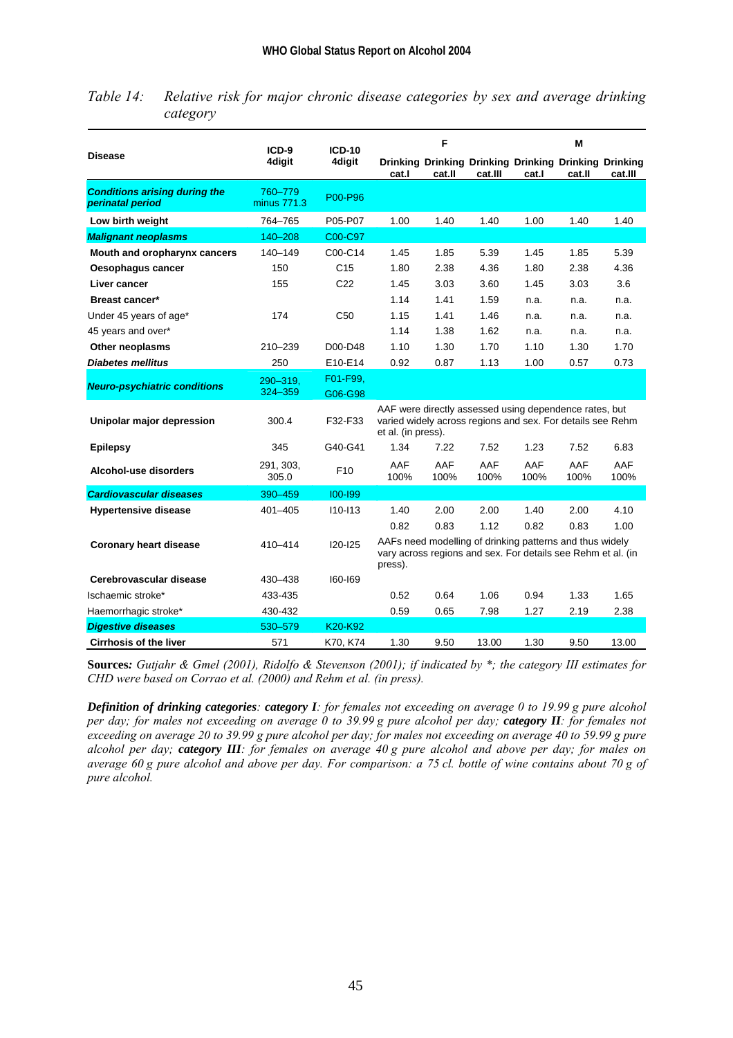*Table 14: Relative risk for major chronic disease categories by sex and average drinking category*

| Disease | ICD-9 4digit | ICD-10 4digit | F | | | M | | |
|---|---|---|---|---|---|---|---|---|
| | | | Drinking cat.I | Drinking cat.II | Drinking cat.III | Drinking cat.I | Drinking cat.II | Drinking cat.III |
| ***Conditions arising during the perinatal period*** | 760–779 minus 771.3 | P00-P96 | | | | | | |
| **Low birth weight** | 764–765 | P05-P07 | 1.00 | 1.40 | 1.40 | 1.00 | 1.40 | 1.40 |
| ***Malignant neoplasms*** | 140–208 | C00-C97 | | | | | | |
| **Mouth and oropharynx cancers** | 140–149 | C00-C14 | 1.45 | 1.85 | 5.39 | 1.45 | 1.85 | 5.39 |
| **Oesophagus cancer** | 150 | C15 | 1.80 | 2.38 | 4.36 | 1.80 | 2.38 | 4.36 |
| **Liver cancer** | 155 | C22 | 1.45 | 3.03 | 3.60 | 1.45 | 3.03 | 3.6 |
| **Breast cancer*** | | | 1.14 | 1.41 | 1.59 | n.a. | n.a. | n.a. |
| Under 45 years of age* | 174 | C50 | 1.15 | 1.41 | 1.46 | n.a. | n.a. | n.a. |
| 45 years and over* | | | 1.14 | 1.38 | 1.62 | n.a. | n.a. | n.a. |
| **Other neoplasms** | 210–239 | D00-D48 | 1.10 | 1.30 | 1.70 | 1.10 | 1.30 | 1.70 |
| ***Diabetes mellitus*** | 250 | E10-E14 | 0.92 | 0.87 | 1.13 | 1.00 | 0.57 | 0.73 |
| ***Neuro-psychiatric conditions*** | 290–319, 324–359 | F01-F99, G06-G98 | | | | | | |
| **Unipolar major depression** | 300.4 | F32-F33 | AAF were directly assessed using dependence rates, but varied widely across regions and sex. For details see Rehm et al. (in press). | | | | | |
| **Epilepsy** | 345 | G40-G41 | 1.34 | 7.22 | 7.52 | 1.23 | 7.52 | 6.83 |
| **Alcohol-use disorders** | 291, 303, 305.0 | F10 | AAF 100% | AAF 100% | AAF 100% | AAF 100% | AAF 100% | AAF 100% |
| ***Cardiovascular diseases*** | 390–459 | I00-I99 | | | | | | |
| **Hypertensive disease** | 401–405 | I10-I13 | 1.40 | 2.00 | 2.00 | 1.40 | 2.00 | 4.10 |
| | | | 0.82 | 0.83 | 1.12 | 0.82 | 0.83 | 1.00 |
| **Coronary heart disease** | 410–414 | I20-I25 | AAFs need modelling of drinking patterns and thus widely vary across regions and sex. For details see Rehm et al. (in press). | | | | | |
| **Cerebrovascular disease** | 430–438 | I60-I69 | | | | | | |
| Ischaemic stroke* | 433-435 | | 0.52 | 0.64 | 1.06 | 0.94 | 1.33 | 1.65 |
| Haemorrhagic stroke* | 430-432 | | 0.59 | 0.65 | 7.98 | 1.27 | 2.19 | 2.38 |
| ***Digestive diseases*** | 530–579 | K20-K92 | | | | | | |
| **Cirrhosis of the liver** | 571 | K70, K74 | 1.30 | 9.50 | 13.00 | 1.30 | 9.50 | 13.00 |

**Sources***: Gutjahr & Gmel (2001), Ridolfo & Stevenson (2001); if indicated by *; the category III estimates for CHD were based on Corrao et al. (2000) and Rehm et al. (in press).*

***Definition of drinking categories****: **category I**: for females not exceeding on average 0 to 19.99 g pure alcohol per day; for males not exceeding on average 0 to 39.99 g pure alcohol per day; **category II**: for females not exceeding on average 20 to 39.99 g pure alcohol per day; for males not exceeding on average 40 to 59.99 g pure alcohol per day; **category III**: for females on average 40 g pure alcohol and above per day; for males on average 60 g pure alcohol and above per day. For comparison: a 75 cl. bottle of wine contains about 70 g of pure alcohol.*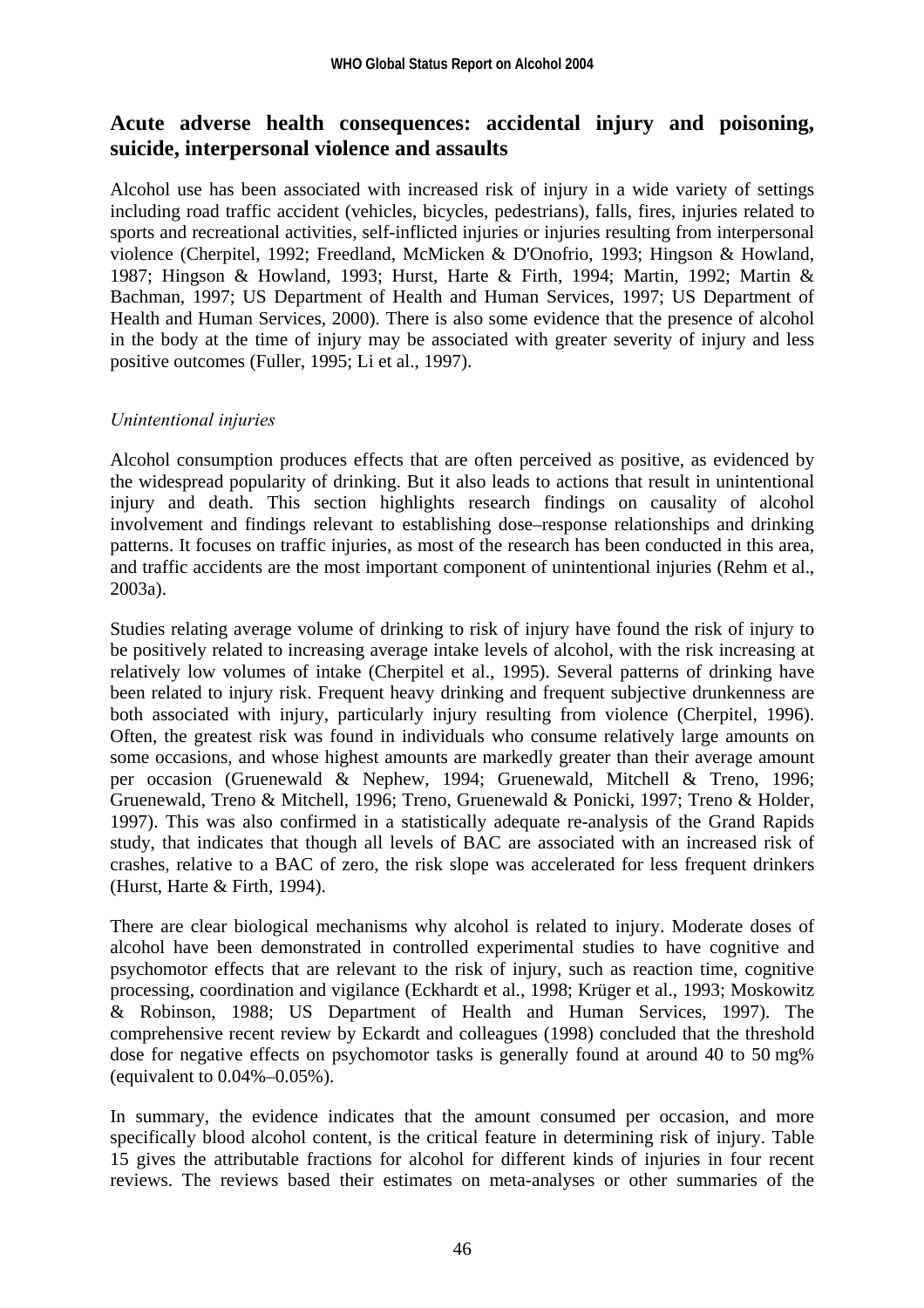## Acute adverse health consequences: accidental injury and poisoning, suicide, interpersonal violence and assaults

Alcohol use has been associated with increased risk of injury in a wide variety of settings including road traffic accident (vehicles, bicycles, pedestrians), falls, fires, injuries related to sports and recreational activities, self-inflicted injuries or injuries resulting from interpersonal violence (Cherpitel, 1992; Freedland, McMicken & D'Onofrio, 1993; Hingson & Howland, 1987; Hingson & Howland, 1993; Hurst, Harte & Firth, 1994; Martin, 1992; Martin & Bachman, 1997; US Department of Health and Human Services, 1997; US Department of Health and Human Services, 2000). There is also some evidence that the presence of alcohol in the body at the time of injury may be associated with greater severity of injury and less positive outcomes (Fuller, 1995; Li et al., 1997).

*Unintentional injuries*

Alcohol consumption produces effects that are often perceived as positive, as evidenced by the widespread popularity of drinking. But it also leads to actions that result in unintentional injury and death. This section highlights research findings on causality of alcohol involvement and findings relevant to establishing dose–response relationships and drinking patterns. It focuses on traffic injuries, as most of the research has been conducted in this area, and traffic accidents are the most important component of unintentional injuries (Rehm et al., 2003a).

Studies relating average volume of drinking to risk of injury have found the risk of injury to be positively related to increasing average intake levels of alcohol, with the risk increasing at relatively low volumes of intake (Cherpitel et al., 1995). Several patterns of drinking have been related to injury risk. Frequent heavy drinking and frequent subjective drunkenness are both associated with injury, particularly injury resulting from violence (Cherpitel, 1996). Often, the greatest risk was found in individuals who consume relatively large amounts on some occasions, and whose highest amounts are markedly greater than their average amount per occasion (Gruenewald & Nephew, 1994; Gruenewald, Mitchell & Treno, 1996; Gruenewald, Treno & Mitchell, 1996; Treno, Gruenewald & Ponicki, 1997; Treno & Holder, 1997). This was also confirmed in a statistically adequate re-analysis of the Grand Rapids study, that indicates that though all levels of BAC are associated with an increased risk of crashes, relative to a BAC of zero, the risk slope was accelerated for less frequent drinkers (Hurst, Harte & Firth, 1994).

There are clear biological mechanisms why alcohol is related to injury. Moderate doses of alcohol have been demonstrated in controlled experimental studies to have cognitive and psychomotor effects that are relevant to the risk of injury, such as reaction time, cognitive processing, coordination and vigilance (Eckhardt et al., 1998; Krüger et al., 1993; Moskowitz & Robinson, 1988; US Department of Health and Human Services, 1997). The comprehensive recent review by Eckardt and colleagues (1998) concluded that the threshold dose for negative effects on psychomotor tasks is generally found at around 40 to 50 mg% (equivalent to 0.04%–0.05%).

In summary, the evidence indicates that the amount consumed per occasion, and more specifically blood alcohol content, is the critical feature in determining risk of injury. Table 15 gives the attributable fractions for alcohol for different kinds of injuries in four recent reviews. The reviews based their estimates on meta-analyses or other summaries of the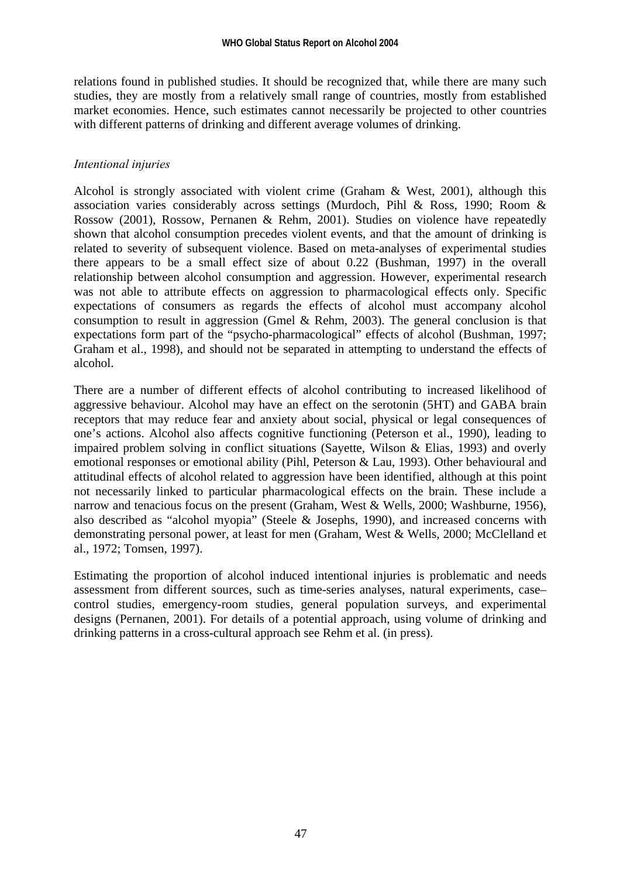relations found in published studies. It should be recognized that, while there are many such studies, they are mostly from a relatively small range of countries, mostly from established market economies. Hence, such estimates cannot necessarily be projected to other countries with different patterns of drinking and different average volumes of drinking.

*Intentional injuries*

Alcohol is strongly associated with violent crime (Graham & West, 2001), although this association varies considerably across settings (Murdoch, Pihl & Ross, 1990; Room & Rossow (2001), Rossow, Pernanen & Rehm, 2001). Studies on violence have repeatedly shown that alcohol consumption precedes violent events, and that the amount of drinking is related to severity of subsequent violence. Based on meta-analyses of experimental studies there appears to be a small effect size of about 0.22 (Bushman, 1997) in the overall relationship between alcohol consumption and aggression. However, experimental research was not able to attribute effects on aggression to pharmacological effects only. Specific expectations of consumers as regards the effects of alcohol must accompany alcohol consumption to result in aggression (Gmel & Rehm, 2003). The general conclusion is that expectations form part of the "psycho-pharmacological" effects of alcohol (Bushman, 1997; Graham et al., 1998), and should not be separated in attempting to understand the effects of alcohol.

There are a number of different effects of alcohol contributing to increased likelihood of aggressive behaviour. Alcohol may have an effect on the serotonin (5HT) and GABA brain receptors that may reduce fear and anxiety about social, physical or legal consequences of one's actions. Alcohol also affects cognitive functioning (Peterson et al., 1990), leading to impaired problem solving in conflict situations (Sayette, Wilson & Elias, 1993) and overly emotional responses or emotional ability (Pihl, Peterson & Lau, 1993). Other behavioural and attitudinal effects of alcohol related to aggression have been identified, although at this point not necessarily linked to particular pharmacological effects on the brain. These include a narrow and tenacious focus on the present (Graham, West & Wells, 2000; Washburne, 1956), also described as "alcohol myopia" (Steele & Josephs, 1990), and increased concerns with demonstrating personal power, at least for men (Graham, West & Wells, 2000; McClelland et al., 1972; Tomsen, 1997).

Estimating the proportion of alcohol induced intentional injuries is problematic and needs assessment from different sources, such as time-series analyses, natural experiments, case–control studies, emergency-room studies, general population surveys, and experimental designs (Pernanen, 2001). For details of a potential approach, using volume of drinking and drinking patterns in a cross-cultural approach see Rehm et al. (in press).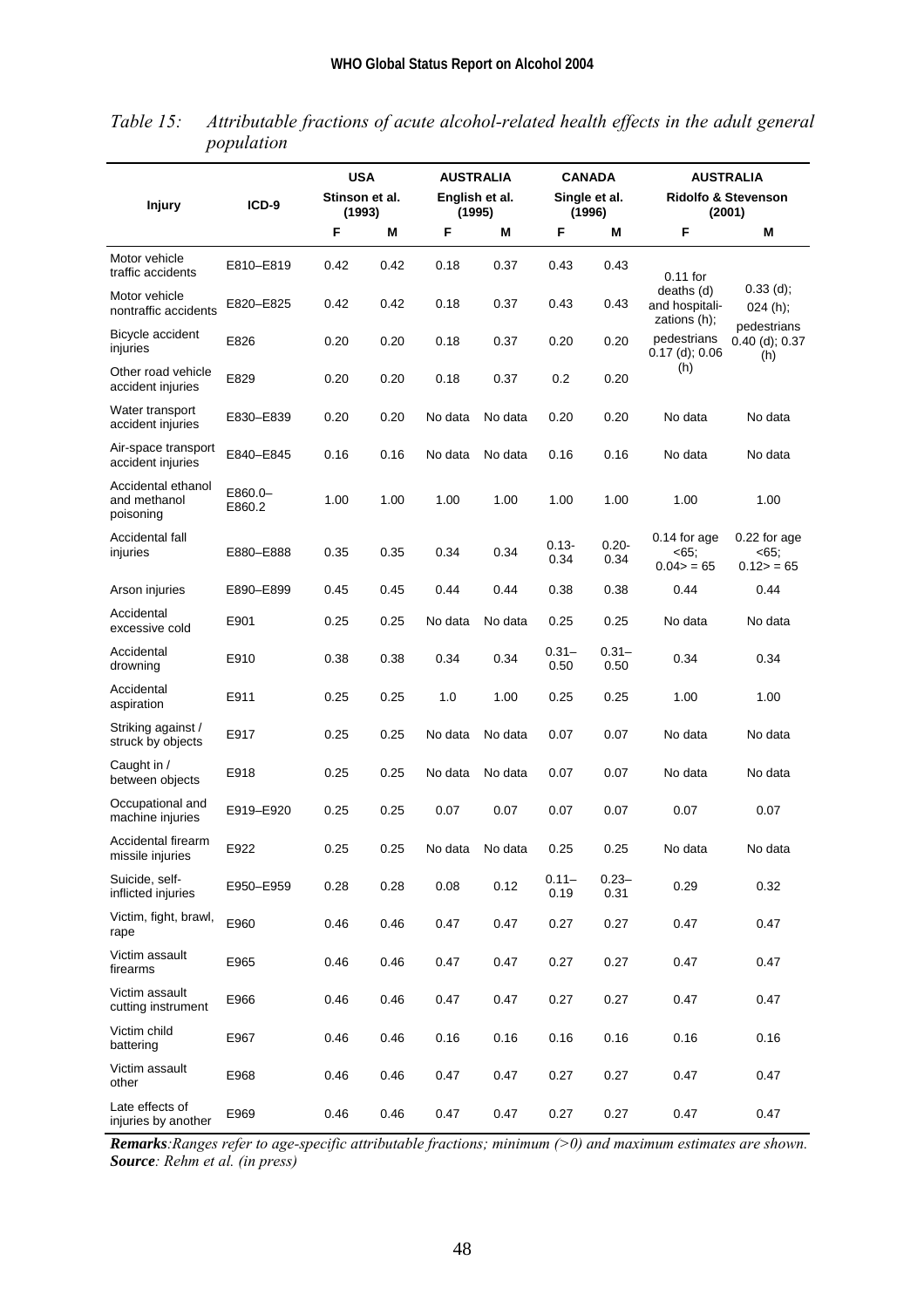*Table 15: Attributable fractions of acute alcohol-related health effects in the adult general population*

| Injury | ICD-9 | USA Stinson et al. (1993) | | AUSTRALIA English et al. (1995) | | CANADA Single et al. (1996) | | AUSTRALIA Ridolfo & Stevenson (2001) | |
|---|---|---|---|---|---|---|---|---|---|
| | | F | M | F | M | F | M | F | M |
| Motor vehicle traffic accidents | E810–E819 | 0.42 | 0.42 | 0.18 | 0.37 | 0.43 | 0.43 | 0.11 for deaths (d) and hospitali-zations (h); pedestrians 0.17 (d); 0.06 (h) | 0.33 (d); 024 (h); pedestrians 0.40 (d); 0.37 (h) |
| Motor vehicle nontraffic accidents | E820–E825 | 0.42 | 0.42 | 0.18 | 0.37 | 0.43 | 0.43 | | |
| Bicycle accident injuries | E826 | 0.20 | 0.20 | 0.18 | 0.37 | 0.20 | 0.20 | | |
| Other road vehicle accident injuries | E829 | 0.20 | 0.20 | 0.18 | 0.37 | 0.2 | 0.20 | | |
| Water transport accident injuries | E830–E839 | 0.20 | 0.20 | No data | No data | 0.20 | 0.20 | No data | No data |
| Air-space transport accident injuries | E840–E845 | 0.16 | 0.16 | No data | No data | 0.16 | 0.16 | No data | No data |
| Accidental ethanol and methanol poisoning | E860.0–E860.2 | 1.00 | 1.00 | 1.00 | 1.00 | 1.00 | 1.00 | 1.00 | 1.00 |
| Accidental fall injuries | E880–E888 | 0.35 | 0.35 | 0.34 | 0.34 | 0.13-0.34 | 0.20-0.34 | 0.14 for age <65; 0.04> = 65 | 0.22 for age <65; 0.12> = 65 |
| Arson injuries | E890–E899 | 0.45 | 0.45 | 0.44 | 0.44 | 0.38 | 0.38 | 0.44 | 0.44 |
| Accidental excessive cold | E901 | 0.25 | 0.25 | No data | No data | 0.25 | 0.25 | No data | No data |
| Accidental drowning | E910 | 0.38 | 0.38 | 0.34 | 0.34 | 0.31–0.50 | 0.31–0.50 | 0.34 | 0.34 |
| Accidental aspiration | E911 | 0.25 | 0.25 | 1.0 | 1.00 | 0.25 | 0.25 | 1.00 | 1.00 |
| Striking against / struck by objects | E917 | 0.25 | 0.25 | No data | No data | 0.07 | 0.07 | No data | No data |
| Caught in / between objects | E918 | 0.25 | 0.25 | No data | No data | 0.07 | 0.07 | No data | No data |
| Occupational and machine injuries | E919–E920 | 0.25 | 0.25 | 0.07 | 0.07 | 0.07 | 0.07 | 0.07 | 0.07 |
| Accidental firearm missile injuries | E922 | 0.25 | 0.25 | No data | No data | 0.25 | 0.25 | No data | No data |
| Suicide, self-inflicted injuries | E950–E959 | 0.28 | 0.28 | 0.08 | 0.12 | 0.11–0.19 | 0.23–0.31 | 0.29 | 0.32 |
| Victim, fight, brawl, rape | E960 | 0.46 | 0.46 | 0.47 | 0.47 | 0.27 | 0.27 | 0.47 | 0.47 |
| Victim assault firearms | E965 | 0.46 | 0.46 | 0.47 | 0.47 | 0.27 | 0.27 | 0.47 | 0.47 |
| Victim assault cutting instrument | E966 | 0.46 | 0.46 | 0.47 | 0.47 | 0.27 | 0.27 | 0.47 | 0.47 |
| Victim child battering | E967 | 0.46 | 0.46 | 0.16 | 0.16 | 0.16 | 0.16 | 0.16 | 0.16 |
| Victim assault other | E968 | 0.46 | 0.46 | 0.47 | 0.47 | 0.27 | 0.27 | 0.47 | 0.47 |
| Late effects of injuries by another | E969 | 0.46 | 0.46 | 0.47 | 0.47 | 0.27 | 0.27 | 0.47 | 0.47 |

***Remarks****:Ranges refer to age-specific attributable fractions; minimum (>0) and maximum estimates are shown.*
***Source****: Rehm et al. (in press)*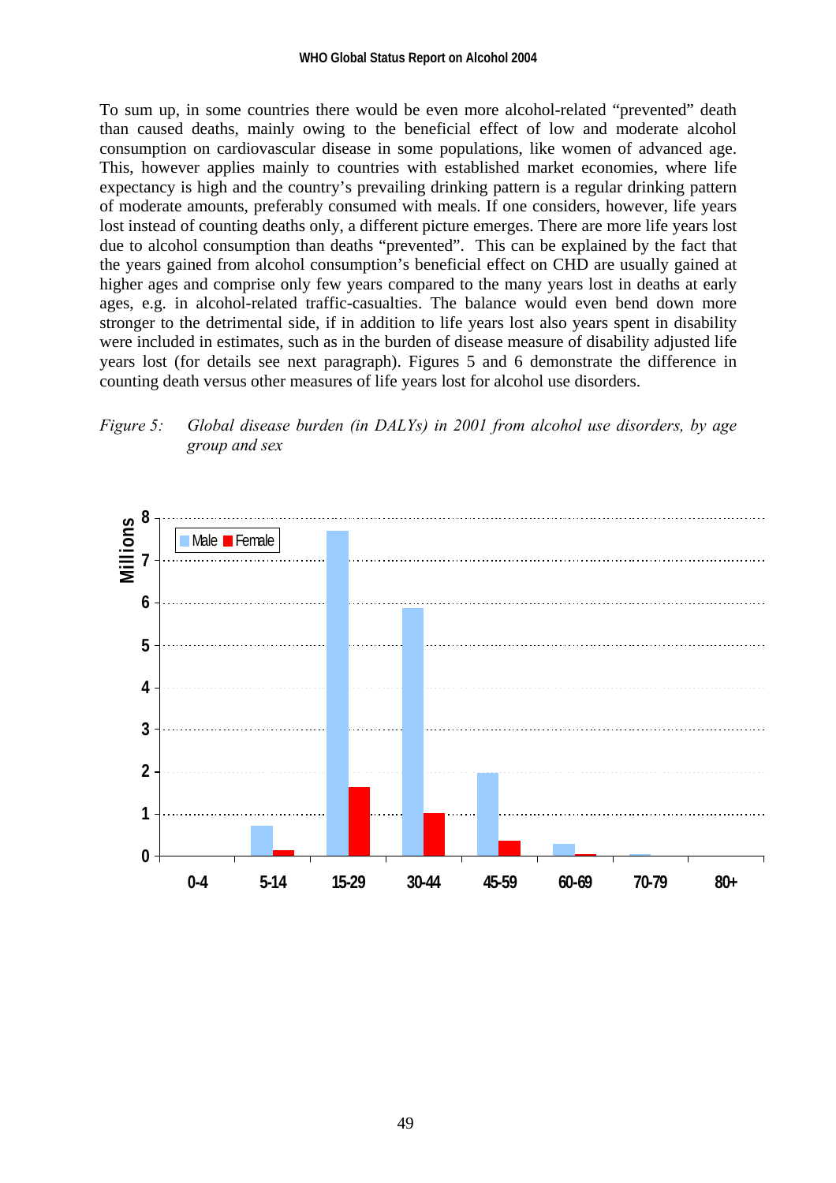To sum up, in some countries there would be even more alcohol-related "prevented" death than caused deaths, mainly owing to the beneficial effect of low and moderate alcohol consumption on cardiovascular disease in some populations, like women of advanced age. This, however applies mainly to countries with established market economies, where life expectancy is high and the country's prevailing drinking pattern is a regular drinking pattern of moderate amounts, preferably consumed with meals. If one considers, however, life years lost instead of counting deaths only, a different picture emerges. There are more life years lost due to alcohol consumption than deaths "prevented". This can be explained by the fact that the years gained from alcohol consumption's beneficial effect on CHD are usually gained at higher ages and comprise only few years compared to the many years lost in deaths at early ages, e.g. in alcohol-related traffic-casualties. The balance would even bend down more stronger to the detrimental side, if in addition to life years lost also years spent in disability were included in estimates, such as in the burden of disease measure of disability adjusted life years lost (for details see next paragraph). Figures 5 and 6 demonstrate the difference in counting death versus other measures of life years lost for alcohol use disorders.

*Figure 5: Global disease burden (in DALYs) in 2001 from alcohol use disorders, by age group and sex*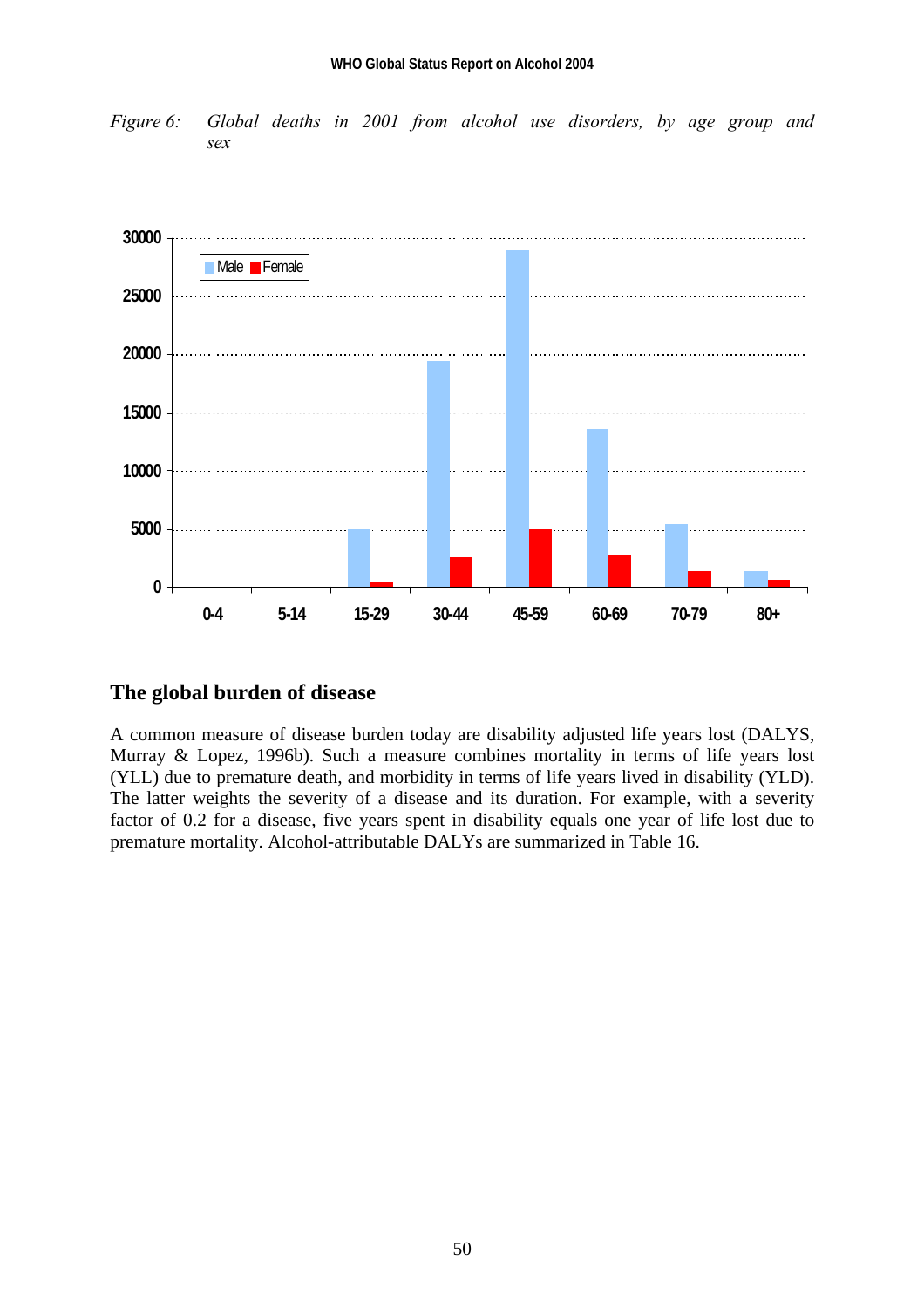*Figure 6: Global deaths in 2001 from alcohol use disorders, by age group and sex*

## The global burden of disease

A common measure of disease burden today are disability adjusted life years lost (DALYS, Murray & Lopez, 1996b). Such a measure combines mortality in terms of life years lost (YLL) due to premature death, and morbidity in terms of life years lived in disability (YLD). The latter weights the severity of a disease and its duration. For example, with a severity factor of 0.2 for a disease, five years spent in disability equals one year of life lost due to premature mortality. Alcohol-attributable DALYs are summarized in Table 16.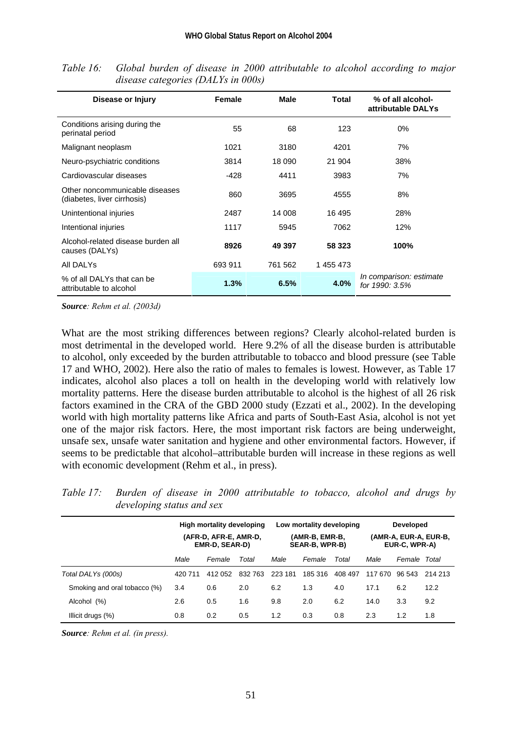*Table 16: Global burden of disease in 2000 attributable to alcohol according to major disease categories (DALYs in 000s)*

| Disease or Injury | Female | Male | Total | % of all alcohol-attributable DALYs |
|---|---|---|---|---|
| Conditions arising during the perinatal period | 55 | 68 | 123 | 0% |
| Malignant neoplasm | 1021 | 3180 | 4201 | 7% |
| Neuro-psychiatric conditions | 3814 | 18 090 | 21 904 | 38% |
| Cardiovascular diseases | -428 | 4411 | 3983 | 7% |
| Other noncommunicable diseases (diabetes, liver cirrhosis) | 860 | 3695 | 4555 | 8% |
| Unintentional injuries | 2487 | 14 008 | 16 495 | 28% |
| Intentional injuries | 1117 | 5945 | 7062 | 12% |
| **Alcohol-related disease burden all causes (DALYs)** | **8926** | **49 397** | **58 323** | **100%** |
| All DALYs | 693 911 | 761 562 | 1 455 473 | |
| % of all DALYs that can be attributable to alcohol | **1.3%** | **6.5%** | **4.0%** | *In comparison: estimate for 1990: 3.5%* |

***Source**: Rehm et al. (2003d)*

What are the most striking differences between regions? Clearly alcohol-related burden is most detrimental in the developed world. Here 9.2% of all the disease burden is attributable to alcohol, only exceeded by the burden attributable to tobacco and blood pressure (see Table 17 and WHO, 2002). Here also the ratio of males to females is lowest. However, as Table 17 indicates, alcohol also places a toll on health in the developing world with relatively low mortality patterns. Here the disease burden attributable to alcohol is the highest of all 26 risk factors examined in the CRA of the GBD 2000 study (Ezzati et al., 2002). In the developing world with high mortality patterns like Africa and parts of South-East Asia, alcohol is not yet one of the major risk factors. Here, the most important risk factors are being underweight, unsafe sex, unsafe water sanitation and hygiene and other environmental factors. However, if seems to be predictable that alcohol–attributable burden will increase in these regions as well with economic development (Rehm et al., in press).

*Table 17: Burden of disease in 2000 attributable to tobacco, alcohol and drugs by developing status and sex*

| | High mortality developing (AFR-D, AFR-E, AMR-D, EMR-D, SEAR-D) | | | Low mortality developing (AMR-B, EMR-B, SEAR-B, WPR-B) | | | Developed (AMR-A, EUR-A, EUR-B, EUR-C, WPR-A) | | |
|---|---|---|---|---|---|---|---|---|---|
| | *Male* | *Female* | *Total* | *Male* | *Female* | *Total* | *Male* | *Female* | *Total* |
| *Total DALYs (000s)* | 420 711 | 412 052 | 832 763 | 223 181 | 185 316 | 408 497 | 117 670 | 96 543 | 214 213 |
| Smoking and oral tobacco (%) | 3.4 | 0.6 | 2.0 | 6.2 | 1.3 | 4.0 | 17.1 | 6.2 | 12.2 |
| Alcohol (%) | 2.6 | 0.5 | 1.6 | 9.8 | 2.0 | 6.2 | 14.0 | 3.3 | 9.2 |
| Illicit drugs (%) | 0.8 | 0.2 | 0.5 | 1.2 | 0.3 | 0.8 | 2.3 | 1.2 | 1.8 |

***Source**: Rehm et al. (in press).*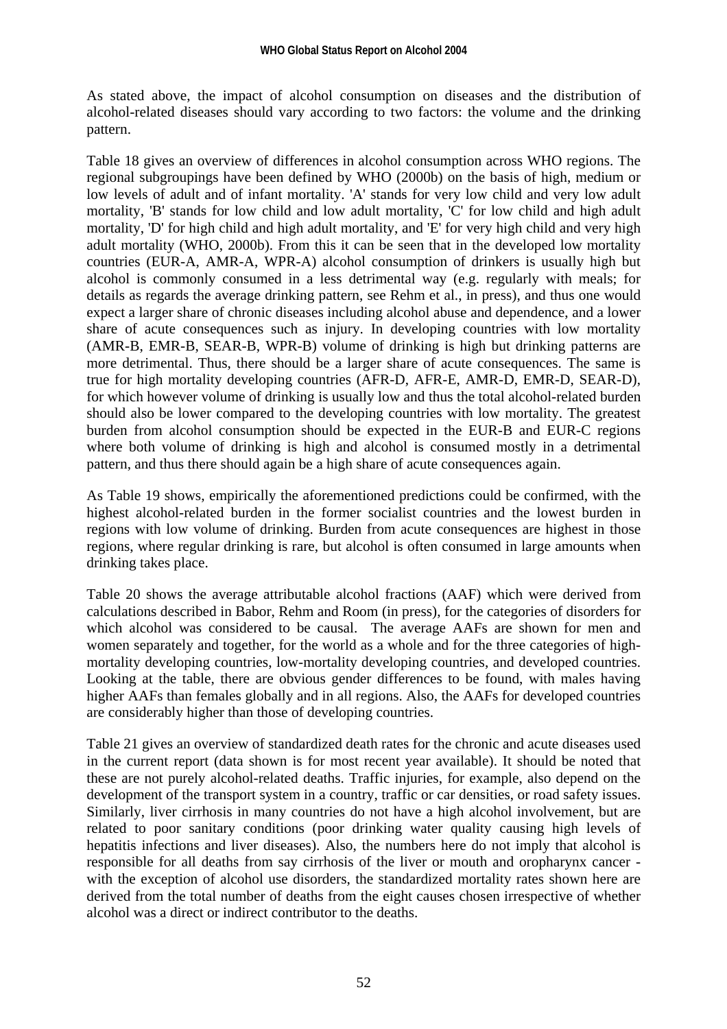As stated above, the impact of alcohol consumption on diseases and the distribution of alcohol-related diseases should vary according to two factors: the volume and the drinking pattern.

Table 18 gives an overview of differences in alcohol consumption across WHO regions. The regional subgroupings have been defined by WHO (2000b) on the basis of high, medium or low levels of adult and of infant mortality. 'A' stands for very low child and very low adult mortality, 'B' stands for low child and low adult mortality, 'C' for low child and high adult mortality, 'D' for high child and high adult mortality, and 'E' for very high child and very high adult mortality (WHO, 2000b). From this it can be seen that in the developed low mortality countries (EUR-A, AMR-A, WPR-A) alcohol consumption of drinkers is usually high but alcohol is commonly consumed in a less detrimental way (e.g. regularly with meals; for details as regards the average drinking pattern, see Rehm et al., in press), and thus one would expect a larger share of chronic diseases including alcohol abuse and dependence, and a lower share of acute consequences such as injury. In developing countries with low mortality (AMR-B, EMR-B, SEAR-B, WPR-B) volume of drinking is high but drinking patterns are more detrimental. Thus, there should be a larger share of acute consequences. The same is true for high mortality developing countries (AFR-D, AFR-E, AMR-D, EMR-D, SEAR-D), for which however volume of drinking is usually low and thus the total alcohol-related burden should also be lower compared to the developing countries with low mortality. The greatest burden from alcohol consumption should be expected in the EUR-B and EUR-C regions where both volume of drinking is high and alcohol is consumed mostly in a detrimental pattern, and thus there should again be a high share of acute consequences again.

As Table 19 shows, empirically the aforementioned predictions could be confirmed, with the highest alcohol-related burden in the former socialist countries and the lowest burden in regions with low volume of drinking. Burden from acute consequences are highest in those regions, where regular drinking is rare, but alcohol is often consumed in large amounts when drinking takes place.

Table 20 shows the average attributable alcohol fractions (AAF) which were derived from calculations described in Babor, Rehm and Room (in press), for the categories of disorders for which alcohol was considered to be causal. The average AAFs are shown for men and women separately and together, for the world as a whole and for the three categories of high-mortality developing countries, low-mortality developing countries, and developed countries. Looking at the table, there are obvious gender differences to be found, with males having higher AAFs than females globally and in all regions. Also, the AAFs for developed countries are considerably higher than those of developing countries.

Table 21 gives an overview of standardized death rates for the chronic and acute diseases used in the current report (data shown is for most recent year available). It should be noted that these are not purely alcohol-related deaths. Traffic injuries, for example, also depend on the development of the transport system in a country, traffic or car densities, or road safety issues. Similarly, liver cirrhosis in many countries do not have a high alcohol involvement, but are related to poor sanitary conditions (poor drinking water quality causing high levels of hepatitis infections and liver diseases). Also, the numbers here do not imply that alcohol is responsible for all deaths from say cirrhosis of the liver or mouth and oropharynx cancer - with the exception of alcohol use disorders, the standardized mortality rates shown here are derived from the total number of deaths from the eight causes chosen irrespective of whether alcohol was a direct or indirect contributor to the deaths.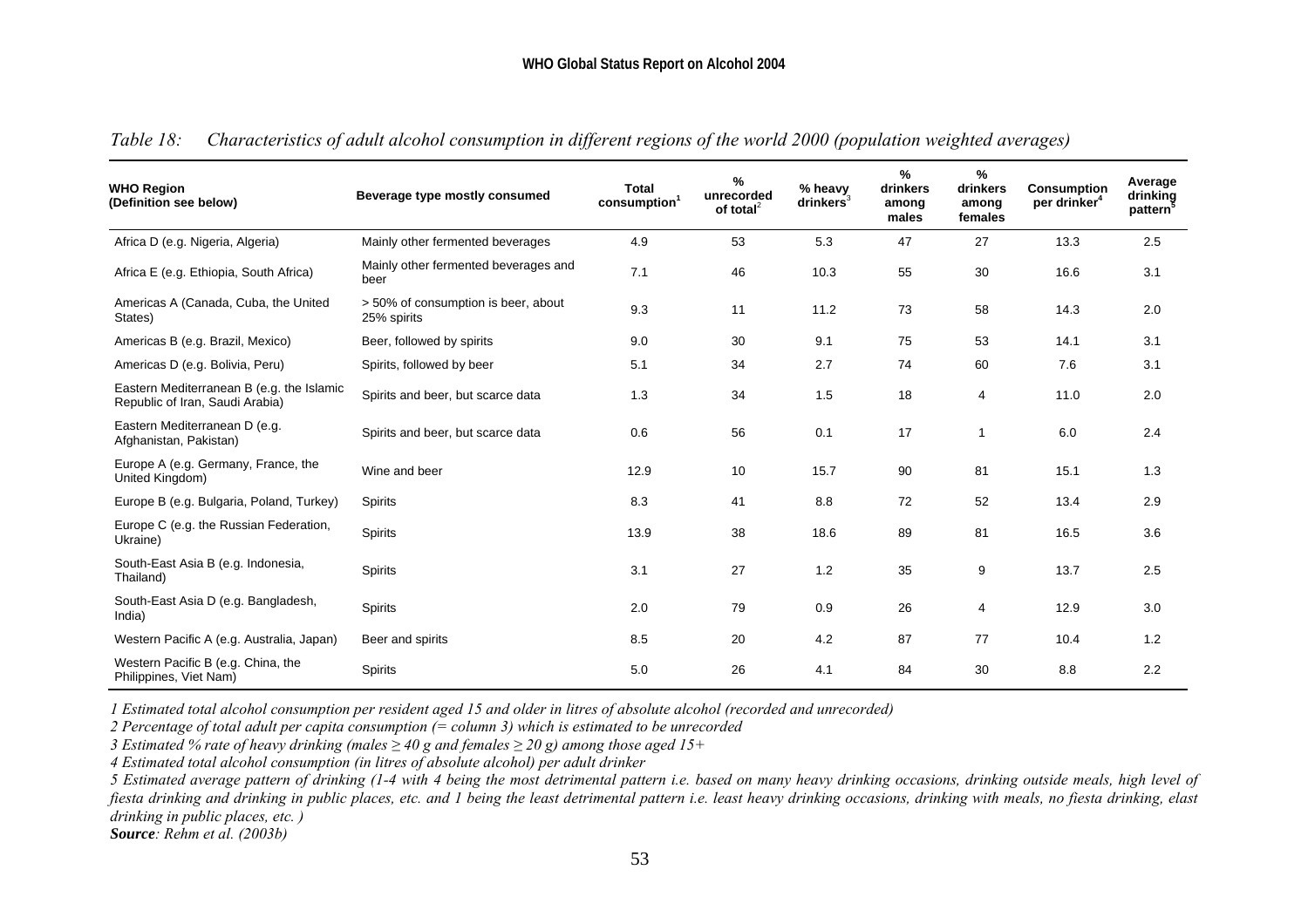*Table 18: Characteristics of adult alcohol consumption in different regions of the world 2000 (population weighted averages)*

| WHO Region (Definition see below) | Beverage type mostly consumed | Total consumption[1] | % unrecorded of total[2] | % heavy drinkers[3] | % drinkers among males | % drinkers among females | Consumption per drinker[4] | Average drinking pattern[5] |
|---|---|---|---|---|---|---|---|---|
| Africa D (e.g. Nigeria, Algeria) | Mainly other fermented beverages | 4.9 | 53 | 5.3 | 47 | 27 | 13.3 | 2.5 |
| Africa E (e.g. Ethiopia, South Africa) | Mainly other fermented beverages and beer | 7.1 | 46 | 10.3 | 55 | 30 | 16.6 | 3.1 |
| Americas A (Canada, Cuba, the United States) | > 50% of consumption is beer, about 25% spirits | 9.3 | 11 | 11.2 | 73 | 58 | 14.3 | 2.0 |
| Americas B (e.g. Brazil, Mexico) | Beer, followed by spirits | 9.0 | 30 | 9.1 | 75 | 53 | 14.1 | 3.1 |
| Americas D (e.g. Bolivia, Peru) | Spirits, followed by beer | 5.1 | 34 | 2.7 | 74 | 60 | 7.6 | 3.1 |
| Eastern Mediterranean B (e.g. the Islamic Republic of Iran, Saudi Arabia) | Spirits and beer, but scarce data | 1.3 | 34 | 1.5 | 18 | 4 | 11.0 | 2.0 |
| Eastern Mediterranean D (e.g. Afghanistan, Pakistan) | Spirits and beer, but scarce data | 0.6 | 56 | 0.1 | 17 | 1 | 6.0 | 2.4 |
| Europe A (e.g. Germany, France, the United Kingdom) | Wine and beer | 12.9 | 10 | 15.7 | 90 | 81 | 15.1 | 1.3 |
| Europe B (e.g. Bulgaria, Poland, Turkey) | Spirits | 8.3 | 41 | 8.8 | 72 | 52 | 13.4 | 2.9 |
| Europe C (e.g. the Russian Federation, Ukraine) | Spirits | 13.9 | 38 | 18.6 | 89 | 81 | 16.5 | 3.6 |
| South-East Asia B (e.g. Indonesia, Thailand) | Spirits | 3.1 | 27 | 1.2 | 35 | 9 | 13.7 | 2.5 |
| South-East Asia D (e.g. Bangladesh, India) | Spirits | 2.0 | 79 | 0.9 | 26 | 4 | 12.9 | 3.0 |
| Western Pacific A (e.g. Australia, Japan) | Beer and spirits | 8.5 | 20 | 4.2 | 87 | 77 | 10.4 | 1.2 |
| Western Pacific B (e.g. China, the Philippines, Viet Nam) | Spirits | 5.0 | 26 | 4.1 | 84 | 30 | 8.8 | 2.2 |

*1 Estimated total alcohol consumption per resident aged 15 and older in litres of absolute alcohol (recorded and unrecorded)*

*2 Percentage of total adult per capita consumption (= column 3) which is estimated to be unrecorded*

*3 Estimated % rate of heavy drinking (males ≥ 40 g and females ≥ 20 g) among those aged 15+*

*4 Estimated total alcohol consumption (in litres of absolute alcohol) per adult drinker*

*5 Estimated average pattern of drinking (1-4 with 4 being the most detrimental pattern i.e. based on many heavy drinking occasions, drinking outside meals, high level of fiesta drinking and drinking in public places, etc. and 1 being the least detrimental pattern i.e. least heavy drinking occasions, drinking with meals, no fiesta drinking, elast drinking in public places, etc. )*

***Source**: Rehm et al. (2003b)*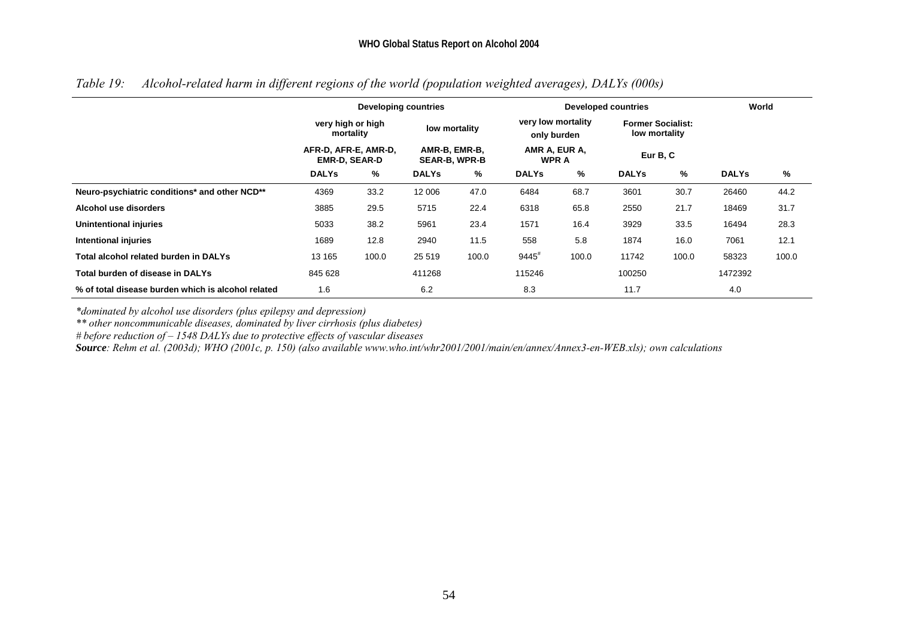*Table 19: Alcohol-related harm in different regions of the world (population weighted averages), DALYs (000s)*

| | Developing countries | | | | Developed countries | | | | World | |
|---|---|---|---|---|---|---|---|---|---|---|
| | very high or high mortality | | low mortality | | very low mortality only burden | | Former Socialist: low mortality | | | |
| | AFR-D, AFR-E, AMR-D, EMR-D, SEAR-D | | AMR-B, EMR-B, SEAR-B, WPR-B | | AMR A, EUR A, WPR A | | Eur B, C | | | |
| | **DALYs** | **%** | **DALYs** | **%** | **DALYs** | **%** | **DALYs** | **%** | **DALYs** | **%** |
| **Neuro-psychiatric conditions* and other NCD**** | 4369 | 33.2 | 12 006 | 47.0 | 6484 | 68.7 | 3601 | 30.7 | 26460 | 44.2 |
| **Alcohol use disorders** | 3885 | 29.5 | 5715 | 22.4 | 6318 | 65.8 | 2550 | 21.7 | 18469 | 31.7 |
| **Unintentional injuries** | 5033 | 38.2 | 5961 | 23.4 | 1571 | 16.4 | 3929 | 33.5 | 16494 | 28.3 |
| **Intentional injuries** | 1689 | 12.8 | 2940 | 11.5 | 558 | 5.8 | 1874 | 16.0 | 7061 | 12.1 |
| **Total alcohol related burden in DALYs** | 13 165 | 100.0 | 25 519 | 100.0 | 9445# | 100.0 | 11742 | 100.0 | 58323 | 100.0 |
| **Total burden of disease in DALYs** | 845 628 | | 411268 | | 115246 | | 100250 | | 1472392 | |
| **% of total disease burden which is alcohol related** | 1.6 | | 6.2 | | 8.3 | | 11.7 | | 4.0 | |

*\*dominated by alcohol use disorders (plus epilepsy and depression)*

*\*\* other noncommunicable diseases, dominated by liver cirrhosis (plus diabetes)*

*# before reduction of – 1548 DALYs due to protective effects of vascular diseases*

***Source**: Rehm et al. (2003d); WHO (2001c, p. 150) (also available www.who.int/whr2001/2001/main/en/annex/Annex3-en-WEB.xls); own calculations*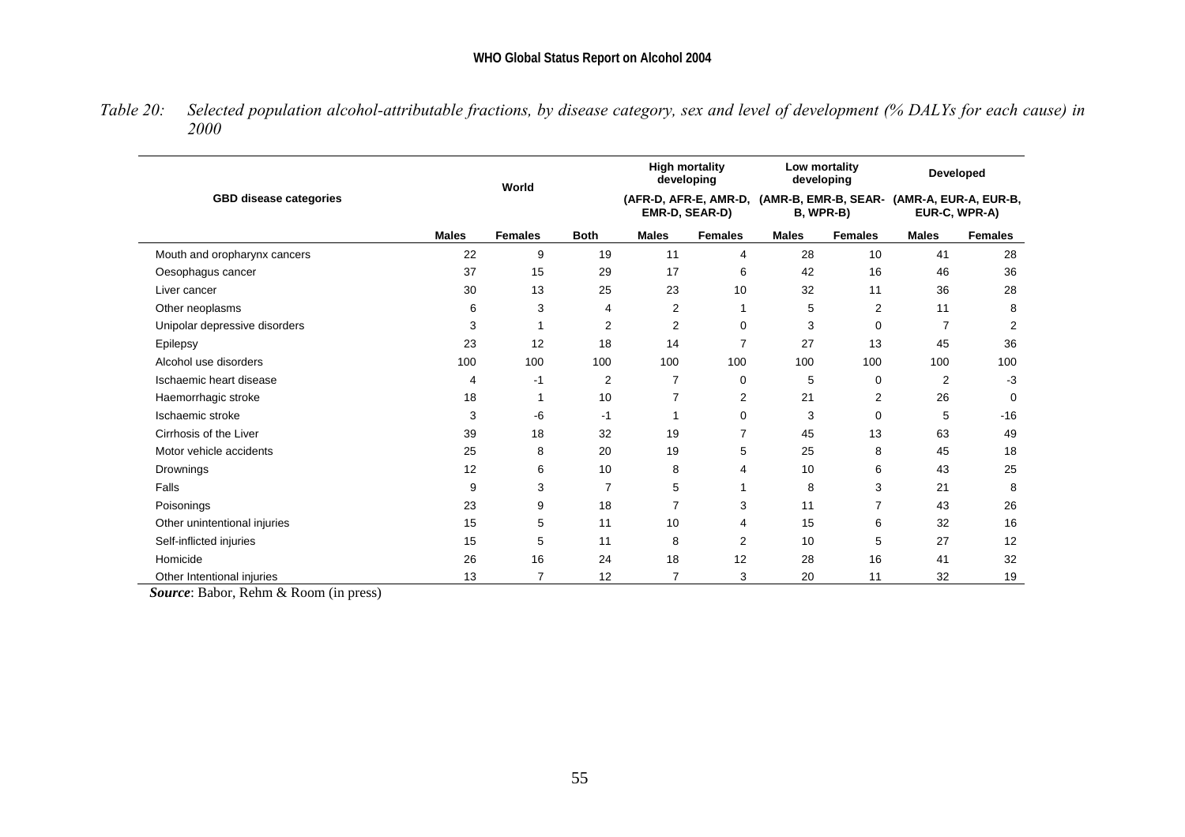*Table 20: Selected population alcohol-attributable fractions, by disease category, sex and level of development (% DALYs for each cause) in 2000*

| GBD disease categories | World | | | High mortality developing (AFR-D, AFR-E, AMR-D, EMR-D, SEAR-D) | | Low mortality developing (AMR-B, EMR-B, SEAR-B, WPR-B) | | Developed (AMR-A, EUR-A, EUR-B, EUR-C, WPR-A) | |
|---|---|---|---|---|---|---|---|---|---|
| | **Males** | **Females** | **Both** | **Males** | **Females** | **Males** | **Females** | **Males** | **Females** |
| Mouth and oropharynx cancers | 22 | 9 | 19 | 11 | 4 | 28 | 10 | 41 | 28 |
| Oesophagus cancer | 37 | 15 | 29 | 17 | 6 | 42 | 16 | 46 | 36 |
| Liver cancer | 30 | 13 | 25 | 23 | 10 | 32 | 11 | 36 | 28 |
| Other neoplasms | 6 | 3 | 4 | 2 | 1 | 5 | 2 | 11 | 8 |
| Unipolar depressive disorders | 3 | 1 | 2 | 2 | 0 | 3 | 0 | 7 | 2 |
| Epilepsy | 23 | 12 | 18 | 14 | 7 | 27 | 13 | 45 | 36 |
| Alcohol use disorders | 100 | 100 | 100 | 100 | 100 | 100 | 100 | 100 | 100 |
| Ischaemic heart disease | 4 | -1 | 2 | 7 | 0 | 5 | 0 | 2 | -3 |
| Haemorrhagic stroke | 18 | 1 | 10 | 7 | 2 | 21 | 2 | 26 | 0 |
| Ischaemic stroke | 3 | -6 | -1 | 1 | 0 | 3 | 0 | 5 | -16 |
| Cirrhosis of the Liver | 39 | 18 | 32 | 19 | 7 | 45 | 13 | 63 | 49 |
| Motor vehicle accidents | 25 | 8 | 20 | 19 | 5 | 25 | 8 | 45 | 18 |
| Drownings | 12 | 6 | 10 | 8 | 4 | 10 | 6 | 43 | 25 |
| Falls | 9 | 3 | 7 | 5 | 1 | 8 | 3 | 21 | 8 |
| Poisonings | 23 | 9 | 18 | 7 | 3 | 11 | 7 | 43 | 26 |
| Other unintentional injuries | 15 | 5 | 11 | 10 | 4 | 15 | 6 | 32 | 16 |
| Self-inflicted injuries | 15 | 5 | 11 | 8 | 2 | 10 | 5 | 27 | 12 |
| Homicide | 26 | 16 | 24 | 18 | 12 | 28 | 16 | 41 | 32 |
| Other Intentional injuries | 13 | 7 | 12 | 7 | 3 | 20 | 11 | 32 | 19 |

***Source***: Babor, Rehm & Room (in press)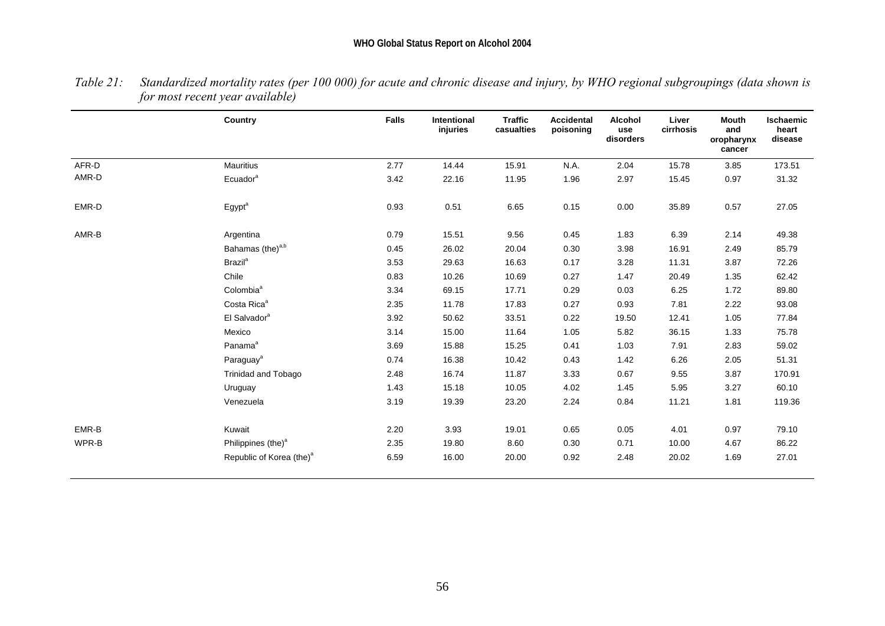*Table 21: Standardized mortality rates (per 100 000) for acute and chronic disease and injury, by WHO regional subgroupings (data shown is for most recent year available)*

| | Country | Falls | Intentional injuries | Traffic casualties | Accidental poisoning | Alcohol use disorders | Liver cirrhosis | Mouth and oropharynx cancer | Ischaemic heart disease |
|---|---|---|---|---|---|---|---|---|---|
| AFR-D | Mauritius | 2.77 | 14.44 | 15.91 | N.A. | 2.04 | 15.78 | 3.85 | 173.51 |
| AMR-D | Ecuador[a] | 3.42 | 22.16 | 11.95 | 1.96 | 2.97 | 15.45 | 0.97 | 31.32 |
| EMR-D | Egypt[a] | 0.93 | 0.51 | 6.65 | 0.15 | 0.00 | 35.89 | 0.57 | 27.05 |
| AMR-B | Argentina | 0.79 | 15.51 | 9.56 | 0.45 | 1.83 | 6.39 | 2.14 | 49.38 |
| | Bahamas (the)[a,b] | 0.45 | 26.02 | 20.04 | 0.30 | 3.98 | 16.91 | 2.49 | 85.79 |
| | Brazil[a] | 3.53 | 29.63 | 16.63 | 0.17 | 3.28 | 11.31 | 3.87 | 72.26 |
| | Chile | 0.83 | 10.26 | 10.69 | 0.27 | 1.47 | 20.49 | 1.35 | 62.42 |
| | Colombia[a] | 3.34 | 69.15 | 17.71 | 0.29 | 0.03 | 6.25 | 1.72 | 89.80 |
| | Costa Rica[a] | 2.35 | 11.78 | 17.83 | 0.27 | 0.93 | 7.81 | 2.22 | 93.08 |
| | El Salvador[a] | 3.92 | 50.62 | 33.51 | 0.22 | 19.50 | 12.41 | 1.05 | 77.84 |
| | Mexico | 3.14 | 15.00 | 11.64 | 1.05 | 5.82 | 36.15 | 1.33 | 75.78 |
| | Panama[a] | 3.69 | 15.88 | 15.25 | 0.41 | 1.03 | 7.91 | 2.83 | 59.02 |
| | Paraguay[a] | 0.74 | 16.38 | 10.42 | 0.43 | 1.42 | 6.26 | 2.05 | 51.31 |
| | Trinidad and Tobago | 2.48 | 16.74 | 11.87 | 3.33 | 0.67 | 9.55 | 3.87 | 170.91 |
| | Uruguay | 1.43 | 15.18 | 10.05 | 4.02 | 1.45 | 5.95 | 3.27 | 60.10 |
| | Venezuela | 3.19 | 19.39 | 23.20 | 2.24 | 0.84 | 11.21 | 1.81 | 119.36 |
| EMR-B | Kuwait | 2.20 | 3.93 | 19.01 | 0.65 | 0.05 | 4.01 | 0.97 | 79.10 |
| WPR-B | Philippines (the)[a] | 2.35 | 19.80 | 8.60 | 0.30 | 0.71 | 10.00 | 4.67 | 86.22 |
| | Republic of Korea (the)[a] | 6.59 | 16.00 | 20.00 | 0.92 | 2.48 | 20.02 | 1.69 | 27.01 |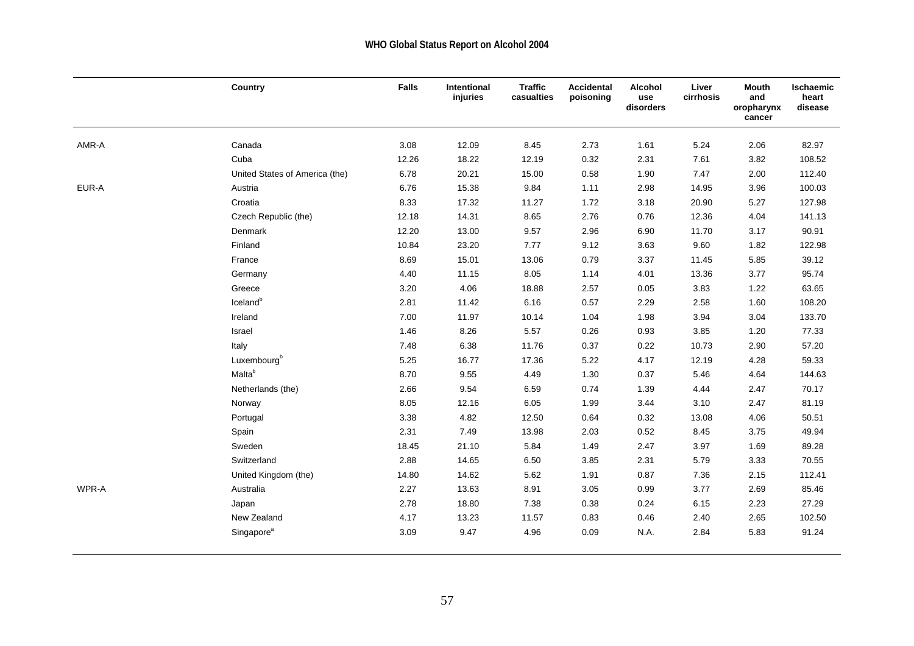| | Country | Falls | Intentional injuries | Traffic casualties | Accidental poisoning | Alcohol use disorders | Liver cirrhosis | Mouth and oropharynx cancer | Ischaemic heart disease |
|---|---|---|---|---|---|---|---|---|---|
| AMR-A | Canada | 3.08 | 12.09 | 8.45 | 2.73 | 1.61 | 5.24 | 2.06 | 82.97 |
| | Cuba | 12.26 | 18.22 | 12.19 | 0.32 | 2.31 | 7.61 | 3.82 | 108.52 |
| | United States of America (the) | 6.78 | 20.21 | 15.00 | 0.58 | 1.90 | 7.47 | 2.00 | 112.40 |
| EUR-A | Austria | 6.76 | 15.38 | 9.84 | 1.11 | 2.98 | 14.95 | 3.96 | 100.03 |
| | Croatia | 8.33 | 17.32 | 11.27 | 1.72 | 3.18 | 20.90 | 5.27 | 127.98 |
| | Czech Republic (the) | 12.18 | 14.31 | 8.65 | 2.76 | 0.76 | 12.36 | 4.04 | 141.13 |
| | Denmark | 12.20 | 13.00 | 9.57 | 2.96 | 6.90 | 11.70 | 3.17 | 90.91 |
| | Finland | 10.84 | 23.20 | 7.77 | 9.12 | 3.63 | 9.60 | 1.82 | 122.98 |
| | France | 8.69 | 15.01 | 13.06 | 0.79 | 3.37 | 11.45 | 5.85 | 39.12 |
| | Germany | 4.40 | 11.15 | 8.05 | 1.14 | 4.01 | 13.36 | 3.77 | 95.74 |
| | Greece | 3.20 | 4.06 | 18.88 | 2.57 | 0.05 | 3.83 | 1.22 | 63.65 |
| | Iceland[b] | 2.81 | 11.42 | 6.16 | 0.57 | 2.29 | 2.58 | 1.60 | 108.20 |
| | Ireland | 7.00 | 11.97 | 10.14 | 1.04 | 1.98 | 3.94 | 3.04 | 133.70 |
| | Israel | 1.46 | 8.26 | 5.57 | 0.26 | 0.93 | 3.85 | 1.20 | 77.33 |
| | Italy | 7.48 | 6.38 | 11.76 | 0.37 | 0.22 | 10.73 | 2.90 | 57.20 |
| | Luxembourg[b] | 5.25 | 16.77 | 17.36 | 5.22 | 4.17 | 12.19 | 4.28 | 59.33 |
| | Malta[b] | 8.70 | 9.55 | 4.49 | 1.30 | 0.37 | 5.46 | 4.64 | 144.63 |
| | Netherlands (the) | 2.66 | 9.54 | 6.59 | 0.74 | 1.39 | 4.44 | 2.47 | 70.17 |
| | Norway | 8.05 | 12.16 | 6.05 | 1.99 | 3.44 | 3.10 | 2.47 | 81.19 |
| | Portugal | 3.38 | 4.82 | 12.50 | 0.64 | 0.32 | 13.08 | 4.06 | 50.51 |
| | Spain | 2.31 | 7.49 | 13.98 | 2.03 | 0.52 | 8.45 | 3.75 | 49.94 |
| | Sweden | 18.45 | 21.10 | 5.84 | 1.49 | 2.47 | 3.97 | 1.69 | 89.28 |
| | Switzerland | 2.88 | 14.65 | 6.50 | 3.85 | 2.31 | 5.79 | 3.33 | 70.55 |
| | United Kingdom (the) | 14.80 | 14.62 | 5.62 | 1.91 | 0.87 | 7.36 | 2.15 | 112.41 |
| WPR-A | Australia | 2.27 | 13.63 | 8.91 | 3.05 | 0.99 | 3.77 | 2.69 | 85.46 |
| | Japan | 2.78 | 18.80 | 7.38 | 0.38 | 0.24 | 6.15 | 2.23 | 27.29 |
| | New Zealand | 4.17 | 13.23 | 11.57 | 0.83 | 0.46 | 2.40 | 2.65 | 102.50 |
| | Singapore[a] | 3.09 | 9.47 | 4.96 | 0.09 | N.A. | 2.84 | 5.83 | 91.24 |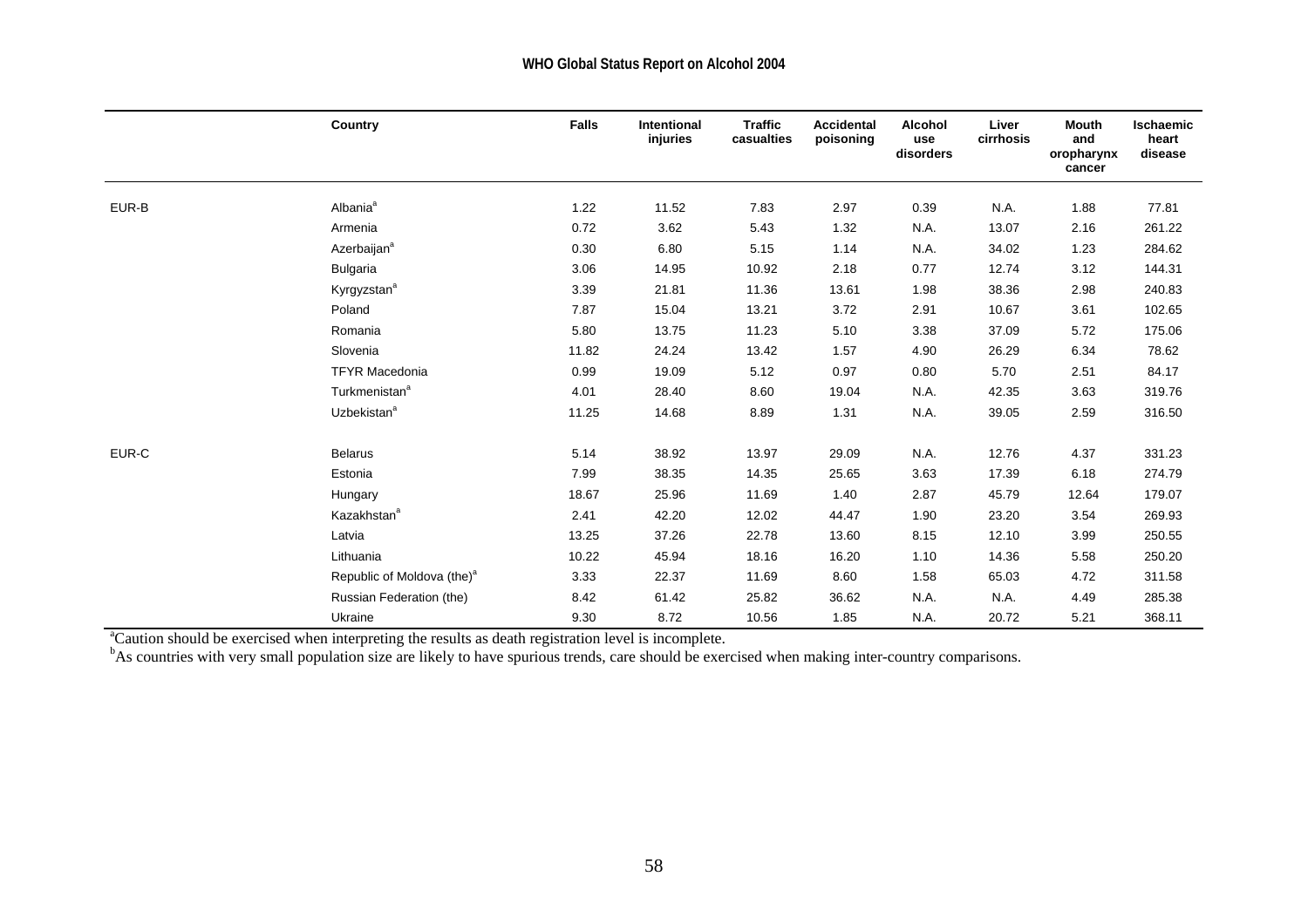|  | Country | Falls | Intentional injuries | Traffic casualties | Accidental poisoning | Alcohol use disorders | Liver cirrhosis | Mouth and oropharynx cancer | Ischaemic heart disease |
|---|---|---|---|---|---|---|---|---|---|
| EUR-B | Albania[a] | 1.22 | 11.52 | 7.83 | 2.97 | 0.39 | N.A. | 1.88 | 77.81 |
|  | Armenia | 0.72 | 3.62 | 5.43 | 1.32 | N.A. | 13.07 | 2.16 | 261.22 |
|  | Azerbaijan[a] | 0.30 | 6.80 | 5.15 | 1.14 | N.A. | 34.02 | 1.23 | 284.62 |
|  | Bulgaria | 3.06 | 14.95 | 10.92 | 2.18 | 0.77 | 12.74 | 3.12 | 144.31 |
|  | Kyrgyzstan[a] | 3.39 | 21.81 | 11.36 | 13.61 | 1.98 | 38.36 | 2.98 | 240.83 |
|  | Poland | 7.87 | 15.04 | 13.21 | 3.72 | 2.91 | 10.67 | 3.61 | 102.65 |
|  | Romania | 5.80 | 13.75 | 11.23 | 5.10 | 3.38 | 37.09 | 5.72 | 175.06 |
|  | Slovenia | 11.82 | 24.24 | 13.42 | 1.57 | 4.90 | 26.29 | 6.34 | 78.62 |
|  | TFYR Macedonia | 0.99 | 19.09 | 5.12 | 0.97 | 0.80 | 5.70 | 2.51 | 84.17 |
|  | Turkmenistan[a] | 4.01 | 28.40 | 8.60 | 19.04 | N.A. | 42.35 | 3.63 | 319.76 |
|  | Uzbekistan[a] | 11.25 | 14.68 | 8.89 | 1.31 | N.A. | 39.05 | 2.59 | 316.50 |
| EUR-C | Belarus | 5.14 | 38.92 | 13.97 | 29.09 | N.A. | 12.76 | 4.37 | 331.23 |
|  | Estonia | 7.99 | 38.35 | 14.35 | 25.65 | 3.63 | 17.39 | 6.18 | 274.79 |
|  | Hungary | 18.67 | 25.96 | 11.69 | 1.40 | 2.87 | 45.79 | 12.64 | 179.07 |
|  | Kazakhstan[a] | 2.41 | 42.20 | 12.02 | 44.47 | 1.90 | 23.20 | 3.54 | 269.93 |
|  | Latvia | 13.25 | 37.26 | 22.78 | 13.60 | 8.15 | 12.10 | 3.99 | 250.55 |
|  | Lithuania | 10.22 | 45.94 | 18.16 | 16.20 | 1.10 | 14.36 | 5.58 | 250.20 |
|  | Republic of Moldova (the)[a] | 3.33 | 22.37 | 11.69 | 8.60 | 1.58 | 65.03 | 4.72 | 311.58 |
|  | Russian Federation (the) | 8.42 | 61.42 | 25.82 | 36.62 | N.A. | N.A. | 4.49 | 285.38 |
|  | Ukraine | 9.30 | 8.72 | 10.56 | 1.85 | N.A. | 20.72 | 5.21 | 368.11 |

[a]Caution should be exercised when interpreting the results as death registration level is incomplete.

[b]As countries with very small population size are likely to have spurious trends, care should be exercised when making inter-country comparisons.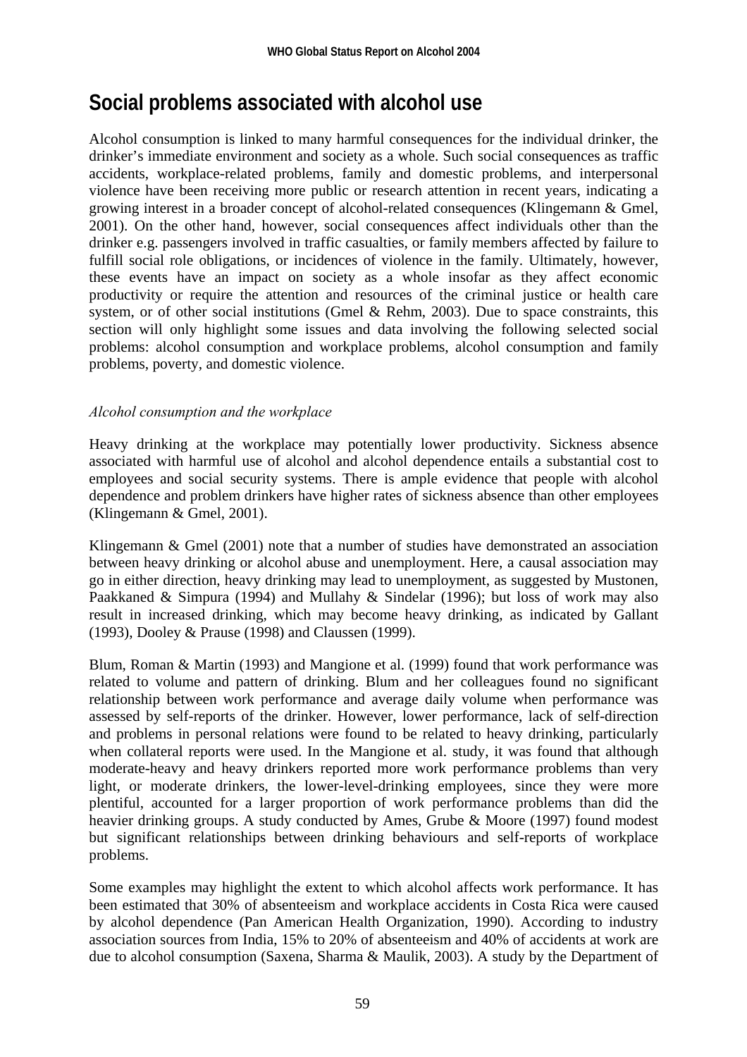# Social problems associated with alcohol use

Alcohol consumption is linked to many harmful consequences for the individual drinker, the drinker's immediate environment and society as a whole. Such social consequences as traffic accidents, workplace-related problems, family and domestic problems, and interpersonal violence have been receiving more public or research attention in recent years, indicating a growing interest in a broader concept of alcohol-related consequences (Klingemann & Gmel, 2001). On the other hand, however, social consequences affect individuals other than the drinker e.g. passengers involved in traffic casualties, or family members affected by failure to fulfill social role obligations, or incidences of violence in the family. Ultimately, however, these events have an impact on society as a whole insofar as they affect economic productivity or require the attention and resources of the criminal justice or health care system, or of other social institutions (Gmel & Rehm, 2003). Due to space constraints, this section will only highlight some issues and data involving the following selected social problems: alcohol consumption and workplace problems, alcohol consumption and family problems, poverty, and domestic violence.

*Alcohol consumption and the workplace*

Heavy drinking at the workplace may potentially lower productivity. Sickness absence associated with harmful use of alcohol and alcohol dependence entails a substantial cost to employees and social security systems. There is ample evidence that people with alcohol dependence and problem drinkers have higher rates of sickness absence than other employees (Klingemann & Gmel, 2001).

Klingemann & Gmel (2001) note that a number of studies have demonstrated an association between heavy drinking or alcohol abuse and unemployment. Here, a causal association may go in either direction, heavy drinking may lead to unemployment, as suggested by Mustonen, Paakkaned & Simpura (1994) and Mullahy & Sindelar (1996); but loss of work may also result in increased drinking, which may become heavy drinking, as indicated by Gallant (1993), Dooley & Prause (1998) and Claussen (1999).

Blum, Roman & Martin (1993) and Mangione et al. (1999) found that work performance was related to volume and pattern of drinking. Blum and her colleagues found no significant relationship between work performance and average daily volume when performance was assessed by self-reports of the drinker. However, lower performance, lack of self-direction and problems in personal relations were found to be related to heavy drinking, particularly when collateral reports were used. In the Mangione et al. study, it was found that although moderate-heavy and heavy drinkers reported more work performance problems than very light, or moderate drinkers, the lower-level-drinking employees, since they were more plentiful, accounted for a larger proportion of work performance problems than did the heavier drinking groups. A study conducted by Ames, Grube & Moore (1997) found modest but significant relationships between drinking behaviours and self-reports of workplace problems.

Some examples may highlight the extent to which alcohol affects work performance. It has been estimated that 30% of absenteeism and workplace accidents in Costa Rica were caused by alcohol dependence (Pan American Health Organization, 1990). According to industry association sources from India, 15% to 20% of absenteeism and 40% of accidents at work are due to alcohol consumption (Saxena, Sharma & Maulik, 2003). A study by the Department of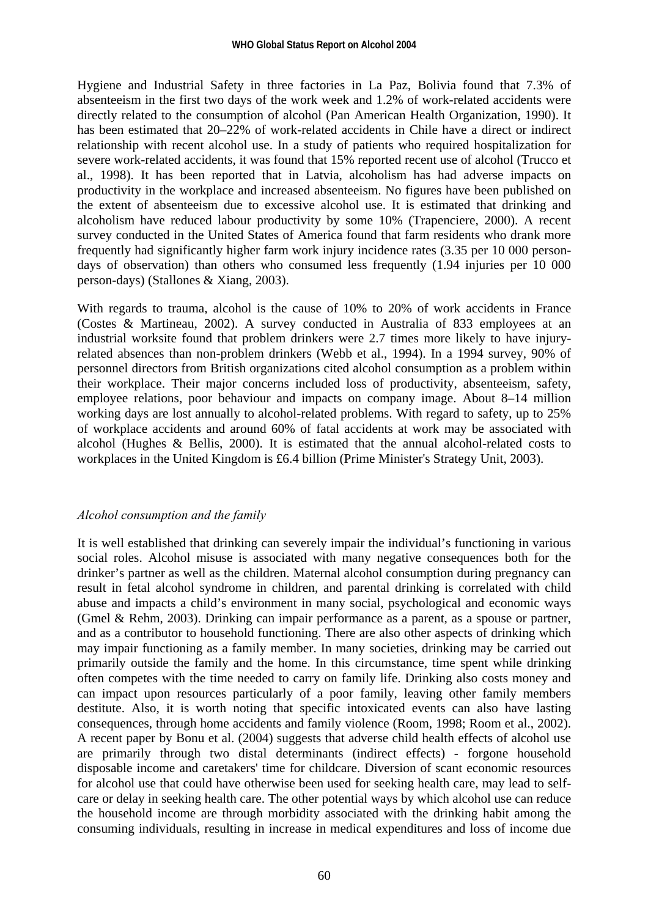Hygiene and Industrial Safety in three factories in La Paz, Bolivia found that 7.3% of absenteeism in the first two days of the work week and 1.2% of work-related accidents were directly related to the consumption of alcohol (Pan American Health Organization, 1990). It has been estimated that 20–22% of work-related accidents in Chile have a direct or indirect relationship with recent alcohol use. In a study of patients who required hospitalization for severe work-related accidents, it was found that 15% reported recent use of alcohol (Trucco et al., 1998). It has been reported that in Latvia, alcoholism has had adverse impacts on productivity in the workplace and increased absenteeism. No figures have been published on the extent of absenteeism due to excessive alcohol use. It is estimated that drinking and alcoholism have reduced labour productivity by some 10% (Trapenciere, 2000). A recent survey conducted in the United States of America found that farm residents who drank more frequently had significantly higher farm work injury incidence rates (3.35 per 10 000 person-days of observation) than others who consumed less frequently (1.94 injuries per 10 000 person-days) (Stallones & Xiang, 2003).

With regards to trauma, alcohol is the cause of 10% to 20% of work accidents in France (Costes & Martineau, 2002). A survey conducted in Australia of 833 employees at an industrial worksite found that problem drinkers were 2.7 times more likely to have injury-related absences than non-problem drinkers (Webb et al., 1994). In a 1994 survey, 90% of personnel directors from British organizations cited alcohol consumption as a problem within their workplace. Their major concerns included loss of productivity, absenteeism, safety, employee relations, poor behaviour and impacts on company image. About 8–14 million working days are lost annually to alcohol-related problems. With regard to safety, up to 25% of workplace accidents and around 60% of fatal accidents at work may be associated with alcohol (Hughes & Bellis, 2000). It is estimated that the annual alcohol-related costs to workplaces in the United Kingdom is £6.4 billion (Prime Minister's Strategy Unit, 2003).

*Alcohol consumption and the family*

It is well established that drinking can severely impair the individual’s functioning in various social roles. Alcohol misuse is associated with many negative consequences both for the drinker’s partner as well as the children. Maternal alcohol consumption during pregnancy can result in fetal alcohol syndrome in children, and parental drinking is correlated with child abuse and impacts a child’s environment in many social, psychological and economic ways (Gmel & Rehm, 2003). Drinking can impair performance as a parent, as a spouse or partner, and as a contributor to household functioning. There are also other aspects of drinking which may impair functioning as a family member. In many societies, drinking may be carried out primarily outside the family and the home. In this circumstance, time spent while drinking often competes with the time needed to carry on family life. Drinking also costs money and can impact upon resources particularly of a poor family, leaving other family members destitute. Also, it is worth noting that specific intoxicated events can also have lasting consequences, through home accidents and family violence (Room, 1998; Room et al., 2002). A recent paper by Bonu et al. (2004) suggests that adverse child health effects of alcohol use are primarily through two distal determinants (indirect effects) - forgone household disposable income and caretakers' time for childcare. Diversion of scant economic resources for alcohol use that could have otherwise been used for seeking health care, may lead to self-care or delay in seeking health care. The other potential ways by which alcohol use can reduce the household income are through morbidity associated with the drinking habit among the consuming individuals, resulting in increase in medical expenditures and loss of income due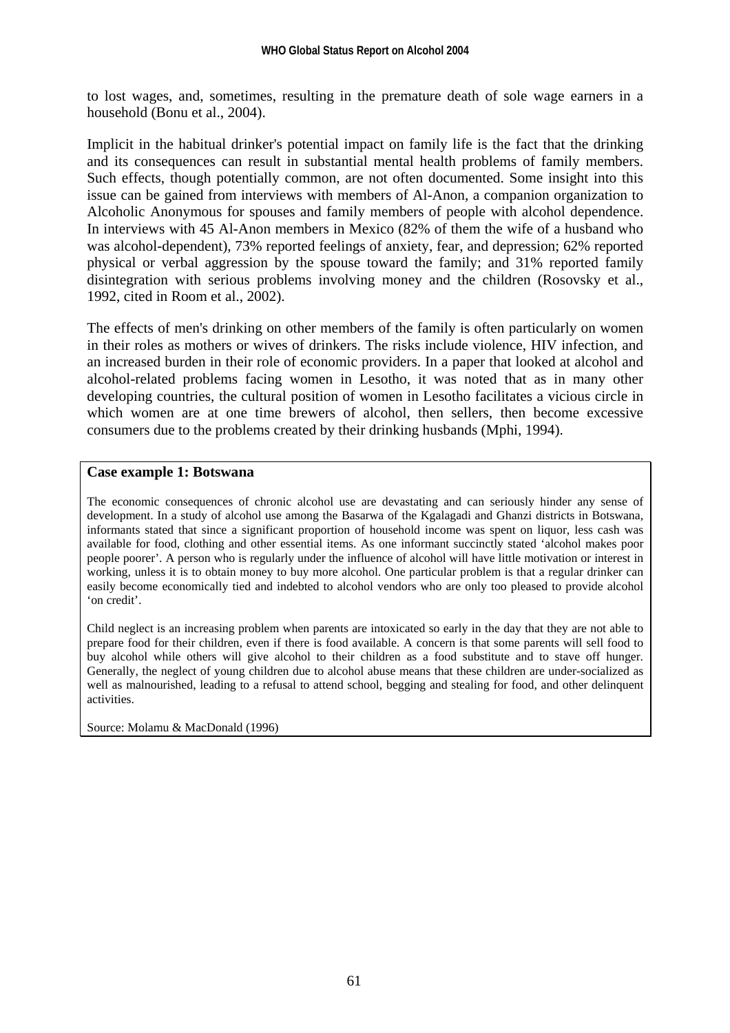to lost wages, and, sometimes, resulting in the premature death of sole wage earners in a household (Bonu et al., 2004).

Implicit in the habitual drinker's potential impact on family life is the fact that the drinking and its consequences can result in substantial mental health problems of family members. Such effects, though potentially common, are not often documented. Some insight into this issue can be gained from interviews with members of Al-Anon, a companion organization to Alcoholic Anonymous for spouses and family members of people with alcohol dependence. In interviews with 45 Al-Anon members in Mexico (82% of them the wife of a husband who was alcohol-dependent), 73% reported feelings of anxiety, fear, and depression; 62% reported physical or verbal aggression by the spouse toward the family; and 31% reported family disintegration with serious problems involving money and the children (Rosovsky et al., 1992, cited in Room et al., 2002).

The effects of men's drinking on other members of the family is often particularly on women in their roles as mothers or wives of drinkers. The risks include violence, HIV infection, and an increased burden in their role of economic providers. In a paper that looked at alcohol and alcohol-related problems facing women in Lesotho, it was noted that as in many other developing countries, the cultural position of women in Lesotho facilitates a vicious circle in which women are at one time brewers of alcohol, then sellers, then become excessive consumers due to the problems created by their drinking husbands (Mphi, 1994).

**Case example 1: Botswana**

The economic consequences of chronic alcohol use are devastating and can seriously hinder any sense of development. In a study of alcohol use among the Basarwa of the Kgalagadi and Ghanzi districts in Botswana, informants stated that since a significant proportion of household income was spent on liquor, less cash was available for food, clothing and other essential items. As one informant succinctly stated 'alcohol makes poor people poorer'. A person who is regularly under the influence of alcohol will have little motivation or interest in working, unless it is to obtain money to buy more alcohol. One particular problem is that a regular drinker can easily become economically tied and indebted to alcohol vendors who are only too pleased to provide alcohol 'on credit'.

Child neglect is an increasing problem when parents are intoxicated so early in the day that they are not able to prepare food for their children, even if there is food available. A concern is that some parents will sell food to buy alcohol while others will give alcohol to their children as a food substitute and to stave off hunger. Generally, the neglect of young children due to alcohol abuse means that these children are under-socialized as well as malnourished, leading to a refusal to attend school, begging and stealing for food, and other delinquent activities.

Source: Molamu & MacDonald (1996)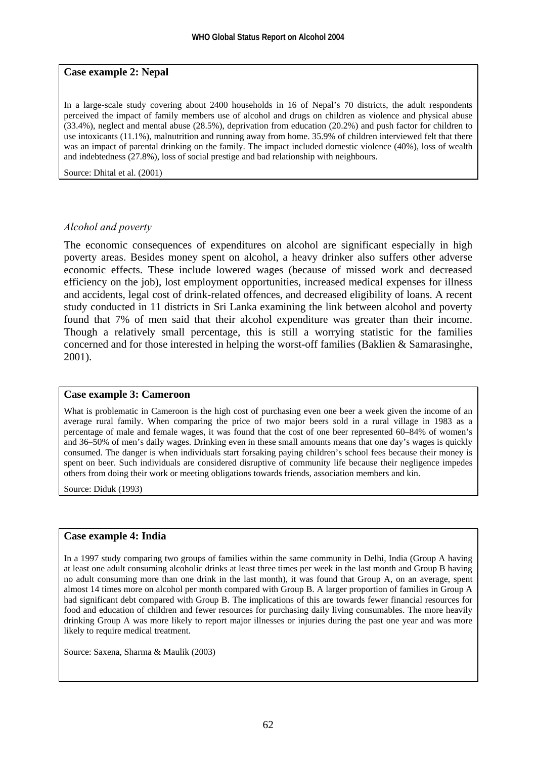**Case example 2: Nepal**

In a large-scale study covering about 2400 households in 16 of Nepal's 70 districts, the adult respondents perceived the impact of family members use of alcohol and drugs on children as violence and physical abuse (33.4%), neglect and mental abuse (28.5%), deprivation from education (20.2%) and push factor for children to use intoxicants (11.1%), malnutrition and running away from home. 35.9% of children interviewed felt that there was an impact of parental drinking on the family. The impact included domestic violence (40%), loss of wealth and indebtedness (27.8%), loss of social prestige and bad relationship with neighbours.

Source: Dhital et al. (2001)

### *Alcohol and poverty*

The economic consequences of expenditures on alcohol are significant especially in high poverty areas. Besides money spent on alcohol, a heavy drinker also suffers other adverse economic effects. These include lowered wages (because of missed work and decreased efficiency on the job), lost employment opportunities, increased medical expenses for illness and accidents, legal cost of drink-related offences, and decreased eligibility of loans. A recent study conducted in 11 districts in Sri Lanka examining the link between alcohol and poverty found that 7% of men said that their alcohol expenditure was greater than their income. Though a relatively small percentage, this is still a worrying statistic for the families concerned and for those interested in helping the worst-off families (Baklien & Samarasinghe, 2001).

**Case example 3: Cameroon**

What is problematic in Cameroon is the high cost of purchasing even one beer a week given the income of an average rural family. When comparing the price of two major beers sold in a rural village in 1983 as a percentage of male and female wages, it was found that the cost of one beer represented 60–84% of women's and 36–50% of men's daily wages. Drinking even in these small amounts means that one day's wages is quickly consumed. The danger is when individuals start forsaking paying children's school fees because their money is spent on beer. Such individuals are considered disruptive of community life because their negligence impedes others from doing their work or meeting obligations towards friends, association members and kin.

Source: Diduk (1993)

**Case example 4: India**

In a 1997 study comparing two groups of families within the same community in Delhi, India (Group A having at least one adult consuming alcoholic drinks at least three times per week in the last month and Group B having no adult consuming more than one drink in the last month), it was found that Group A, on an average, spent almost 14 times more on alcohol per month compared with Group B. A larger proportion of families in Group A had significant debt compared with Group B. The implications of this are towards fewer financial resources for food and education of children and fewer resources for purchasing daily living consumables. The more heavily drinking Group A was more likely to report major illnesses or injuries during the past one year and was more likely to require medical treatment.

Source: Saxena, Sharma & Maulik (2003)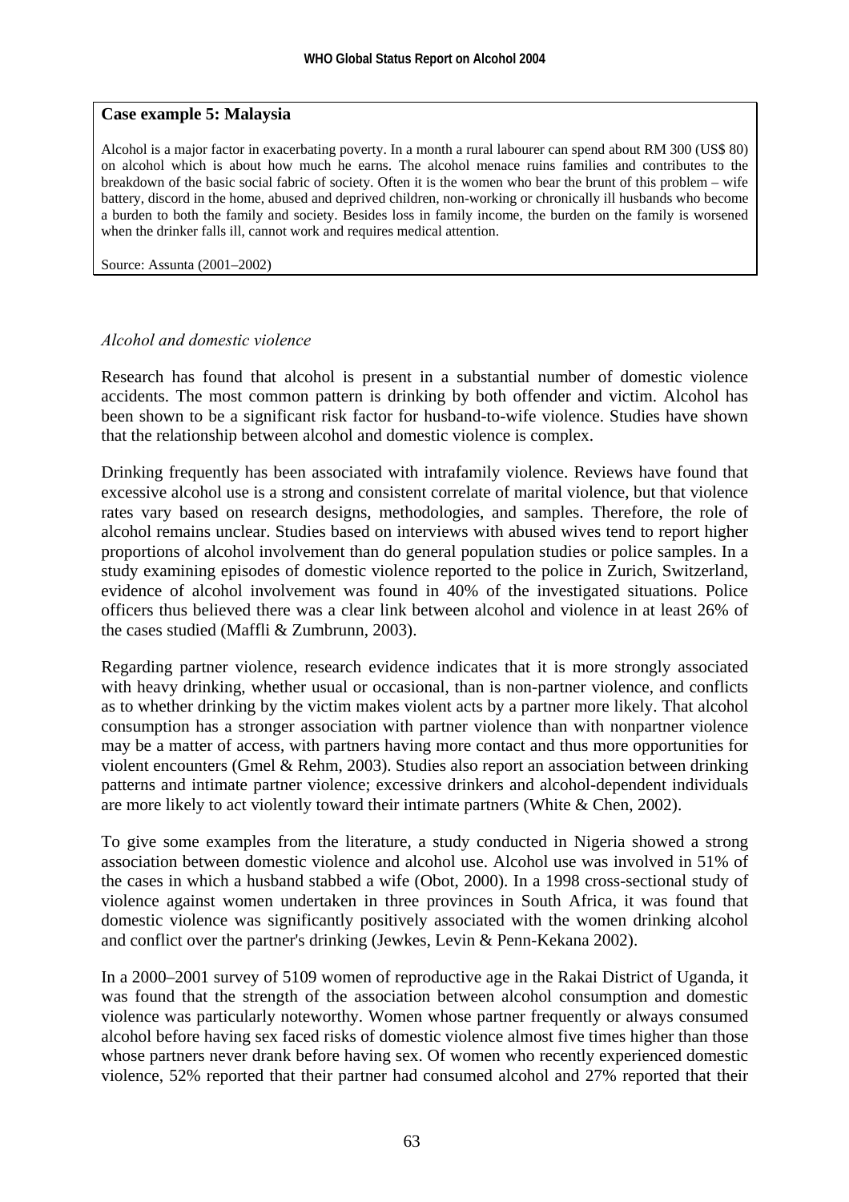**Case example 5: Malaysia**

Alcohol is a major factor in exacerbating poverty. In a month a rural labourer can spend about RM 300 (US$ 80) on alcohol which is about how much he earns. The alcohol menace ruins families and contributes to the breakdown of the basic social fabric of society. Often it is the women who bear the brunt of this problem – wife battery, discord in the home, abused and deprived children, non-working or chronically ill husbands who become a burden to both the family and society. Besides loss in family income, the burden on the family is worsened when the drinker falls ill, cannot work and requires medical attention.

Source: Assunta (2001–2002)

### *Alcohol and domestic violence*

Research has found that alcohol is present in a substantial number of domestic violence accidents. The most common pattern is drinking by both offender and victim. Alcohol has been shown to be a significant risk factor for husband-to-wife violence. Studies have shown that the relationship between alcohol and domestic violence is complex.

Drinking frequently has been associated with intrafamily violence. Reviews have found that excessive alcohol use is a strong and consistent correlate of marital violence, but that violence rates vary based on research designs, methodologies, and samples. Therefore, the role of alcohol remains unclear. Studies based on interviews with abused wives tend to report higher proportions of alcohol involvement than do general population studies or police samples. In a study examining episodes of domestic violence reported to the police in Zurich, Switzerland, evidence of alcohol involvement was found in 40% of the investigated situations. Police officers thus believed there was a clear link between alcohol and violence in at least 26% of the cases studied (Maffli & Zumbrunn, 2003).

Regarding partner violence, research evidence indicates that it is more strongly associated with heavy drinking, whether usual or occasional, than is non-partner violence, and conflicts as to whether drinking by the victim makes violent acts by a partner more likely. That alcohol consumption has a stronger association with partner violence than with nonpartner violence may be a matter of access, with partners having more contact and thus more opportunities for violent encounters (Gmel & Rehm, 2003). Studies also report an association between drinking patterns and intimate partner violence; excessive drinkers and alcohol-dependent individuals are more likely to act violently toward their intimate partners (White & Chen, 2002).

To give some examples from the literature, a study conducted in Nigeria showed a strong association between domestic violence and alcohol use. Alcohol use was involved in 51% of the cases in which a husband stabbed a wife (Obot, 2000). In a 1998 cross-sectional study of violence against women undertaken in three provinces in South Africa, it was found that domestic violence was significantly positively associated with the women drinking alcohol and conflict over the partner's drinking (Jewkes, Levin & Penn-Kekana 2002).

In a 2000–2001 survey of 5109 women of reproductive age in the Rakai District of Uganda, it was found that the strength of the association between alcohol consumption and domestic violence was particularly noteworthy. Women whose partner frequently or always consumed alcohol before having sex faced risks of domestic violence almost five times higher than those whose partners never drank before having sex. Of women who recently experienced domestic violence, 52% reported that their partner had consumed alcohol and 27% reported that their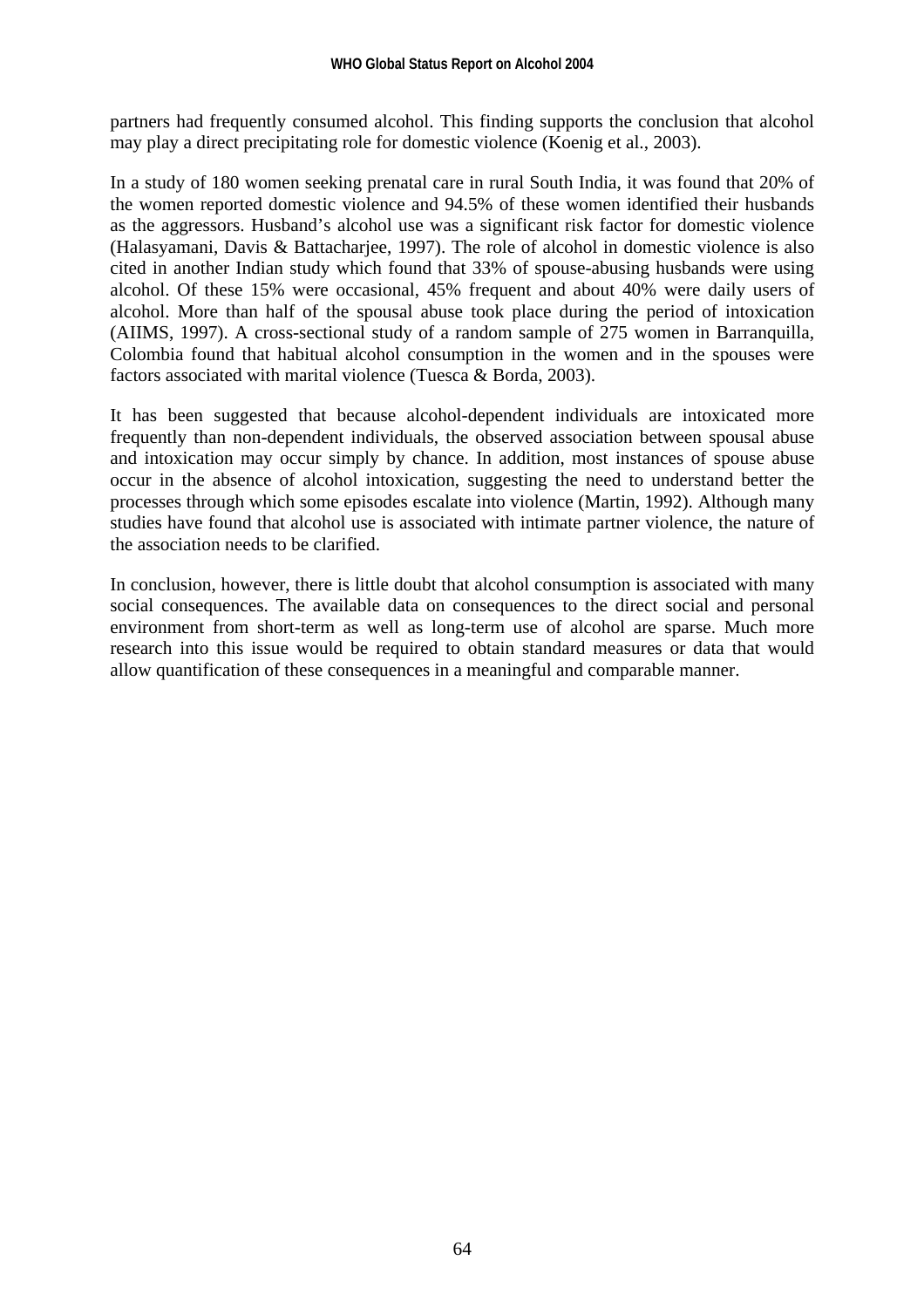partners had frequently consumed alcohol. This finding supports the conclusion that alcohol may play a direct precipitating role for domestic violence (Koenig et al., 2003).

In a study of 180 women seeking prenatal care in rural South India, it was found that 20% of the women reported domestic violence and 94.5% of these women identified their husbands as the aggressors. Husband's alcohol use was a significant risk factor for domestic violence (Halasyamani, Davis & Battacharjee, 1997). The role of alcohol in domestic violence is also cited in another Indian study which found that 33% of spouse-abusing husbands were using alcohol. Of these 15% were occasional, 45% frequent and about 40% were daily users of alcohol. More than half of the spousal abuse took place during the period of intoxication (AIIMS, 1997). A cross-sectional study of a random sample of 275 women in Barranquilla, Colombia found that habitual alcohol consumption in the women and in the spouses were factors associated with marital violence (Tuesca & Borda, 2003).

It has been suggested that because alcohol-dependent individuals are intoxicated more frequently than non-dependent individuals, the observed association between spousal abuse and intoxication may occur simply by chance. In addition, most instances of spouse abuse occur in the absence of alcohol intoxication, suggesting the need to understand better the processes through which some episodes escalate into violence (Martin, 1992). Although many studies have found that alcohol use is associated with intimate partner violence, the nature of the association needs to be clarified.

In conclusion, however, there is little doubt that alcohol consumption is associated with many social consequences. The available data on consequences to the direct social and personal environment from short-term as well as long-term use of alcohol are sparse. Much more research into this issue would be required to obtain standard measures or data that would allow quantification of these consequences in a meaningful and comparable manner.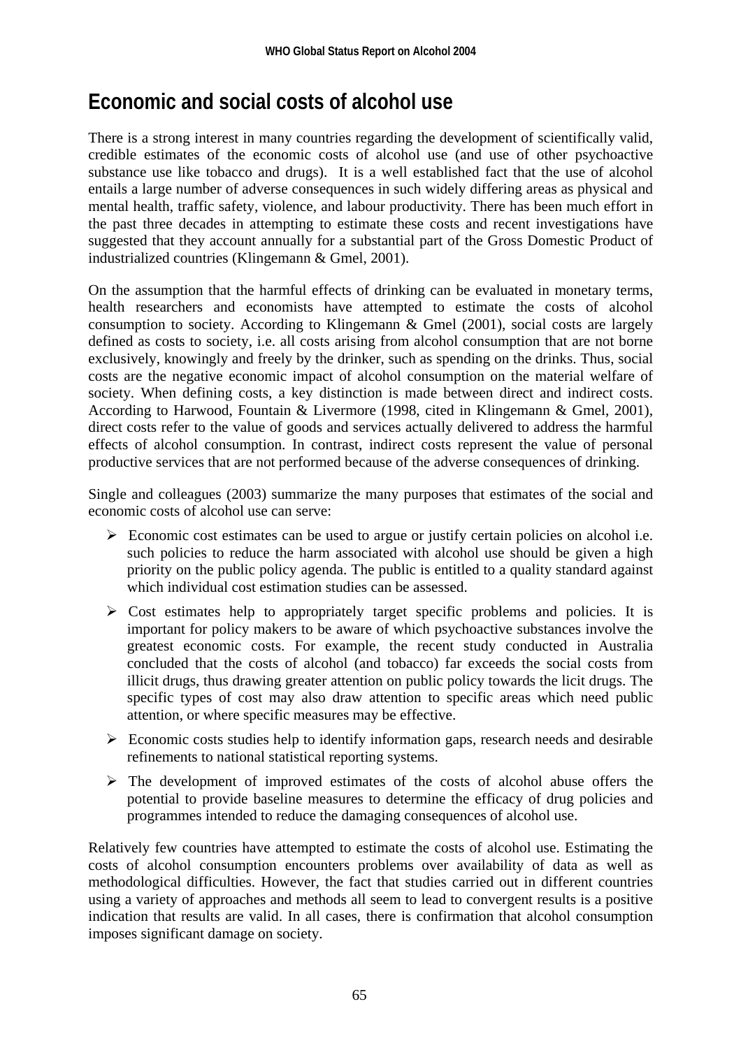# Economic and social costs of alcohol use

There is a strong interest in many countries regarding the development of scientifically valid, credible estimates of the economic costs of alcohol use (and use of other psychoactive substance use like tobacco and drugs). It is a well established fact that the use of alcohol entails a large number of adverse consequences in such widely differing areas as physical and mental health, traffic safety, violence, and labour productivity. There has been much effort in the past three decades in attempting to estimate these costs and recent investigations have suggested that they account annually for a substantial part of the Gross Domestic Product of industrialized countries (Klingemann & Gmel, 2001).

On the assumption that the harmful effects of drinking can be evaluated in monetary terms, health researchers and economists have attempted to estimate the costs of alcohol consumption to society. According to Klingemann & Gmel (2001), social costs are largely defined as costs to society, i.e. all costs arising from alcohol consumption that are not borne exclusively, knowingly and freely by the drinker, such as spending on the drinks. Thus, social costs are the negative economic impact of alcohol consumption on the material welfare of society. When defining costs, a key distinction is made between direct and indirect costs. According to Harwood, Fountain & Livermore (1998, cited in Klingemann & Gmel, 2001), direct costs refer to the value of goods and services actually delivered to address the harmful effects of alcohol consumption. In contrast, indirect costs represent the value of personal productive services that are not performed because of the adverse consequences of drinking.

Single and colleagues (2003) summarize the many purposes that estimates of the social and economic costs of alcohol use can serve:

- Economic cost estimates can be used to argue or justify certain policies on alcohol i.e. such policies to reduce the harm associated with alcohol use should be given a high priority on the public policy agenda. The public is entitled to a quality standard against which individual cost estimation studies can be assessed.
- Cost estimates help to appropriately target specific problems and policies. It is important for policy makers to be aware of which psychoactive substances involve the greatest economic costs. For example, the recent study conducted in Australia concluded that the costs of alcohol (and tobacco) far exceeds the social costs from illicit drugs, thus drawing greater attention on public policy towards the licit drugs. The specific types of cost may also draw attention to specific areas which need public attention, or where specific measures may be effective.
- Economic costs studies help to identify information gaps, research needs and desirable refinements to national statistical reporting systems.
- The development of improved estimates of the costs of alcohol abuse offers the potential to provide baseline measures to determine the efficacy of drug policies and programmes intended to reduce the damaging consequences of alcohol use.

Relatively few countries have attempted to estimate the costs of alcohol use. Estimating the costs of alcohol consumption encounters problems over availability of data as well as methodological difficulties. However, the fact that studies carried out in different countries using a variety of approaches and methods all seem to lead to convergent results is a positive indication that results are valid. In all cases, there is confirmation that alcohol consumption imposes significant damage on society.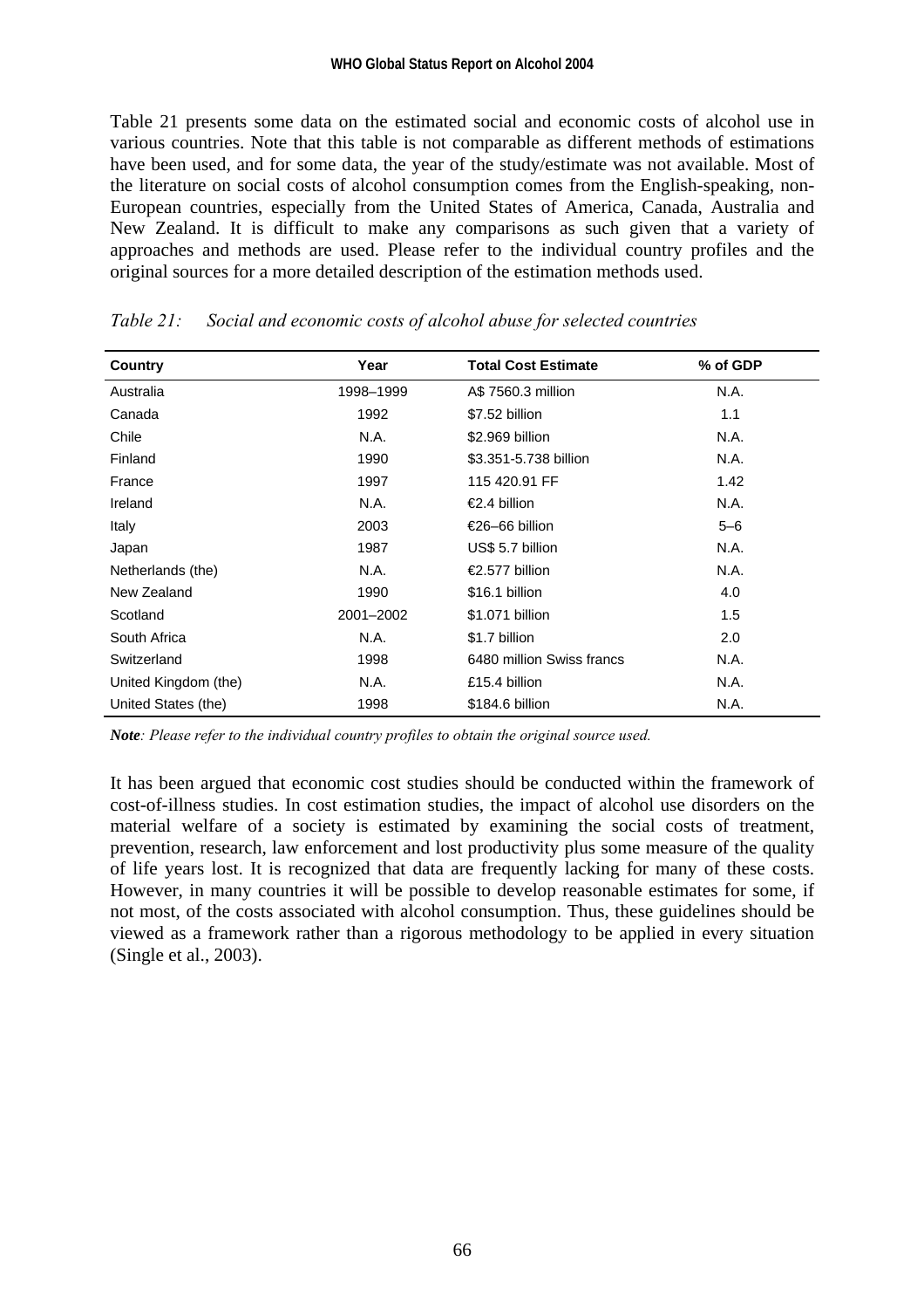Table 21 presents some data on the estimated social and economic costs of alcohol use in various countries. Note that this table is not comparable as different methods of estimations have been used, and for some data, the year of the study/estimate was not available. Most of the literature on social costs of alcohol consumption comes from the English-speaking, non-European countries, especially from the United States of America, Canada, Australia and New Zealand. It is difficult to make any comparisons as such given that a variety of approaches and methods are used. Please refer to the individual country profiles and the original sources for a more detailed description of the estimation methods used.

*Table 21: Social and economic costs of alcohol abuse for selected countries*

| Country | Year | Total Cost Estimate | % of GDP |
|---|---|---|---|
| Australia | 1998–1999 | A$ 7560.3 million | N.A. |
| Canada | 1992 | $7.52 billion | 1.1 |
| Chile | N.A. | $2.969 billion | N.A. |
| Finland | 1990 | $3.351-5.738 billion | N.A. |
| France | 1997 | 115 420.91 FF | 1.42 |
| Ireland | N.A. | €2.4 billion | N.A. |
| Italy | 2003 | €26–66 billion | 5–6 |
| Japan | 1987 | US$ 5.7 billion | N.A. |
| Netherlands (the) | N.A. | €2.577 billion | N.A. |
| New Zealand | 1990 | $16.1 billion | 4.0 |
| Scotland | 2001–2002 | $1.071 billion | 1.5 |
| South Africa | N.A. | $1.7 billion | 2.0 |
| Switzerland | 1998 | 6480 million Swiss francs | N.A. |
| United Kingdom (the) | N.A. | £15.4 billion | N.A. |
| United States (the) | 1998 | $184.6 billion | N.A. |

***Note**: Please refer to the individual country profiles to obtain the original source used.*

It has been argued that economic cost studies should be conducted within the framework of cost-of-illness studies. In cost estimation studies, the impact of alcohol use disorders on the material welfare of a society is estimated by examining the social costs of treatment, prevention, research, law enforcement and lost productivity plus some measure of the quality of life years lost. It is recognized that data are frequently lacking for many of these costs. However, in many countries it will be possible to develop reasonable estimates for some, if not most, of the costs associated with alcohol consumption. Thus, these guidelines should be viewed as a framework rather than a rigorous methodology to be applied in every situation (Single et al., 2003).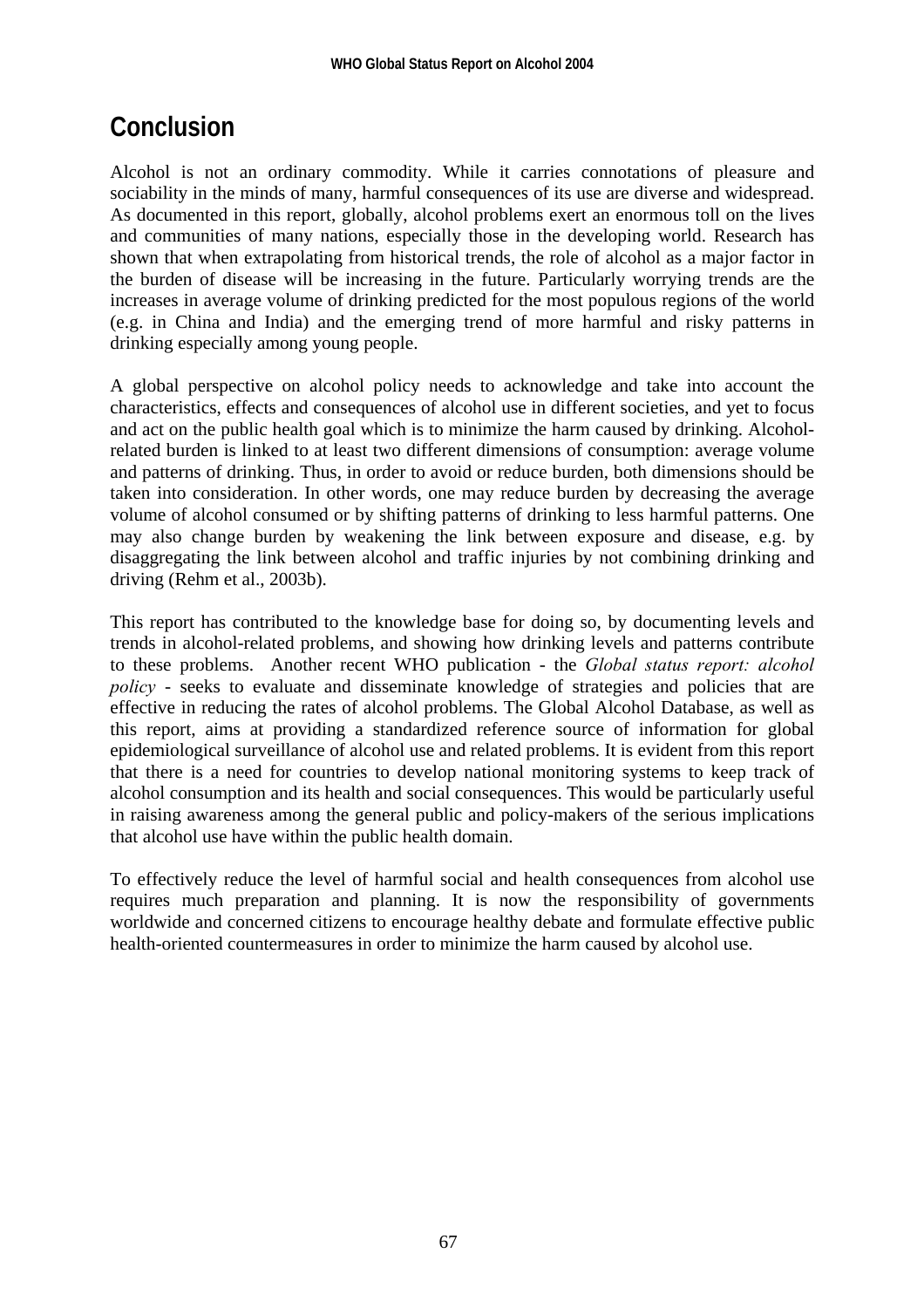# Conclusion

Alcohol is not an ordinary commodity. While it carries connotations of pleasure and sociability in the minds of many, harmful consequences of its use are diverse and widespread. As documented in this report, globally, alcohol problems exert an enormous toll on the lives and communities of many nations, especially those in the developing world. Research has shown that when extrapolating from historical trends, the role of alcohol as a major factor in the burden of disease will be increasing in the future. Particularly worrying trends are the increases in average volume of drinking predicted for the most populous regions of the world (e.g. in China and India) and the emerging trend of more harmful and risky patterns in drinking especially among young people.

A global perspective on alcohol policy needs to acknowledge and take into account the characteristics, effects and consequences of alcohol use in different societies, and yet to focus and act on the public health goal which is to minimize the harm caused by drinking. Alcohol-related burden is linked to at least two different dimensions of consumption: average volume and patterns of drinking. Thus, in order to avoid or reduce burden, both dimensions should be taken into consideration. In other words, one may reduce burden by decreasing the average volume of alcohol consumed or by shifting patterns of drinking to less harmful patterns. One may also change burden by weakening the link between exposure and disease, e.g. by disaggregating the link between alcohol and traffic injuries by not combining drinking and driving (Rehm et al., 2003b).

This report has contributed to the knowledge base for doing so, by documenting levels and trends in alcohol-related problems, and showing how drinking levels and patterns contribute to these problems. Another recent WHO publication - the *Global status report: alcohol policy* - seeks to evaluate and disseminate knowledge of strategies and policies that are effective in reducing the rates of alcohol problems. The Global Alcohol Database, as well as this report, aims at providing a standardized reference source of information for global epidemiological surveillance of alcohol use and related problems. It is evident from this report that there is a need for countries to develop national monitoring systems to keep track of alcohol consumption and its health and social consequences. This would be particularly useful in raising awareness among the general public and policy-makers of the serious implications that alcohol use have within the public health domain.

To effectively reduce the level of harmful social and health consequences from alcohol use requires much preparation and planning. It is now the responsibility of governments worldwide and concerned citizens to encourage healthy debate and formulate effective public health-oriented countermeasures in order to minimize the harm caused by alcohol use.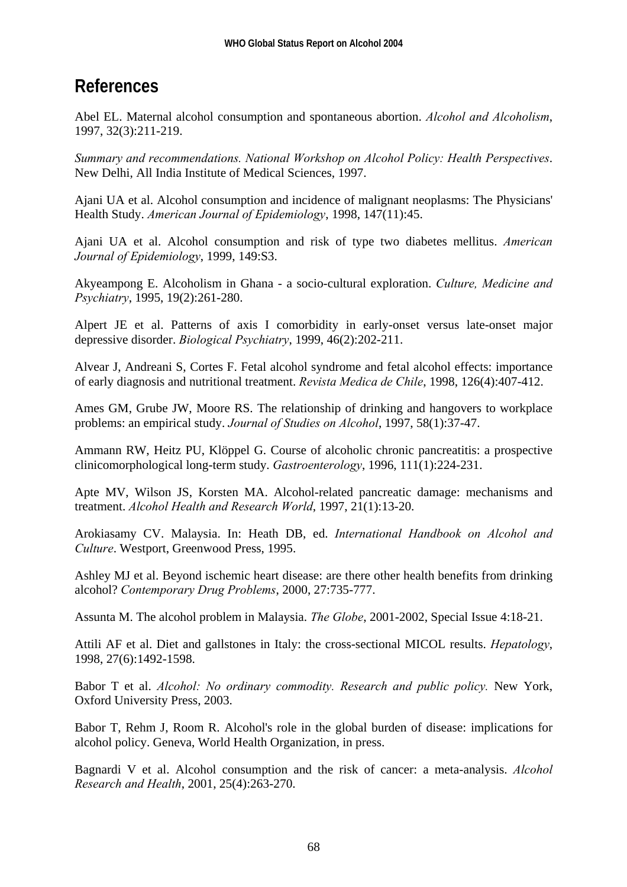# References

Abel EL. Maternal alcohol consumption and spontaneous abortion. *Alcohol and Alcoholism*, 1997, 32(3):211-219.

*Summary and recommendations. National Workshop on Alcohol Policy: Health Perspectives*. New Delhi, All India Institute of Medical Sciences, 1997.

Ajani UA et al. Alcohol consumption and incidence of malignant neoplasms: The Physicians' Health Study. *American Journal of Epidemiology*, 1998, 147(11):45.

Ajani UA et al. Alcohol consumption and risk of type two diabetes mellitus. *American Journal of Epidemiology*, 1999, 149:S3.

Akyeampong E. Alcoholism in Ghana - a socio-cultural exploration. *Culture, Medicine and Psychiatry*, 1995, 19(2):261-280.

Alpert JE et al. Patterns of axis I comorbidity in early-onset versus late-onset major depressive disorder. *Biological Psychiatry*, 1999, 46(2):202-211.

Alvear J, Andreani S, Cortes F. Fetal alcohol syndrome and fetal alcohol effects: importance of early diagnosis and nutritional treatment. *Revista Medica de Chile*, 1998, 126(4):407-412.

Ames GM, Grube JW, Moore RS. The relationship of drinking and hangovers to workplace problems: an empirical study. *Journal of Studies on Alcohol*, 1997, 58(1):37-47.

Ammann RW, Heitz PU, Klöppel G. Course of alcoholic chronic pancreatitis: a prospective clinicomorphological long-term study. *Gastroenterology*, 1996, 111(1):224-231.

Apte MV, Wilson JS, Korsten MA. Alcohol-related pancreatic damage: mechanisms and treatment. *Alcohol Health and Research World*, 1997, 21(1):13-20.

Arokiasamy CV. Malaysia. In: Heath DB, ed. *International Handbook on Alcohol and Culture*. Westport, Greenwood Press, 1995.

Ashley MJ et al. Beyond ischemic heart disease: are there other health benefits from drinking alcohol? *Contemporary Drug Problems*, 2000, 27:735-777.

Assunta M. The alcohol problem in Malaysia. *The Globe*, 2001-2002, Special Issue 4:18-21.

Attili AF et al. Diet and gallstones in Italy: the cross-sectional MICOL results. *Hepatology*, 1998, 27(6):1492-1598.

Babor T et al. *Alcohol: No ordinary commodity. Research and public policy.* New York, Oxford University Press, 2003.

Babor T, Rehm J, Room R. Alcohol's role in the global burden of disease: implications for alcohol policy. Geneva, World Health Organization, in press.

Bagnardi V et al. Alcohol consumption and the risk of cancer: a meta-analysis. *Alcohol Research and Health*, 2001, 25(4):263-270.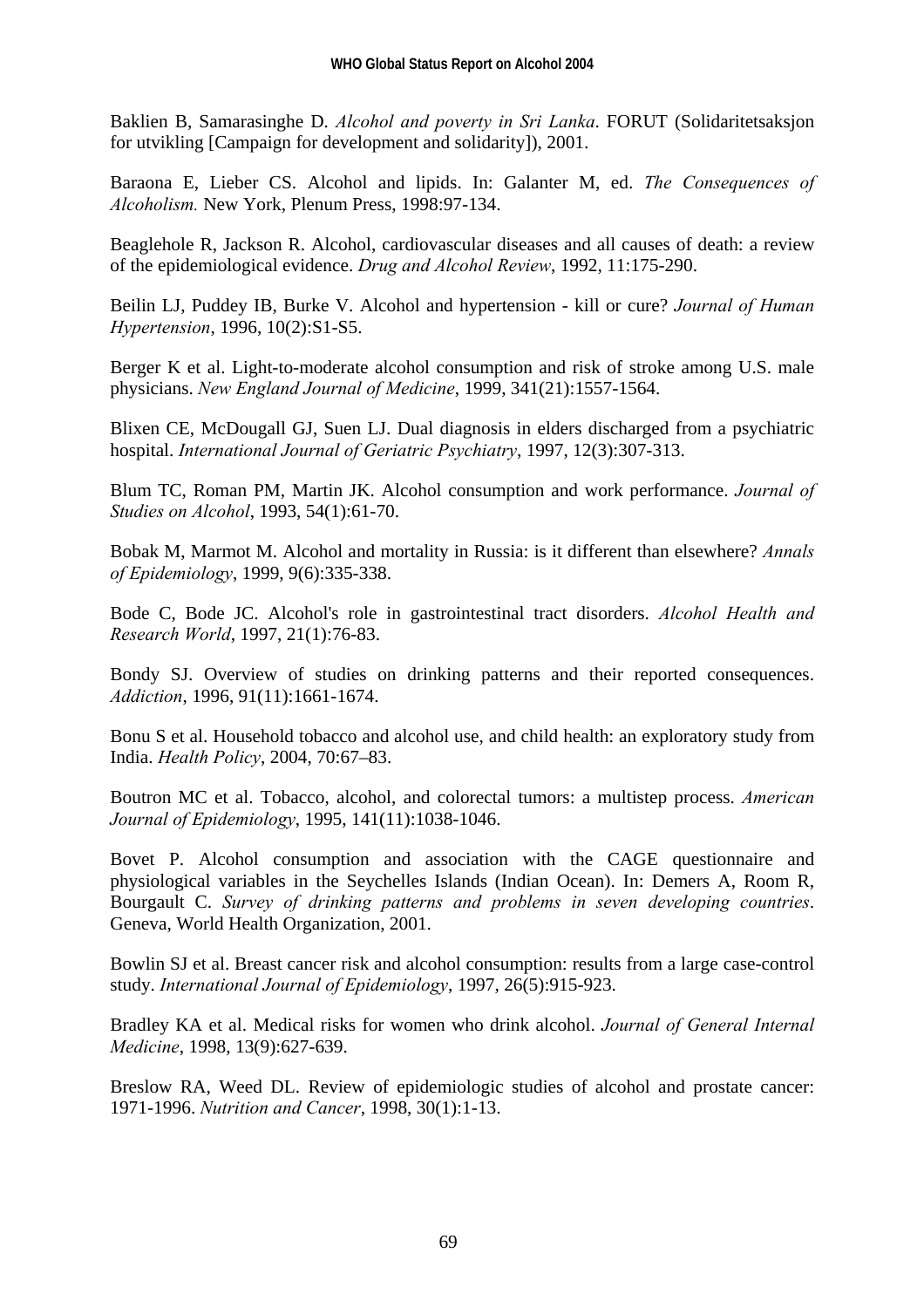Baklien B, Samarasinghe D. *Alcohol and poverty in Sri Lanka*. FORUT (Solidaritetsaksjon for utvikling [Campaign for development and solidarity]), 2001.

Baraona E, Lieber CS. Alcohol and lipids. In: Galanter M, ed. *The Consequences of Alcoholism.* New York, Plenum Press, 1998:97-134.

Beaglehole R, Jackson R. Alcohol, cardiovascular diseases and all causes of death: a review of the epidemiological evidence. *Drug and Alcohol Review*, 1992, 11:175-290.

Beilin LJ, Puddey IB, Burke V. Alcohol and hypertension - kill or cure? *Journal of Human Hypertension*, 1996, 10(2):S1-S5.

Berger K et al. Light-to-moderate alcohol consumption and risk of stroke among U.S. male physicians. *New England Journal of Medicine*, 1999, 341(21):1557-1564.

Blixen CE, McDougall GJ, Suen LJ. Dual diagnosis in elders discharged from a psychiatric hospital. *International Journal of Geriatric Psychiatry*, 1997, 12(3):307-313.

Blum TC, Roman PM, Martin JK. Alcohol consumption and work performance. *Journal of Studies on Alcohol*, 1993, 54(1):61-70.

Bobak M, Marmot M. Alcohol and mortality in Russia: is it different than elsewhere? *Annals of Epidemiology*, 1999, 9(6):335-338.

Bode C, Bode JC. Alcohol's role in gastrointestinal tract disorders. *Alcohol Health and Research World*, 1997, 21(1):76-83.

Bondy SJ. Overview of studies on drinking patterns and their reported consequences. *Addiction*, 1996, 91(11):1661-1674.

Bonu S et al. Household tobacco and alcohol use, and child health: an exploratory study from India. *Health Policy*, 2004, 70:67–83.

Boutron MC et al. Tobacco, alcohol, and colorectal tumors: a multistep process. *American Journal of Epidemiology*, 1995, 141(11):1038-1046.

Bovet P. Alcohol consumption and association with the CAGE questionnaire and physiological variables in the Seychelles Islands (Indian Ocean). In: Demers A, Room R, Bourgault C. *Survey of drinking patterns and problems in seven developing countries*. Geneva, World Health Organization, 2001.

Bowlin SJ et al. Breast cancer risk and alcohol consumption: results from a large case-control study. *International Journal of Epidemiology*, 1997, 26(5):915-923.

Bradley KA et al. Medical risks for women who drink alcohol. *Journal of General Internal Medicine*, 1998, 13(9):627-639.

Breslow RA, Weed DL. Review of epidemiologic studies of alcohol and prostate cancer: 1971-1996. *Nutrition and Cancer*, 1998, 30(1):1-13.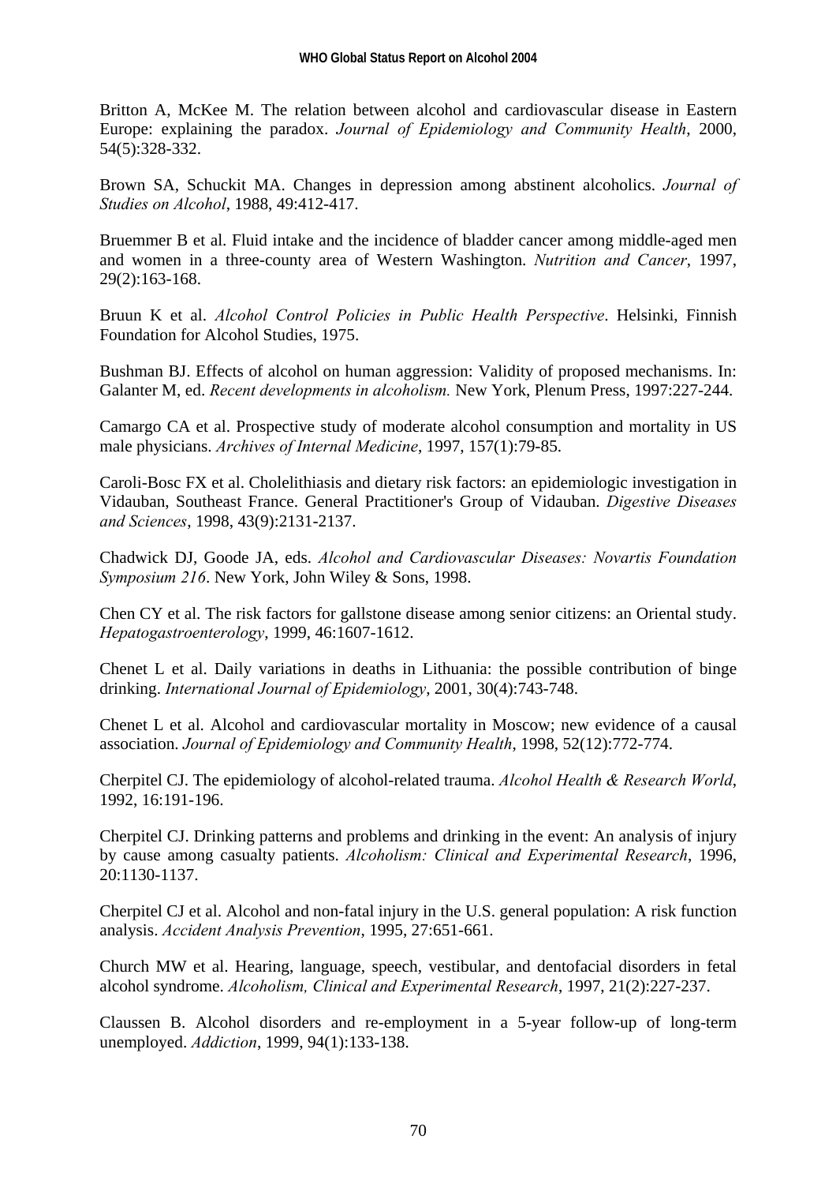Britton A, McKee M. The relation between alcohol and cardiovascular disease in Eastern Europe: explaining the paradox. *Journal of Epidemiology and Community Health*, 2000, 54(5):328-332.

Brown SA, Schuckit MA. Changes in depression among abstinent alcoholics. *Journal of Studies on Alcohol*, 1988, 49:412-417.

Bruemmer B et al. Fluid intake and the incidence of bladder cancer among middle-aged men and women in a three-county area of Western Washington. *Nutrition and Cancer*, 1997, 29(2):163-168.

Bruun K et al. *Alcohol Control Policies in Public Health Perspective*. Helsinki, Finnish Foundation for Alcohol Studies, 1975.

Bushman BJ. Effects of alcohol on human aggression: Validity of proposed mechanisms. In: Galanter M, ed. *Recent developments in alcoholism.* New York, Plenum Press, 1997:227-244.

Camargo CA et al. Prospective study of moderate alcohol consumption and mortality in US male physicians. *Archives of Internal Medicine*, 1997, 157(1):79-85.

Caroli-Bosc FX et al. Cholelithiasis and dietary risk factors: an epidemiologic investigation in Vidauban, Southeast France. General Practitioner's Group of Vidauban. *Digestive Diseases and Sciences*, 1998, 43(9):2131-2137.

Chadwick DJ, Goode JA, eds. *Alcohol and Cardiovascular Diseases: Novartis Foundation Symposium 216*. New York, John Wiley & Sons, 1998.

Chen CY et al. The risk factors for gallstone disease among senior citizens: an Oriental study. *Hepatogastroenterology*, 1999, 46:1607-1612.

Chenet L et al. Daily variations in deaths in Lithuania: the possible contribution of binge drinking. *International Journal of Epidemiology*, 2001, 30(4):743-748.

Chenet L et al. Alcohol and cardiovascular mortality in Moscow; new evidence of a causal association. *Journal of Epidemiology and Community Health*, 1998, 52(12):772-774.

Cherpitel CJ. The epidemiology of alcohol-related trauma. *Alcohol Health & Research World*, 1992, 16:191-196.

Cherpitel CJ. Drinking patterns and problems and drinking in the event: An analysis of injury by cause among casualty patients. *Alcoholism: Clinical and Experimental Research*, 1996, 20:1130-1137.

Cherpitel CJ et al. Alcohol and non-fatal injury in the U.S. general population: A risk function analysis. *Accident Analysis Prevention*, 1995, 27:651-661.

Church MW et al. Hearing, language, speech, vestibular, and dentofacial disorders in fetal alcohol syndrome. *Alcoholism, Clinical and Experimental Research*, 1997, 21(2):227-237.

Claussen B. Alcohol disorders and re-employment in a 5-year follow-up of long-term unemployed. *Addiction*, 1999, 94(1):133-138.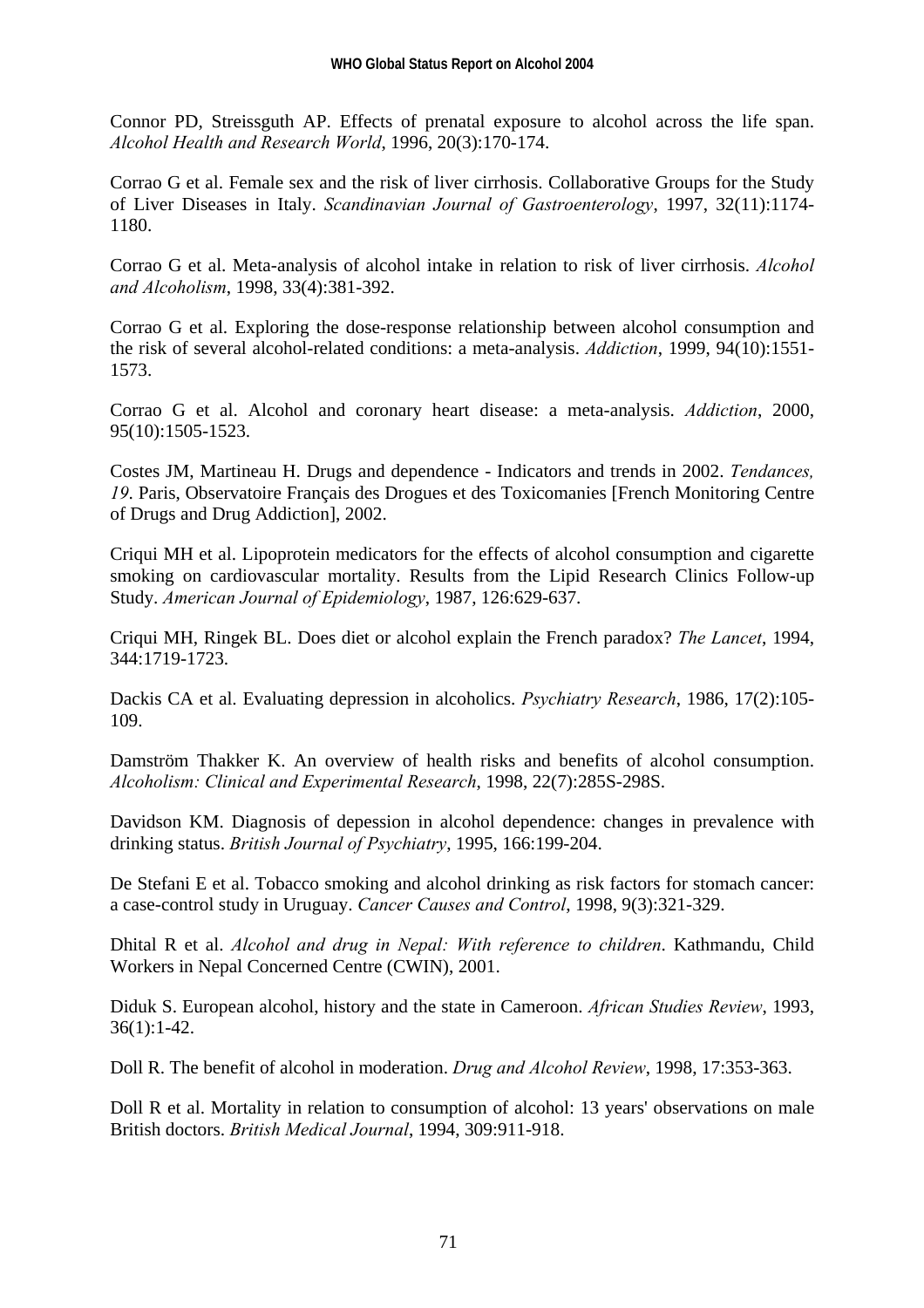Connor PD, Streissguth AP. Effects of prenatal exposure to alcohol across the life span. *Alcohol Health and Research World*, 1996, 20(3):170-174.

Corrao G et al. Female sex and the risk of liver cirrhosis. Collaborative Groups for the Study of Liver Diseases in Italy. *Scandinavian Journal of Gastroenterology*, 1997, 32(11):1174-1180.

Corrao G et al. Meta-analysis of alcohol intake in relation to risk of liver cirrhosis. *Alcohol and Alcoholism*, 1998, 33(4):381-392.

Corrao G et al. Exploring the dose-response relationship between alcohol consumption and the risk of several alcohol-related conditions: a meta-analysis. *Addiction*, 1999, 94(10):1551-1573.

Corrao G et al. Alcohol and coronary heart disease: a meta-analysis. *Addiction*, 2000, 95(10):1505-1523.

Costes JM, Martineau H. Drugs and dependence - Indicators and trends in 2002. *Tendances, 19*. Paris, Observatoire Français des Drogues et des Toxicomanies [French Monitoring Centre of Drugs and Drug Addiction], 2002.

Criqui MH et al. Lipoprotein medicators for the effects of alcohol consumption and cigarette smoking on cardiovascular mortality. Results from the Lipid Research Clinics Follow-up Study. *American Journal of Epidemiology*, 1987, 126:629-637.

Criqui MH, Ringek BL. Does diet or alcohol explain the French paradox? *The Lancet*, 1994, 344:1719-1723.

Dackis CA et al. Evaluating depression in alcoholics. *Psychiatry Research*, 1986, 17(2):105-109.

Damström Thakker K. An overview of health risks and benefits of alcohol consumption. *Alcoholism: Clinical and Experimental Research*, 1998, 22(7):285S-298S.

Davidson KM. Diagnosis of depession in alcohol dependence: changes in prevalence with drinking status. *British Journal of Psychiatry*, 1995, 166:199-204.

De Stefani E et al. Tobacco smoking and alcohol drinking as risk factors for stomach cancer: a case-control study in Uruguay. *Cancer Causes and Control*, 1998, 9(3):321-329.

Dhital R et al. *Alcohol and drug in Nepal: With reference to children*. Kathmandu, Child Workers in Nepal Concerned Centre (CWIN), 2001.

Diduk S. European alcohol, history and the state in Cameroon. *African Studies Review*, 1993, 36(1):1-42.

Doll R. The benefit of alcohol in moderation. *Drug and Alcohol Review*, 1998, 17:353-363.

Doll R et al. Mortality in relation to consumption of alcohol: 13 years' observations on male British doctors. *British Medical Journal*, 1994, 309:911-918.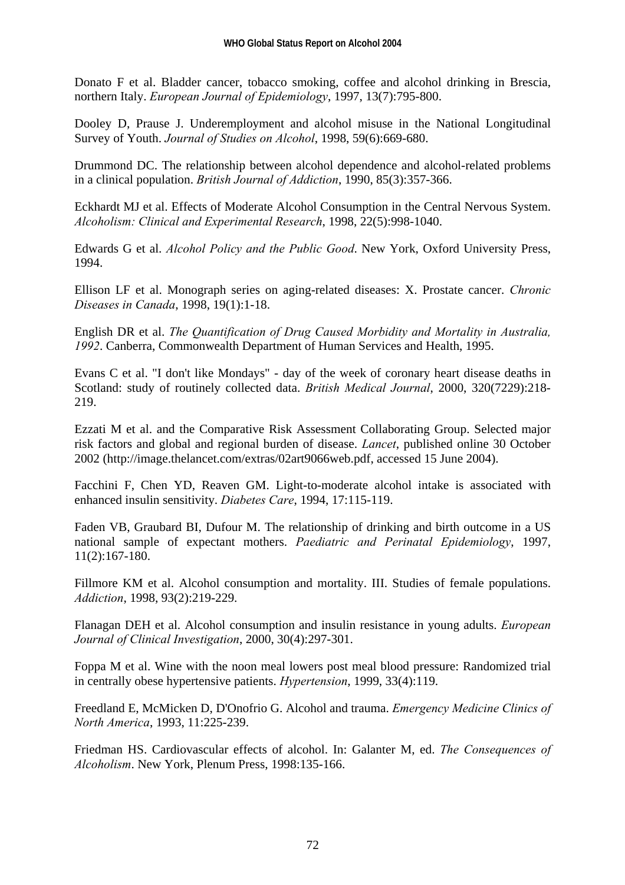Donato F et al. Bladder cancer, tobacco smoking, coffee and alcohol drinking in Brescia, northern Italy. *European Journal of Epidemiology*, 1997, 13(7):795-800.

Dooley D, Prause J. Underemployment and alcohol misuse in the National Longitudinal Survey of Youth. *Journal of Studies on Alcohol*, 1998, 59(6):669-680.

Drummond DC. The relationship between alcohol dependence and alcohol-related problems in a clinical population. *British Journal of Addiction*, 1990, 85(3):357-366.

Eckhardt MJ et al. Effects of Moderate Alcohol Consumption in the Central Nervous System. *Alcoholism: Clinical and Experimental Research*, 1998, 22(5):998-1040.

Edwards G et al. *Alcohol Policy and the Public Good*. New York, Oxford University Press, 1994.

Ellison LF et al. Monograph series on aging-related diseases: X. Prostate cancer. *Chronic Diseases in Canada*, 1998, 19(1):1-18.

English DR et al. *The Quantification of Drug Caused Morbidity and Mortality in Australia, 1992*. Canberra, Commonwealth Department of Human Services and Health, 1995.

Evans C et al. "I don't like Mondays" - day of the week of coronary heart disease deaths in Scotland: study of routinely collected data. *British Medical Journal*, 2000, 320(7229):218-219.

Ezzati M et al. and the Comparative Risk Assessment Collaborating Group. Selected major risk factors and global and regional burden of disease. *Lancet*, published online 30 October 2002 (http://image.thelancet.com/extras/02art9066web.pdf, accessed 15 June 2004).

Facchini F, Chen YD, Reaven GM. Light-to-moderate alcohol intake is associated with enhanced insulin sensitivity. *Diabetes Care*, 1994, 17:115-119.

Faden VB, Graubard BI, Dufour M. The relationship of drinking and birth outcome in a US national sample of expectant mothers. *Paediatric and Perinatal Epidemiology*, 1997, 11(2):167-180.

Fillmore KM et al. Alcohol consumption and mortality. III. Studies of female populations. *Addiction*, 1998, 93(2):219-229.

Flanagan DEH et al. Alcohol consumption and insulin resistance in young adults. *European Journal of Clinical Investigation*, 2000, 30(4):297-301.

Foppa M et al. Wine with the noon meal lowers post meal blood pressure: Randomized trial in centrally obese hypertensive patients. *Hypertension*, 1999, 33(4):119.

Freedland E, McMicken D, D'Onofrio G. Alcohol and trauma. *Emergency Medicine Clinics of North America*, 1993, 11:225-239.

Friedman HS. Cardiovascular effects of alcohol. In: Galanter M, ed. *The Consequences of Alcoholism*. New York, Plenum Press, 1998:135-166.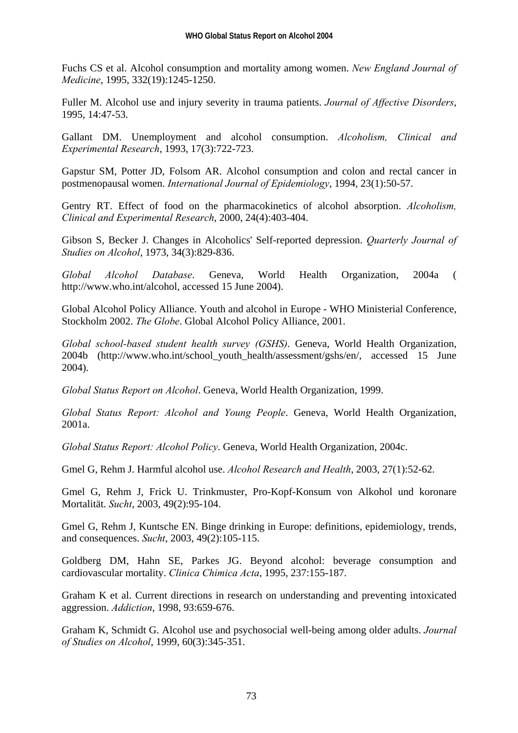Fuchs CS et al. Alcohol consumption and mortality among women. *New England Journal of Medicine*, 1995, 332(19):1245-1250.

Fuller M. Alcohol use and injury severity in trauma patients. *Journal of Affective Disorders*, 1995, 14:47-53.

Gallant DM. Unemployment and alcohol consumption. *Alcoholism, Clinical and Experimental Research*, 1993, 17(3):722-723.

Gapstur SM, Potter JD, Folsom AR. Alcohol consumption and colon and rectal cancer in postmenopausal women. *International Journal of Epidemiology*, 1994, 23(1):50-57.

Gentry RT. Effect of food on the pharmacokinetics of alcohol absorption. *Alcoholism, Clinical and Experimental Research*, 2000, 24(4):403-404.

Gibson S, Becker J. Changes in Alcoholics' Self-reported depression. *Quarterly Journal of Studies on Alcohol*, 1973, 34(3):829-836.

*Global Alcohol Database*. Geneva, World Health Organization, 2004a ( http://www.who.int/alcohol, accessed 15 June 2004).

Global Alcohol Policy Alliance. Youth and alcohol in Europe - WHO Ministerial Conference, Stockholm 2002. *The Globe*. Global Alcohol Policy Alliance, 2001.

*Global school-based student health survey (GSHS)*. Geneva, World Health Organization, 2004b (http://www.who.int/school_youth_health/assessment/gshs/en/, accessed 15 June 2004).

*Global Status Report on Alcohol*. Geneva, World Health Organization, 1999.

*Global Status Report: Alcohol and Young People*. Geneva, World Health Organization, 2001a.

*Global Status Report: Alcohol Policy*. Geneva, World Health Organization, 2004c.

Gmel G, Rehm J. Harmful alcohol use. *Alcohol Research and Health*, 2003, 27(1):52-62.

Gmel G, Rehm J, Frick U. Trinkmuster, Pro-Kopf-Konsum von Alkohol und koronare Mortalität. *Sucht*, 2003, 49(2):95-104.

Gmel G, Rehm J, Kuntsche EN. Binge drinking in Europe: definitions, epidemiology, trends, and consequences. *Sucht*, 2003, 49(2):105-115.

Goldberg DM, Hahn SE, Parkes JG. Beyond alcohol: beverage consumption and cardiovascular mortality. *Clinica Chimica Acta*, 1995, 237:155-187.

Graham K et al. Current directions in research on understanding and preventing intoxicated aggression. *Addiction*, 1998, 93:659-676.

Graham K, Schmidt G. Alcohol use and psychosocial well-being among older adults. *Journal of Studies on Alcohol*, 1999, 60(3):345-351.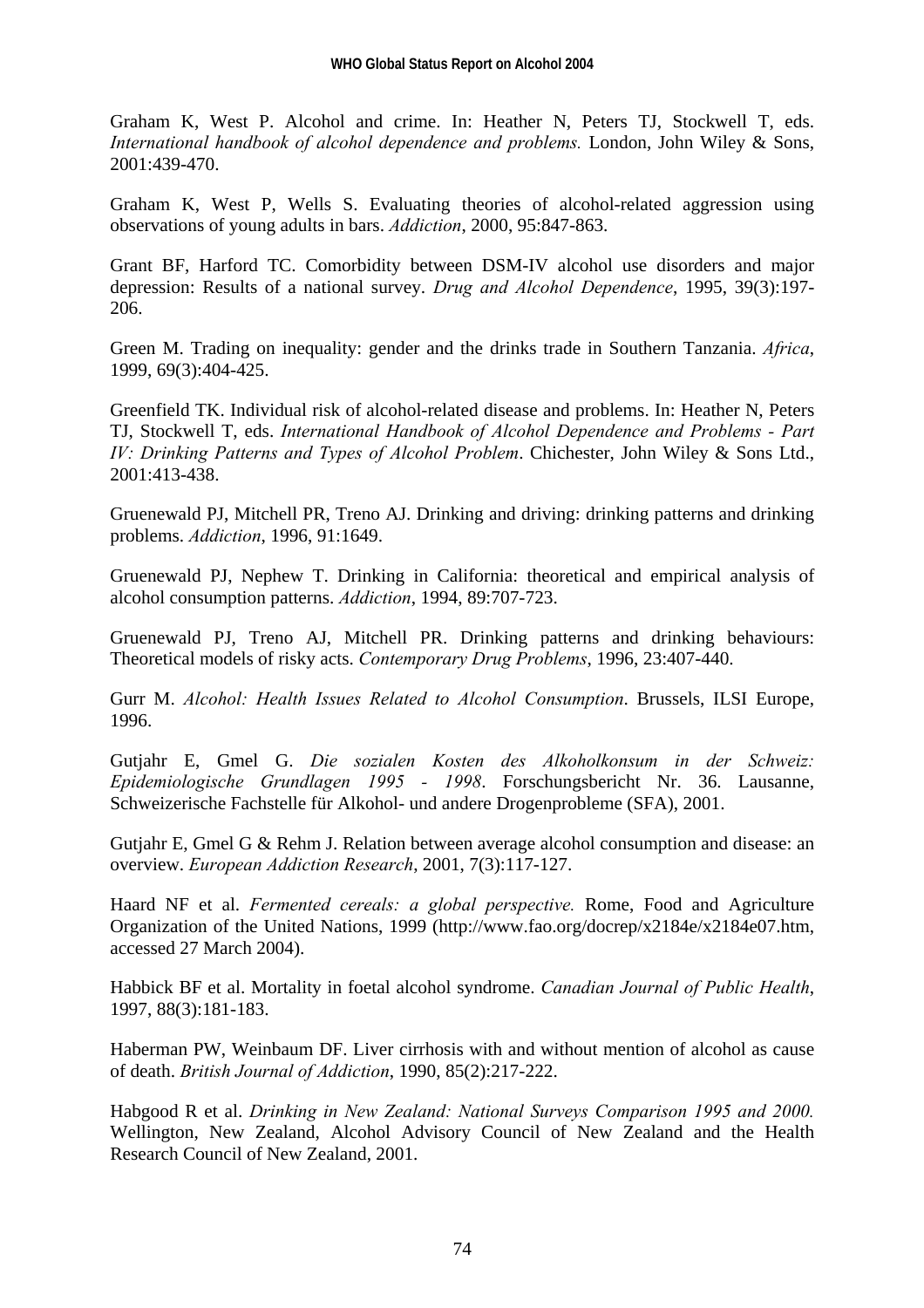Graham K, West P. Alcohol and crime. In: Heather N, Peters TJ, Stockwell T, eds. *International handbook of alcohol dependence and problems.* London, John Wiley & Sons, 2001:439-470.

Graham K, West P, Wells S. Evaluating theories of alcohol-related aggression using observations of young adults in bars. *Addiction*, 2000, 95:847-863.

Grant BF, Harford TC. Comorbidity between DSM-IV alcohol use disorders and major depression: Results of a national survey. *Drug and Alcohol Dependence*, 1995, 39(3):197-206.

Green M. Trading on inequality: gender and the drinks trade in Southern Tanzania. *Africa*, 1999, 69(3):404-425.

Greenfield TK. Individual risk of alcohol-related disease and problems. In: Heather N, Peters TJ, Stockwell T, eds. *International Handbook of Alcohol Dependence and Problems - Part IV: Drinking Patterns and Types of Alcohol Problem*. Chichester, John Wiley & Sons Ltd., 2001:413-438.

Gruenewald PJ, Mitchell PR, Treno AJ. Drinking and driving: drinking patterns and drinking problems. *Addiction*, 1996, 91:1649.

Gruenewald PJ, Nephew T. Drinking in California: theoretical and empirical analysis of alcohol consumption patterns. *Addiction*, 1994, 89:707-723.

Gruenewald PJ, Treno AJ, Mitchell PR. Drinking patterns and drinking behaviours: Theoretical models of risky acts. *Contemporary Drug Problems*, 1996, 23:407-440.

Gurr M. *Alcohol: Health Issues Related to Alcohol Consumption*. Brussels, ILSI Europe, 1996.

Gutjahr E, Gmel G. *Die sozialen Kosten des Alkoholkonsum in der Schweiz: Epidemiologische Grundlagen 1995 - 1998*. Forschungsbericht Nr. 36. Lausanne, Schweizerische Fachstelle für Alkohol- und andere Drogenprobleme (SFA), 2001.

Gutjahr E, Gmel G & Rehm J. Relation between average alcohol consumption and disease: an overview. *European Addiction Research*, 2001, 7(3):117-127.

Haard NF et al. *Fermented cereals: a global perspective.* Rome, Food and Agriculture Organization of the United Nations, 1999 (http://www.fao.org/docrep/x2184e/x2184e07.htm, accessed 27 March 2004).

Habbick BF et al. Mortality in foetal alcohol syndrome. *Canadian Journal of Public Health*, 1997, 88(3):181-183.

Haberman PW, Weinbaum DF. Liver cirrhosis with and without mention of alcohol as cause of death. *British Journal of Addiction*, 1990, 85(2):217-222.

Habgood R et al. *Drinking in New Zealand: National Surveys Comparison 1995 and 2000.* Wellington, New Zealand, Alcohol Advisory Council of New Zealand and the Health Research Council of New Zealand, 2001.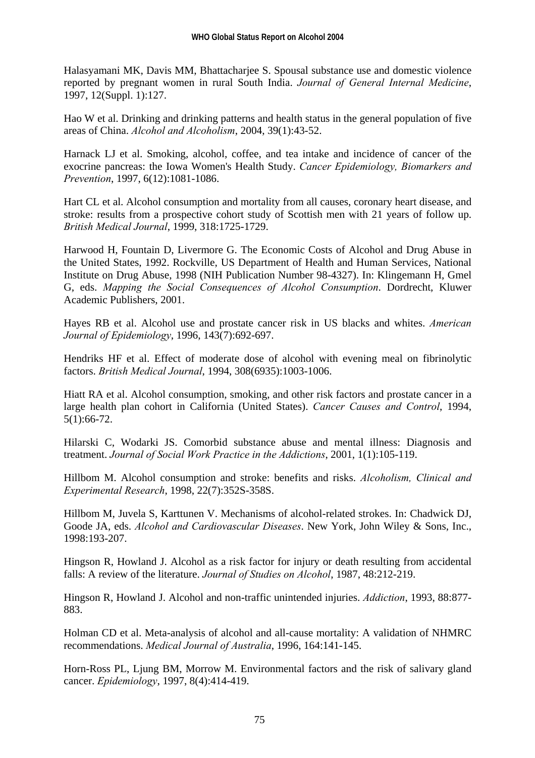Halasyamani MK, Davis MM, Bhattacharjee S. Spousal substance use and domestic violence reported by pregnant women in rural South India. *Journal of General Internal Medicine*, 1997, 12(Suppl. 1):127.

Hao W et al. Drinking and drinking patterns and health status in the general population of five areas of China. *Alcohol and Alcoholism*, 2004, 39(1):43-52.

Harnack LJ et al. Smoking, alcohol, coffee, and tea intake and incidence of cancer of the exocrine pancreas: the Iowa Women's Health Study. *Cancer Epidemiology, Biomarkers and Prevention*, 1997, 6(12):1081-1086.

Hart CL et al. Alcohol consumption and mortality from all causes, coronary heart disease, and stroke: results from a prospective cohort study of Scottish men with 21 years of follow up. *British Medical Journal*, 1999, 318:1725-1729.

Harwood H, Fountain D, Livermore G. The Economic Costs of Alcohol and Drug Abuse in the United States, 1992. Rockville, US Department of Health and Human Services, National Institute on Drug Abuse, 1998 (NIH Publication Number 98-4327). In: Klingemann H, Gmel G, eds. *Mapping the Social Consequences of Alcohol Consumption*. Dordrecht, Kluwer Academic Publishers, 2001.

Hayes RB et al. Alcohol use and prostate cancer risk in US blacks and whites. *American Journal of Epidemiology*, 1996, 143(7):692-697.

Hendriks HF et al. Effect of moderate dose of alcohol with evening meal on fibrinolytic factors. *British Medical Journal*, 1994, 308(6935):1003-1006.

Hiatt RA et al. Alcohol consumption, smoking, and other risk factors and prostate cancer in a large health plan cohort in California (United States). *Cancer Causes and Control*, 1994, 5(1):66-72.

Hilarski C, Wodarki JS. Comorbid substance abuse and mental illness: Diagnosis and treatment. *Journal of Social Work Practice in the Addictions*, 2001, 1(1):105-119.

Hillbom M. Alcohol consumption and stroke: benefits and risks. *Alcoholism, Clinical and Experimental Research*, 1998, 22(7):352S-358S.

Hillbom M, Juvela S, Karttunen V. Mechanisms of alcohol-related strokes. In: Chadwick DJ, Goode JA, eds. *Alcohol and Cardiovascular Diseases*. New York, John Wiley & Sons, Inc., 1998:193-207.

Hingson R, Howland J. Alcohol as a risk factor for injury or death resulting from accidental falls: A review of the literature. *Journal of Studies on Alcohol*, 1987, 48:212-219.

Hingson R, Howland J. Alcohol and non-traffic unintended injuries. *Addiction*, 1993, 88:877-883.

Holman CD et al. Meta-analysis of alcohol and all-cause mortality: A validation of NHMRC recommendations. *Medical Journal of Australia*, 1996, 164:141-145.

Horn-Ross PL, Ljung BM, Morrow M. Environmental factors and the risk of salivary gland cancer. *Epidemiology*, 1997, 8(4):414-419.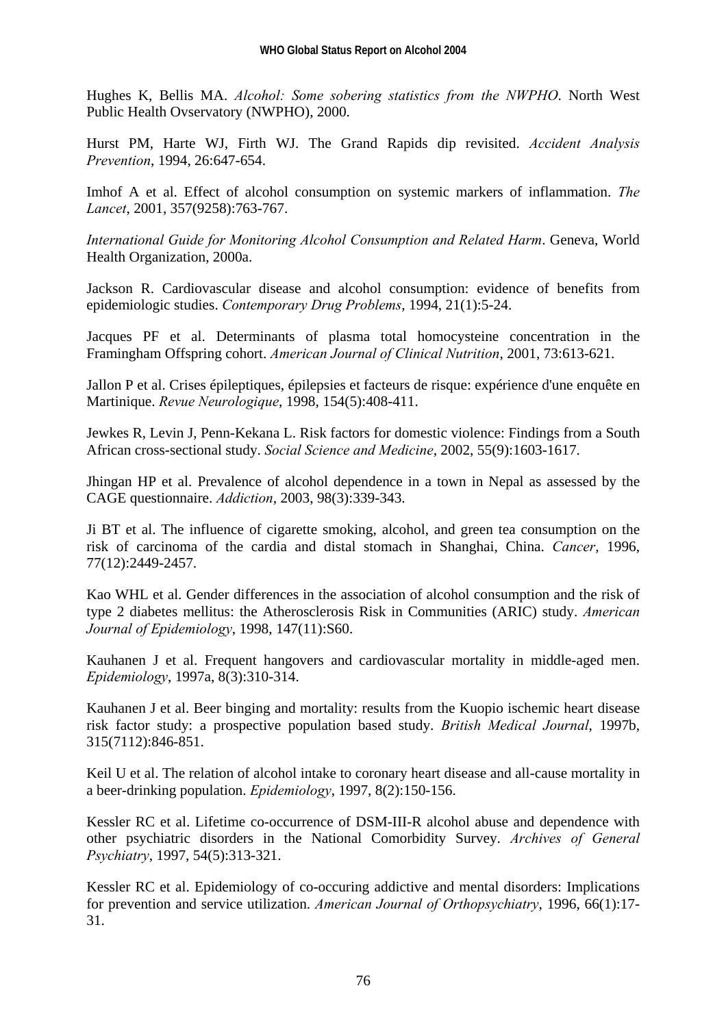Hughes K, Bellis MA. *Alcohol: Some sobering statistics from the NWPHO*. North West Public Health Ovservatory (NWPHO), 2000.

Hurst PM, Harte WJ, Firth WJ. The Grand Rapids dip revisited. *Accident Analysis Prevention*, 1994, 26:647-654.

Imhof A et al. Effect of alcohol consumption on systemic markers of inflammation. *The Lancet*, 2001, 357(9258):763-767.

*International Guide for Monitoring Alcohol Consumption and Related Harm*. Geneva, World Health Organization, 2000a.

Jackson R. Cardiovascular disease and alcohol consumption: evidence of benefits from epidemiologic studies. *Contemporary Drug Problems*, 1994, 21(1):5-24.

Jacques PF et al. Determinants of plasma total homocysteine concentration in the Framingham Offspring cohort. *American Journal of Clinical Nutrition*, 2001, 73:613-621.

Jallon P et al. Crises épileptiques, épilepsies et facteurs de risque: expérience d'une enquête en Martinique. *Revue Neurologique*, 1998, 154(5):408-411.

Jewkes R, Levin J, Penn-Kekana L. Risk factors for domestic violence: Findings from a South African cross-sectional study. *Social Science and Medicine*, 2002, 55(9):1603-1617.

Jhingan HP et al. Prevalence of alcohol dependence in a town in Nepal as assessed by the CAGE questionnaire. *Addiction*, 2003, 98(3):339-343.

Ji BT et al. The influence of cigarette smoking, alcohol, and green tea consumption on the risk of carcinoma of the cardia and distal stomach in Shanghai, China. *Cancer*, 1996, 77(12):2449-2457.

Kao WHL et al. Gender differences in the association of alcohol consumption and the risk of type 2 diabetes mellitus: the Atherosclerosis Risk in Communities (ARIC) study. *American Journal of Epidemiology*, 1998, 147(11):S60.

Kauhanen J et al. Frequent hangovers and cardiovascular mortality in middle-aged men. *Epidemiology*, 1997a, 8(3):310-314.

Kauhanen J et al. Beer binging and mortality: results from the Kuopio ischemic heart disease risk factor study: a prospective population based study. *British Medical Journal*, 1997b, 315(7112):846-851.

Keil U et al. The relation of alcohol intake to coronary heart disease and all-cause mortality in a beer-drinking population. *Epidemiology*, 1997, 8(2):150-156.

Kessler RC et al. Lifetime co-occurrence of DSM-III-R alcohol abuse and dependence with other psychiatric disorders in the National Comorbidity Survey. *Archives of General Psychiatry*, 1997, 54(5):313-321.

Kessler RC et al. Epidemiology of co-occuring addictive and mental disorders: Implications for prevention and service utilization. *American Journal of Orthopsychiatry*, 1996, 66(1):17-31.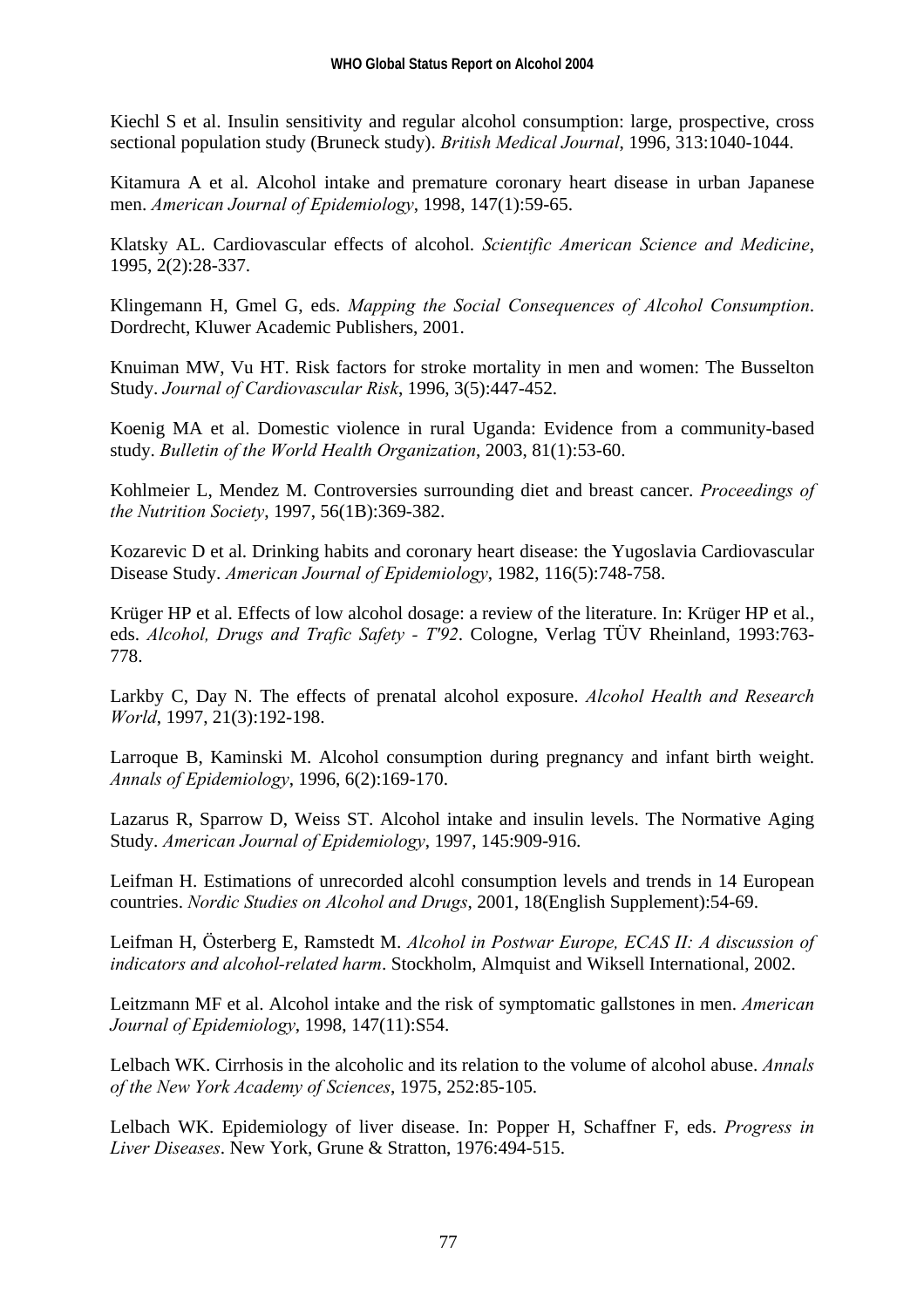Kiechl S et al. Insulin sensitivity and regular alcohol consumption: large, prospective, cross sectional population study (Bruneck study). *British Medical Journal*, 1996, 313:1040-1044.

Kitamura A et al. Alcohol intake and premature coronary heart disease in urban Japanese men. *American Journal of Epidemiology*, 1998, 147(1):59-65.

Klatsky AL. Cardiovascular effects of alcohol. *Scientific American Science and Medicine*, 1995, 2(2):28-337.

Klingemann H, Gmel G, eds. *Mapping the Social Consequences of Alcohol Consumption*. Dordrecht, Kluwer Academic Publishers, 2001.

Knuiman MW, Vu HT. Risk factors for stroke mortality in men and women: The Busselton Study. *Journal of Cardiovascular Risk*, 1996, 3(5):447-452.

Koenig MA et al. Domestic violence in rural Uganda: Evidence from a community-based study. *Bulletin of the World Health Organization*, 2003, 81(1):53-60.

Kohlmeier L, Mendez M. Controversies surrounding diet and breast cancer. *Proceedings of the Nutrition Society*, 1997, 56(1B):369-382.

Kozarevic D et al. Drinking habits and coronary heart disease: the Yugoslavia Cardiovascular Disease Study. *American Journal of Epidemiology*, 1982, 116(5):748-758.

Krüger HP et al. Effects of low alcohol dosage: a review of the literature. In: Krüger HP et al., eds. *Alcohol, Drugs and Trafic Safety - T'92*. Cologne, Verlag TÜV Rheinland, 1993:763-778.

Larkby C, Day N. The effects of prenatal alcohol exposure. *Alcohol Health and Research World*, 1997, 21(3):192-198.

Larroque B, Kaminski M. Alcohol consumption during pregnancy and infant birth weight. *Annals of Epidemiology*, 1996, 6(2):169-170.

Lazarus R, Sparrow D, Weiss ST. Alcohol intake and insulin levels. The Normative Aging Study. *American Journal of Epidemiology*, 1997, 145:909-916.

Leifman H. Estimations of unrecorded alcohl consumption levels and trends in 14 European countries. *Nordic Studies on Alcohol and Drugs*, 2001, 18(English Supplement):54-69.

Leifman H, Österberg E, Ramstedt M. *Alcohol in Postwar Europe, ECAS II: A discussion of indicators and alcohol-related harm*. Stockholm, Almquist and Wiksell International, 2002.

Leitzmann MF et al. Alcohol intake and the risk of symptomatic gallstones in men. *American Journal of Epidemiology*, 1998, 147(11):S54.

Lelbach WK. Cirrhosis in the alcoholic and its relation to the volume of alcohol abuse. *Annals of the New York Academy of Sciences*, 1975, 252:85-105.

Lelbach WK. Epidemiology of liver disease. In: Popper H, Schaffner F, eds. *Progress in Liver Diseases*. New York, Grune & Stratton, 1976:494-515.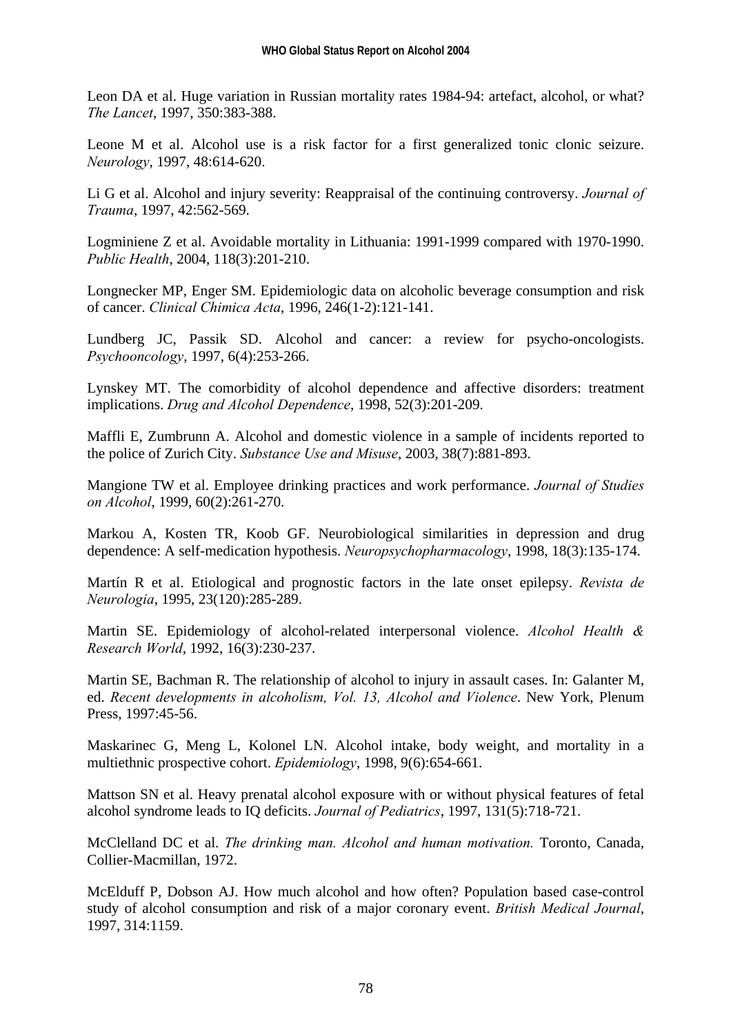Leon DA et al. Huge variation in Russian mortality rates 1984-94: artefact, alcohol, or what? *The Lancet*, 1997, 350:383-388.

Leone M et al. Alcohol use is a risk factor for a first generalized tonic clonic seizure. *Neurology*, 1997, 48:614-620.

Li G et al. Alcohol and injury severity: Reappraisal of the continuing controversy. *Journal of Trauma*, 1997, 42:562-569.

Logminiene Z et al. Avoidable mortality in Lithuania: 1991-1999 compared with 1970-1990. *Public Health*, 2004, 118(3):201-210.

Longnecker MP, Enger SM. Epidemiologic data on alcoholic beverage consumption and risk of cancer. *Clinical Chimica Acta*, 1996, 246(1-2):121-141.

Lundberg JC, Passik SD. Alcohol and cancer: a review for psycho-oncologists. *Psychooncology*, 1997, 6(4):253-266.

Lynskey MT. The comorbidity of alcohol dependence and affective disorders: treatment implications. *Drug and Alcohol Dependence*, 1998, 52(3):201-209.

Maffli E, Zumbrunn A. Alcohol and domestic violence in a sample of incidents reported to the police of Zurich City. *Substance Use and Misuse*, 2003, 38(7):881-893.

Mangione TW et al. Employee drinking practices and work performance. *Journal of Studies on Alcohol*, 1999, 60(2):261-270.

Markou A, Kosten TR, Koob GF. Neurobiological similarities in depression and drug dependence: A self-medication hypothesis. *Neuropsychopharmacology*, 1998, 18(3):135-174.

Martín R et al. Etiological and prognostic factors in the late onset epilepsy. *Revista de Neurologia*, 1995, 23(120):285-289.

Martin SE. Epidemiology of alcohol-related interpersonal violence. *Alcohol Health & Research World*, 1992, 16(3):230-237.

Martin SE, Bachman R. The relationship of alcohol to injury in assault cases. In: Galanter M, ed. *Recent developments in alcoholism, Vol. 13, Alcohol and Violence*. New York, Plenum Press, 1997:45-56.

Maskarinec G, Meng L, Kolonel LN. Alcohol intake, body weight, and mortality in a multiethnic prospective cohort. *Epidemiology*, 1998, 9(6):654-661.

Mattson SN et al. Heavy prenatal alcohol exposure with or without physical features of fetal alcohol syndrome leads to IQ deficits. *Journal of Pediatrics*, 1997, 131(5):718-721.

McClelland DC et al. *The drinking man. Alcohol and human motivation.* Toronto, Canada, Collier-Macmillan, 1972.

McElduff P, Dobson AJ. How much alcohol and how often? Population based case-control study of alcohol consumption and risk of a major coronary event. *British Medical Journal*, 1997, 314:1159.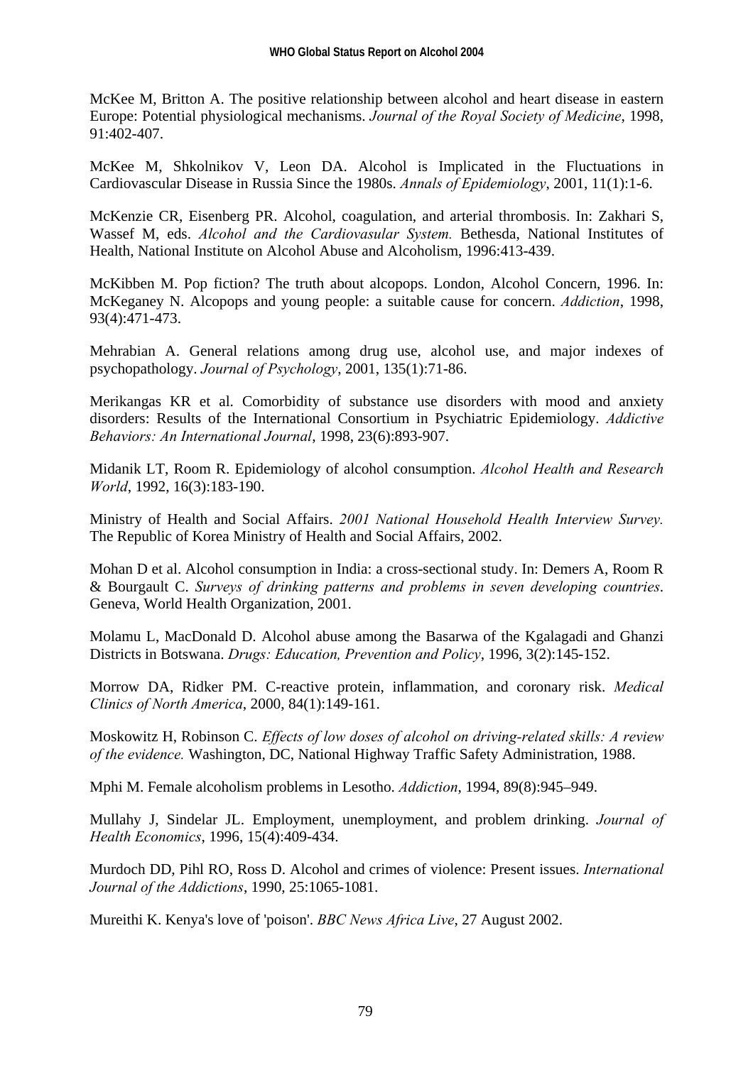McKee M, Britton A. The positive relationship between alcohol and heart disease in eastern Europe: Potential physiological mechanisms. *Journal of the Royal Society of Medicine*, 1998, 91:402-407.

McKee M, Shkolnikov V, Leon DA. Alcohol is Implicated in the Fluctuations in Cardiovascular Disease in Russia Since the 1980s. *Annals of Epidemiology*, 2001, 11(1):1-6.

McKenzie CR, Eisenberg PR. Alcohol, coagulation, and arterial thrombosis. In: Zakhari S, Wassef M, eds. *Alcohol and the Cardiovasular System.* Bethesda, National Institutes of Health, National Institute on Alcohol Abuse and Alcoholism, 1996:413-439.

McKibben M. Pop fiction? The truth about alcopops. London, Alcohol Concern, 1996. In: McKeganey N. Alcopops and young people: a suitable cause for concern. *Addiction*, 1998, 93(4):471-473.

Mehrabian A. General relations among drug use, alcohol use, and major indexes of psychopathology. *Journal of Psychology*, 2001, 135(1):71-86.

Merikangas KR et al. Comorbidity of substance use disorders with mood and anxiety disorders: Results of the International Consortium in Psychiatric Epidemiology. *Addictive Behaviors: An International Journal*, 1998, 23(6):893-907.

Midanik LT, Room R. Epidemiology of alcohol consumption. *Alcohol Health and Research World*, 1992, 16(3):183-190.

Ministry of Health and Social Affairs. *2001 National Household Health Interview Survey.* The Republic of Korea Ministry of Health and Social Affairs, 2002.

Mohan D et al. Alcohol consumption in India: a cross-sectional study. In: Demers A, Room R & Bourgault C. *Surveys of drinking patterns and problems in seven developing countries*. Geneva, World Health Organization, 2001.

Molamu L, MacDonald D. Alcohol abuse among the Basarwa of the Kgalagadi and Ghanzi Districts in Botswana. *Drugs: Education, Prevention and Policy*, 1996, 3(2):145-152.

Morrow DA, Ridker PM. C-reactive protein, inflammation, and coronary risk. *Medical Clinics of North America*, 2000, 84(1):149-161.

Moskowitz H, Robinson C. *Effects of low doses of alcohol on driving-related skills: A review of the evidence.* Washington, DC, National Highway Traffic Safety Administration, 1988.

Mphi M. Female alcoholism problems in Lesotho. *Addiction*, 1994, 89(8):945–949.

Mullahy J, Sindelar JL. Employment, unemployment, and problem drinking. *Journal of Health Economics*, 1996, 15(4):409-434.

Murdoch DD, Pihl RO, Ross D. Alcohol and crimes of violence: Present issues. *International Journal of the Addictions*, 1990, 25:1065-1081.

Mureithi K. Kenya's love of 'poison'. *BBC News Africa Live*, 27 August 2002.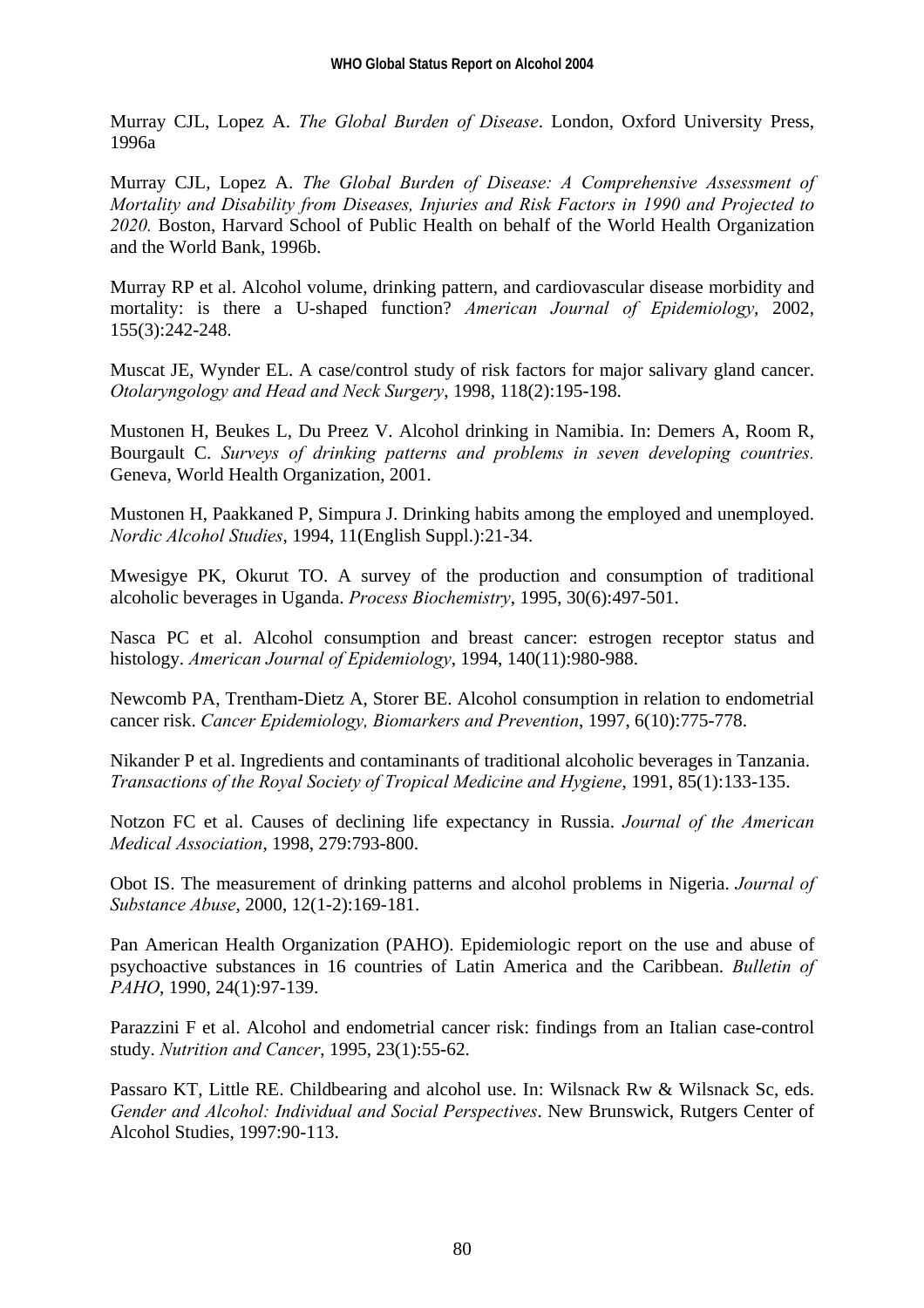Murray CJL, Lopez A. *The Global Burden of Disease*. London, Oxford University Press, 1996a

Murray CJL, Lopez A. *The Global Burden of Disease: A Comprehensive Assessment of Mortality and Disability from Diseases, Injuries and Risk Factors in 1990 and Projected to 2020.* Boston, Harvard School of Public Health on behalf of the World Health Organization and the World Bank, 1996b.

Murray RP et al. Alcohol volume, drinking pattern, and cardiovascular disease morbidity and mortality: is there a U-shaped function? *American Journal of Epidemiology*, 2002, 155(3):242-248.

Muscat JE, Wynder EL. A case/control study of risk factors for major salivary gland cancer. *Otolaryngology and Head and Neck Surgery*, 1998, 118(2):195-198.

Mustonen H, Beukes L, Du Preez V. Alcohol drinking in Namibia. In: Demers A, Room R, Bourgault C. *Surveys of drinking patterns and problems in seven developing countries.* Geneva, World Health Organization, 2001.

Mustonen H, Paakkaned P, Simpura J. Drinking habits among the employed and unemployed. *Nordic Alcohol Studies*, 1994, 11(English Suppl.):21-34.

Mwesigye PK, Okurut TO. A survey of the production and consumption of traditional alcoholic beverages in Uganda. *Process Biochemistry*, 1995, 30(6):497-501.

Nasca PC et al. Alcohol consumption and breast cancer: estrogen receptor status and histology. *American Journal of Epidemiology*, 1994, 140(11):980-988.

Newcomb PA, Trentham-Dietz A, Storer BE. Alcohol consumption in relation to endometrial cancer risk. *Cancer Epidemiology, Biomarkers and Prevention*, 1997, 6(10):775-778.

Nikander P et al. Ingredients and contaminants of traditional alcoholic beverages in Tanzania. *Transactions of the Royal Society of Tropical Medicine and Hygiene*, 1991, 85(1):133-135.

Notzon FC et al. Causes of declining life expectancy in Russia. *Journal of the American Medical Association*, 1998, 279:793-800.

Obot IS. The measurement of drinking patterns and alcohol problems in Nigeria. *Journal of Substance Abuse*, 2000, 12(1-2):169-181.

Pan American Health Organization (PAHO). Epidemiologic report on the use and abuse of psychoactive substances in 16 countries of Latin America and the Caribbean. *Bulletin of PAHO*, 1990, 24(1):97-139.

Parazzini F et al. Alcohol and endometrial cancer risk: findings from an Italian case-control study. *Nutrition and Cancer*, 1995, 23(1):55-62.

Passaro KT, Little RE. Childbearing and alcohol use. In: Wilsnack Rw & Wilsnack Sc, eds. *Gender and Alcohol: Individual and Social Perspectives*. New Brunswick, Rutgers Center of Alcohol Studies, 1997:90-113.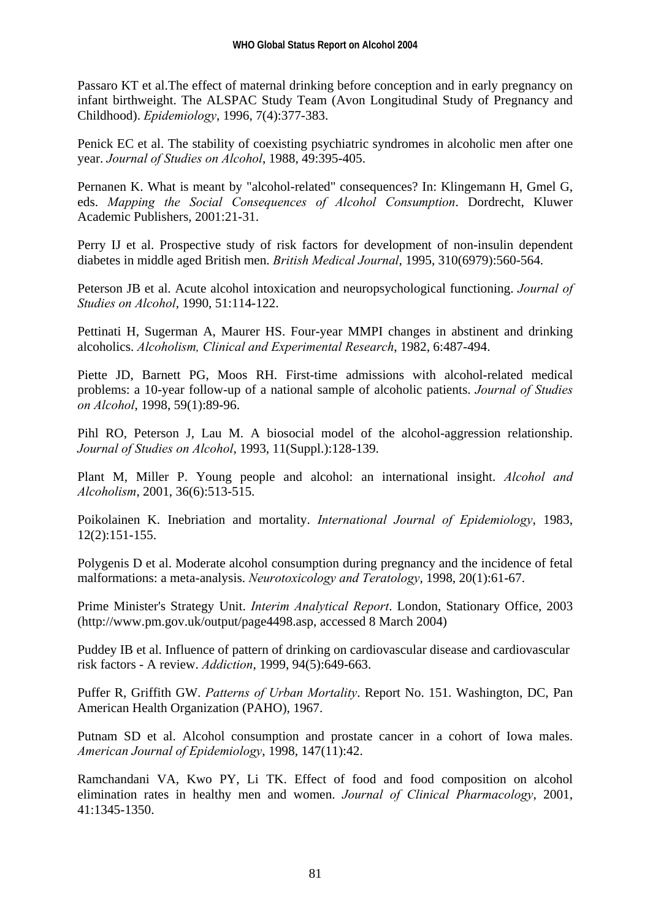Passaro KT et al.The effect of maternal drinking before conception and in early pregnancy on infant birthweight. The ALSPAC Study Team (Avon Longitudinal Study of Pregnancy and Childhood). *Epidemiology*, 1996, 7(4):377-383.

Penick EC et al. The stability of coexisting psychiatric syndromes in alcoholic men after one year. *Journal of Studies on Alcohol*, 1988, 49:395-405.

Pernanen K. What is meant by "alcohol-related" consequences? In: Klingemann H, Gmel G, eds. *Mapping the Social Consequences of Alcohol Consumption*. Dordrecht, Kluwer Academic Publishers, 2001:21-31.

Perry IJ et al. Prospective study of risk factors for development of non-insulin dependent diabetes in middle aged British men. *British Medical Journal*, 1995, 310(6979):560-564.

Peterson JB et al. Acute alcohol intoxication and neuropsychological functioning. *Journal of Studies on Alcohol*, 1990, 51:114-122.

Pettinati H, Sugerman A, Maurer HS. Four-year MMPI changes in abstinent and drinking alcoholics. *Alcoholism, Clinical and Experimental Research*, 1982, 6:487-494.

Piette JD, Barnett PG, Moos RH. First-time admissions with alcohol-related medical problems: a 10-year follow-up of a national sample of alcoholic patients. *Journal of Studies on Alcohol*, 1998, 59(1):89-96.

Pihl RO, Peterson J, Lau M. A biosocial model of the alcohol-aggression relationship. *Journal of Studies on Alcohol*, 1993, 11(Suppl.):128-139.

Plant M, Miller P. Young people and alcohol: an international insight. *Alcohol and Alcoholism*, 2001, 36(6):513-515.

Poikolainen K. Inebriation and mortality. *International Journal of Epidemiology*, 1983, 12(2):151-155.

Polygenis D et al. Moderate alcohol consumption during pregnancy and the incidence of fetal malformations: a meta-analysis. *Neurotoxicology and Teratology*, 1998, 20(1):61-67.

Prime Minister's Strategy Unit. *Interim Analytical Report*. London, Stationary Office, 2003 (http://www.pm.gov.uk/output/page4498.asp, accessed 8 March 2004)

Puddey IB et al. Influence of pattern of drinking on cardiovascular disease and cardiovascular risk factors - A review. *Addiction*, 1999, 94(5):649-663.

Puffer R, Griffith GW. *Patterns of Urban Mortality*. Report No. 151. Washington, DC, Pan American Health Organization (PAHO), 1967.

Putnam SD et al. Alcohol consumption and prostate cancer in a cohort of Iowa males. *American Journal of Epidemiology*, 1998, 147(11):42.

Ramchandani VA, Kwo PY, Li TK. Effect of food and food composition on alcohol elimination rates in healthy men and women. *Journal of Clinical Pharmacology*, 2001, 41:1345-1350.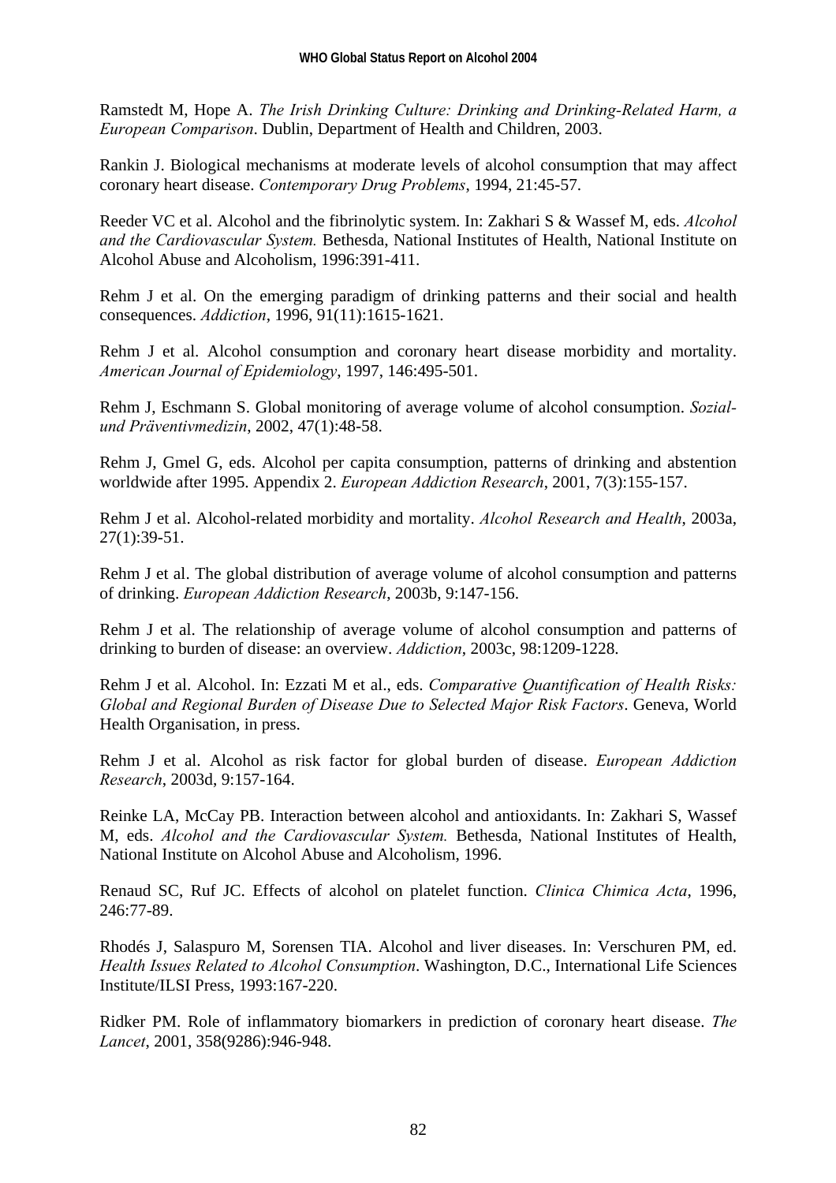Ramstedt M, Hope A. *The Irish Drinking Culture: Drinking and Drinking-Related Harm, a European Comparison*. Dublin, Department of Health and Children, 2003.

Rankin J. Biological mechanisms at moderate levels of alcohol consumption that may affect coronary heart disease. *Contemporary Drug Problems*, 1994, 21:45-57.

Reeder VC et al. Alcohol and the fibrinolytic system. In: Zakhari S & Wassef M, eds. *Alcohol and the Cardiovascular System.* Bethesda, National Institutes of Health, National Institute on Alcohol Abuse and Alcoholism, 1996:391-411.

Rehm J et al. On the emerging paradigm of drinking patterns and their social and health consequences. *Addiction*, 1996, 91(11):1615-1621.

Rehm J et al. Alcohol consumption and coronary heart disease morbidity and mortality. *American Journal of Epidemiology*, 1997, 146:495-501.

Rehm J, Eschmann S. Global monitoring of average volume of alcohol consumption. *Sozial- und Präventivmedizin*, 2002, 47(1):48-58.

Rehm J, Gmel G, eds. Alcohol per capita consumption, patterns of drinking and abstention worldwide after 1995. Appendix 2. *European Addiction Research*, 2001, 7(3):155-157.

Rehm J et al. Alcohol-related morbidity and mortality. *Alcohol Research and Health*, 2003a, 27(1):39-51.

Rehm J et al. The global distribution of average volume of alcohol consumption and patterns of drinking. *European Addiction Research*, 2003b, 9:147-156.

Rehm J et al. The relationship of average volume of alcohol consumption and patterns of drinking to burden of disease: an overview. *Addiction*, 2003c, 98:1209-1228.

Rehm J et al. Alcohol. In: Ezzati M et al., eds. *Comparative Quantification of Health Risks: Global and Regional Burden of Disease Due to Selected Major Risk Factors*. Geneva, World Health Organisation, in press.

Rehm J et al. Alcohol as risk factor for global burden of disease. *European Addiction Research*, 2003d, 9:157-164.

Reinke LA, McCay PB. Interaction between alcohol and antioxidants. In: Zakhari S, Wassef M, eds. *Alcohol and the Cardiovascular System.* Bethesda, National Institutes of Health, National Institute on Alcohol Abuse and Alcoholism, 1996.

Renaud SC, Ruf JC. Effects of alcohol on platelet function. *Clinica Chimica Acta*, 1996, 246:77-89.

Rhodés J, Salaspuro M, Sorensen TIA. Alcohol and liver diseases. In: Verschuren PM, ed. *Health Issues Related to Alcohol Consumption*. Washington, D.C., International Life Sciences Institute/ILSI Press, 1993:167-220.

Ridker PM. Role of inflammatory biomarkers in prediction of coronary heart disease. *The Lancet*, 2001, 358(9286):946-948.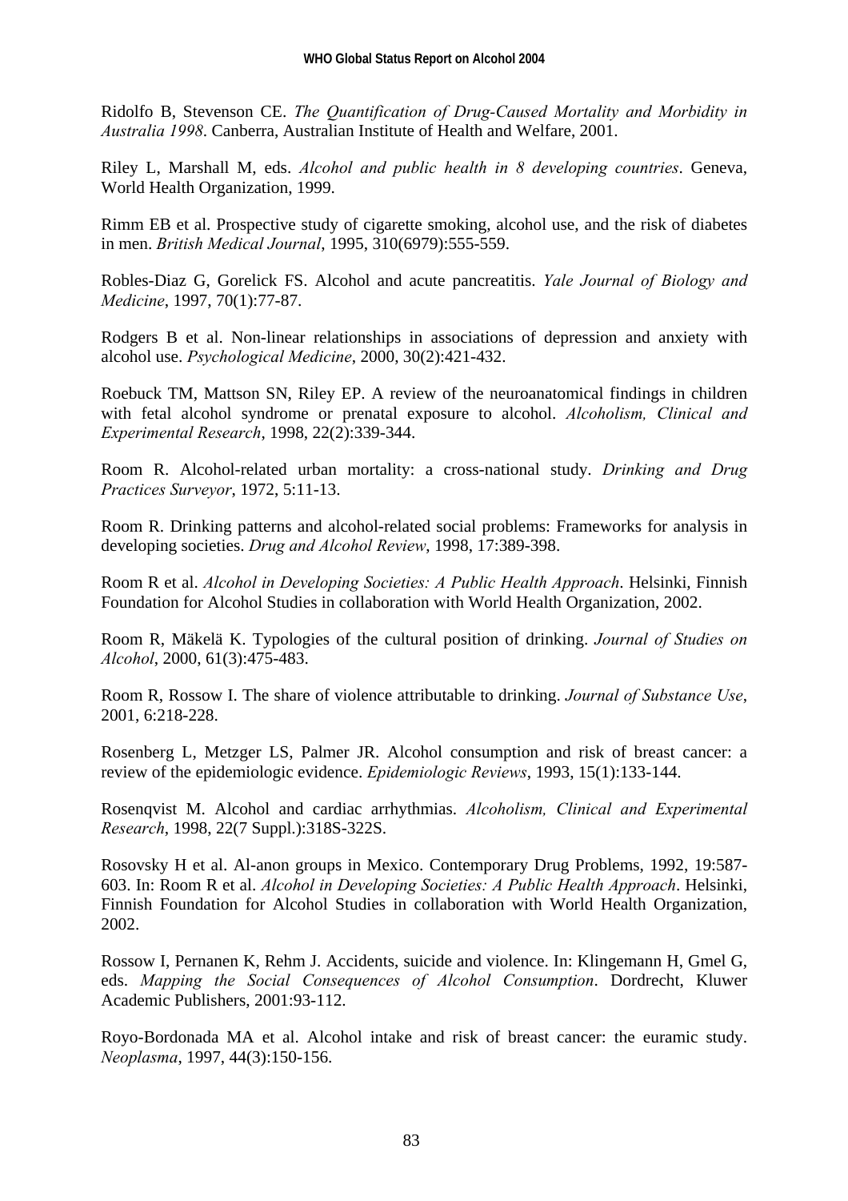Ridolfo B, Stevenson CE. *The Quantification of Drug-Caused Mortality and Morbidity in Australia 1998*. Canberra, Australian Institute of Health and Welfare, 2001.

Riley L, Marshall M, eds. *Alcohol and public health in 8 developing countries*. Geneva, World Health Organization, 1999.

Rimm EB et al. Prospective study of cigarette smoking, alcohol use, and the risk of diabetes in men. *British Medical Journal*, 1995, 310(6979):555-559.

Robles-Diaz G, Gorelick FS. Alcohol and acute pancreatitis. *Yale Journal of Biology and Medicine*, 1997, 70(1):77-87.

Rodgers B et al. Non-linear relationships in associations of depression and anxiety with alcohol use. *Psychological Medicine*, 2000, 30(2):421-432.

Roebuck TM, Mattson SN, Riley EP. A review of the neuroanatomical findings in children with fetal alcohol syndrome or prenatal exposure to alcohol. *Alcoholism, Clinical and Experimental Research*, 1998, 22(2):339-344.

Room R. Alcohol-related urban mortality: a cross-national study. *Drinking and Drug Practices Surveyor*, 1972, 5:11-13.

Room R. Drinking patterns and alcohol-related social problems: Frameworks for analysis in developing societies. *Drug and Alcohol Review*, 1998, 17:389-398.

Room R et al. *Alcohol in Developing Societies: A Public Health Approach*. Helsinki, Finnish Foundation for Alcohol Studies in collaboration with World Health Organization, 2002.

Room R, Mäkelä K. Typologies of the cultural position of drinking. *Journal of Studies on Alcohol*, 2000, 61(3):475-483.

Room R, Rossow I. The share of violence attributable to drinking. *Journal of Substance Use*, 2001, 6:218-228.

Rosenberg L, Metzger LS, Palmer JR. Alcohol consumption and risk of breast cancer: a review of the epidemiologic evidence. *Epidemiologic Reviews*, 1993, 15(1):133-144.

Rosenqvist M. Alcohol and cardiac arrhythmias. *Alcoholism, Clinical and Experimental Research*, 1998, 22(7 Suppl.):318S-322S.

Rosovsky H et al. Al-anon groups in Mexico. Contemporary Drug Problems, 1992, 19:587-603. In: Room R et al. *Alcohol in Developing Societies: A Public Health Approach*. Helsinki, Finnish Foundation for Alcohol Studies in collaboration with World Health Organization, 2002.

Rossow I, Pernanen K, Rehm J. Accidents, suicide and violence. In: Klingemann H, Gmel G, eds. *Mapping the Social Consequences of Alcohol Consumption*. Dordrecht, Kluwer Academic Publishers, 2001:93-112.

Royo-Bordonada MA et al. Alcohol intake and risk of breast cancer: the euramic study. *Neoplasma*, 1997, 44(3):150-156.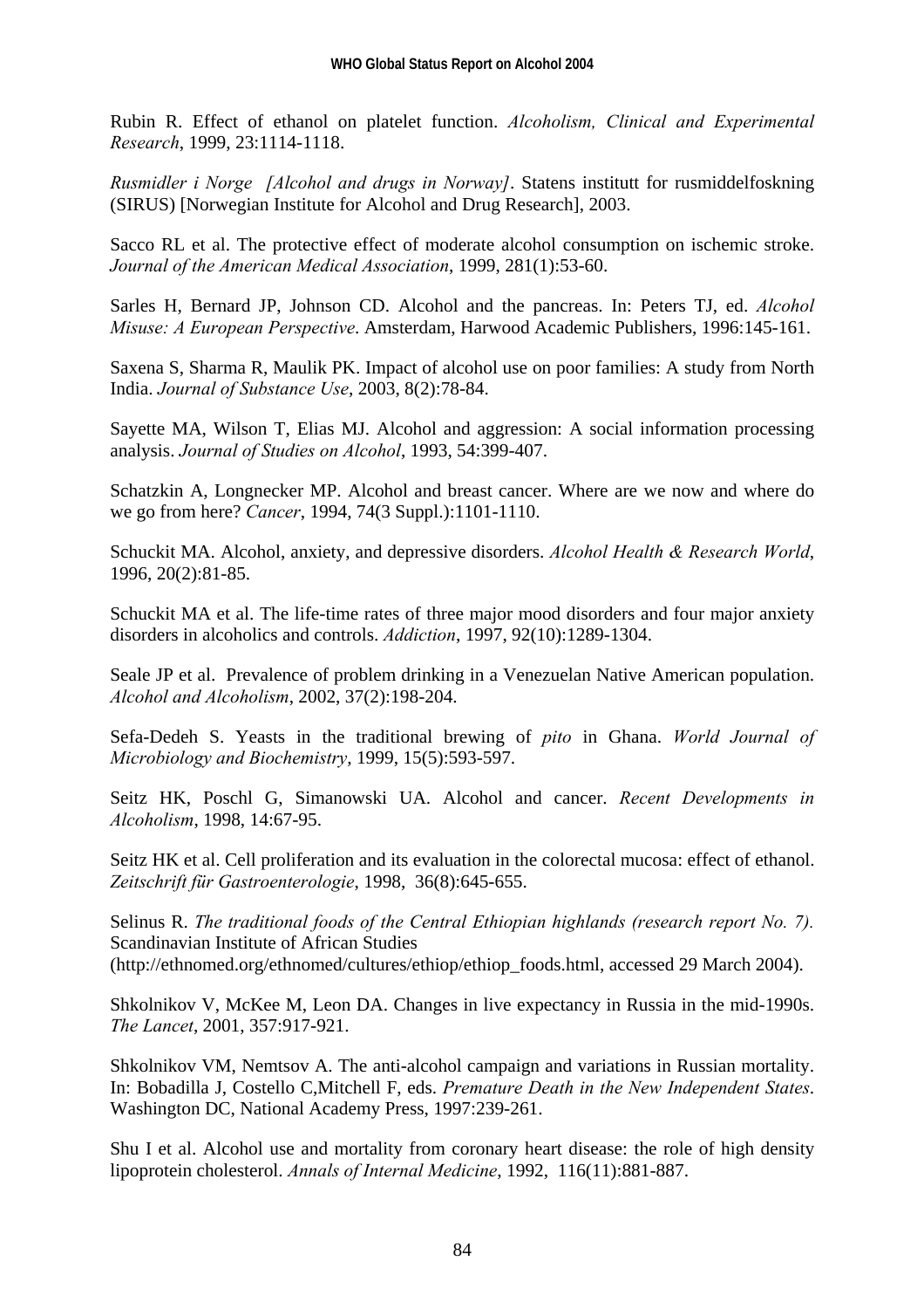Rubin R. Effect of ethanol on platelet function. *Alcoholism, Clinical and Experimental Research*, 1999, 23:1114-1118.

*Rusmidler i Norge [Alcohol and drugs in Norway]*. Statens institutt for rusmiddelfoskning (SIRUS) [Norwegian Institute for Alcohol and Drug Research], 2003.

Sacco RL et al. The protective effect of moderate alcohol consumption on ischemic stroke. *Journal of the American Medical Association*, 1999, 281(1):53-60.

Sarles H, Bernard JP, Johnson CD. Alcohol and the pancreas. In: Peters TJ, ed. *Alcohol Misuse: A European Perspective*. Amsterdam, Harwood Academic Publishers, 1996:145-161.

Saxena S, Sharma R, Maulik PK. Impact of alcohol use on poor families: A study from North India. *Journal of Substance Use*, 2003, 8(2):78-84.

Sayette MA, Wilson T, Elias MJ. Alcohol and aggression: A social information processing analysis. *Journal of Studies on Alcohol*, 1993, 54:399-407.

Schatzkin A, Longnecker MP. Alcohol and breast cancer. Where are we now and where do we go from here? *Cancer*, 1994, 74(3 Suppl.):1101-1110.

Schuckit MA. Alcohol, anxiety, and depressive disorders. *Alcohol Health & Research World*, 1996, 20(2):81-85.

Schuckit MA et al. The life-time rates of three major mood disorders and four major anxiety disorders in alcoholics and controls. *Addiction*, 1997, 92(10):1289-1304.

Seale JP et al. Prevalence of problem drinking in a Venezuelan Native American population. *Alcohol and Alcoholism*, 2002, 37(2):198-204.

Sefa-Dedeh S. Yeasts in the traditional brewing of *pito* in Ghana. *World Journal of Microbiology and Biochemistry*, 1999, 15(5):593-597.

Seitz HK, Poschl G, Simanowski UA. Alcohol and cancer. *Recent Developments in Alcoholism*, 1998, 14:67-95.

Seitz HK et al. Cell proliferation and its evaluation in the colorectal mucosa: effect of ethanol. *Zeitschrift für Gastroenterologie*, 1998, 36(8):645-655.

Selinus R. *The traditional foods of the Central Ethiopian highlands (research report No. 7).* Scandinavian Institute of African Studies (http://ethnomed.org/ethnomed/cultures/ethiop/ethiop_foods.html, accessed 29 March 2004).

Shkolnikov V, McKee M, Leon DA. Changes in live expectancy in Russia in the mid-1990s. *The Lancet*, 2001, 357:917-921.

Shkolnikov VM, Nemtsov A. The anti-alcohol campaign and variations in Russian mortality. In: Bobadilla J, Costello C,Mitchell F, eds. *Premature Death in the New Independent States*. Washington DC, National Academy Press, 1997:239-261.

Shu I et al. Alcohol use and mortality from coronary heart disease: the role of high density lipoprotein cholesterol. *Annals of Internal Medicine*, 1992, 116(11):881-887.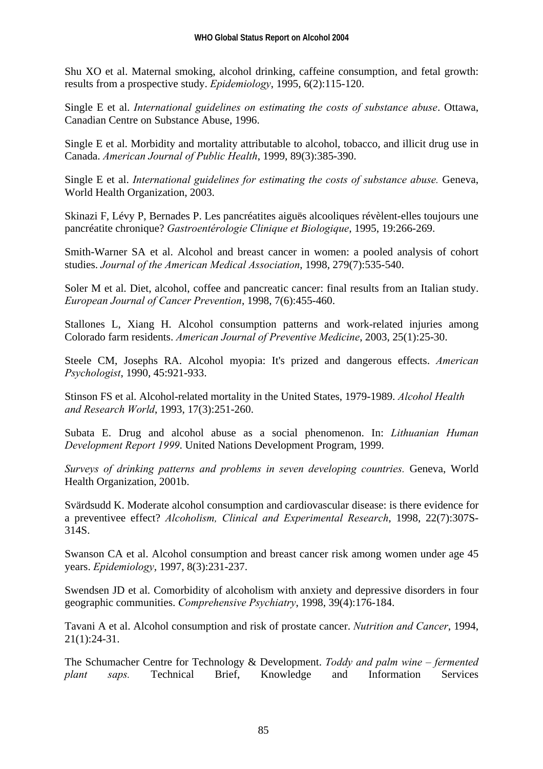Shu XO et al. Maternal smoking, alcohol drinking, caffeine consumption, and fetal growth: results from a prospective study. *Epidemiology*, 1995, 6(2):115-120.

Single E et al. *International guidelines on estimating the costs of substance abuse*. Ottawa, Canadian Centre on Substance Abuse, 1996.

Single E et al. Morbidity and mortality attributable to alcohol, tobacco, and illicit drug use in Canada. *American Journal of Public Health*, 1999, 89(3):385-390.

Single E et al. *International guidelines for estimating the costs of substance abuse.* Geneva, World Health Organization, 2003.

Skinazi F, Lévy P, Bernades P. Les pancréatites aiguës alcooliques révèlent-elles toujours une pancréatite chronique? *Gastroentérologie Clinique et Biologique*, 1995, 19:266-269.

Smith-Warner SA et al. Alcohol and breast cancer in women: a pooled analysis of cohort studies. *Journal of the American Medical Association*, 1998, 279(7):535-540.

Soler M et al. Diet, alcohol, coffee and pancreatic cancer: final results from an Italian study. *European Journal of Cancer Prevention*, 1998, 7(6):455-460.

Stallones L, Xiang H. Alcohol consumption patterns and work-related injuries among Colorado farm residents. *American Journal of Preventive Medicine*, 2003, 25(1):25-30.

Steele CM, Josephs RA. Alcohol myopia: It's prized and dangerous effects. *American Psychologist*, 1990, 45:921-933.

Stinson FS et al. Alcohol-related mortality in the United States, 1979-1989. *Alcohol Health and Research World*, 1993, 17(3):251-260.

Subata E. Drug and alcohol abuse as a social phenomenon. In: *Lithuanian Human Development Report 1999*. United Nations Development Program, 1999.

*Surveys of drinking patterns and problems in seven developing countries.* Geneva, World Health Organization, 2001b.

Svärdsudd K. Moderate alcohol consumption and cardiovascular disease: is there evidence for a preventivee effect? *Alcoholism, Clinical and Experimental Research*, 1998, 22(7):307S-314S.

Swanson CA et al. Alcohol consumption and breast cancer risk among women under age 45 years. *Epidemiology*, 1997, 8(3):231-237.

Swendsen JD et al. Comorbidity of alcoholism with anxiety and depressive disorders in four geographic communities. *Comprehensive Psychiatry*, 1998, 39(4):176-184.

Tavani A et al. Alcohol consumption and risk of prostate cancer. *Nutrition and Cancer*, 1994, 21(1):24-31.

The Schumacher Centre for Technology & Development. *Toddy and palm wine – fermented plant saps.* Technical Brief, Knowledge and Information Services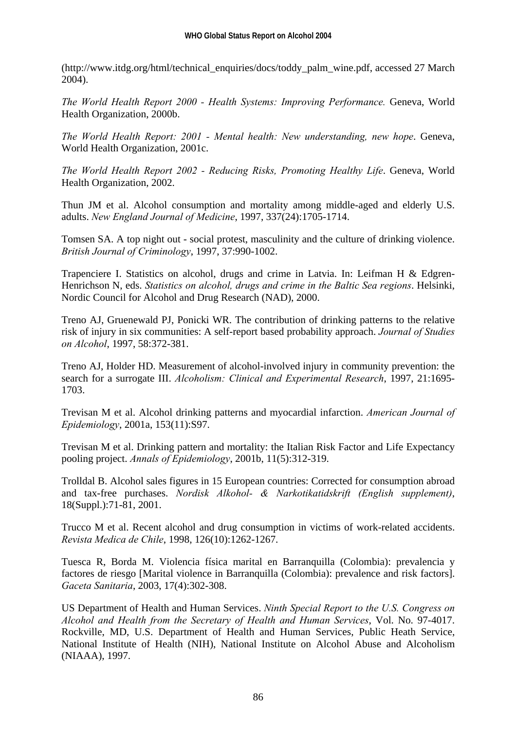(http://www.itdg.org/html/technical_enquiries/docs/toddy_palm_wine.pdf, accessed 27 March 2004).

*The World Health Report 2000 - Health Systems: Improving Performance.* Geneva, World Health Organization, 2000b.

*The World Health Report: 2001 - Mental health: New understanding, new hope*. Geneva, World Health Organization, 2001c.

*The World Health Report 2002 - Reducing Risks, Promoting Healthy Life*. Geneva, World Health Organization, 2002.

Thun JM et al. Alcohol consumption and mortality among middle-aged and elderly U.S. adults. *New England Journal of Medicine*, 1997, 337(24):1705-1714.

Tomsen SA. A top night out - social protest, masculinity and the culture of drinking violence. *British Journal of Criminology*, 1997, 37:990-1002.

Trapenciere I. Statistics on alcohol, drugs and crime in Latvia. In: Leifman H & Edgren-Henrichson N, eds. *Statistics on alcohol, drugs and crime in the Baltic Sea regions*. Helsinki, Nordic Council for Alcohol and Drug Research (NAD), 2000.

Treno AJ, Gruenewald PJ, Ponicki WR. The contribution of drinking patterns to the relative risk of injury in six communities: A self-report based probability approach. *Journal of Studies on Alcohol*, 1997, 58:372-381.

Treno AJ, Holder HD. Measurement of alcohol-involved injury in community prevention: the search for a surrogate III. *Alcoholism: Clinical and Experimental Research*, 1997, 21:1695-1703.

Trevisan M et al. Alcohol drinking patterns and myocardial infarction. *American Journal of Epidemiology*, 2001a, 153(11):S97.

Trevisan M et al. Drinking pattern and mortality: the Italian Risk Factor and Life Expectancy pooling project. *Annals of Epidemiology*, 2001b, 11(5):312-319.

Trolldal B. Alcohol sales figures in 15 European countries: Corrected for consumption abroad and tax-free purchases. *Nordisk Alkohol- & Narkotikatidskrift (English supplement)*, 18(Suppl.):71-81, 2001.

Trucco M et al. Recent alcohol and drug consumption in victims of work-related accidents. *Revista Medica de Chile*, 1998, 126(10):1262-1267.

Tuesca R, Borda M. Violencia física marital en Barranquilla (Colombia): prevalencia y factores de riesgo [Marital violence in Barranquilla (Colombia): prevalence and risk factors]. *Gaceta Sanitaria*, 2003, 17(4):302-308.

US Department of Health and Human Services. *Ninth Special Report to the U.S. Congress on Alcohol and Health from the Secretary of Health and Human Services*, Vol. No. 97-4017. Rockville, MD, U.S. Department of Health and Human Services, Public Heath Service, National Institute of Health (NIH), National Institute on Alcohol Abuse and Alcoholism (NIAAA), 1997.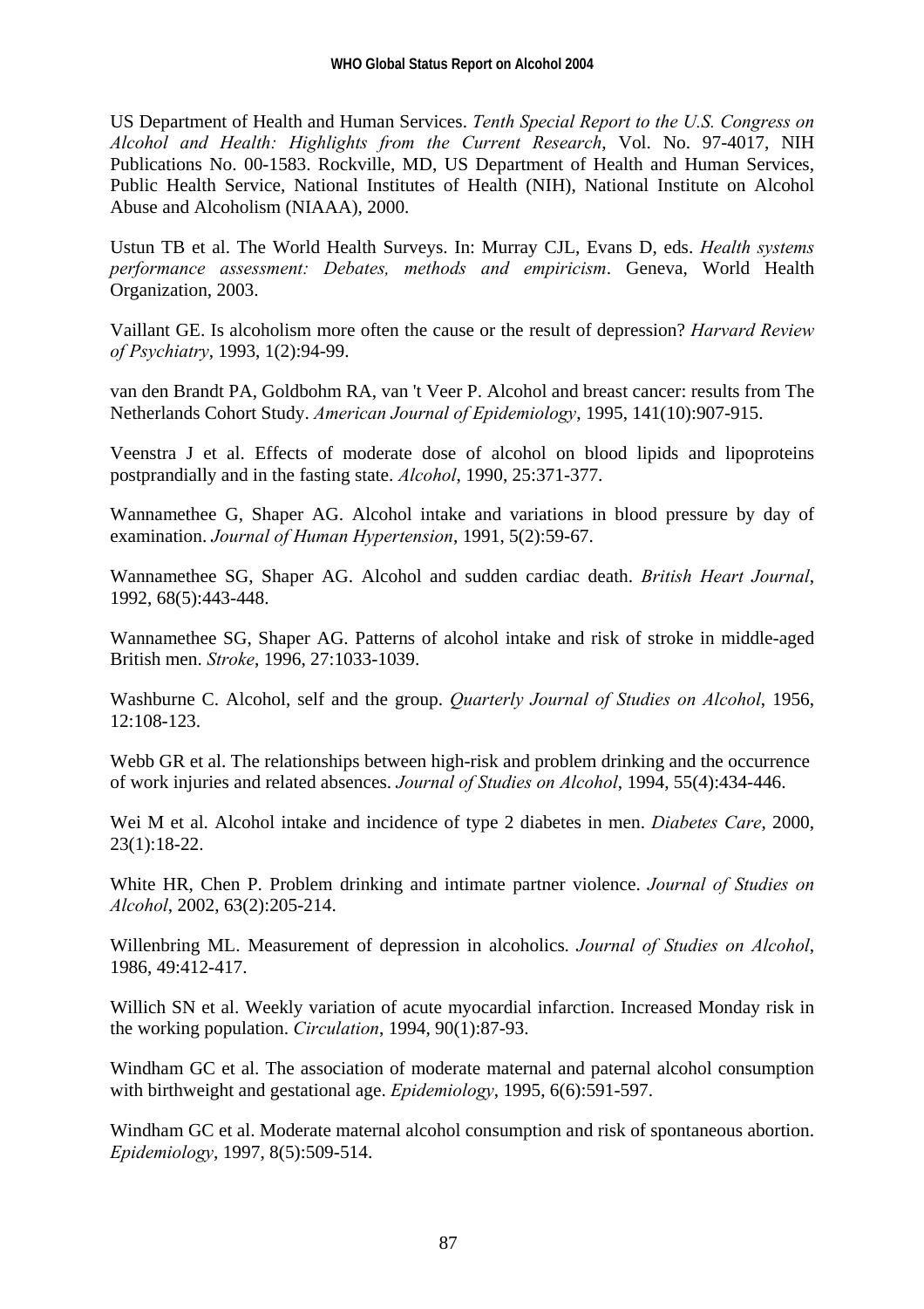US Department of Health and Human Services. *Tenth Special Report to the U.S. Congress on Alcohol and Health: Highlights from the Current Research*, Vol. No. 97-4017, NIH Publications No. 00-1583. Rockville, MD, US Department of Health and Human Services, Public Health Service, National Institutes of Health (NIH), National Institute on Alcohol Abuse and Alcoholism (NIAAA), 2000.

Ustun TB et al. The World Health Surveys. In: Murray CJL, Evans D, eds. *Health systems performance assessment: Debates, methods and empiricism*. Geneva, World Health Organization, 2003.

Vaillant GE. Is alcoholism more often the cause or the result of depression? *Harvard Review of Psychiatry*, 1993, 1(2):94-99.

van den Brandt PA, Goldbohm RA, van 't Veer P. Alcohol and breast cancer: results from The Netherlands Cohort Study. *American Journal of Epidemiology*, 1995, 141(10):907-915.

Veenstra J et al. Effects of moderate dose of alcohol on blood lipids and lipoproteins postprandially and in the fasting state. *Alcohol*, 1990, 25:371-377.

Wannamethee G, Shaper AG. Alcohol intake and variations in blood pressure by day of examination. *Journal of Human Hypertension*, 1991, 5(2):59-67.

Wannamethee SG, Shaper AG. Alcohol and sudden cardiac death. *British Heart Journal*, 1992, 68(5):443-448.

Wannamethee SG, Shaper AG. Patterns of alcohol intake and risk of stroke in middle-aged British men. *Stroke*, 1996, 27:1033-1039.

Washburne C. Alcohol, self and the group. *Quarterly Journal of Studies on Alcohol*, 1956, 12:108-123.

Webb GR et al. The relationships between high-risk and problem drinking and the occurrence of work injuries and related absences. *Journal of Studies on Alcohol*, 1994, 55(4):434-446.

Wei M et al. Alcohol intake and incidence of type 2 diabetes in men. *Diabetes Care*, 2000, 23(1):18-22.

White HR, Chen P. Problem drinking and intimate partner violence. *Journal of Studies on Alcohol*, 2002, 63(2):205-214.

Willenbring ML. Measurement of depression in alcoholics. *Journal of Studies on Alcohol*, 1986, 49:412-417.

Willich SN et al. Weekly variation of acute myocardial infarction. Increased Monday risk in the working population. *Circulation*, 1994, 90(1):87-93.

Windham GC et al. The association of moderate maternal and paternal alcohol consumption with birthweight and gestational age. *Epidemiology*, 1995, 6(6):591-597.

Windham GC et al. Moderate maternal alcohol consumption and risk of spontaneous abortion. *Epidemiology*, 1997, 8(5):509-514.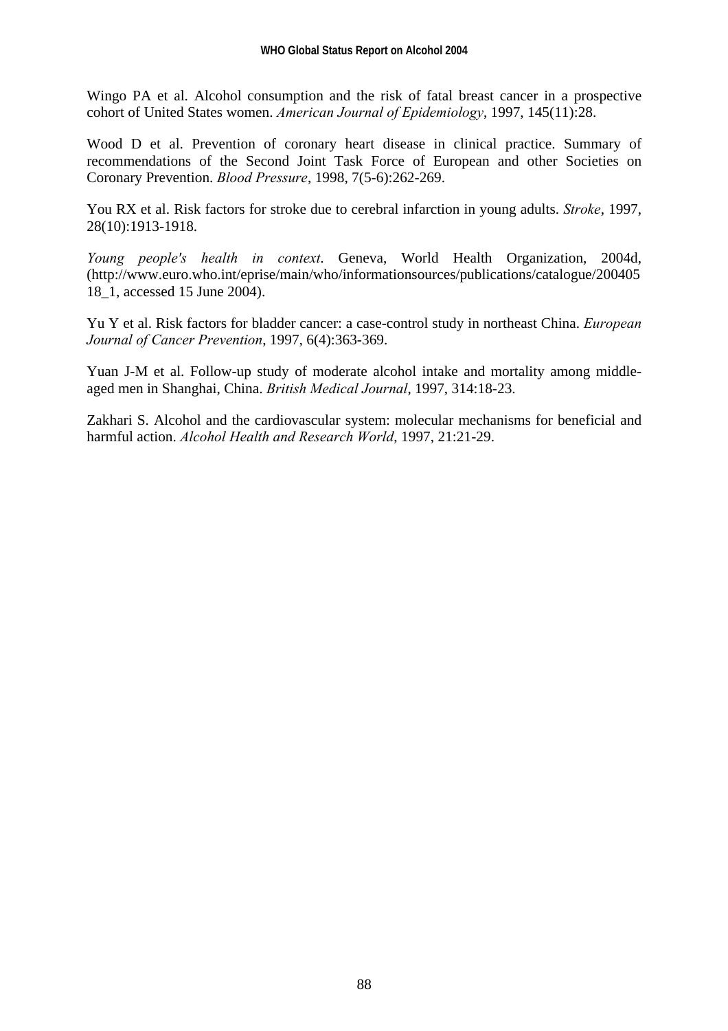Wingo PA et al. Alcohol consumption and the risk of fatal breast cancer in a prospective cohort of United States women. *American Journal of Epidemiology*, 1997, 145(11):28.

Wood D et al. Prevention of coronary heart disease in clinical practice. Summary of recommendations of the Second Joint Task Force of European and other Societies on Coronary Prevention. *Blood Pressure*, 1998, 7(5-6):262-269.

You RX et al. Risk factors for stroke due to cerebral infarction in young adults. *Stroke*, 1997, 28(10):1913-1918.

*Young people's health in context*. Geneva, World Health Organization, 2004d, (http://www.euro.who.int/eprise/main/who/informationsources/publications/catalogue/20040518_1, accessed 15 June 2004).

Yu Y et al. Risk factors for bladder cancer: a case-control study in northeast China. *European Journal of Cancer Prevention*, 1997, 6(4):363-369.

Yuan J-M et al. Follow-up study of moderate alcohol intake and mortality among middle-aged men in Shanghai, China. *British Medical Journal*, 1997, 314:18-23.

Zakhari S. Alcohol and the cardiovascular system: molecular mechanisms for beneficial and harmful action. *Alcohol Health and Research World*, 1997, 21:21-29.